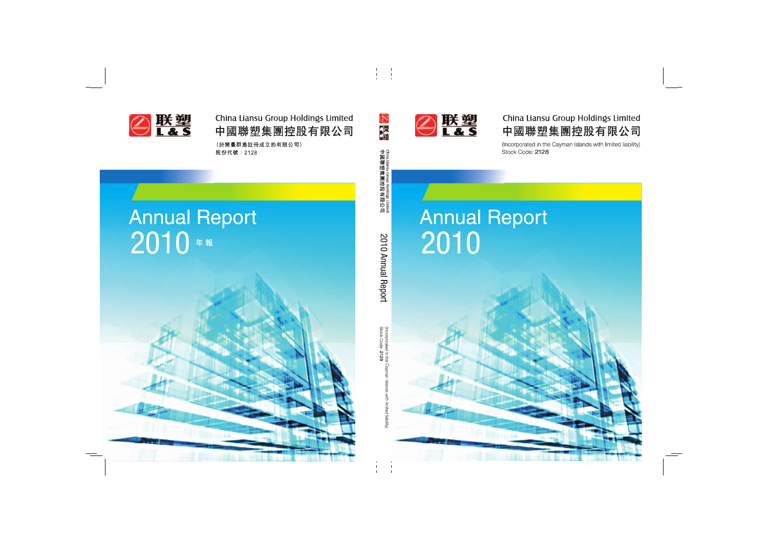联塑
L & S

China Liansu Group Holdings Limited
中國聯塑集團控股有限公司

（於開曼群島註冊成立的有限公司）
股份代號：2128

# Annual Report 2010 年報

China Liansu Group Holdings Limited
中國聯塑集團控股有限公司

2010 Annual Report

(Incorporated in the Cayman Islands with limited liability)
Stock Code: 2128

联塑
L & S

China Liansu Group Holdings Limited
中國聯塑集團控股有限公司

(Incorporated in the Cayman Islands with limited liability)
Stock Code: 2128

# Annual Report 2010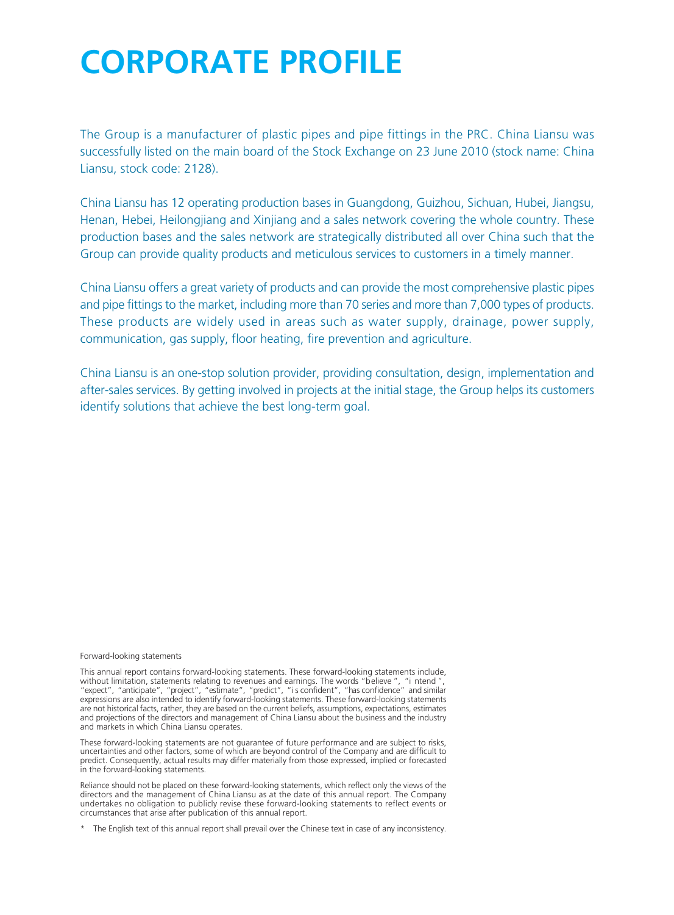# CORPORATE PROFILE

The Group is a manufacturer of plastic pipes and pipe fittings in the PRC. China Liansu was successfully listed on the main board of the Stock Exchange on 23 June 2010 (stock name: China Liansu, stock code: 2128).

China Liansu has 12 operating production bases in Guangdong, Guizhou, Sichuan, Hubei, Jiangsu, Henan, Hebei, Heilongjiang and Xinjiang and a sales network covering the whole country. These production bases and the sales network are strategically distributed all over China such that the Group can provide quality products and meticulous services to customers in a timely manner.

China Liansu offers a great variety of products and can provide the most comprehensive plastic pipes and pipe fittings to the market, including more than 70 series and more than 7,000 types of products. These products are widely used in areas such as water supply, drainage, power supply, communication, gas supply, floor heating, fire prevention and agriculture.

China Liansu is an one-stop solution provider, providing consultation, design, implementation and after-sales services. By getting involved in projects at the initial stage, the Group helps its customers identify solutions that achieve the best long-term goal.

Forward-looking statements

This annual report contains forward-looking statements. These forward-looking statements include, without limitation, statements relating to revenues and earnings. The words "believe", "intend", "expect", "anticipate", "project", "estimate", "predict", "is confident", "has confidence" and similar expressions are also intended to identify forward-looking statements. These forward-looking statements are not historical facts, rather, they are based on the current beliefs, assumptions, expectations, estimates and projections of the directors and management of China Liansu about the business and the industry and markets in which China Liansu operates.

These forward-looking statements are not guarantee of future performance and are subject to risks, uncertainties and other factors, some of which are beyond control of the Company and are difficult to predict. Consequently, actual results may differ materially from those expressed, implied or forecasted in the forward-looking statements.

Reliance should not be placed on these forward-looking statements, which reflect only the views of the directors and the management of China Liansu as at the date of this annual report. The Company undertakes no obligation to publicly revise these forward-looking statements to reflect events or circumstances that arise after publication of this annual report.

* The English text of this annual report shall prevail over the Chinese text in case of any inconsistency.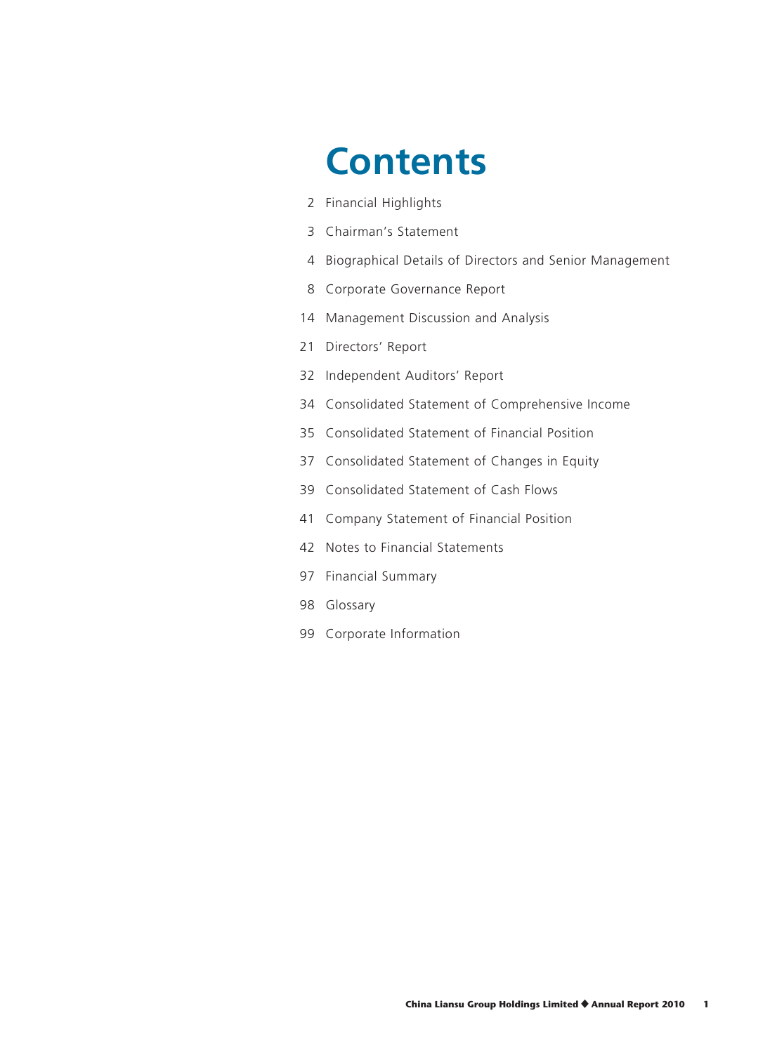# Contents

| | |
|---|---|
| 2 | Financial Highlights |
| 3 | Chairman's Statement |
| 4 | Biographical Details of Directors and Senior Management |
| 8 | Corporate Governance Report |
| 14 | Management Discussion and Analysis |
| 21 | Directors' Report |
| 32 | Independent Auditors' Report |
| 34 | Consolidated Statement of Comprehensive Income |
| 35 | Consolidated Statement of Financial Position |
| 37 | Consolidated Statement of Changes in Equity |
| 39 | Consolidated Statement of Cash Flows |
| 41 | Company Statement of Financial Position |
| 42 | Notes to Financial Statements |
| 97 | Financial Summary |
| 98 | Glossary |
| 99 | Corporate Information |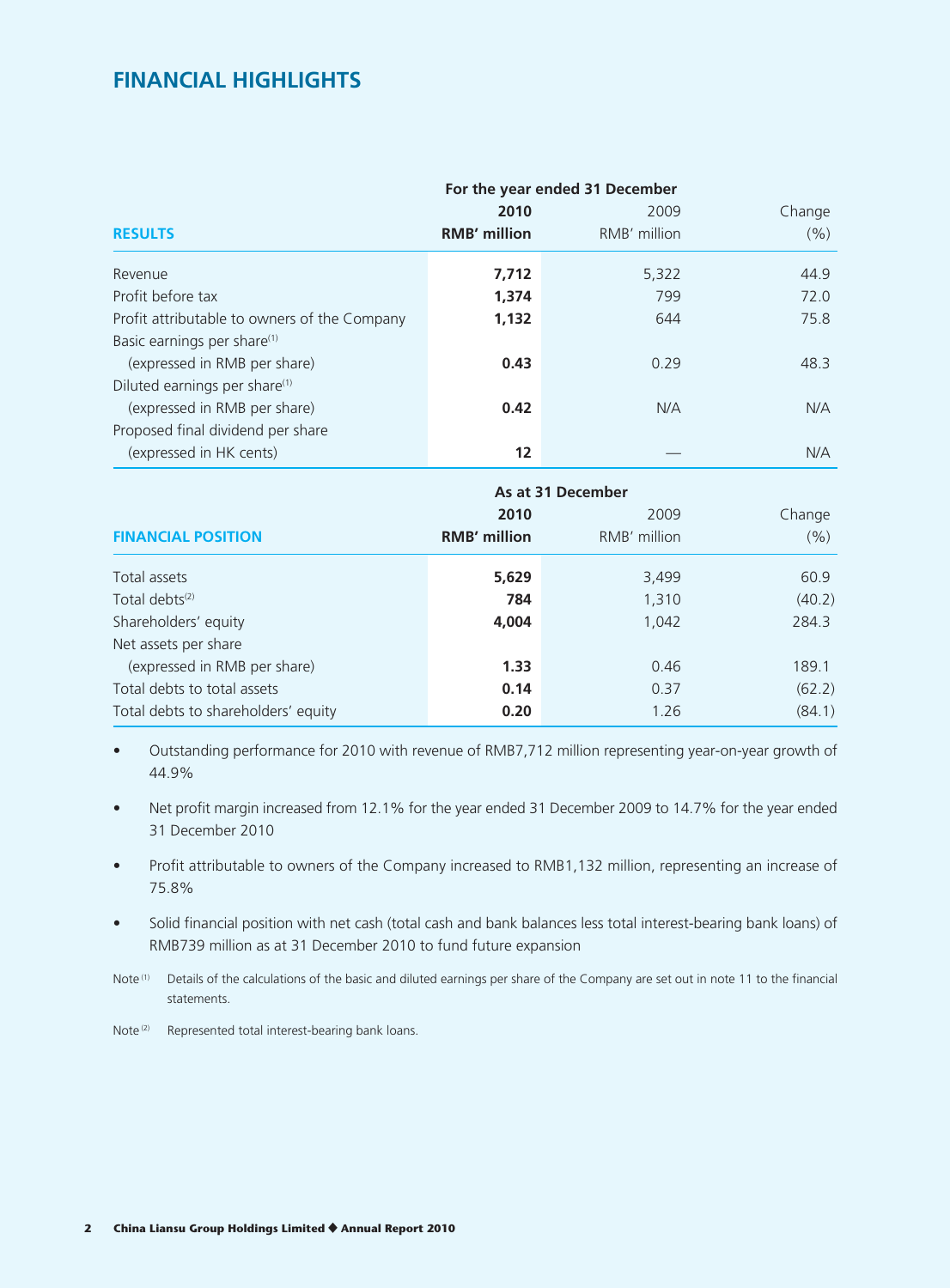# FINANCIAL HIGHLIGHTS

| RESULTS | For the year ended 31 December<br>2010<br>RMB' million | <br>2009<br>RMB' million | <br>Change<br>(%) |
|---|---|---|---|
| Revenue | **7,712** | 5,322 | 44.9 |
| Profit before tax | **1,374** | 799 | 72.0 |
| Profit attributable to owners of the Company | **1,132** | 644 | 75.8 |
| Basic earnings per share[(1)] (expressed in RMB per share) | **0.43** | 0.29 | 48.3 |
| Diluted earnings per share[(1)] (expressed in RMB per share) | **0.42** | N/A | N/A |
| Proposed final dividend per share (expressed in HK cents) | **12** | — | N/A |

| FINANCIAL POSITION | As at 31 December<br>2010<br>RMB' million | <br>2009<br>RMB' million | <br>Change<br>(%) |
|---|---|---|---|
| Total assets | **5,629** | 3,499 | 60.9 |
| Total debts[(2)] | **784** | 1,310 | (40.2) |
| Shareholders' equity | **4,004** | 1,042 | 284.3 |
| Net assets per share (expressed in RMB per share) | **1.33** | 0.46 | 189.1 |
| Total debts to total assets | **0.14** | 0.37 | (62.2) |
| Total debts to shareholders' equity | **0.20** | 1.26 | (84.1) |

- Outstanding performance for 2010 with revenue of RMB7,712 million representing year-on-year growth of 44.9%
- Net profit margin increased from 12.1% for the year ended 31 December 2009 to 14.7% for the year ended 31 December 2010
- Profit attributable to owners of the Company increased to RMB1,132 million, representing an increase of 75.8%
- Solid financial position with net cash (total cash and bank balances less total interest-bearing bank loans) of RMB739 million as at 31 December 2010 to fund future expansion

Note [(1)] Details of the calculations of the basic and diluted earnings per share of the Company are set out in note 11 to the financial statements.

Note [(2)] Represented total interest-bearing bank loans.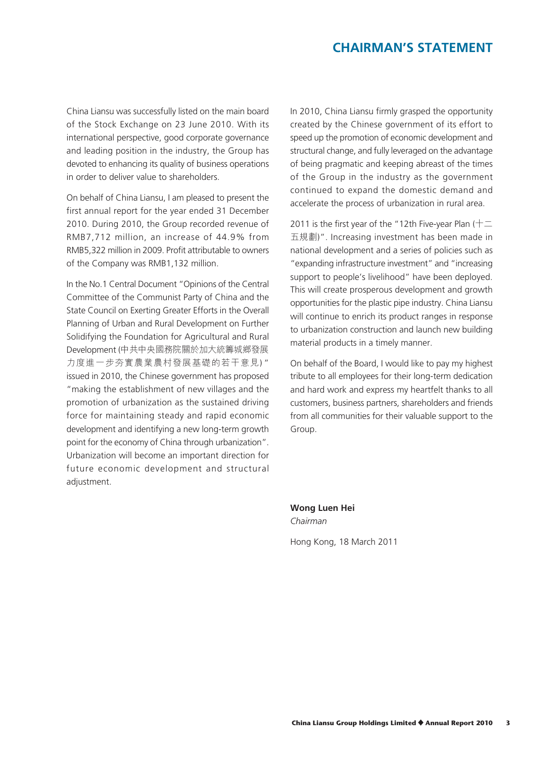# CHAIRMAN'S STATEMENT

China Liansu was successfully listed on the main board of the Stock Exchange on 23 June 2010. With its international perspective, good corporate governance and leading position in the industry, the Group has devoted to enhancing its quality of business operations in order to deliver value to shareholders.

On behalf of China Liansu, I am pleased to present the first annual report for the year ended 31 December 2010. During 2010, the Group recorded revenue of RMB7,712 million, an increase of 44.9% from RMB5,322 million in 2009. Profit attributable to owners of the Company was RMB1,132 million.

In the No.1 Central Document "Opinions of the Central Committee of the Communist Party of China and the State Council on Exerting Greater Efforts in the Overall Planning of Urban and Rural Development on Further Solidifying the Foundation for Agricultural and Rural Development (中共中央國務院關於加大統籌城鄉發展力度進一步夯實農業農村發展基礎的若干意見)" issued in 2010, the Chinese government has proposed "making the establishment of new villages and the promotion of urbanization as the sustained driving force for maintaining steady and rapid economic development and identifying a new long-term growth point for the economy of China through urbanization". Urbanization will become an important direction for future economic development and structural adjustment.

In 2010, China Liansu firmly grasped the opportunity created by the Chinese government of its effort to speed up the promotion of economic development and structural change, and fully leveraged on the advantage of being pragmatic and keeping abreast of the times of the Group in the industry as the government continued to expand the domestic demand and accelerate the process of urbanization in rural area.

2011 is the first year of the "12th Five-year Plan (十二五規劃)". Increasing investment has been made in national development and a series of policies such as "expanding infrastructure investment" and "increasing support to people's livelihood" have been deployed. This will create prosperous development and growth opportunities for the plastic pipe industry. China Liansu will continue to enrich its product ranges in response to urbanization construction and launch new building material products in a timely manner.

On behalf of the Board, I would like to pay my highest tribute to all employees for their long-term dedication and hard work and express my heartfelt thanks to all customers, business partners, shareholders and friends from all communities for their valuable support to the Group.

**Wong Luen Hei**
*Chairman*

Hong Kong, 18 March 2011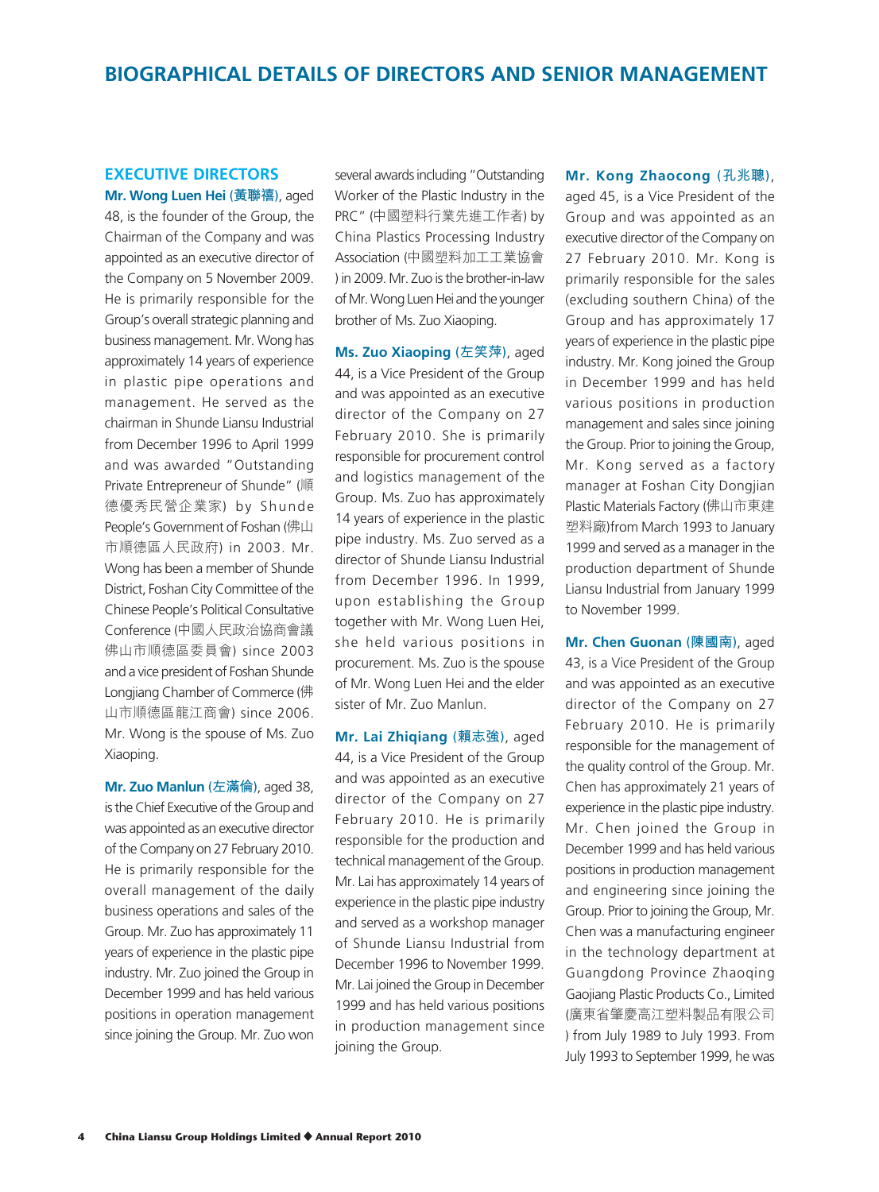# BIOGRAPHICAL DETAILS OF DIRECTORS AND SENIOR MANAGEMENT

## EXECUTIVE DIRECTORS

**Mr. Wong Luen Hei (黃聯禧)**, aged 48, is the founder of the Group, the Chairman of the Company and was appointed as an executive director of the Company on 5 November 2009. He is primarily responsible for the Group's overall strategic planning and business management. Mr. Wong has approximately 14 years of experience in plastic pipe operations and management. He served as the chairman in Shunde Liansu Industrial from December 1996 to April 1999 and was awarded "Outstanding Private Entrepreneur of Shunde" (順德優秀民營企業家) by Shunde People's Government of Foshan (佛山市順德區人民政府) in 2003. Mr. Wong has been a member of Shunde District, Foshan City Committee of the Chinese People's Political Consultative Conference (中國人民政治協商會議佛山市順德區委員會) since 2003 and a vice president of Foshan Shunde Longjiang Chamber of Commerce (佛山市順德區龍江商會) since 2006. Mr. Wong is the spouse of Ms. Zuo Xiaoping.

**Mr. Zuo Manlun (左滿倫)**, aged 38, is the Chief Executive of the Group and was appointed as an executive director of the Company on 27 February 2010. He is primarily responsible for the overall management of the daily business operations and sales of the Group. Mr. Zuo has approximately 11 years of experience in the plastic pipe industry. Mr. Zuo joined the Group in December 1999 and has held various positions in operation management since joining the Group. Mr. Zuo won several awards including "Outstanding Worker of the Plastic Industry in the PRC" (中國塑料行業先進工作者) by China Plastics Processing Industry Association (中國塑料加工工業協會) in 2009. Mr. Zuo is the brother-in-law of Mr. Wong Luen Hei and the younger brother of Ms. Zuo Xiaoping.

**Ms. Zuo Xiaoping (左笑萍)**, aged 44, is a Vice President of the Group and was appointed as an executive director of the Company on 27 February 2010. She is primarily responsible for procurement control and logistics management of the Group. Ms. Zuo has approximately 14 years of experience in the plastic pipe industry. Ms. Zuo served as a director of Shunde Liansu Industrial from December 1996. In 1999, upon establishing the Group together with Mr. Wong Luen Hei, she held various positions in procurement. Ms. Zuo is the spouse of Mr. Wong Luen Hei and the elder sister of Mr. Zuo Manlun.

**Mr. Lai Zhiqiang (賴志強)**, aged 44, is a Vice President of the Group and was appointed as an executive director of the Company on 27 February 2010. He is primarily responsible for the production and technical management of the Group. Mr. Lai has approximately 14 years of experience in the plastic pipe industry and served as a workshop manager of Shunde Liansu Industrial from December 1996 to November 1999. Mr. Lai joined the Group in December 1999 and has held various positions in production management since joining the Group.

**Mr. Kong Zhaocong (孔兆聰)**, aged 45, is a Vice President of the Group and was appointed as an executive director of the Company on 27 February 2010. Mr. Kong is primarily responsible for the sales (excluding southern China) of the Group and has approximately 17 years of experience in the plastic pipe industry. Mr. Kong joined the Group in December 1999 and has held various positions in production management and sales since joining the Group. Prior to joining the Group, Mr. Kong served as a factory manager at Foshan City Dongjian Plastic Materials Factory (佛山市東建塑料廠)from March 1993 to January 1999 and served as a manager in the production department of Shunde Liansu Industrial from January 1999 to November 1999.

**Mr. Chen Guonan (陳國南)**, aged 43, is a Vice President of the Group and was appointed as an executive director of the Company on 27 February 2010. He is primarily responsible for the management of the quality control of the Group. Mr. Chen has approximately 21 years of experience in the plastic pipe industry. Mr. Chen joined the Group in December 1999 and has held various positions in production management and engineering since joining the Group. Prior to joining the Group, Mr. Chen was a manufacturing engineer in the technology department at Guangdong Province Zhaoqing Gaojiang Plastic Products Co., Limited (廣東省肇慶高江塑料製品有限公司) from July 1989 to July 1993. From July 1993 to September 1999, he was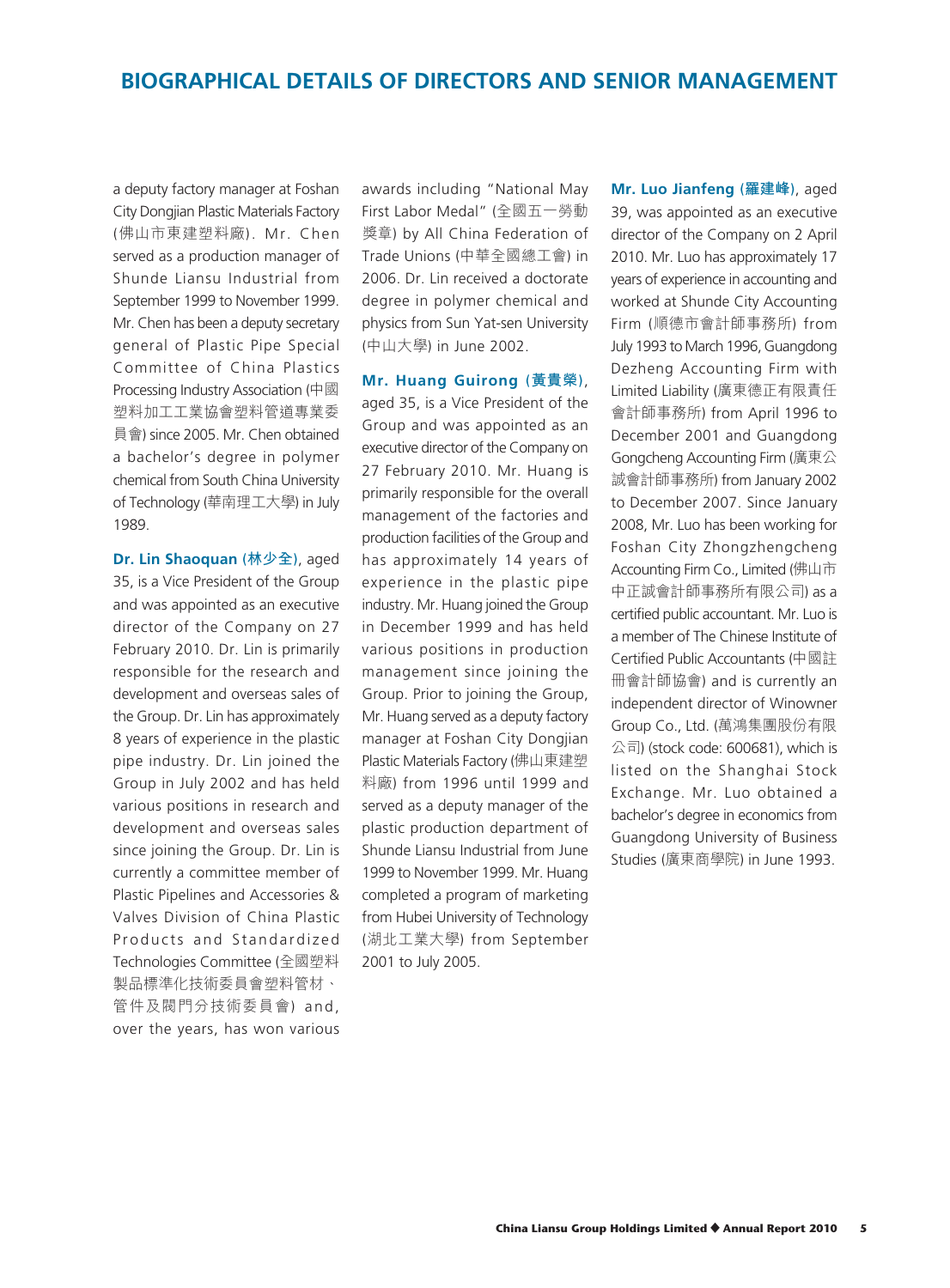# BIOGRAPHICAL DETAILS OF DIRECTORS AND SENIOR MANAGEMENT

a deputy factory manager at Foshan City Dongjian Plastic Materials Factory (佛山市東建塑料廠). Mr. Chen served as a production manager of Shunde Liansu Industrial from September 1999 to November 1999. Mr. Chen has been a deputy secretary general of Plastic Pipe Special Committee of China Plastics Processing Industry Association (中國塑料加工工業協會塑料管道專業委員會) since 2005. Mr. Chen obtained a bachelor's degree in polymer chemical from South China University of Technology (華南理工大學) in July 1989.

**Dr. Lin Shaoquan (林少全)**, aged 35, is a Vice President of the Group and was appointed as an executive director of the Company on 27 February 2010. Dr. Lin is primarily responsible for the research and development and overseas sales of the Group. Dr. Lin has approximately 8 years of experience in the plastic pipe industry. Dr. Lin joined the Group in July 2002 and has held various positions in research and development and overseas sales since joining the Group. Dr. Lin is currently a committee member of Plastic Pipelines and Accessories & Valves Division of China Plastic Products and Standardized Technologies Committee (全國塑料製品標準化技術委員會塑料管材、管件及閥門分技術委員會) and, over the years, has won various awards including "National May First Labor Medal" (全國五一勞動獎章) by All China Federation of Trade Unions (中華全國總工會) in 2006. Dr. Lin received a doctorate degree in polymer chemical and physics from Sun Yat-sen University (中山大學) in June 2002.

**Mr. Huang Guirong (黃貴榮)**, aged 35, is a Vice President of the Group and was appointed as an executive director of the Company on 27 February 2010. Mr. Huang is primarily responsible for the overall management of the factories and production facilities of the Group and has approximately 14 years of experience in the plastic pipe industry. Mr. Huang joined the Group in December 1999 and has held various positions in production management since joining the Group. Prior to joining the Group, Mr. Huang served as a deputy factory manager at Foshan City Dongjian Plastic Materials Factory (佛山東建塑料廠) from 1996 until 1999 and served as a deputy manager of the plastic production department of Shunde Liansu Industrial from June 1999 to November 1999. Mr. Huang completed a program of marketing from Hubei University of Technology (湖北工業大學) from September 2001 to July 2005.

**Mr. Luo Jianfeng (羅建峰)**, aged 39, was appointed as an executive director of the Company on 2 April 2010. Mr. Luo has approximately 17 years of experience in accounting and worked at Shunde City Accounting Firm (順德市會計師事務所) from July 1993 to March 1996, Guangdong Dezheng Accounting Firm with Limited Liability (廣東德正有限責任會計師事務所) from April 1996 to December 2001 and Guangdong Gongcheng Accounting Firm (廣東公誠會計師事務所) from January 2002 to December 2007. Since January 2008, Mr. Luo has been working for Foshan City Zhongzhengcheng Accounting Firm Co., Limited (佛山市中正誠會計師事務所有限公司) as a certified public accountant. Mr. Luo is a member of The Chinese Institute of Certified Public Accountants (中國註冊會計師協會) and is currently an independent director of Winowner Group Co., Ltd. (萬鴻集團股份有限公司) (stock code: 600681), which is listed on the Shanghai Stock Exchange. Mr. Luo obtained a bachelor's degree in economics from Guangdong University of Business Studies (廣東商學院) in June 1993.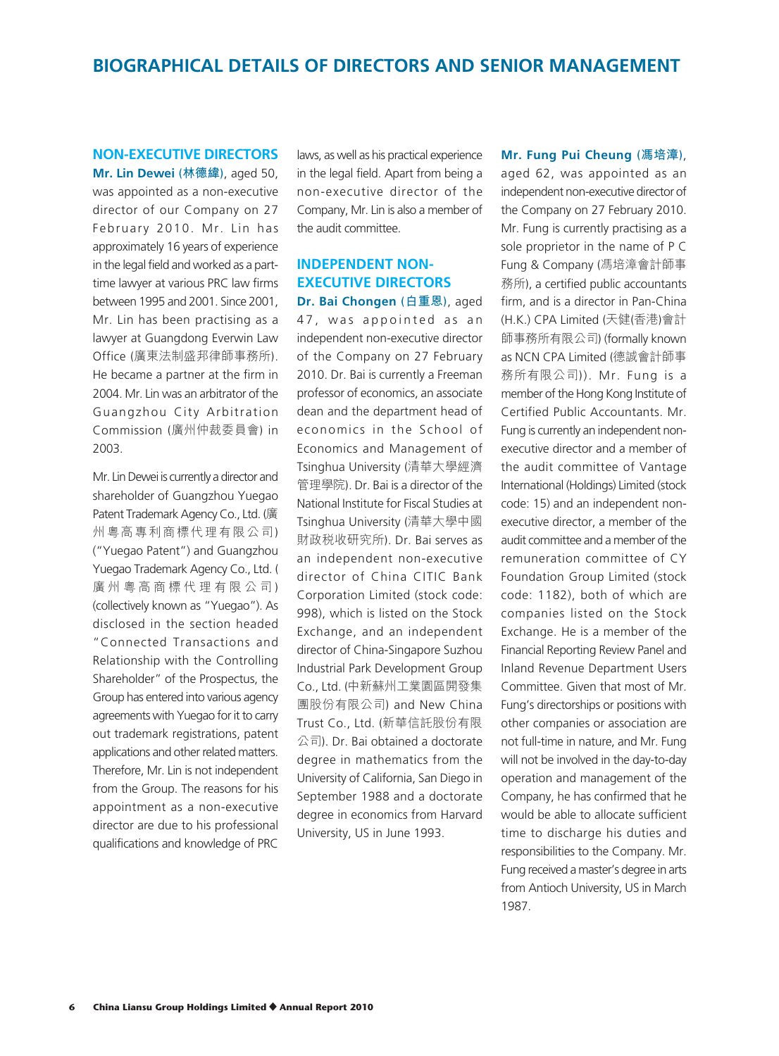# BIOGRAPHICAL DETAILS OF DIRECTORS AND SENIOR MANAGEMENT

## NON-EXECUTIVE DIRECTORS

**Mr. Lin Dewei (林德緯)**, aged 50, was appointed as a non-executive director of our Company on 27 February 2010. Mr. Lin has approximately 16 years of experience in the legal field and worked as a part-time lawyer at various PRC law firms between 1995 and 2001. Since 2001, Mr. Lin has been practising as a lawyer at Guangdong Everwin Law Office (廣東法制盛邦律師事務所). He became a partner at the firm in 2004. Mr. Lin was an arbitrator of the Guangzhou City Arbitration Commission (廣州仲裁委員會) in 2003.

Mr. Lin Dewei is currently a director and shareholder of Guangzhou Yuegao Patent Trademark Agency Co., Ltd. (廣州粵高專利商標代理有限公司) ("Yuegao Patent") and Guangzhou Yuegao Trademark Agency Co., Ltd. (廣州粵高商標代理有限公司) (collectively known as "Yuegao"). As disclosed in the section headed "Connected Transactions and Relationship with the Controlling Shareholder" of the Prospectus, the Group has entered into various agency agreements with Yuegao for it to carry out trademark registrations, patent applications and other related matters. Therefore, Mr. Lin is not independent from the Group. The reasons for his appointment as a non-executive director are due to his professional qualifications and knowledge of PRC laws, as well as his practical experience in the legal field. Apart from being a non-executive director of the Company, Mr. Lin is also a member of the audit committee.

## INDEPENDENT NON-EXECUTIVE DIRECTORS

**Dr. Bai Chongen (白重恩)**, aged 47, was appointed as an independent non-executive director of the Company on 27 February 2010. Dr. Bai is currently a Freeman professor of economics, an associate dean and the department head of economics in the School of Economics and Management of Tsinghua University (清華大學經濟管理學院). Dr. Bai is a director of the National Institute for Fiscal Studies at Tsinghua University (清華大學中國財政稅收研究所). Dr. Bai serves as an independent non-executive director of China CITIC Bank Corporation Limited (stock code: 998), which is listed on the Stock Exchange, and an independent director of China-Singapore Suzhou Industrial Park Development Group Co., Ltd. (中新蘇州工業園區開發集團股份有限公司) and New China Trust Co., Ltd. (新華信託股份有限公司). Dr. Bai obtained a doctorate degree in mathematics from the University of California, San Diego in September 1988 and a doctorate degree in economics from Harvard University, US in June 1993.

**Mr. Fung Pui Cheung (馮培漳)**, aged 62, was appointed as an independent non-executive director of the Company on 27 February 2010. Mr. Fung is currently practising as a sole proprietor in the name of P C Fung & Company (馮培漳會計師事務所), a certified public accountants firm, and is a director in Pan-China (H.K.) CPA Limited (天健(香港)會計師事務所有限公司) (formally known as NCN CPA Limited (德誠會計師事務所有限公司)). Mr. Fung is a member of the Hong Kong Institute of Certified Public Accountants. Mr. Fung is currently an independent non-executive director and a member of the audit committee of Vantage International (Holdings) Limited (stock code: 15) and an independent non-executive director, a member of the audit committee and a member of the remuneration committee of CY Foundation Group Limited (stock code: 1182), both of which are companies listed on the Stock Exchange. He is a member of the Financial Reporting Review Panel and Inland Revenue Department Users Committee. Given that most of Mr. Fung's directorships or positions with other companies or association are not full-time in nature, and Mr. Fung will not be involved in the day-to-day operation and management of the Company, he has confirmed that he would be able to allocate sufficient time to discharge his duties and responsibilities to the Company. Mr. Fung received a master's degree in arts from Antioch University, US in March 1987.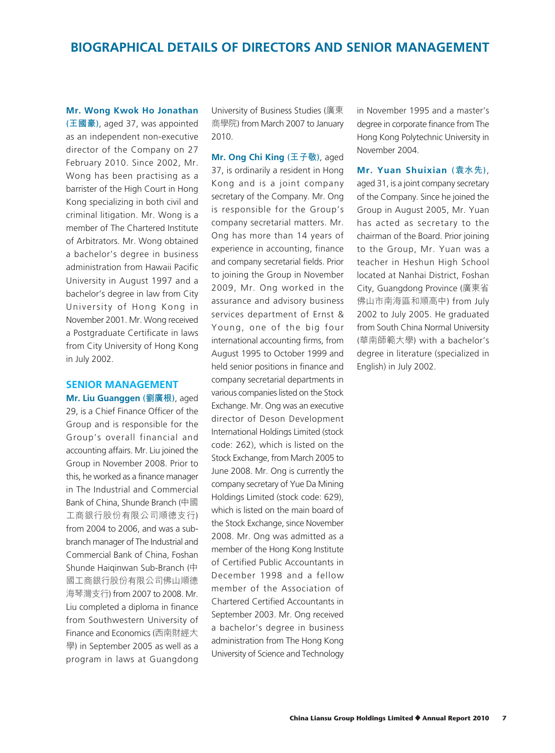# BIOGRAPHICAL DETAILS OF DIRECTORS AND SENIOR MANAGEMENT

**Mr. Wong Kwok Ho Jonathan (王國豪)**, aged 37, was appointed as an independent non-executive director of the Company on 27 February 2010. Since 2002, Mr. Wong has been practising as a barrister of the High Court in Hong Kong specializing in both civil and criminal litigation. Mr. Wong is a member of The Chartered Institute of Arbitrators. Mr. Wong obtained a bachelor's degree in business administration from Hawaii Pacific University in August 1997 and a bachelor's degree in law from City University of Hong Kong in November 2001. Mr. Wong received a Postgraduate Certificate in laws from City University of Hong Kong in July 2002.

## SENIOR MANAGEMENT

**Mr. Liu Guanggen (劉廣根)**, aged 29, is a Chief Finance Officer of the Group and is responsible for the Group's overall financial and accounting affairs. Mr. Liu joined the Group in November 2008. Prior to this, he worked as a finance manager in The Industrial and Commercial Bank of China, Shunde Branch (中國工商銀行股份有限公司順德支行) from 2004 to 2006, and was a sub-branch manager of The Industrial and Commercial Bank of China, Foshan Shunde Haiqinwan Sub-Branch (中國工商銀行股份有限公司佛山順德海琴灣支行) from 2007 to 2008. Mr. Liu completed a diploma in finance from Southwestern University of Finance and Economics (西南財經大學) in September 2005 as well as a program in laws at Guangdong University of Business Studies (廣東商學院) from March 2007 to January 2010.

**Mr. Ong Chi King (王子敬)**, aged 37, is ordinarily a resident in Hong Kong and is a joint company secretary of the Company. Mr. Ong is responsible for the Group's company secretarial matters. Mr. Ong has more than 14 years of experience in accounting, finance and company secretarial fields. Prior to joining the Group in November 2009, Mr. Ong worked in the assurance and advisory business services department of Ernst & Young, one of the big four international accounting firms, from August 1995 to October 1999 and held senior positions in finance and company secretarial departments in various companies listed on the Stock Exchange. Mr. Ong was an executive director of Deson Development International Holdings Limited (stock code: 262), which is listed on the Stock Exchange, from March 2005 to June 2008. Mr. Ong is currently the company secretary of Yue Da Mining Holdings Limited (stock code: 629), which is listed on the main board of the Stock Exchange, since November 2008. Mr. Ong was admitted as a member of the Hong Kong Institute of Certified Public Accountants in December 1998 and a fellow member of the Association of Chartered Certified Accountants in September 2003. Mr. Ong received a bachelor's degree in business administration from The Hong Kong University of Science and Technology in November 1995 and a master's degree in corporate finance from The Hong Kong Polytechnic University in November 2004.

**Mr. Yuan Shuixian (袁水先)**, aged 31, is a joint company secretary of the Company. Since he joined the Group in August 2005, Mr. Yuan has acted as secretary to the chairman of the Board. Prior joining to the Group, Mr. Yuan was a teacher in Heshun High School located at Nanhai District, Foshan City, Guangdong Province (廣東省佛山市南海區和順高中) from July 2002 to July 2005. He graduated from South China Normal University (華南師範大學) with a bachelor's degree in literature (specialized in English) in July 2002.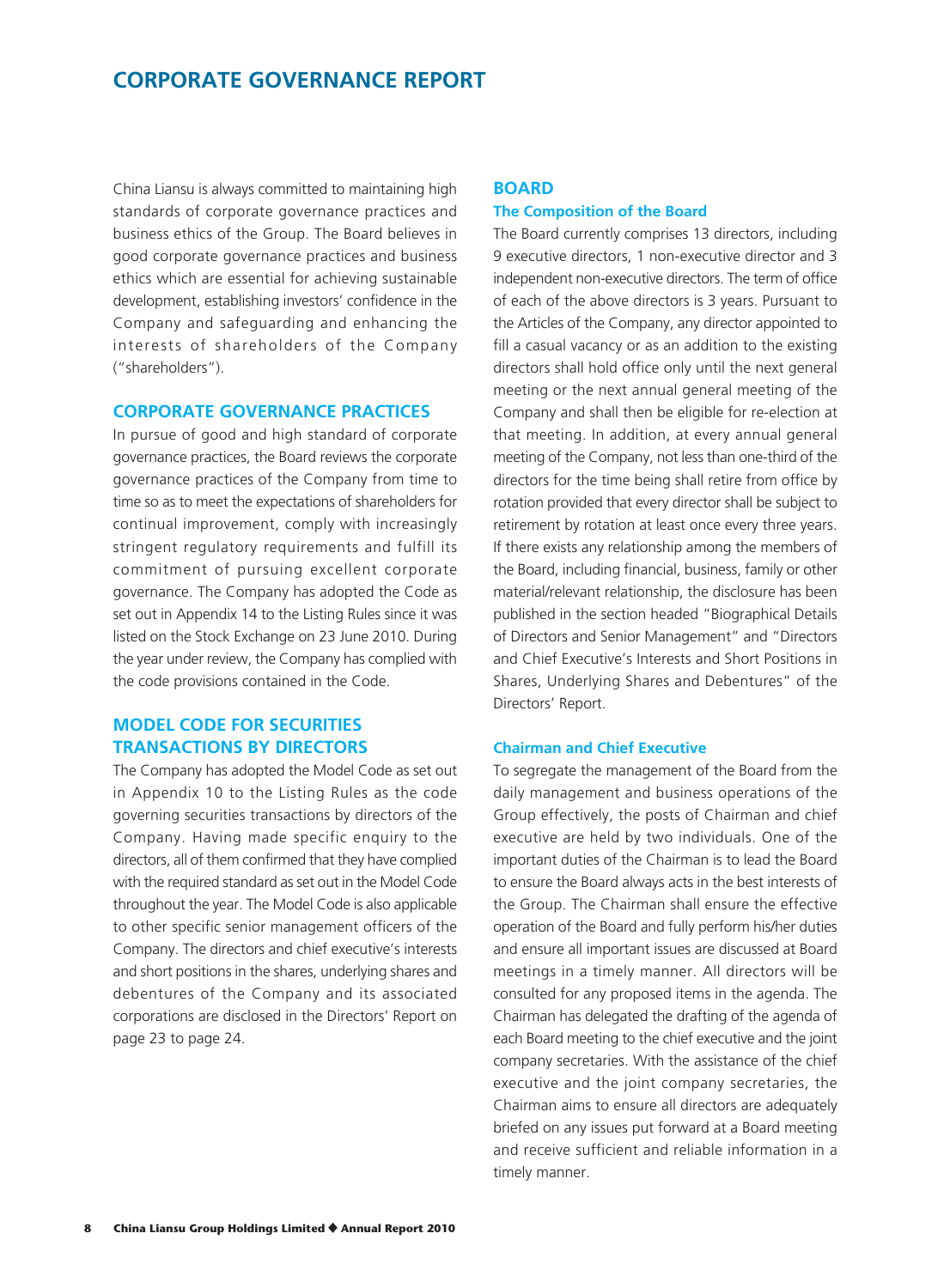# CORPORATE GOVERNANCE REPORT

China Liansu is always committed to maintaining high standards of corporate governance practices and business ethics of the Group. The Board believes in good corporate governance practices and business ethics which are essential for achieving sustainable development, establishing investors' confidence in the Company and safeguarding and enhancing the interests of shareholders of the Company ("shareholders").

## CORPORATE GOVERNANCE PRACTICES

In pursue of good and high standard of corporate governance practices, the Board reviews the corporate governance practices of the Company from time to time so as to meet the expectations of shareholders for continual improvement, comply with increasingly stringent regulatory requirements and fulfill its commitment of pursuing excellent corporate governance. The Company has adopted the Code as set out in Appendix 14 to the Listing Rules since it was listed on the Stock Exchange on 23 June 2010. During the year under review, the Company has complied with the code provisions contained in the Code.

## MODEL CODE FOR SECURITIES TRANSACTIONS BY DIRECTORS

The Company has adopted the Model Code as set out in Appendix 10 to the Listing Rules as the code governing securities transactions by directors of the Company. Having made specific enquiry to the directors, all of them confirmed that they have complied with the required standard as set out in the Model Code throughout the year. The Model Code is also applicable to other specific senior management officers of the Company. The directors and chief executive's interests and short positions in the shares, underlying shares and debentures of the Company and its associated corporations are disclosed in the Directors' Report on page 23 to page 24.

## BOARD

### The Composition of the Board

The Board currently comprises 13 directors, including 9 executive directors, 1 non-executive director and 3 independent non-executive directors. The term of office of each of the above directors is 3 years. Pursuant to the Articles of the Company, any director appointed to fill a casual vacancy or as an addition to the existing directors shall hold office only until the next general meeting or the next annual general meeting of the Company and shall then be eligible for re-election at that meeting. In addition, at every annual general meeting of the Company, not less than one-third of the directors for the time being shall retire from office by rotation provided that every director shall be subject to retirement by rotation at least once every three years. If there exists any relationship among the members of the Board, including financial, business, family or other material/relevant relationship, the disclosure has been published in the section headed "Biographical Details of Directors and Senior Management" and "Directors and Chief Executive's Interests and Short Positions in Shares, Underlying Shares and Debentures" of the Directors' Report.

### Chairman and Chief Executive

To segregate the management of the Board from the daily management and business operations of the Group effectively, the posts of Chairman and chief executive are held by two individuals. One of the important duties of the Chairman is to lead the Board to ensure the Board always acts in the best interests of the Group. The Chairman shall ensure the effective operation of the Board and fully perform his/her duties and ensure all important issues are discussed at Board meetings in a timely manner. All directors will be consulted for any proposed items in the agenda. The Chairman has delegated the drafting of the agenda of each Board meeting to the chief executive and the joint company secretaries. With the assistance of the chief executive and the joint company secretaries, the Chairman aims to ensure all directors are adequately briefed on any issues put forward at a Board meeting and receive sufficient and reliable information in a timely manner.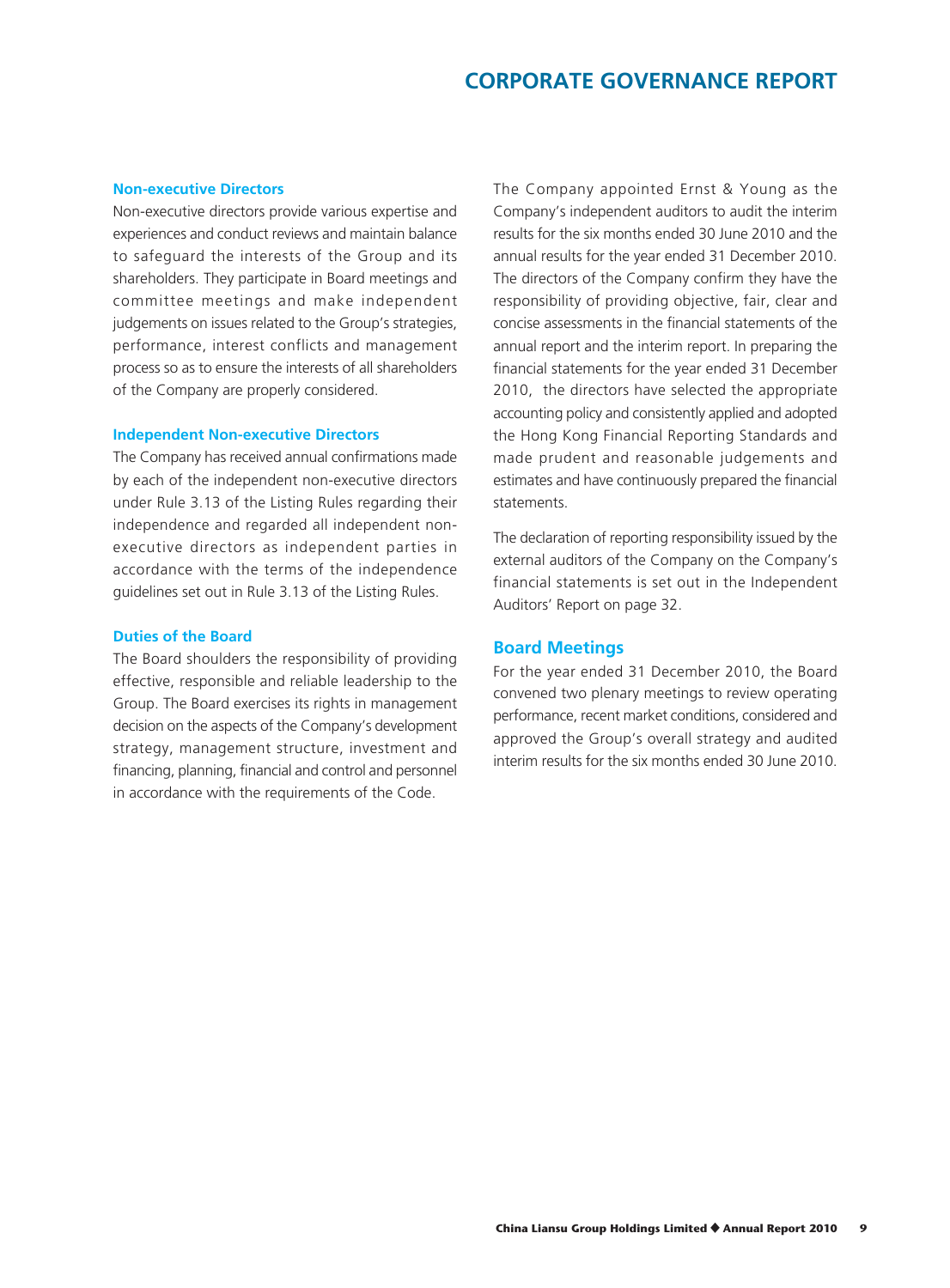### Non-executive Directors

Non-executive directors provide various expertise and experiences and conduct reviews and maintain balance to safeguard the interests of the Group and its shareholders. They participate in Board meetings and committee meetings and make independent judgements on issues related to the Group's strategies, performance, interest conflicts and management process so as to ensure the interests of all shareholders of the Company are properly considered.

### Independent Non-executive Directors

The Company has received annual confirmations made by each of the independent non-executive directors under Rule 3.13 of the Listing Rules regarding their independence and regarded all independent non-executive directors as independent parties in accordance with the terms of the independence guidelines set out in Rule 3.13 of the Listing Rules.

### Duties of the Board

The Board shoulders the responsibility of providing effective, responsible and reliable leadership to the Group. The Board exercises its rights in management decision on the aspects of the Company's development strategy, management structure, investment and financing, planning, financial and control and personnel in accordance with the requirements of the Code.

The Company appointed Ernst & Young as the Company's independent auditors to audit the interim results for the six months ended 30 June 2010 and the annual results for the year ended 31 December 2010. The directors of the Company confirm they have the responsibility of providing objective, fair, clear and concise assessments in the financial statements of the annual report and the interim report. In preparing the financial statements for the year ended 31 December 2010, the directors have selected the appropriate accounting policy and consistently applied and adopted the Hong Kong Financial Reporting Standards and made prudent and reasonable judgements and estimates and have continuously prepared the financial statements.

The declaration of reporting responsibility issued by the external auditors of the Company on the Company's financial statements is set out in the Independent Auditors' Report on page 32.

## Board Meetings

For the year ended 31 December 2010, the Board convened two plenary meetings to review operating performance, recent market conditions, considered and approved the Group's overall strategy and audited interim results for the six months ended 30 June 2010.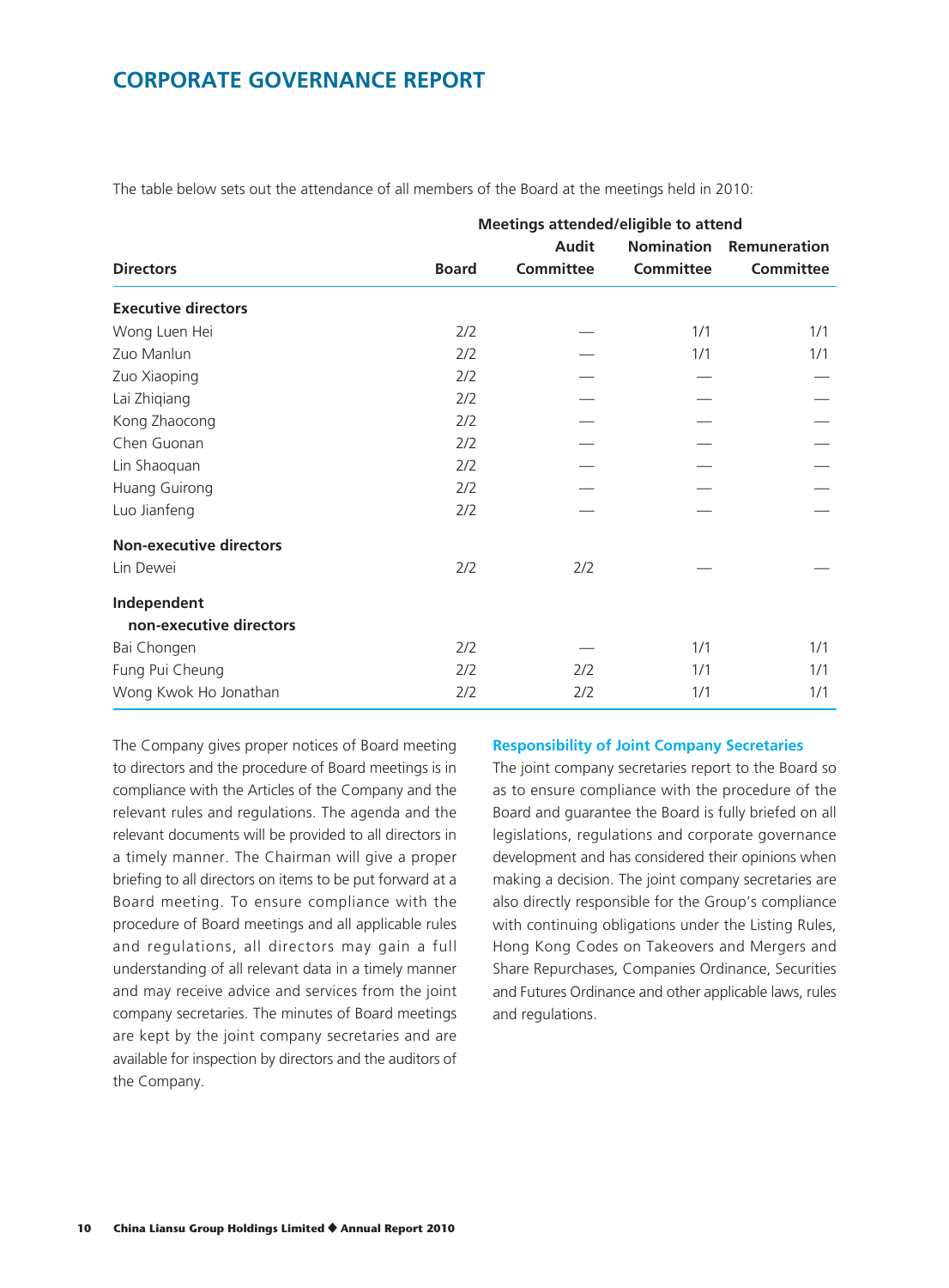The table below sets out the attendance of all members of the Board at the meetings held in 2010:

| | Meetings attended/eligible to attend | | | |
|---|---|---|---|---|
| **Directors** | **Board** | **Audit Committee** | **Nomination Committee** | **Remuneration Committee** |
| **Executive directors** | | | | |
| Wong Luen Hei | 2/2 | — | 1/1 | 1/1 |
| Zuo Manlun | 2/2 | — | 1/1 | 1/1 |
| Zuo Xiaoping | 2/2 | — | — | — |
| Lai Zhiqiang | 2/2 | — | — | — |
| Kong Zhaocong | 2/2 | — | — | — |
| Chen Guonan | 2/2 | — | — | — |
| Lin Shaoquan | 2/2 | — | — | — |
| Huang Guirong | 2/2 | — | — | — |
| Luo Jianfeng | 2/2 | — | — | — |
| **Non-executive directors** | | | | |
| Lin Dewei | 2/2 | 2/2 | — | — |
| **Independent non-executive directors** | | | | |
| Bai Chongen | 2/2 | — | 1/1 | 1/1 |
| Fung Pui Cheung | 2/2 | 2/2 | 1/1 | 1/1 |
| Wong Kwok Ho Jonathan | 2/2 | 2/2 | 1/1 | 1/1 |

The Company gives proper notices of Board meeting to directors and the procedure of Board meetings is in compliance with the Articles of the Company and the relevant rules and regulations. The agenda and the relevant documents will be provided to all directors in a timely manner. The Chairman will give a proper briefing to all directors on items to be put forward at a Board meeting. To ensure compliance with the procedure of Board meetings and all applicable rules and regulations, all directors may gain a full understanding of all relevant data in a timely manner and may receive advice and services from the joint company secretaries. The minutes of Board meetings are kept by the joint company secretaries and are available for inspection by directors and the auditors of the Company.

### Responsibility of Joint Company Secretaries

The joint company secretaries report to the Board so as to ensure compliance with the procedure of the Board and guarantee the Board is fully briefed on all legislations, regulations and corporate governance development and has considered their opinions when making a decision. The joint company secretaries are also directly responsible for the Group's compliance with continuing obligations under the Listing Rules, Hong Kong Codes on Takeovers and Mergers and Share Repurchases, Companies Ordinance, Securities and Futures Ordinance and other applicable laws, rules and regulations.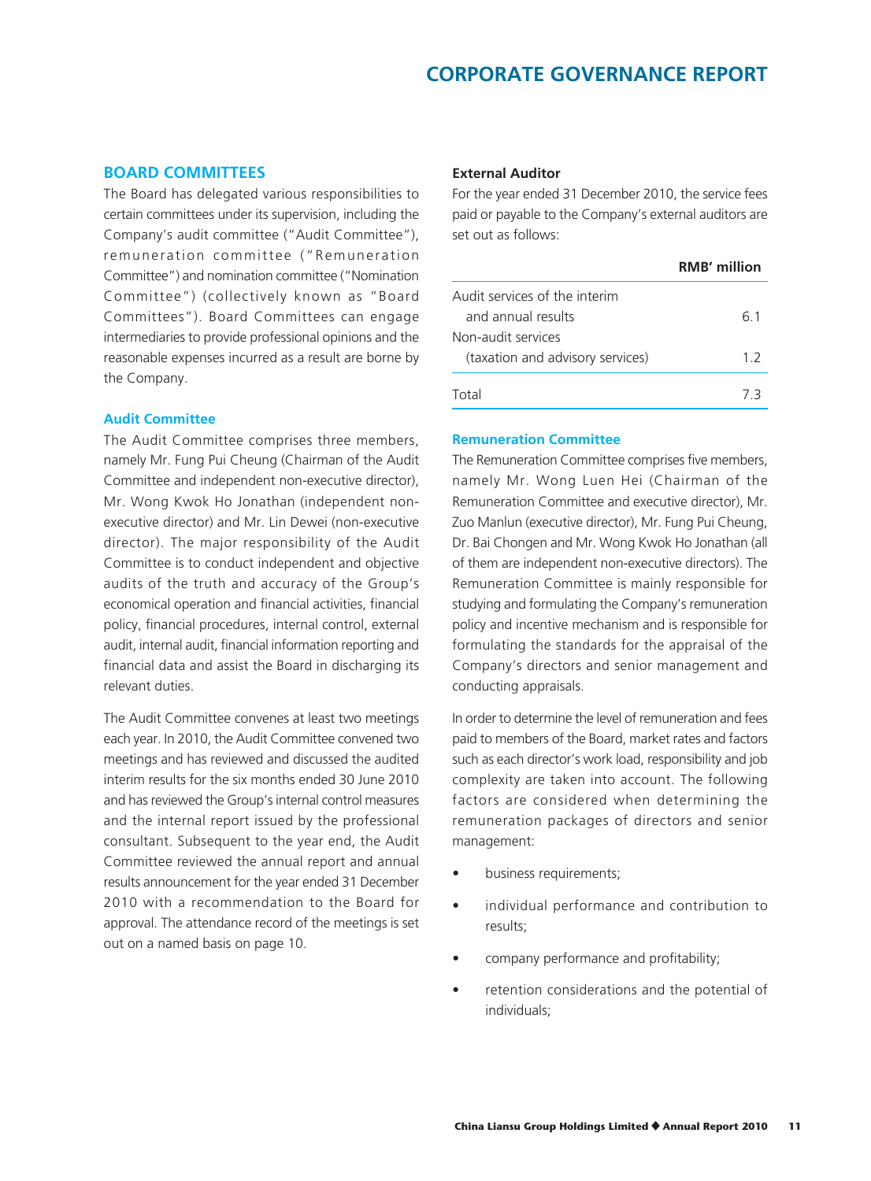## BOARD COMMITTEES

The Board has delegated various responsibilities to certain committees under its supervision, including the Company's audit committee ("Audit Committee"), remuneration committee ("Remuneration Committee") and nomination committee ("Nomination Committee") (collectively known as "Board Committees"). Board Committees can engage intermediaries to provide professional opinions and the reasonable expenses incurred as a result are borne by the Company.

### Audit Committee

The Audit Committee comprises three members, namely Mr. Fung Pui Cheung (Chairman of the Audit Committee and independent non-executive director), Mr. Wong Kwok Ho Jonathan (independent non-executive director) and Mr. Lin Dewei (non-executive director). The major responsibility of the Audit Committee is to conduct independent and objective audits of the truth and accuracy of the Group's economical operation and financial activities, financial policy, financial procedures, internal control, external audit, internal audit, financial information reporting and financial data and assist the Board in discharging its relevant duties.

The Audit Committee convenes at least two meetings each year. In 2010, the Audit Committee convened two meetings and has reviewed and discussed the audited interim results for the six months ended 30 June 2010 and has reviewed the Group's internal control measures and the internal report issued by the professional consultant. Subsequent to the year end, the Audit Committee reviewed the annual report and annual results announcement for the year ended 31 December 2010 with a recommendation to the Board for approval. The attendance record of the meetings is set out on a named basis on page 10.

**External Auditor**

For the year ended 31 December 2010, the service fees paid or payable to the Company's external auditors are set out as follows:

| | RMB' million |
|---|---|
| Audit services of the interim and annual results | 6.1 |
| Non-audit services (taxation and advisory services) | 1.2 |
| Total | 7.3 |

### Remuneration Committee

The Remuneration Committee comprises five members, namely Mr. Wong Luen Hei (Chairman of the Remuneration Committee and executive director), Mr. Zuo Manlun (executive director), Mr. Fung Pui Cheung, Dr. Bai Chongen and Mr. Wong Kwok Ho Jonathan (all of them are independent non-executive directors). The Remuneration Committee is mainly responsible for studying and formulating the Company's remuneration policy and incentive mechanism and is responsible for formulating the standards for the appraisal of the Company's directors and senior management and conducting appraisals.

In order to determine the level of remuneration and fees paid to members of the Board, market rates and factors such as each director's work load, responsibility and job complexity are taken into account. The following factors are considered when determining the remuneration packages of directors and senior management:

- business requirements;
- individual performance and contribution to results;
- company performance and profitability;
- retention considerations and the potential of individuals;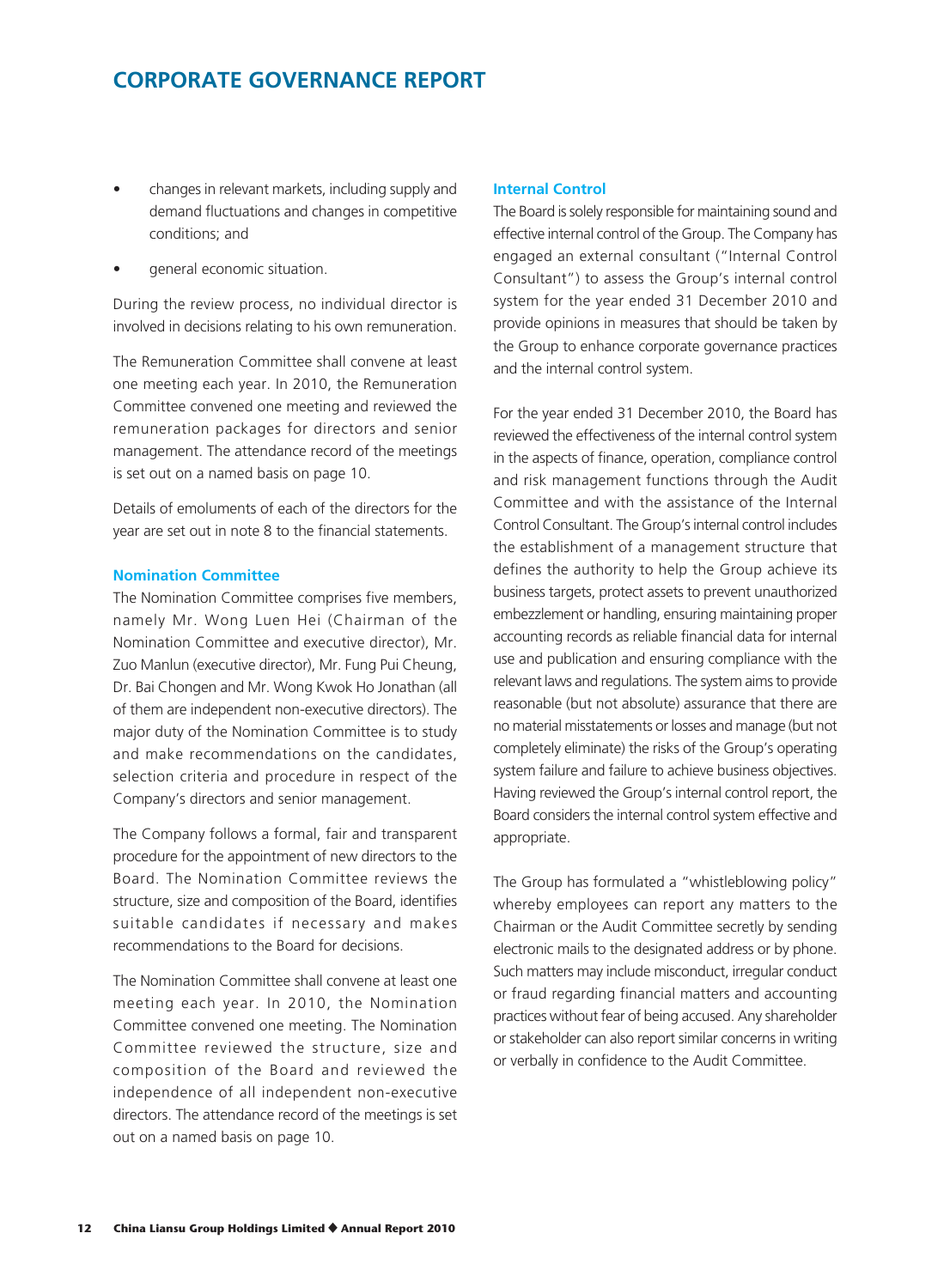- changes in relevant markets, including supply and demand fluctuations and changes in competitive conditions; and
- general economic situation.

During the review process, no individual director is involved in decisions relating to his own remuneration.

The Remuneration Committee shall convene at least one meeting each year. In 2010, the Remuneration Committee convened one meeting and reviewed the remuneration packages for directors and senior management. The attendance record of the meetings is set out on a named basis on page 10.

Details of emoluments of each of the directors for the year are set out in note 8 to the financial statements.

### Nomination Committee

The Nomination Committee comprises five members, namely Mr. Wong Luen Hei (Chairman of the Nomination Committee and executive director), Mr. Zuo Manlun (executive director), Mr. Fung Pui Cheung, Dr. Bai Chongen and Mr. Wong Kwok Ho Jonathan (all of them are independent non-executive directors). The major duty of the Nomination Committee is to study and make recommendations on the candidates, selection criteria and procedure in respect of the Company's directors and senior management.

The Company follows a formal, fair and transparent procedure for the appointment of new directors to the Board. The Nomination Committee reviews the structure, size and composition of the Board, identifies suitable candidates if necessary and makes recommendations to the Board for decisions.

The Nomination Committee shall convene at least one meeting each year. In 2010, the Nomination Committee convened one meeting. The Nomination Committee reviewed the structure, size and composition of the Board and reviewed the independence of all independent non-executive directors. The attendance record of the meetings is set out on a named basis on page 10.

### Internal Control

The Board is solely responsible for maintaining sound and effective internal control of the Group. The Company has engaged an external consultant ("Internal Control Consultant") to assess the Group's internal control system for the year ended 31 December 2010 and provide opinions in measures that should be taken by the Group to enhance corporate governance practices and the internal control system.

For the year ended 31 December 2010, the Board has reviewed the effectiveness of the internal control system in the aspects of finance, operation, compliance control and risk management functions through the Audit Committee and with the assistance of the Internal Control Consultant. The Group's internal control includes the establishment of a management structure that defines the authority to help the Group achieve its business targets, protect assets to prevent unauthorized embezzlement or handling, ensuring maintaining proper accounting records as reliable financial data for internal use and publication and ensuring compliance with the relevant laws and regulations. The system aims to provide reasonable (but not absolute) assurance that there are no material misstatements or losses and manage (but not completely eliminate) the risks of the Group's operating system failure and failure to achieve business objectives. Having reviewed the Group's internal control report, the Board considers the internal control system effective and appropriate.

The Group has formulated a "whistleblowing policy" whereby employees can report any matters to the Chairman or the Audit Committee secretly by sending electronic mails to the designated address or by phone. Such matters may include misconduct, irregular conduct or fraud regarding financial matters and accounting practices without fear of being accused. Any shareholder or stakeholder can also report similar concerns in writing or verbally in confidence to the Audit Committee.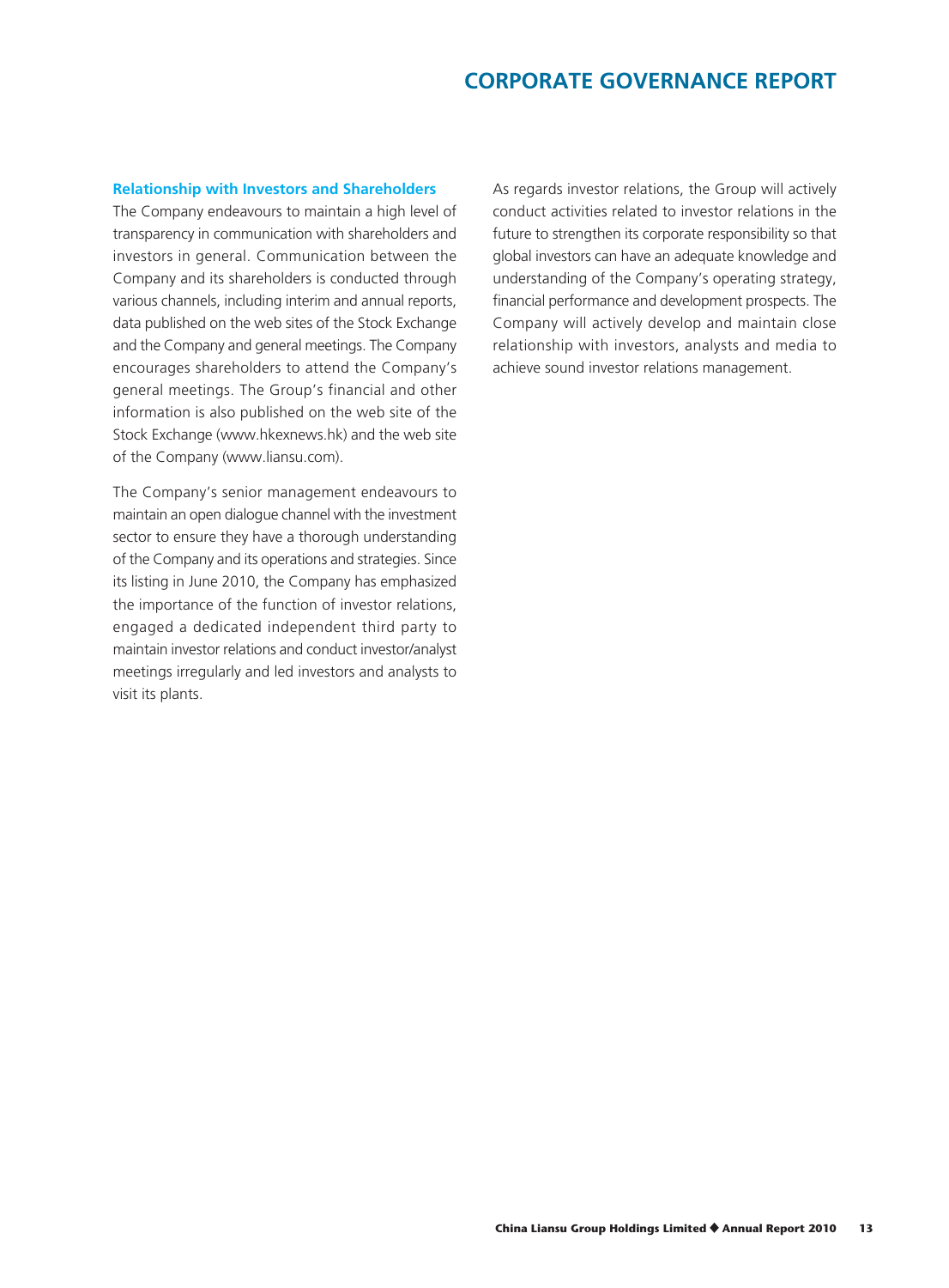## Relationship with Investors and Shareholders

The Company endeavours to maintain a high level of transparency in communication with shareholders and investors in general. Communication between the Company and its shareholders is conducted through various channels, including interim and annual reports, data published on the web sites of the Stock Exchange and the Company and general meetings. The Company encourages shareholders to attend the Company's general meetings. The Group's financial and other information is also published on the web site of the Stock Exchange (www.hkexnews.hk) and the web site of the Company (www.liansu.com).

The Company's senior management endeavours to maintain an open dialogue channel with the investment sector to ensure they have a thorough understanding of the Company and its operations and strategies. Since its listing in June 2010, the Company has emphasized the importance of the function of investor relations, engaged a dedicated independent third party to maintain investor relations and conduct investor/analyst meetings irregularly and led investors and analysts to visit its plants.

As regards investor relations, the Group will actively conduct activities related to investor relations in the future to strengthen its corporate responsibility so that global investors can have an adequate knowledge and understanding of the Company's operating strategy, financial performance and development prospects. The Company will actively develop and maintain close relationship with investors, analysts and media to achieve sound investor relations management.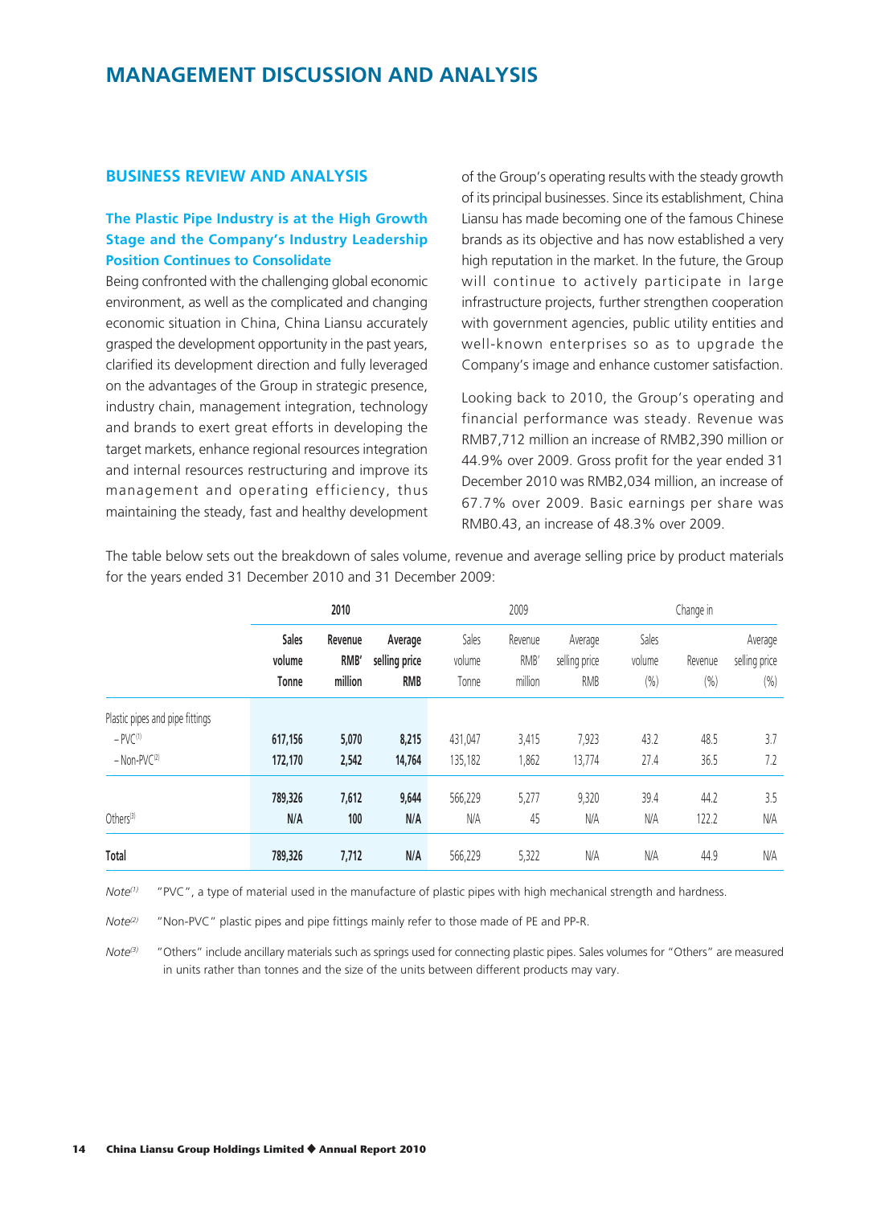# MANAGEMENT DISCUSSION AND ANALYSIS

## BUSINESS REVIEW AND ANALYSIS

### The Plastic Pipe Industry is at the High Growth Stage and the Company's Industry Leadership Position Continues to Consolidate

Being confronted with the challenging global economic environment, as well as the complicated and changing economic situation in China, China Liansu accurately grasped the development opportunity in the past years, clarified its development direction and fully leveraged on the advantages of the Group in strategic presence, industry chain, management integration, technology and brands to exert great efforts in developing the target markets, enhance regional resources integration and internal resources restructuring and improve its management and operating efficiency, thus maintaining the steady, fast and healthy development of the Group's operating results with the steady growth of its principal businesses. Since its establishment, China Liansu has made becoming one of the famous Chinese brands as its objective and has now established a very high reputation in the market. In the future, the Group will continue to actively participate in large infrastructure projects, further strengthen cooperation with government agencies, public utility entities and well-known enterprises so as to upgrade the Company's image and enhance customer satisfaction.

Looking back to 2010, the Group's operating and financial performance was steady. Revenue was RMB7,712 million an increase of RMB2,390 million or 44.9% over 2009. Gross profit for the year ended 31 December 2010 was RMB2,034 million, an increase of 67.7% over 2009. Basic earnings per share was RMB0.43, an increase of 48.3% over 2009.

The table below sets out the breakdown of sales volume, revenue and average selling price by product materials for the years ended 31 December 2010 and 31 December 2009:

| | **2010** | | | 2009 | | | Change in | | |
|---|---|---|---|---|---|---|---|---|---|
| | **Sales volume Tonne** | **Revenue RMB' million** | **Average selling price RMB** | Sales volume Tonne | Revenue RMB' million | Average selling price RMB | Sales volume (%) | Revenue (%) | Average selling price (%) |
| Plastic pipes and pipe fittings | | | | | | | | | |
| – PVC[(1)] | **617,156** | **5,070** | **8,215** | 431,047 | 3,415 | 7,923 | 43.2 | 48.5 | 3.7 |
| – Non-PVC[(2)] | **172,170** | **2,542** | **14,764** | 135,182 | 1,862 | 13,774 | 27.4 | 36.5 | 7.2 |
| | **789,326** | **7,612** | **9,644** | 566,229 | 5,277 | 9,320 | 39.4 | 44.2 | 3.5 |
| Others[(3)] | **N/A** | **100** | **N/A** | N/A | 45 | N/A | N/A | 122.2 | N/A |
| **Total** | **789,326** | **7,712** | **N/A** | 566,229 | 5,322 | N/A | N/A | 44.9 | N/A |

*Note*[(1)] "PVC", a type of material used in the manufacture of plastic pipes with high mechanical strength and hardness.

*Note*[(2)] "Non-PVC" plastic pipes and pipe fittings mainly refer to those made of PE and PP-R.

*Note*[(3)] "Others" include ancillary materials such as springs used for connecting plastic pipes. Sales volumes for "Others" are measured in units rather than tonnes and the size of the units between different products may vary.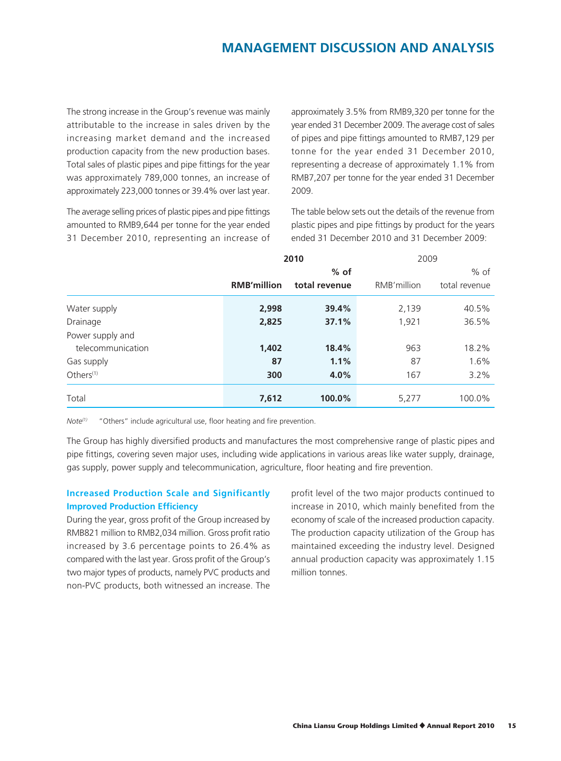The strong increase in the Group's revenue was mainly attributable to the increase in sales driven by the increasing market demand and the increased production capacity from the new production bases. Total sales of plastic pipes and pipe fittings for the year was approximately 789,000 tonnes, an increase of approximately 223,000 tonnes or 39.4% over last year.

The average selling prices of plastic pipes and pipe fittings amounted to RMB9,644 per tonne for the year ended 31 December 2010, representing an increase of approximately 3.5% from RMB9,320 per tonne for the year ended 31 December 2009. The average cost of sales of pipes and pipe fittings amounted to RMB7,129 per tonne for the year ended 31 December 2010, representing a decrease of approximately 1.1% from RMB7,207 per tonne for the year ended 31 December 2009.

The table below sets out the details of the revenue from plastic pipes and pipe fittings by product for the years ended 31 December 2010 and 31 December 2009:

| | **2010** | | 2009 | |
|---|---|---|---|---|
| | **RMB'million** | **% of total revenue** | RMB'million | % of total revenue |
| Water supply | **2,998** | **39.4%** | 2,139 | 40.5% |
| Drainage | **2,825** | **37.1%** | 1,921 | 36.5% |
| Power supply and telecommunication | **1,402** | **18.4%** | 963 | 18.2% |
| Gas supply | **87** | **1.1%** | 87 | 1.6% |
| Others[1] | **300** | **4.0%** | 167 | 3.2% |
| Total | **7,612** | **100.0%** | 5,277 | 100.0% |

*Note[1]* "Others" include agricultural use, floor heating and fire prevention.

The Group has highly diversified products and manufactures the most comprehensive range of plastic pipes and pipe fittings, covering seven major uses, including wide applications in various areas like water supply, drainage, gas supply, power supply and telecommunication, agriculture, floor heating and fire prevention.

### Increased Production Scale and Significantly Improved Production Efficiency

During the year, gross profit of the Group increased by RMB821 million to RMB2,034 million. Gross profit ratio increased by 3.6 percentage points to 26.4% as compared with the last year. Gross profit of the Group's two major types of products, namely PVC products and non-PVC products, both witnessed an increase. The profit level of the two major products continued to increase in 2010, which mainly benefited from the economy of scale of the increased production capacity. The production capacity utilization of the Group has maintained exceeding the industry level. Designed annual production capacity was approximately 1.15 million tonnes.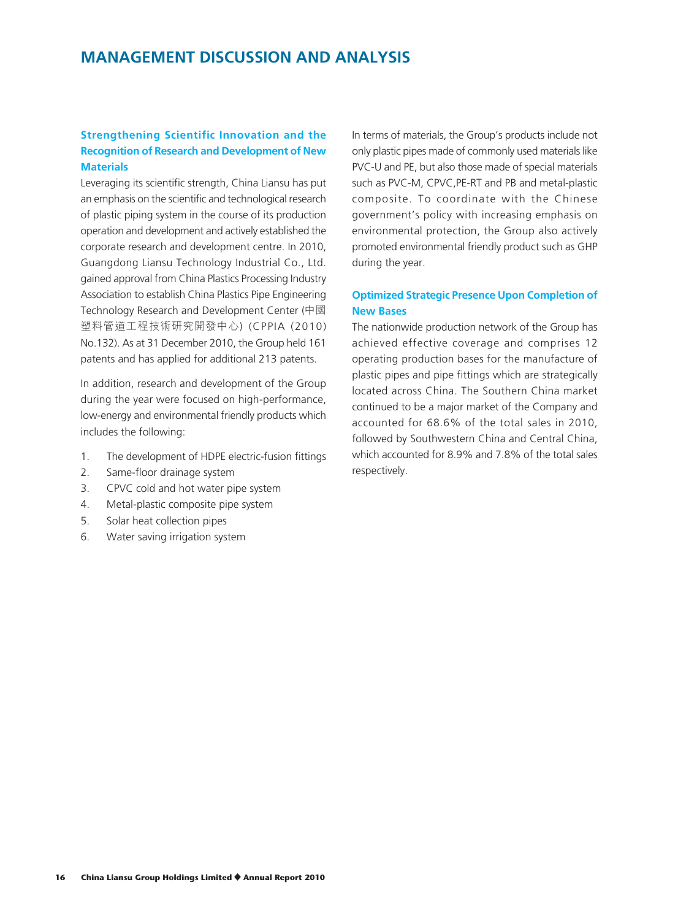# MANAGEMENT DISCUSSION AND ANALYSIS

### Strengthening Scientific Innovation and the Recognition of Research and Development of New Materials

Leveraging its scientific strength, China Liansu has put an emphasis on the scientific and technological research of plastic piping system in the course of its production operation and development and actively established the corporate research and development centre. In 2010, Guangdong Liansu Technology Industrial Co., Ltd. gained approval from China Plastics Processing Industry Association to establish China Plastics Pipe Engineering Technology Research and Development Center (中國塑料管道工程技術研究開發中心) (CPPIA (2010) No.132). As at 31 December 2010, the Group held 161 patents and has applied for additional 213 patents.

In addition, research and development of the Group during the year were focused on high-performance, low-energy and environmental friendly products which includes the following:

1. The development of HDPE electric-fusion fittings
2. Same-floor drainage system
3. CPVC cold and hot water pipe system
4. Metal-plastic composite pipe system
5. Solar heat collection pipes
6. Water saving irrigation system

In terms of materials, the Group's products include not only plastic pipes made of commonly used materials like PVC-U and PE, but also those made of special materials such as PVC-M, CPVC,PE-RT and PB and metal-plastic composite. To coordinate with the Chinese government's policy with increasing emphasis on environmental protection, the Group also actively promoted environmental friendly product such as GHP during the year.

### Optimized Strategic Presence Upon Completion of New Bases

The nationwide production network of the Group has achieved effective coverage and comprises 12 operating production bases for the manufacture of plastic pipes and pipe fittings which are strategically located across China. The Southern China market continued to be a major market of the Company and accounted for 68.6% of the total sales in 2010, followed by Southwestern China and Central China, which accounted for 8.9% and 7.8% of the total sales respectively.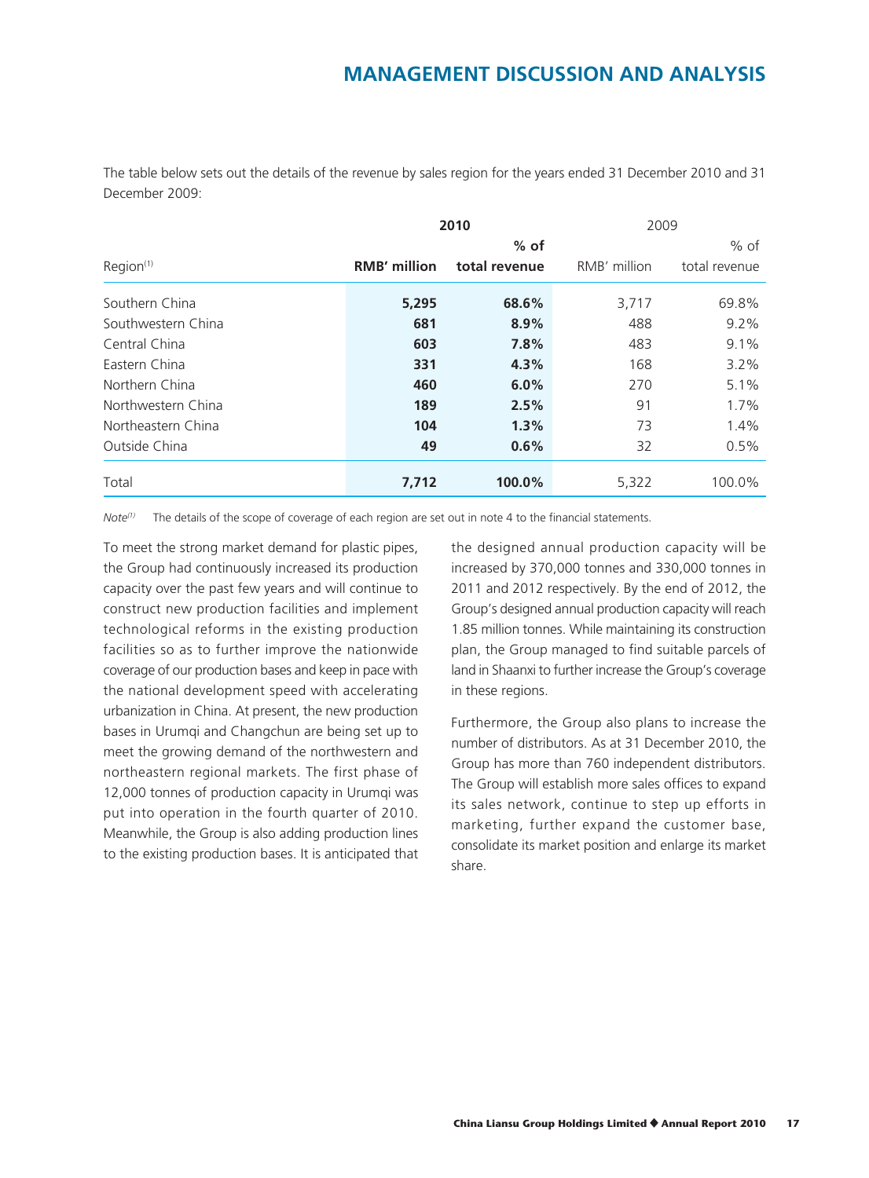The table below sets out the details of the revenue by sales region for the years ended 31 December 2010 and 31 December 2009:

| Region[1] | 2010 | | 2009 | |
|---|---|---|---|---|
| | **RMB' million** | **% of total revenue** | RMB' million | % of total revenue |
| Southern China | **5,295** | **68.6%** | 3,717 | 69.8% |
| Southwestern China | **681** | **8.9%** | 488 | 9.2% |
| Central China | **603** | **7.8%** | 483 | 9.1% |
| Eastern China | **331** | **4.3%** | 168 | 3.2% |
| Northern China | **460** | **6.0%** | 270 | 5.1% |
| Northwestern China | **189** | **2.5%** | 91 | 1.7% |
| Northeastern China | **104** | **1.3%** | 73 | 1.4% |
| Outside China | **49** | **0.6%** | 32 | 0.5% |
| Total | **7,712** | **100.0%** | 5,322 | 100.0% |

*Note*[1] The details of the scope of coverage of each region are set out in note 4 to the financial statements.

To meet the strong market demand for plastic pipes, the Group had continuously increased its production capacity over the past few years and will continue to construct new production facilities and implement technological reforms in the existing production facilities so as to further improve the nationwide coverage of our production bases and keep in pace with the national development speed with accelerating urbanization in China. At present, the new production bases in Urumqi and Changchun are being set up to meet the growing demand of the northwestern and northeastern regional markets. The first phase of 12,000 tonnes of production capacity in Urumqi was put into operation in the fourth quarter of 2010. Meanwhile, the Group is also adding production lines to the existing production bases. It is anticipated that the designed annual production capacity will be increased by 370,000 tonnes and 330,000 tonnes in 2011 and 2012 respectively. By the end of 2012, the Group's designed annual production capacity will reach 1.85 million tonnes. While maintaining its construction plan, the Group managed to find suitable parcels of land in Shaanxi to further increase the Group's coverage in these regions.

Furthermore, the Group also plans to increase the number of distributors. As at 31 December 2010, the Group has more than 760 independent distributors. The Group will establish more sales offices to expand its sales network, continue to step up efforts in marketing, further expand the customer base, consolidate its market position and enlarge its market share.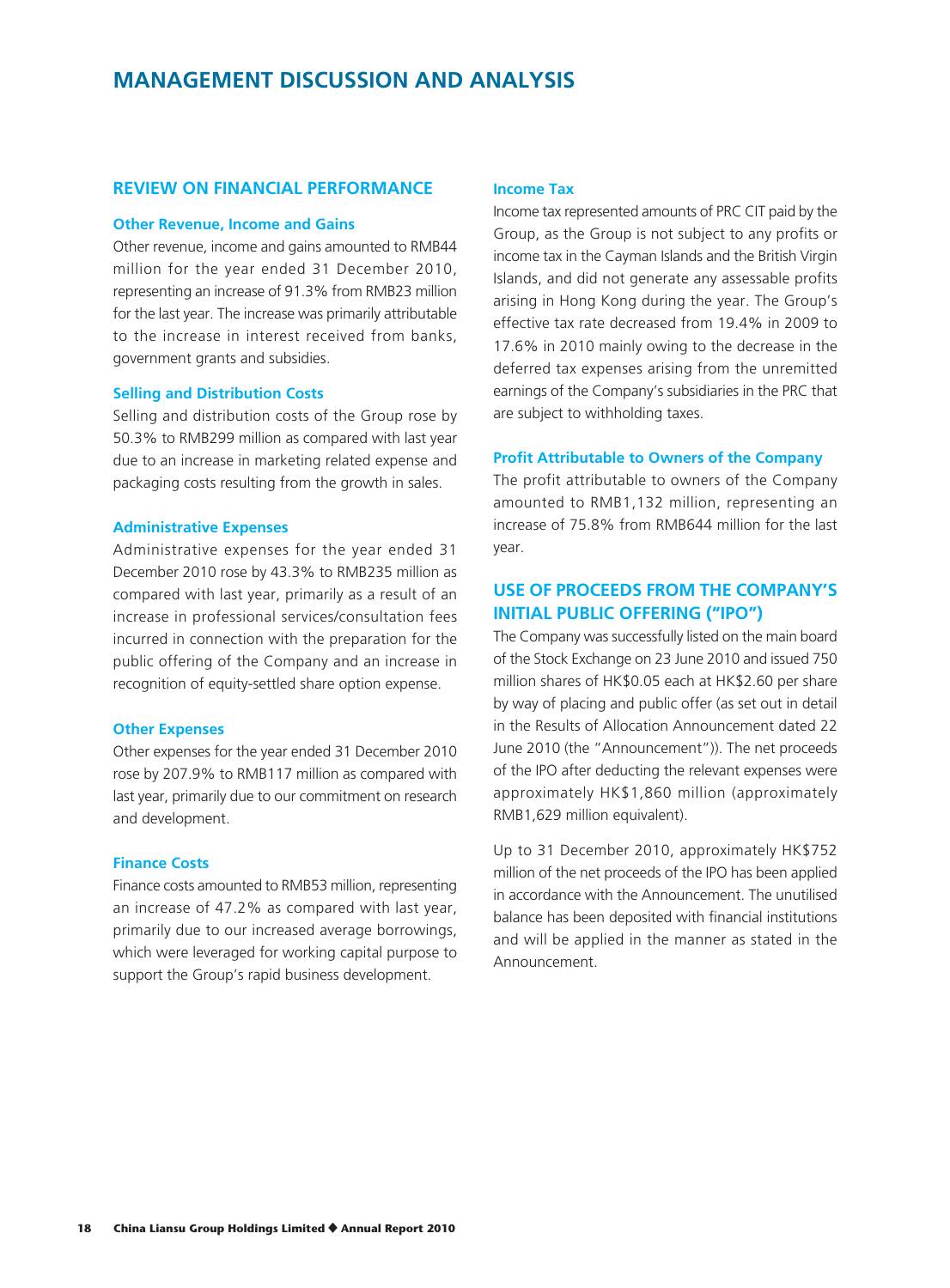# MANAGEMENT DISCUSSION AND ANALYSIS

## REVIEW ON FINANCIAL PERFORMANCE

### Other Revenue, Income and Gains

Other revenue, income and gains amounted to RMB44 million for the year ended 31 December 2010, representing an increase of 91.3% from RMB23 million for the last year. The increase was primarily attributable to the increase in interest received from banks, government grants and subsidies.

### Selling and Distribution Costs

Selling and distribution costs of the Group rose by 50.3% to RMB299 million as compared with last year due to an increase in marketing related expense and packaging costs resulting from the growth in sales.

### Administrative Expenses

Administrative expenses for the year ended 31 December 2010 rose by 43.3% to RMB235 million as compared with last year, primarily as a result of an increase in professional services/consultation fees incurred in connection with the preparation for the public offering of the Company and an increase in recognition of equity-settled share option expense.

### Other Expenses

Other expenses for the year ended 31 December 2010 rose by 207.9% to RMB117 million as compared with last year, primarily due to our commitment on research and development.

### Finance Costs

Finance costs amounted to RMB53 million, representing an increase of 47.2% as compared with last year, primarily due to our increased average borrowings, which were leveraged for working capital purpose to support the Group's rapid business development.

### Income Tax

Income tax represented amounts of PRC CIT paid by the Group, as the Group is not subject to any profits or income tax in the Cayman Islands and the British Virgin Islands, and did not generate any assessable profits arising in Hong Kong during the year. The Group's effective tax rate decreased from 19.4% in 2009 to 17.6% in 2010 mainly owing to the decrease in the deferred tax expenses arising from the unremitted earnings of the Company's subsidiaries in the PRC that are subject to withholding taxes.

### Profit Attributable to Owners of the Company

The profit attributable to owners of the Company amounted to RMB1,132 million, representing an increase of 75.8% from RMB644 million for the last year.

## USE OF PROCEEDS FROM THE COMPANY'S INITIAL PUBLIC OFFERING ("IPO")

The Company was successfully listed on the main board of the Stock Exchange on 23 June 2010 and issued 750 million shares of HK$0.05 each at HK$2.60 per share by way of placing and public offer (as set out in detail in the Results of Allocation Announcement dated 22 June 2010 (the "Announcement")). The net proceeds of the IPO after deducting the relevant expenses were approximately HK$1,860 million (approximately RMB1,629 million equivalent).

Up to 31 December 2010, approximately HK$752 million of the net proceeds of the IPO has been applied in accordance with the Announcement. The unutilised balance has been deposited with financial institutions and will be applied in the manner as stated in the Announcement.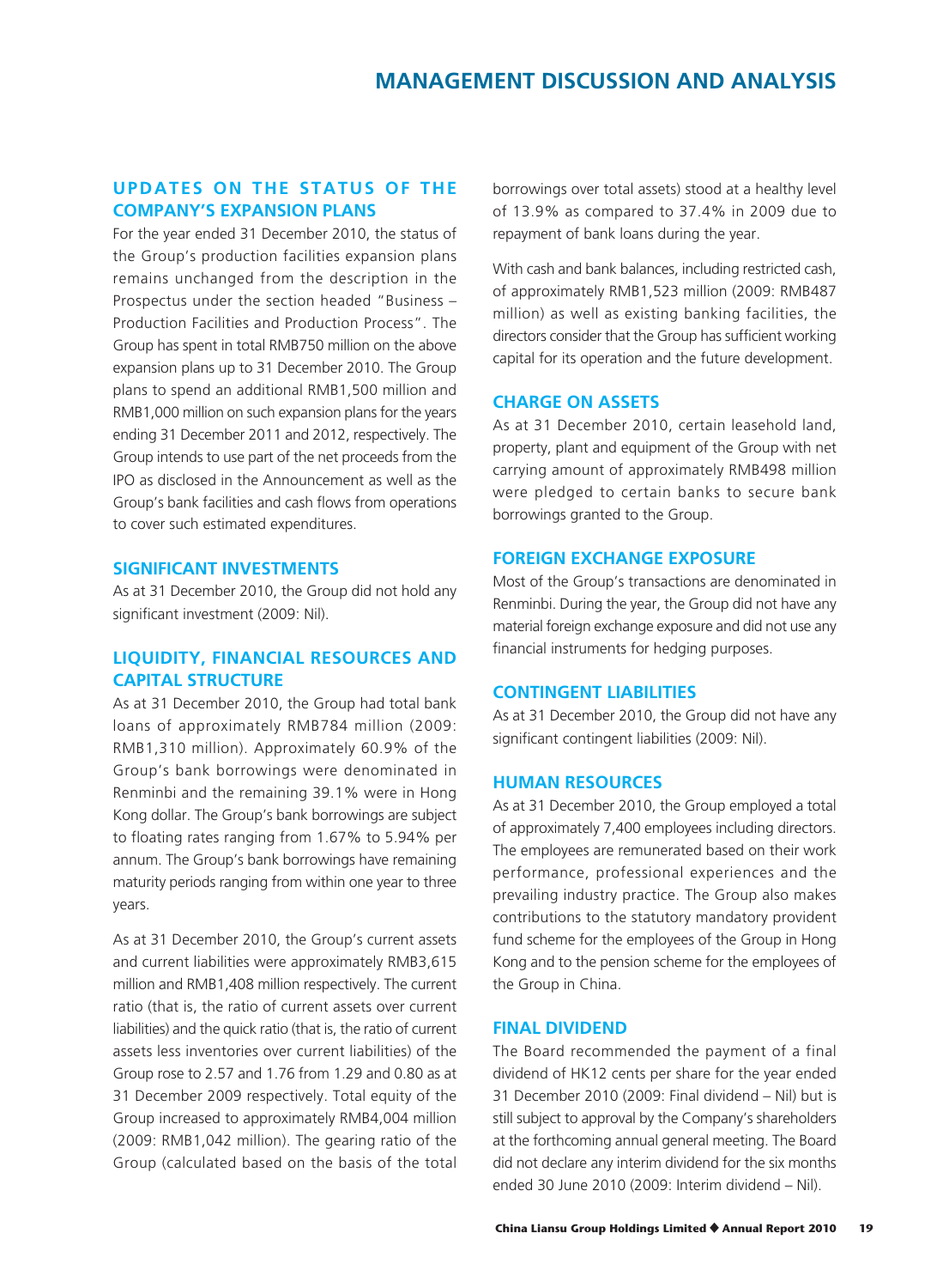## UPDATES ON THE STATUS OF THE COMPANY'S EXPANSION PLANS

For the year ended 31 December 2010, the status of the Group's production facilities expansion plans remains unchanged from the description in the Prospectus under the section headed "Business – Production Facilities and Production Process". The Group has spent in total RMB750 million on the above expansion plans up to 31 December 2010. The Group plans to spend an additional RMB1,500 million and RMB1,000 million on such expansion plans for the years ending 31 December 2011 and 2012, respectively. The Group intends to use part of the net proceeds from the IPO as disclosed in the Announcement as well as the Group's bank facilities and cash flows from operations to cover such estimated expenditures.

## SIGNIFICANT INVESTMENTS

As at 31 December 2010, the Group did not hold any significant investment (2009: Nil).

## LIQUIDITY, FINANCIAL RESOURCES AND CAPITAL STRUCTURE

As at 31 December 2010, the Group had total bank loans of approximately RMB784 million (2009: RMB1,310 million). Approximately 60.9% of the Group's bank borrowings were denominated in Renminbi and the remaining 39.1% were in Hong Kong dollar. The Group's bank borrowings are subject to floating rates ranging from 1.67% to 5.94% per annum. The Group's bank borrowings have remaining maturity periods ranging from within one year to three years.

As at 31 December 2010, the Group's current assets and current liabilities were approximately RMB3,615 million and RMB1,408 million respectively. The current ratio (that is, the ratio of current assets over current liabilities) and the quick ratio (that is, the ratio of current assets less inventories over current liabilities) of the Group rose to 2.57 and 1.76 from 1.29 and 0.80 as at 31 December 2009 respectively. Total equity of the Group increased to approximately RMB4,004 million (2009: RMB1,042 million). The gearing ratio of the Group (calculated based on the basis of the total borrowings over total assets) stood at a healthy level of 13.9% as compared to 37.4% in 2009 due to repayment of bank loans during the year.

With cash and bank balances, including restricted cash, of approximately RMB1,523 million (2009: RMB487 million) as well as existing banking facilities, the directors consider that the Group has sufficient working capital for its operation and the future development.

## CHARGE ON ASSETS

As at 31 December 2010, certain leasehold land, property, plant and equipment of the Group with net carrying amount of approximately RMB498 million were pledged to certain banks to secure bank borrowings granted to the Group.

## FOREIGN EXCHANGE EXPOSURE

Most of the Group's transactions are denominated in Renminbi. During the year, the Group did not have any material foreign exchange exposure and did not use any financial instruments for hedging purposes.

## CONTINGENT LIABILITIES

As at 31 December 2010, the Group did not have any significant contingent liabilities (2009: Nil).

## HUMAN RESOURCES

As at 31 December 2010, the Group employed a total of approximately 7,400 employees including directors. The employees are remunerated based on their work performance, professional experiences and the prevailing industry practice. The Group also makes contributions to the statutory mandatory provident fund scheme for the employees of the Group in Hong Kong and to the pension scheme for the employees of the Group in China.

## FINAL DIVIDEND

The Board recommended the payment of a final dividend of HK12 cents per share for the year ended 31 December 2010 (2009: Final dividend – Nil) but is still subject to approval by the Company's shareholders at the forthcoming annual general meeting. The Board did not declare any interim dividend for the six months ended 30 June 2010 (2009: Interim dividend – Nil).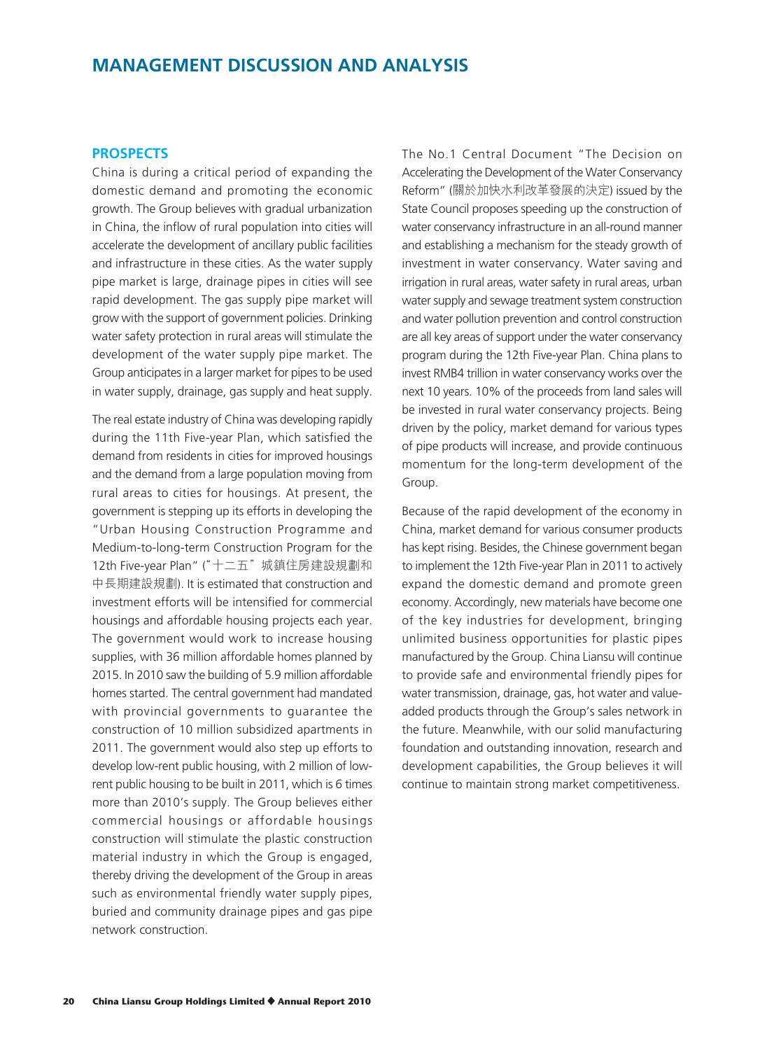# MANAGEMENT DISCUSSION AND ANALYSIS

## PROSPECTS

China is during a critical period of expanding the domestic demand and promoting the economic growth. The Group believes with gradual urbanization in China, the inflow of rural population into cities will accelerate the development of ancillary public facilities and infrastructure in these cities. As the water supply pipe market is large, drainage pipes in cities will see rapid development. The gas supply pipe market will grow with the support of government policies. Drinking water safety protection in rural areas will stimulate the development of the water supply pipe market. The Group anticipates in a larger market for pipes to be used in water supply, drainage, gas supply and heat supply.

The real estate industry of China was developing rapidly during the 11th Five-year Plan, which satisfied the demand from residents in cities for improved housings and the demand from a large population moving from rural areas to cities for housings. At present, the government is stepping up its efforts in developing the "Urban Housing Construction Programme and Medium-to-long-term Construction Program for the 12th Five-year Plan" ("十二五" 城鎮住房建設規劃和中長期建設規劃). It is estimated that construction and investment efforts will be intensified for commercial housings and affordable housing projects each year. The government would work to increase housing supplies, with 36 million affordable homes planned by 2015. In 2010 saw the building of 5.9 million affordable homes started. The central government had mandated with provincial governments to guarantee the construction of 10 million subsidized apartments in 2011. The government would also step up efforts to develop low-rent public housing, with 2 million of low-rent public housing to be built in 2011, which is 6 times more than 2010's supply. The Group believes either commercial housings or affordable housings construction will stimulate the plastic construction material industry in which the Group is engaged, thereby driving the development of the Group in areas such as environmental friendly water supply pipes, buried and community drainage pipes and gas pipe network construction.

The No.1 Central Document "The Decision on Accelerating the Development of the Water Conservancy Reform" (關於加快水利改革發展的決定) issued by the State Council proposes speeding up the construction of water conservancy infrastructure in an all-round manner and establishing a mechanism for the steady growth of investment in water conservancy. Water saving and irrigation in rural areas, water safety in rural areas, urban water supply and sewage treatment system construction and water pollution prevention and control construction are all key areas of support under the water conservancy program during the 12th Five-year Plan. China plans to invest RMB4 trillion in water conservancy works over the next 10 years. 10% of the proceeds from land sales will be invested in rural water conservancy projects. Being driven by the policy, market demand for various types of pipe products will increase, and provide continuous momentum for the long-term development of the Group.

Because of the rapid development of the economy in China, market demand for various consumer products has kept rising. Besides, the Chinese government began to implement the 12th Five-year Plan in 2011 to actively expand the domestic demand and promote green economy. Accordingly, new materials have become one of the key industries for development, bringing unlimited business opportunities for plastic pipes manufactured by the Group. China Liansu will continue to provide safe and environmental friendly pipes for water transmission, drainage, gas, hot water and value-added products through the Group's sales network in the future. Meanwhile, with our solid manufacturing foundation and outstanding innovation, research and development capabilities, the Group believes it will continue to maintain strong market competitiveness.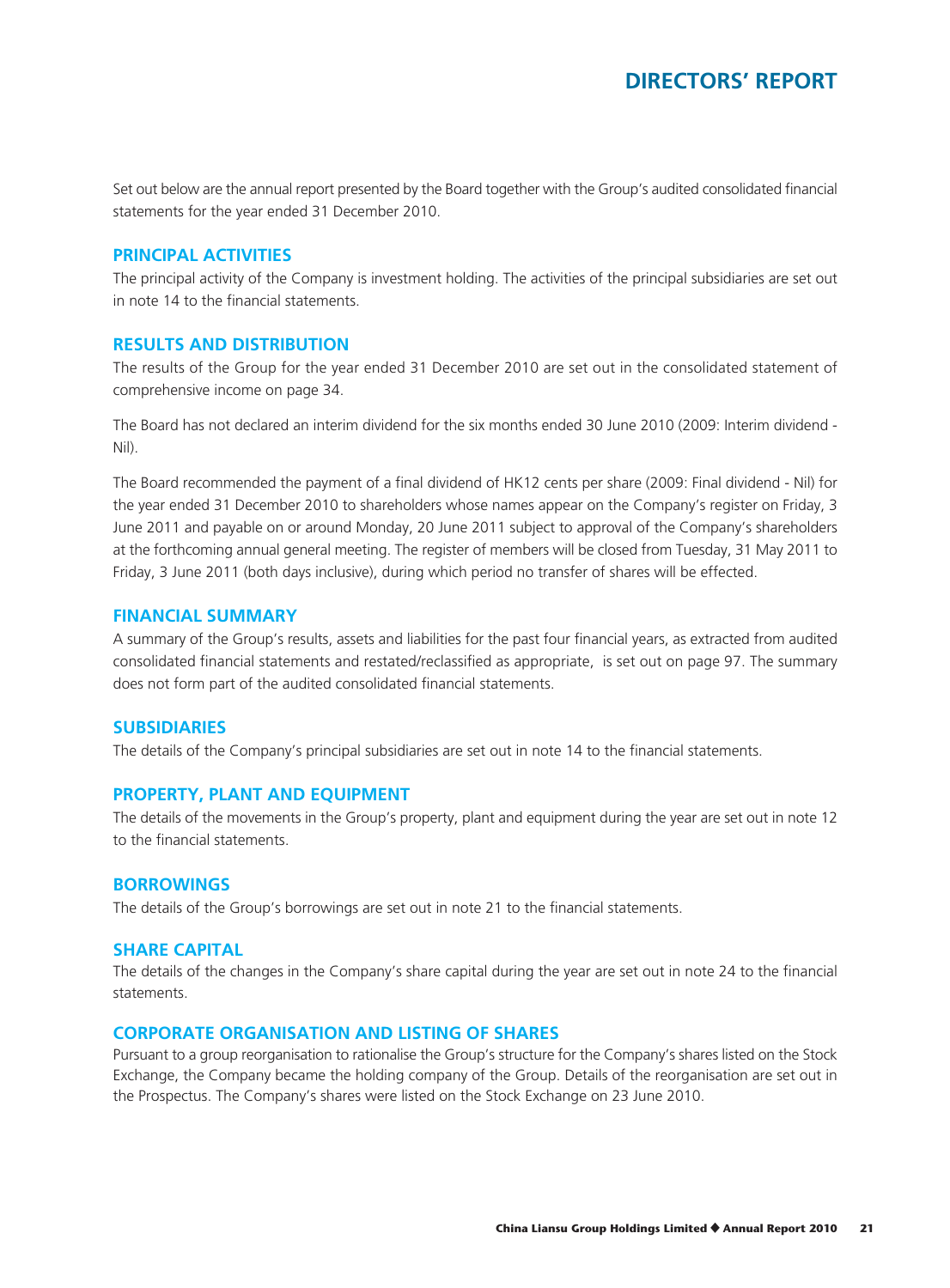# DIRECTORS' REPORT

Set out below are the annual report presented by the Board together with the Group's audited consolidated financial statements for the year ended 31 December 2010.

## PRINCIPAL ACTIVITIES

The principal activity of the Company is investment holding. The activities of the principal subsidiaries are set out in note 14 to the financial statements.

## RESULTS AND DISTRIBUTION

The results of the Group for the year ended 31 December 2010 are set out in the consolidated statement of comprehensive income on page 34.

The Board has not declared an interim dividend for the six months ended 30 June 2010 (2009: Interim dividend - Nil).

The Board recommended the payment of a final dividend of HK12 cents per share (2009: Final dividend - Nil) for the year ended 31 December 2010 to shareholders whose names appear on the Company's register on Friday, 3 June 2011 and payable on or around Monday, 20 June 2011 subject to approval of the Company's shareholders at the forthcoming annual general meeting. The register of members will be closed from Tuesday, 31 May 2011 to Friday, 3 June 2011 (both days inclusive), during which period no transfer of shares will be effected.

## FINANCIAL SUMMARY

A summary of the Group's results, assets and liabilities for the past four financial years, as extracted from audited consolidated financial statements and restated/reclassified as appropriate, is set out on page 97. The summary does not form part of the audited consolidated financial statements.

## SUBSIDIARIES

The details of the Company's principal subsidiaries are set out in note 14 to the financial statements.

## PROPERTY, PLANT AND EQUIPMENT

The details of the movements in the Group's property, plant and equipment during the year are set out in note 12 to the financial statements.

## BORROWINGS

The details of the Group's borrowings are set out in note 21 to the financial statements.

## SHARE CAPITAL

The details of the changes in the Company's share capital during the year are set out in note 24 to the financial statements.

## CORPORATE ORGANISATION AND LISTING OF SHARES

Pursuant to a group reorganisation to rationalise the Group's structure for the Company's shares listed on the Stock Exchange, the Company became the holding company of the Group. Details of the reorganisation are set out in the Prospectus. The Company's shares were listed on the Stock Exchange on 23 June 2010.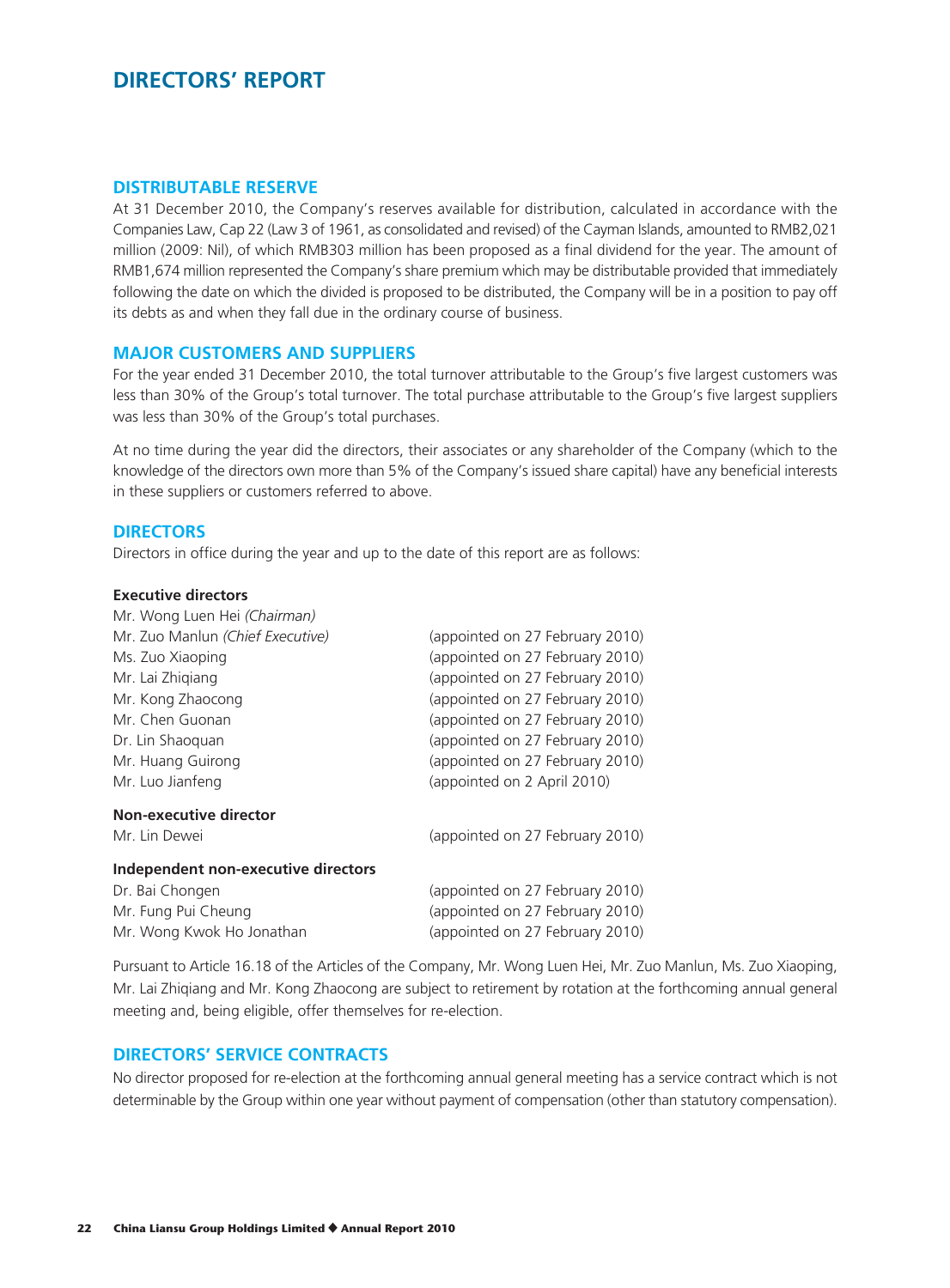# DIRECTORS' REPORT

## DISTRIBUTABLE RESERVE

At 31 December 2010, the Company's reserves available for distribution, calculated in accordance with the Companies Law, Cap 22 (Law 3 of 1961, as consolidated and revised) of the Cayman Islands, amounted to RMB2,021 million (2009: Nil), of which RMB303 million has been proposed as a final dividend for the year. The amount of RMB1,674 million represented the Company's share premium which may be distributable provided that immediately following the date on which the divided is proposed to be distributed, the Company will be in a position to pay off its debts as and when they fall due in the ordinary course of business.

## MAJOR CUSTOMERS AND SUPPLIERS

For the year ended 31 December 2010, the total turnover attributable to the Group's five largest customers was less than 30% of the Group's total turnover. The total purchase attributable to the Group's five largest suppliers was less than 30% of the Group's total purchases.

At no time during the year did the directors, their associates or any shareholder of the Company (which to the knowledge of the directors own more than 5% of the Company's issued share capital) have any beneficial interests in these suppliers or customers referred to above.

## DIRECTORS

Directors in office during the year and up to the date of this report are as follows:

**Executive directors**

| | |
|---|---|
| Mr. Wong Luen Hei *(Chairman)* | |
| Mr. Zuo Manlun *(Chief Executive)* | (appointed on 27 February 2010) |
| Ms. Zuo Xiaoping | (appointed on 27 February 2010) |
| Mr. Lai Zhiqiang | (appointed on 27 February 2010) |
| Mr. Kong Zhaocong | (appointed on 27 February 2010) |
| Mr. Chen Guonan | (appointed on 27 February 2010) |
| Dr. Lin Shaoquan | (appointed on 27 February 2010) |
| Mr. Huang Guirong | (appointed on 27 February 2010) |
| Mr. Luo Jianfeng | (appointed on 2 April 2010) |

**Non-executive director**

| | |
|---|---|
| Mr. Lin Dewei | (appointed on 27 February 2010) |

**Independent non-executive directors**

| | |
|---|---|
| Dr. Bai Chongen | (appointed on 27 February 2010) |
| Mr. Fung Pui Cheung | (appointed on 27 February 2010) |
| Mr. Wong Kwok Ho Jonathan | (appointed on 27 February 2010) |

Pursuant to Article 16.18 of the Articles of the Company, Mr. Wong Luen Hei, Mr. Zuo Manlun, Ms. Zuo Xiaoping, Mr. Lai Zhiqiang and Mr. Kong Zhaocong are subject to retirement by rotation at the forthcoming annual general meeting and, being eligible, offer themselves for re-election.

## DIRECTORS' SERVICE CONTRACTS

No director proposed for re-election at the forthcoming annual general meeting has a service contract which is not determinable by the Group within one year without payment of compensation (other than statutory compensation).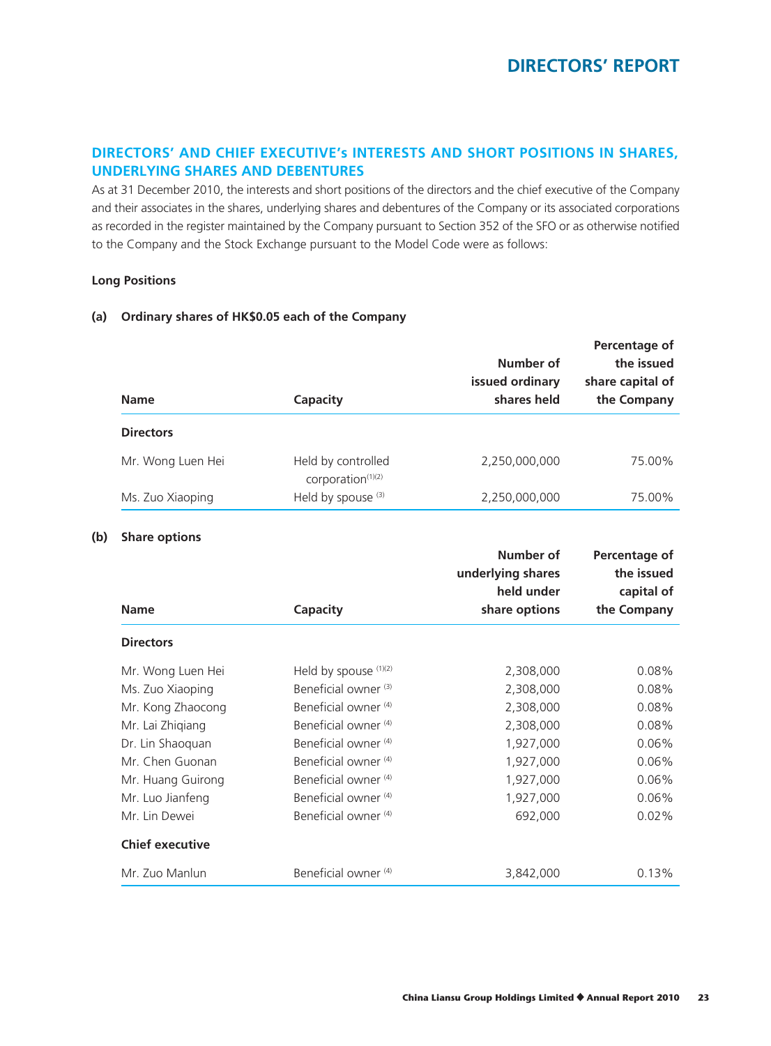## DIRECTORS' AND CHIEF EXECUTIVE's INTERESTS AND SHORT POSITIONS IN SHARES, UNDERLYING SHARES AND DEBENTURES

As at 31 December 2010, the interests and short positions of the directors and the chief executive of the Company and their associates in the shares, underlying shares and debentures of the Company or its associated corporations as recorded in the register maintained by the Company pursuant to Section 352 of the SFO or as otherwise notified to the Company and the Stock Exchange pursuant to the Model Code were as follows:

### Long Positions

#### (a) Ordinary shares of HK$0.05 each of the Company

| Name | Capacity | Number of issued ordinary shares held | Percentage of the issued share capital of the Company |
|---|---|---|---|
| **Directors** | | | |
| Mr. Wong Luen Hei | Held by controlled corporation (1)(2) | 2,250,000,000 | 75.00% |
| Ms. Zuo Xiaoping | Held by spouse (3) | 2,250,000,000 | 75.00% |

#### (b) Share options

| Name | Capacity | Number of underlying shares held under share options | Percentage of the issued capital of the Company |
|---|---|---|---|
| **Directors** | | | |
| Mr. Wong Luen Hei | Held by spouse (1)(2) | 2,308,000 | 0.08% |
| Ms. Zuo Xiaoping | Beneficial owner (3) | 2,308,000 | 0.08% |
| Mr. Kong Zhaocong | Beneficial owner (4) | 2,308,000 | 0.08% |
| Mr. Lai Zhiqiang | Beneficial owner (4) | 2,308,000 | 0.08% |
| Dr. Lin Shaoquan | Beneficial owner (4) | 1,927,000 | 0.06% |
| Mr. Chen Guonan | Beneficial owner (4) | 1,927,000 | 0.06% |
| Mr. Huang Guirong | Beneficial owner (4) | 1,927,000 | 0.06% |
| Mr. Luo Jianfeng | Beneficial owner (4) | 1,927,000 | 0.06% |
| Mr. Lin Dewei | Beneficial owner (4) | 692,000 | 0.02% |
| **Chief executive** | | | |
| Mr. Zuo Manlun | Beneficial owner (4) | 3,842,000 | 0.13% |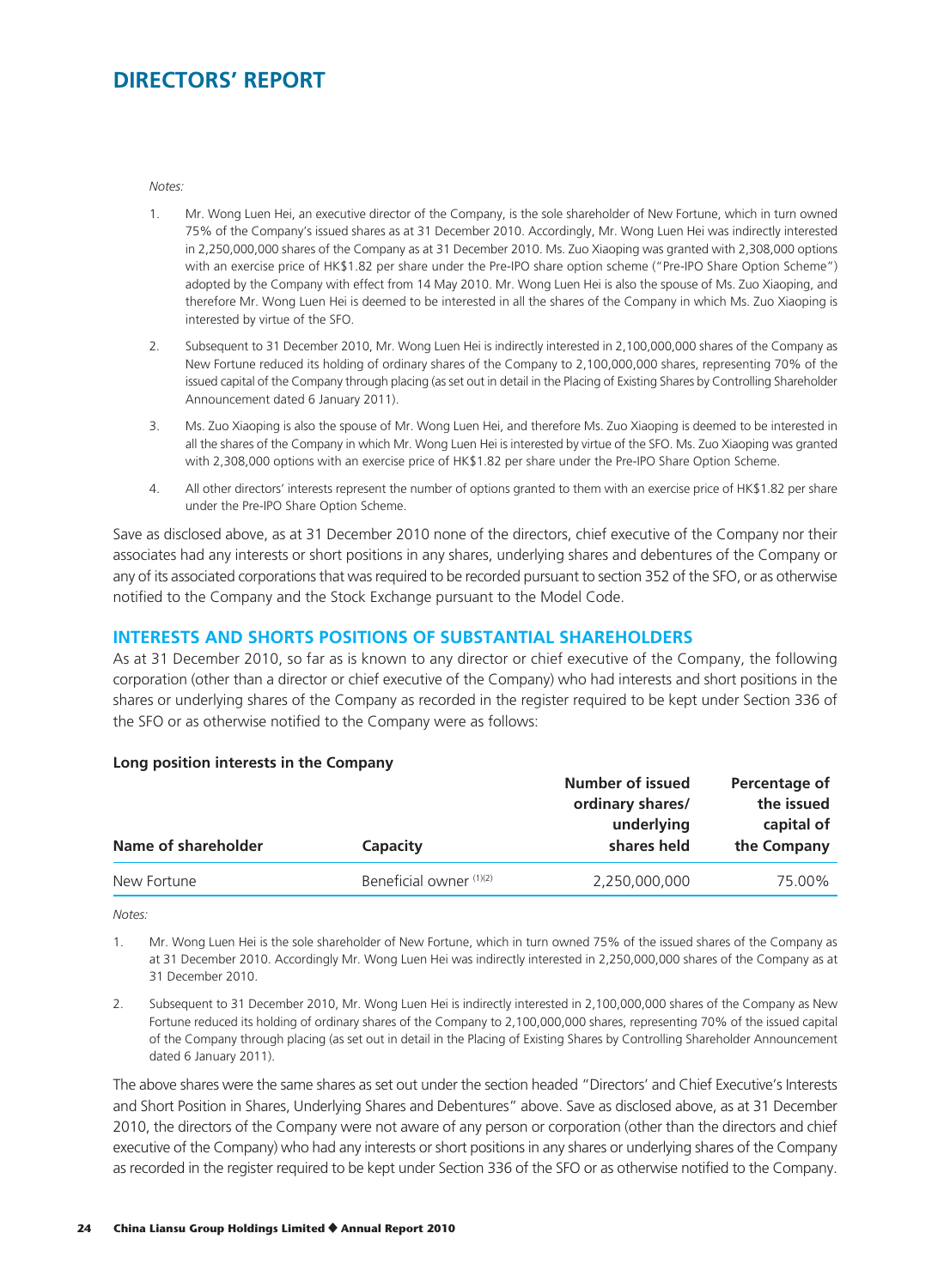# DIRECTORS' REPORT

*Notes:*

1. Mr. Wong Luen Hei, an executive director of the Company, is the sole shareholder of New Fortune, which in turn owned 75% of the Company's issued shares as at 31 December 2010. Accordingly, Mr. Wong Luen Hei was indirectly interested in 2,250,000,000 shares of the Company as at 31 December 2010. Ms. Zuo Xiaoping was granted with 2,308,000 options with an exercise price of HK$1.82 per share under the Pre-IPO share option scheme ("Pre-IPO Share Option Scheme") adopted by the Company with effect from 14 May 2010. Mr. Wong Luen Hei is also the spouse of Ms. Zuo Xiaoping, and therefore Mr. Wong Luen Hei is deemed to be interested in all the shares of the Company in which Ms. Zuo Xiaoping is interested by virtue of the SFO.

2. Subsequent to 31 December 2010, Mr. Wong Luen Hei is indirectly interested in 2,100,000,000 shares of the Company as New Fortune reduced its holding of ordinary shares of the Company to 2,100,000,000 shares, representing 70% of the issued capital of the Company through placing (as set out in detail in the Placing of Existing Shares by Controlling Shareholder Announcement dated 6 January 2011).

3. Ms. Zuo Xiaoping is also the spouse of Mr. Wong Luen Hei, and therefore Ms. Zuo Xiaoping is deemed to be interested in all the shares of the Company in which Mr. Wong Luen Hei is interested by virtue of the SFO. Ms. Zuo Xiaoping was granted with 2,308,000 options with an exercise price of HK$1.82 per share under the Pre-IPO Share Option Scheme.

4. All other directors' interests represent the number of options granted to them with an exercise price of HK$1.82 per share under the Pre-IPO Share Option Scheme.

Save as disclosed above, as at 31 December 2010 none of the directors, chief executive of the Company nor their associates had any interests or short positions in any shares, underlying shares and debentures of the Company or any of its associated corporations that was required to be recorded pursuant to section 352 of the SFO, or as otherwise notified to the Company and the Stock Exchange pursuant to the Model Code.

## INTERESTS AND SHORTS POSITIONS OF SUBSTANTIAL SHAREHOLDERS

As at 31 December 2010, so far as is known to any director or chief executive of the Company, the following corporation (other than a director or chief executive of the Company) who had interests and short positions in the shares or underlying shares of the Company as recorded in the register required to be kept under Section 336 of the SFO or as otherwise notified to the Company were as follows:

**Long position interests in the Company**

| Name of shareholder | Capacity | Number of issued ordinary shares/ underlying shares held | Percentage of the issued capital of the Company |
|---|---|---|---|
| New Fortune | Beneficial owner (1)(2) | 2,250,000,000 | 75.00% |

*Notes:*

1. Mr. Wong Luen Hei is the sole shareholder of New Fortune, which in turn owned 75% of the issued shares of the Company as at 31 December 2010. Accordingly Mr. Wong Luen Hei was indirectly interested in 2,250,000,000 shares of the Company as at 31 December 2010.

2. Subsequent to 31 December 2010, Mr. Wong Luen Hei is indirectly interested in 2,100,000,000 shares of the Company as New Fortune reduced its holding of ordinary shares of the Company to 2,100,000,000 shares, representing 70% of the issued capital of the Company through placing (as set out in detail in the Placing of Existing Shares by Controlling Shareholder Announcement dated 6 January 2011).

The above shares were the same shares as set out under the section headed "Directors' and Chief Executive's Interests and Short Position in Shares, Underlying Shares and Debentures" above. Save as disclosed above, as at 31 December 2010, the directors of the Company were not aware of any person or corporation (other than the directors and chief executive of the Company) who had any interests or short positions in any shares or underlying shares of the Company as recorded in the register required to be kept under Section 336 of the SFO or as otherwise notified to the Company.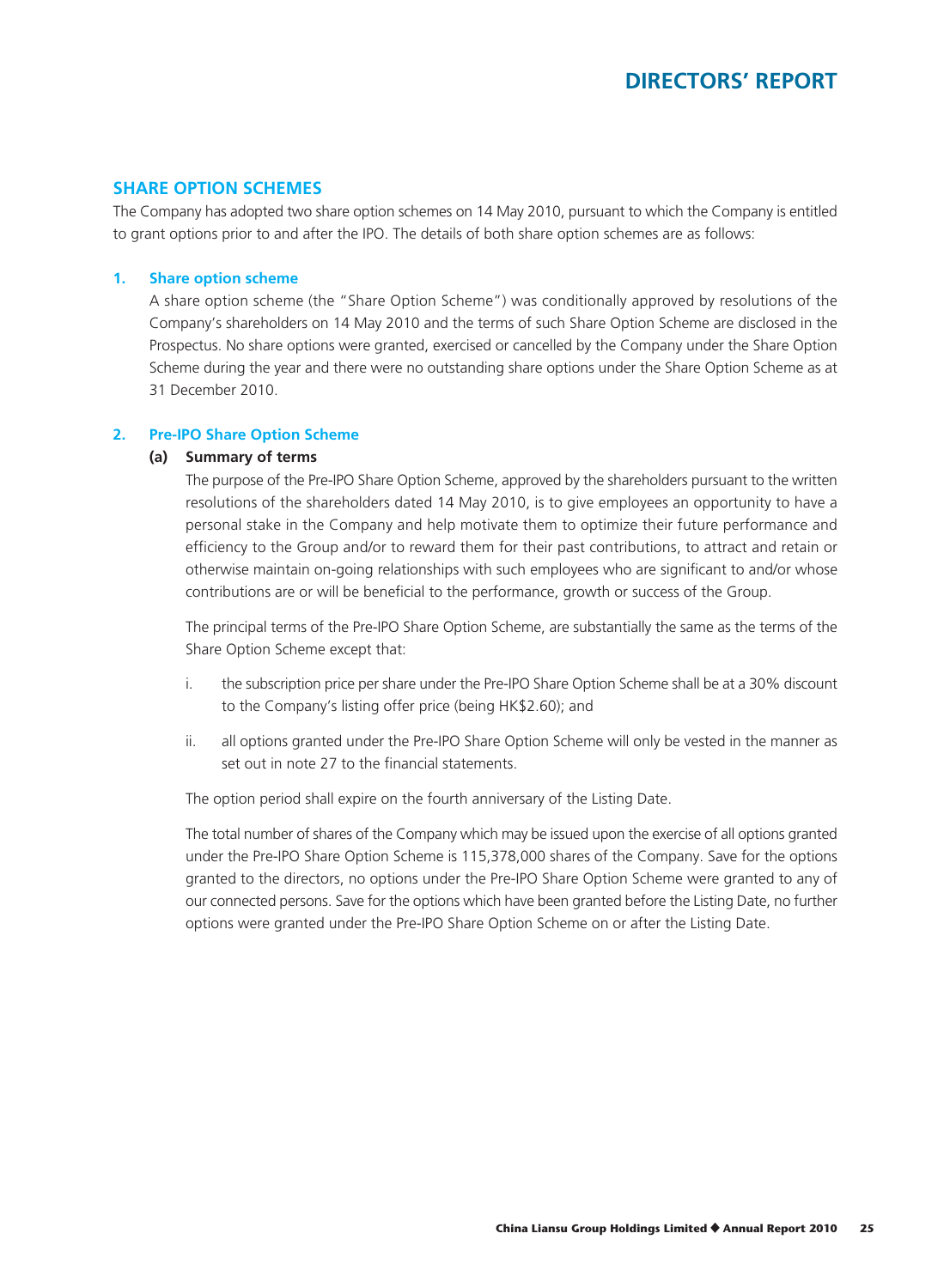## SHARE OPTION SCHEMES

The Company has adopted two share option schemes on 14 May 2010, pursuant to which the Company is entitled to grant options prior to and after the IPO. The details of both share option schemes are as follows:

### 1. Share option scheme

A share option scheme (the "Share Option Scheme") was conditionally approved by resolutions of the Company's shareholders on 14 May 2010 and the terms of such Share Option Scheme are disclosed in the Prospectus. No share options were granted, exercised or cancelled by the Company under the Share Option Scheme during the year and there were no outstanding share options under the Share Option Scheme as at 31 December 2010.

### 2. Pre-IPO Share Option Scheme

**(a) Summary of terms**

The purpose of the Pre-IPO Share Option Scheme, approved by the shareholders pursuant to the written resolutions of the shareholders dated 14 May 2010, is to give employees an opportunity to have a personal stake in the Company and help motivate them to optimize their future performance and efficiency to the Group and/or to reward them for their past contributions, to attract and retain or otherwise maintain on-going relationships with such employees who are significant to and/or whose contributions are or will be beneficial to the performance, growth or success of the Group.

The principal terms of the Pre-IPO Share Option Scheme, are substantially the same as the terms of the Share Option Scheme except that:

i. the subscription price per share under the Pre-IPO Share Option Scheme shall be at a 30% discount to the Company's listing offer price (being HK$2.60); and

ii. all options granted under the Pre-IPO Share Option Scheme will only be vested in the manner as set out in note 27 to the financial statements.

The option period shall expire on the fourth anniversary of the Listing Date.

The total number of shares of the Company which may be issued upon the exercise of all options granted under the Pre-IPO Share Option Scheme is 115,378,000 shares of the Company. Save for the options granted to the directors, no options under the Pre-IPO Share Option Scheme were granted to any of our connected persons. Save for the options which have been granted before the Listing Date, no further options were granted under the Pre-IPO Share Option Scheme on or after the Listing Date.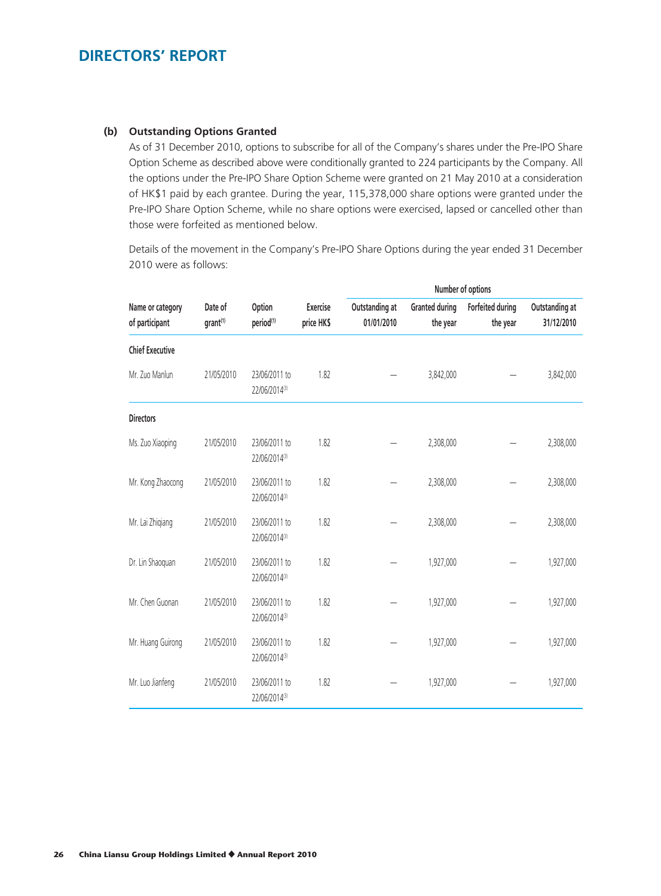# DIRECTORS' REPORT

**(b) Outstanding Options Granted**

As of 31 December 2010, options to subscribe for all of the Company's shares under the Pre-IPO Share Option Scheme as described above were conditionally granted to 224 participants by the Company. All the options under the Pre-IPO Share Option Scheme were granted on 21 May 2010 at a consideration of HK$1 paid by each grantee. During the year, 115,378,000 share options were granted under the Pre-IPO Share Option Scheme, while no share options were exercised, lapsed or cancelled other than those were forfeited as mentioned below.

Details of the movement in the Company's Pre-IPO Share Options during the year ended 31 December 2010 were as follows:

| Name or category of participant | Date of grant[1] | Option period[1] | Exercise price HK$ | Number of options | | | |
|---|---|---|---|---|---|---|---|
| | | | | Outstanding at 01/01/2010 | Granted during the year | Forfeited during the year | Outstanding at 31/12/2010 |
| **Chief Executive** | | | | | | | |
| Mr. Zuo Manlun | 21/05/2010 | 23/06/2011 to 22/06/2014[3] | 1.82 | — | 3,842,000 | — | 3,842,000 |
| **Directors** | | | | | | | |
| Ms. Zuo Xiaoping | 21/05/2010 | 23/06/2011 to 22/06/2014[3] | 1.82 | — | 2,308,000 | — | 2,308,000 |
| Mr. Kong Zhaocong | 21/05/2010 | 23/06/2011 to 22/06/2014[3] | 1.82 | — | 2,308,000 | — | 2,308,000 |
| Mr. Lai Zhiqiang | 21/05/2010 | 23/06/2011 to 22/06/2014[3] | 1.82 | — | 2,308,000 | — | 2,308,000 |
| Dr. Lin Shaoquan | 21/05/2010 | 23/06/2011 to 22/06/2014[3] | 1.82 | — | 1,927,000 | — | 1,927,000 |
| Mr. Chen Guonan | 21/05/2010 | 23/06/2011 to 22/06/2014[3] | 1.82 | — | 1,927,000 | — | 1,927,000 |
| Mr. Huang Guirong | 21/05/2010 | 23/06/2011 to 22/06/2014[3] | 1.82 | — | 1,927,000 | — | 1,927,000 |
| Mr. Luo Jianfeng | 21/05/2010 | 23/06/2011 to 22/06/2014[3] | 1.82 | — | 1,927,000 | — | 1,927,000 |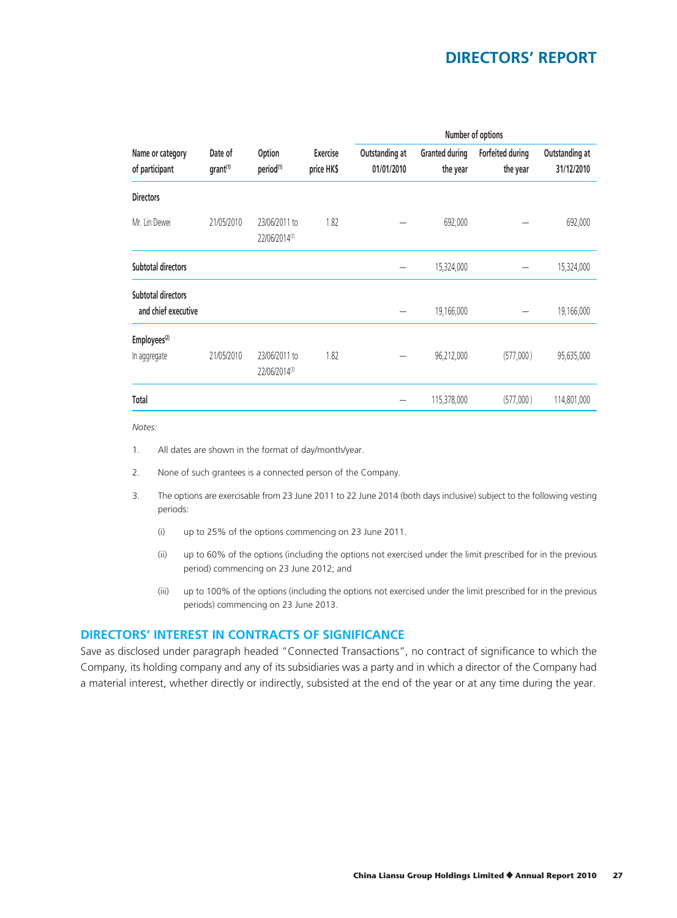| Name or category of participant | Date of grant[1] | Option period[1] | Exercise price HK$ | Number of options | | | |
|---|---|---|---|---|---|---|---|
| | | | | Outstanding at 01/01/2010 | Granted during the year | Forfeited during the year | Outstanding at 31/12/2010 |
| **Directors** | | | | | | | |
| Mr. Lin Dewei | 21/05/2010 | 23/06/2011 to 22/06/2014[3] | 1.82 | — | 692,000 | — | 692,000 |
| **Subtotal directors** | | | | — | 15,324,000 | — | 15,324,000 |
| **Subtotal directors and chief executive** | | | | — | 19,166,000 | — | 19,166,000 |
| **Employees[2]** | | | | | | | |
| In aggregate | 21/05/2010 | 23/06/2011 to 22/06/2014[3] | 1.82 | — | 96,212,000 | (577,000) | 95,635,000 |
| **Total** | | | | — | 115,378,000 | (577,000) | 114,801,000 |

*Notes:*

1. All dates are shown in the format of day/month/year.

2. None of such grantees is a connected person of the Company.

3. The options are exercisable from 23 June 2011 to 22 June 2014 (both days inclusive) subject to the following vesting periods:

   (i) up to 25% of the options commencing on 23 June 2011.

   (ii) up to 60% of the options (including the options not exercised under the limit prescribed for in the previous period) commencing on 23 June 2012; and

   (iii) up to 100% of the options (including the options not exercised under the limit prescribed for in the previous periods) commencing on 23 June 2013.

## DIRECTORS' INTEREST IN CONTRACTS OF SIGNIFICANCE

Save as disclosed under paragraph headed "Connected Transactions", no contract of significance to which the Company, its holding company and any of its subsidiaries was a party and in which a director of the Company had a material interest, whether directly or indirectly, subsisted at the end of the year or at any time during the year.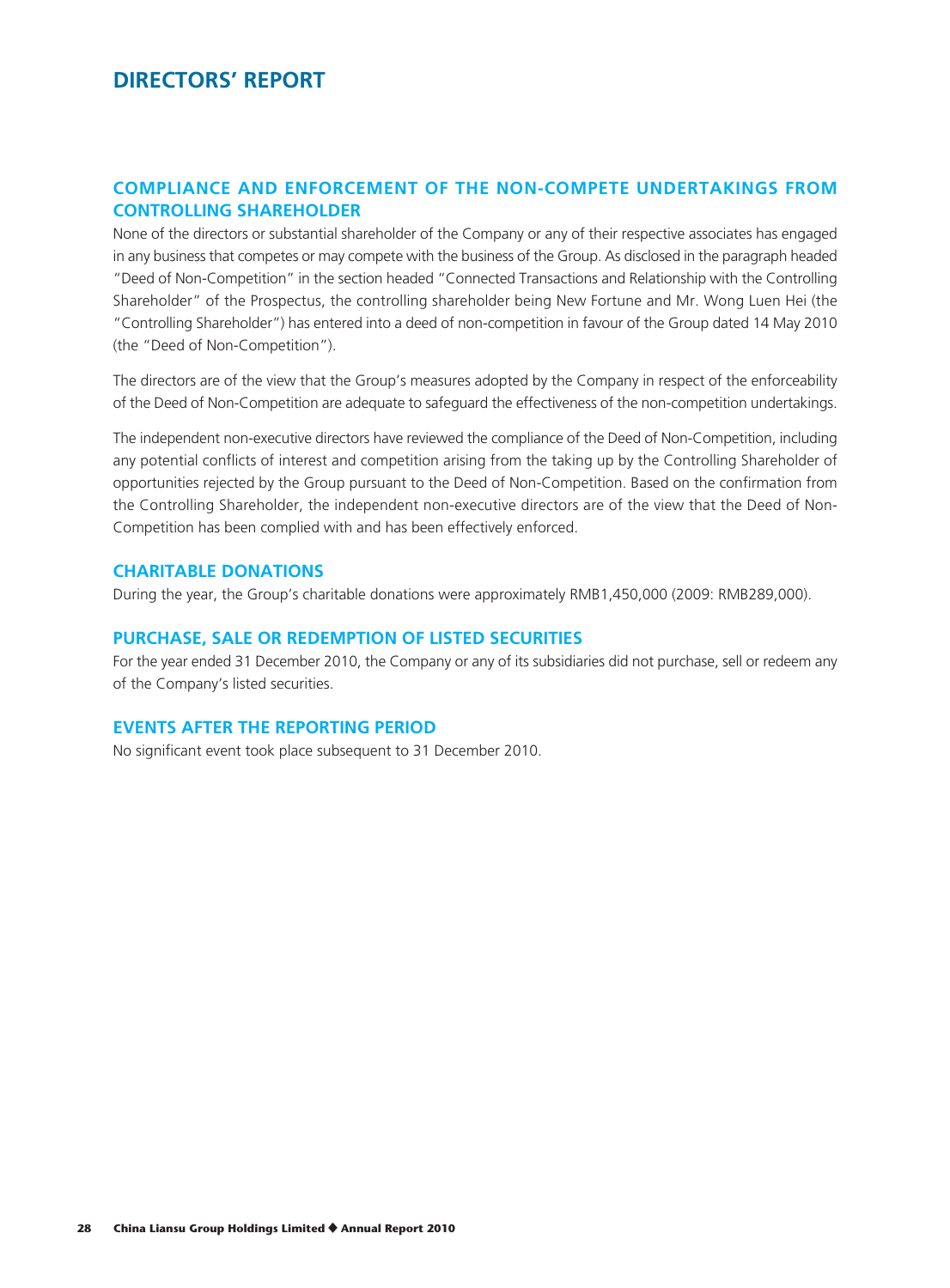# DIRECTORS' REPORT

## COMPLIANCE AND ENFORCEMENT OF THE NON-COMPETE UNDERTAKINGS FROM CONTROLLING SHAREHOLDER

None of the directors or substantial shareholder of the Company or any of their respective associates has engaged in any business that competes or may compete with the business of the Group. As disclosed in the paragraph headed "Deed of Non-Competition" in the section headed "Connected Transactions and Relationship with the Controlling Shareholder" of the Prospectus, the controlling shareholder being New Fortune and Mr. Wong Luen Hei (the "Controlling Shareholder") has entered into a deed of non-competition in favour of the Group dated 14 May 2010 (the "Deed of Non-Competition").

The directors are of the view that the Group's measures adopted by the Company in respect of the enforceability of the Deed of Non-Competition are adequate to safeguard the effectiveness of the non-competition undertakings.

The independent non-executive directors have reviewed the compliance of the Deed of Non-Competition, including any potential conflicts of interest and competition arising from the taking up by the Controlling Shareholder of opportunities rejected by the Group pursuant to the Deed of Non-Competition. Based on the confirmation from the Controlling Shareholder, the independent non-executive directors are of the view that the Deed of Non-Competition has been complied with and has been effectively enforced.

## CHARITABLE DONATIONS

During the year, the Group's charitable donations were approximately RMB1,450,000 (2009: RMB289,000).

## PURCHASE, SALE OR REDEMPTION OF LISTED SECURITIES

For the year ended 31 December 2010, the Company or any of its subsidiaries did not purchase, sell or redeem any of the Company's listed securities.

## EVENTS AFTER THE REPORTING PERIOD

No significant event took place subsequent to 31 December 2010.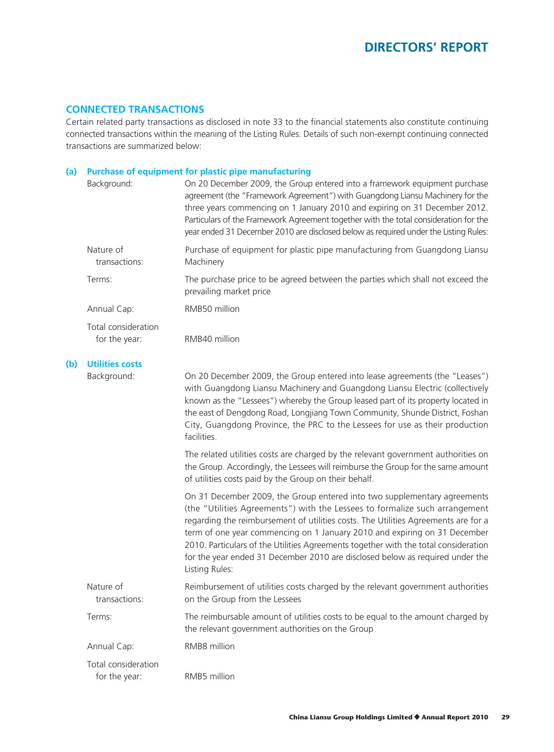## CONNECTED TRANSACTIONS

Certain related party transactions as disclosed in note 33 to the financial statements also constitute continuing connected transactions within the meaning of the Listing Rules. Details of such non-exempt continuing connected transactions are summarized below:

### (a) Purchase of equipment for plastic pipe manufacturing

| | |
|---|---|
| Background: | On 20 December 2009, the Group entered into a framework equipment purchase agreement (the "Framework Agreement") with Guangdong Liansu Machinery for the three years commencing on 1 January 2010 and expiring on 31 December 2012. Particulars of the Framework Agreement together with the total consideration for the year ended 31 December 2010 are disclosed below as required under the Listing Rules: |
| Nature of transactions: | Purchase of equipment for plastic pipe manufacturing from Guangdong Liansu Machinery |
| Terms: | The purchase price to be agreed between the parties which shall not exceed the prevailing market price |
| Annual Cap: | RMB50 million |
| Total consideration for the year: | RMB40 million |

### (b) Utilities costs

| | |
|---|---|
| Background: | On 20 December 2009, the Group entered into lease agreements (the "Leases") with Guangdong Liansu Machinery and Guangdong Liansu Electric (collectively known as the "Lessees") whereby the Group leased part of its property located in the east of Dengdong Road, Longjiang Town Community, Shunde District, Foshan City, Guangdong Province, the PRC to the Lessees for use as their production facilities.<br><br>The related utilities costs are charged by the relevant government authorities on the Group. Accordingly, the Lessees will reimburse the Group for the same amount of utilities costs paid by the Group on their behalf.<br><br>On 31 December 2009, the Group entered into two supplementary agreements (the "Utilities Agreements") with the Lessees to formalize such arrangement regarding the reimbursement of utilities costs. The Utilities Agreements are for a term of one year commencing on 1 January 2010 and expiring on 31 December 2010. Particulars of the Utilities Agreements together with the total consideration for the year ended 31 December 2010 are disclosed below as required under the Listing Rules: |
| Nature of transactions: | Reimbursement of utilities costs charged by the relevant government authorities on the Group from the Lessees |
| Terms: | The reimbursable amount of utilities costs to be equal to the amount charged by the relevant government authorities on the Group |
| Annual Cap: | RMB8 million |
| Total consideration for the year: | RMB5 million |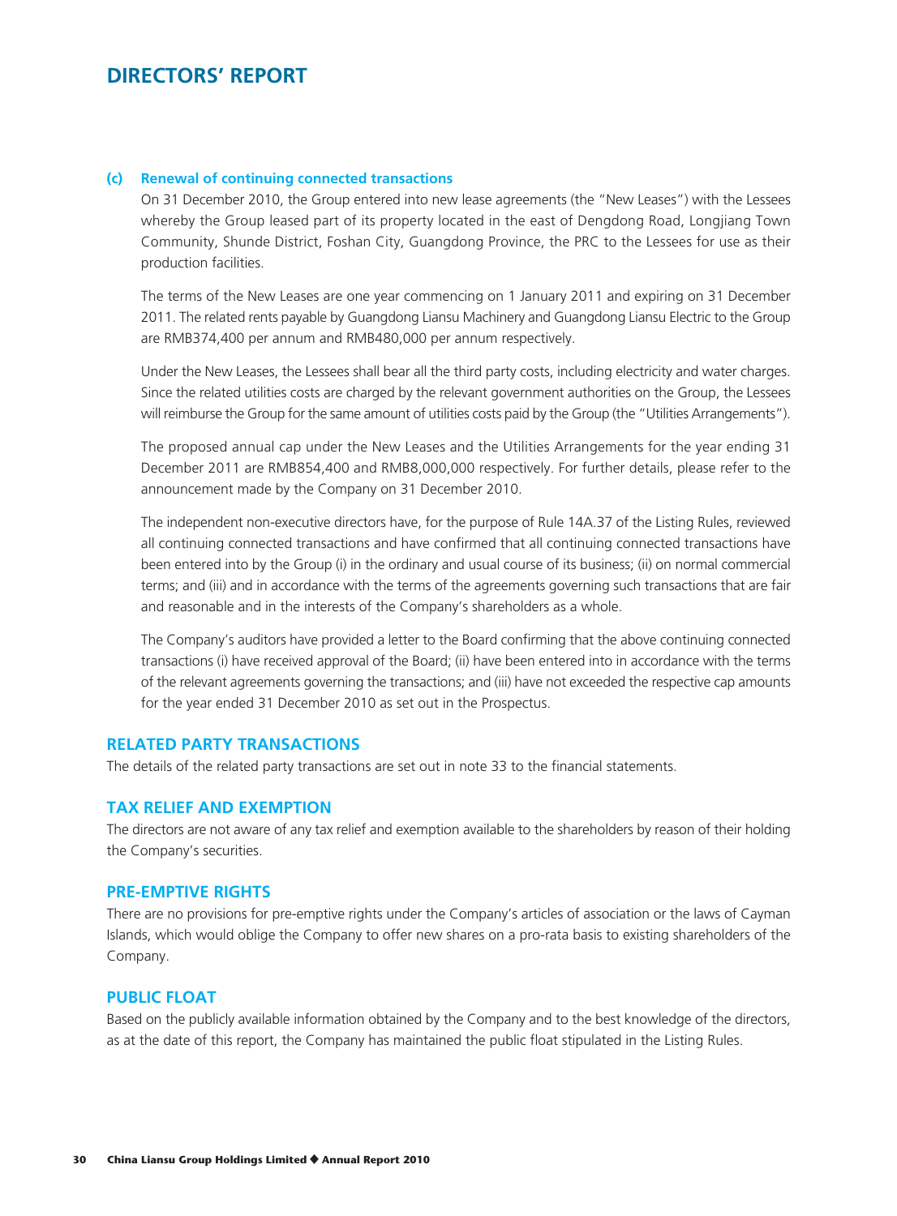#### (c) Renewal of continuing connected transactions

On 31 December 2010, the Group entered into new lease agreements (the "New Leases") with the Lessees whereby the Group leased part of its property located in the east of Dengdong Road, Longjiang Town Community, Shunde District, Foshan City, Guangdong Province, the PRC to the Lessees for use as their production facilities.

The terms of the New Leases are one year commencing on 1 January 2011 and expiring on 31 December 2011. The related rents payable by Guangdong Liansu Machinery and Guangdong Liansu Electric to the Group are RMB374,400 per annum and RMB480,000 per annum respectively.

Under the New Leases, the Lessees shall bear all the third party costs, including electricity and water charges. Since the related utilities costs are charged by the relevant government authorities on the Group, the Lessees will reimburse the Group for the same amount of utilities costs paid by the Group (the "Utilities Arrangements").

The proposed annual cap under the New Leases and the Utilities Arrangements for the year ending 31 December 2011 are RMB854,400 and RMB8,000,000 respectively. For further details, please refer to the announcement made by the Company on 31 December 2010.

The independent non-executive directors have, for the purpose of Rule 14A.37 of the Listing Rules, reviewed all continuing connected transactions and have confirmed that all continuing connected transactions have been entered into by the Group (i) in the ordinary and usual course of its business; (ii) on normal commercial terms; and (iii) and in accordance with the terms of the agreements governing such transactions that are fair and reasonable and in the interests of the Company's shareholders as a whole.

The Company's auditors have provided a letter to the Board confirming that the above continuing connected transactions (i) have received approval of the Board; (ii) have been entered into in accordance with the terms of the relevant agreements governing the transactions; and (iii) have not exceeded the respective cap amounts for the year ended 31 December 2010 as set out in the Prospectus.

## RELATED PARTY TRANSACTIONS

The details of the related party transactions are set out in note 33 to the financial statements.

## TAX RELIEF AND EXEMPTION

The directors are not aware of any tax relief and exemption available to the shareholders by reason of their holding the Company's securities.

## PRE-EMPTIVE RIGHTS

There are no provisions for pre-emptive rights under the Company's articles of association or the laws of Cayman Islands, which would oblige the Company to offer new shares on a pro-rata basis to existing shareholders of the Company.

## PUBLIC FLOAT

Based on the publicly available information obtained by the Company and to the best knowledge of the directors, as at the date of this report, the Company has maintained the public float stipulated in the Listing Rules.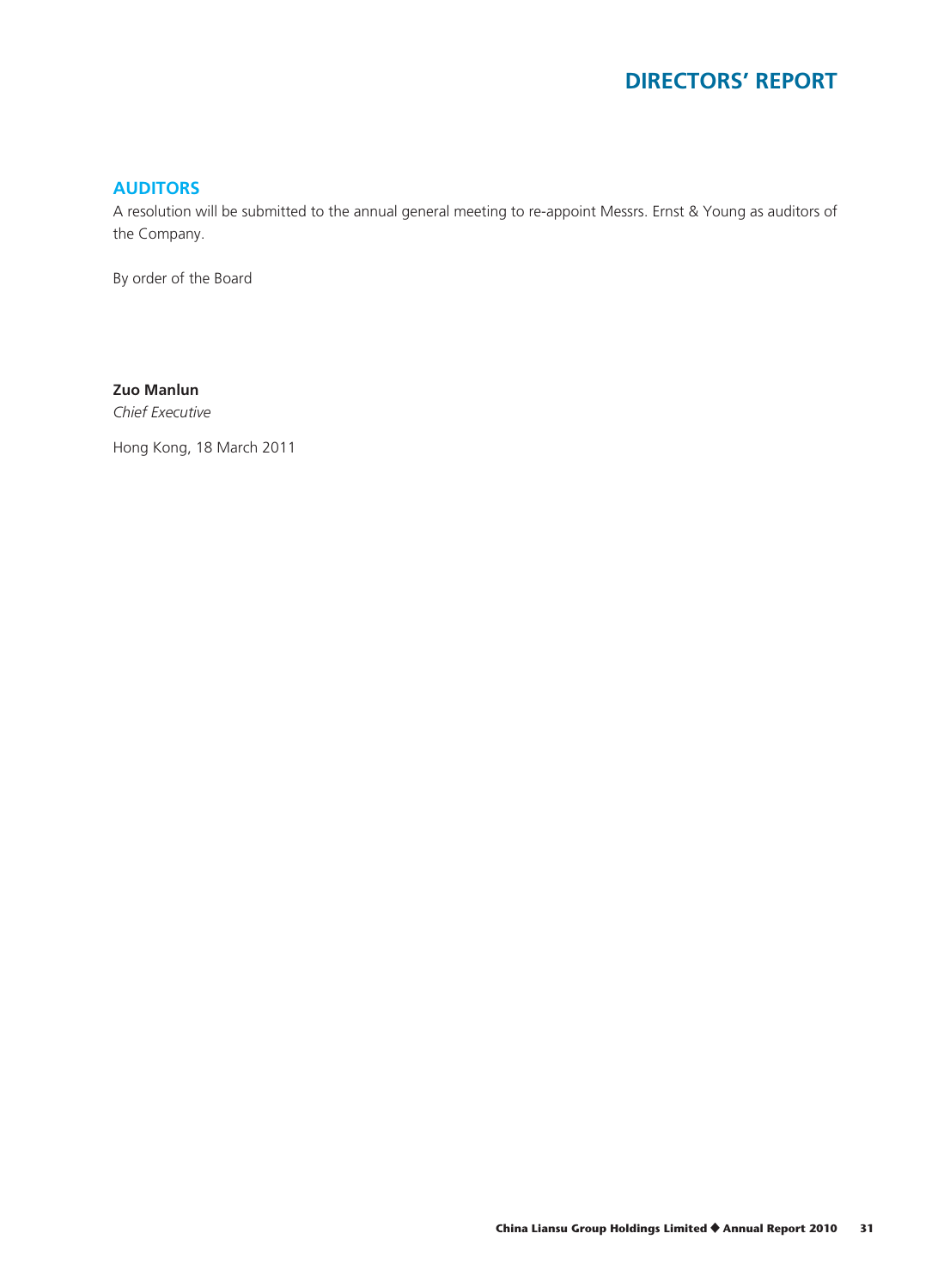## AUDITORS

A resolution will be submitted to the annual general meeting to re-appoint Messrs. Ernst & Young as auditors of the Company.

By order of the Board

**Zuo Manlun**
*Chief Executive*

Hong Kong, 18 March 2011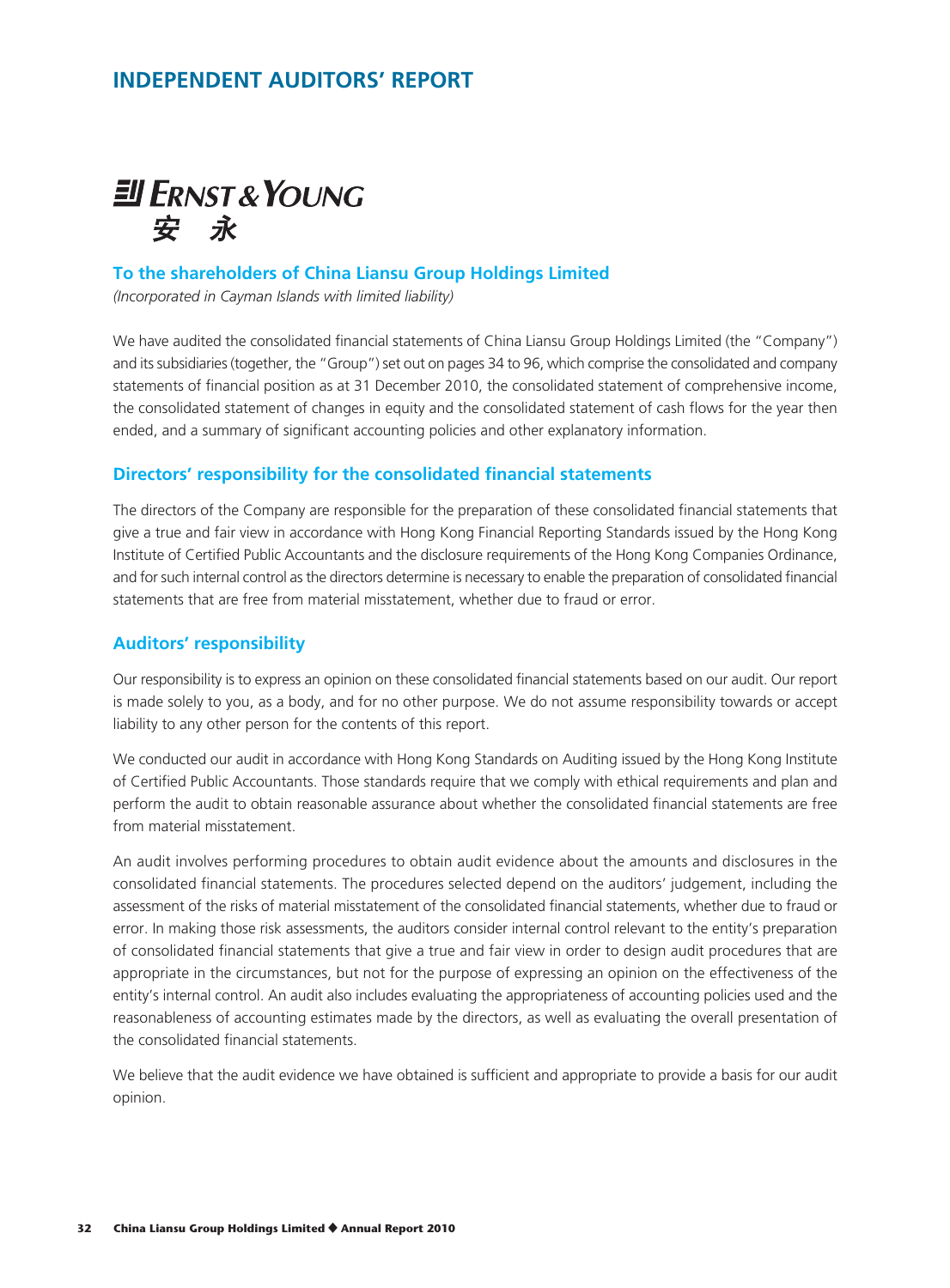# INDEPENDENT AUDITORS' REPORT

ERNST & YOUNG
安 永

## To the shareholders of China Liansu Group Holdings Limited

*(Incorporated in Cayman Islands with limited liability)*

We have audited the consolidated financial statements of China Liansu Group Holdings Limited (the "Company") and its subsidiaries (together, the "Group") set out on pages 34 to 96, which comprise the consolidated and company statements of financial position as at 31 December 2010, the consolidated statement of comprehensive income, the consolidated statement of changes in equity and the consolidated statement of cash flows for the year then ended, and a summary of significant accounting policies and other explanatory information.

## Directors' responsibility for the consolidated financial statements

The directors of the Company are responsible for the preparation of these consolidated financial statements that give a true and fair view in accordance with Hong Kong Financial Reporting Standards issued by the Hong Kong Institute of Certified Public Accountants and the disclosure requirements of the Hong Kong Companies Ordinance, and for such internal control as the directors determine is necessary to enable the preparation of consolidated financial statements that are free from material misstatement, whether due to fraud or error.

## Auditors' responsibility

Our responsibility is to express an opinion on these consolidated financial statements based on our audit. Our report is made solely to you, as a body, and for no other purpose. We do not assume responsibility towards or accept liability to any other person for the contents of this report.

We conducted our audit in accordance with Hong Kong Standards on Auditing issued by the Hong Kong Institute of Certified Public Accountants. Those standards require that we comply with ethical requirements and plan and perform the audit to obtain reasonable assurance about whether the consolidated financial statements are free from material misstatement.

An audit involves performing procedures to obtain audit evidence about the amounts and disclosures in the consolidated financial statements. The procedures selected depend on the auditors' judgement, including the assessment of the risks of material misstatement of the consolidated financial statements, whether due to fraud or error. In making those risk assessments, the auditors consider internal control relevant to the entity's preparation of consolidated financial statements that give a true and fair view in order to design audit procedures that are appropriate in the circumstances, but not for the purpose of expressing an opinion on the effectiveness of the entity's internal control. An audit also includes evaluating the appropriateness of accounting policies used and the reasonableness of accounting estimates made by the directors, as well as evaluating the overall presentation of the consolidated financial statements.

We believe that the audit evidence we have obtained is sufficient and appropriate to provide a basis for our audit opinion.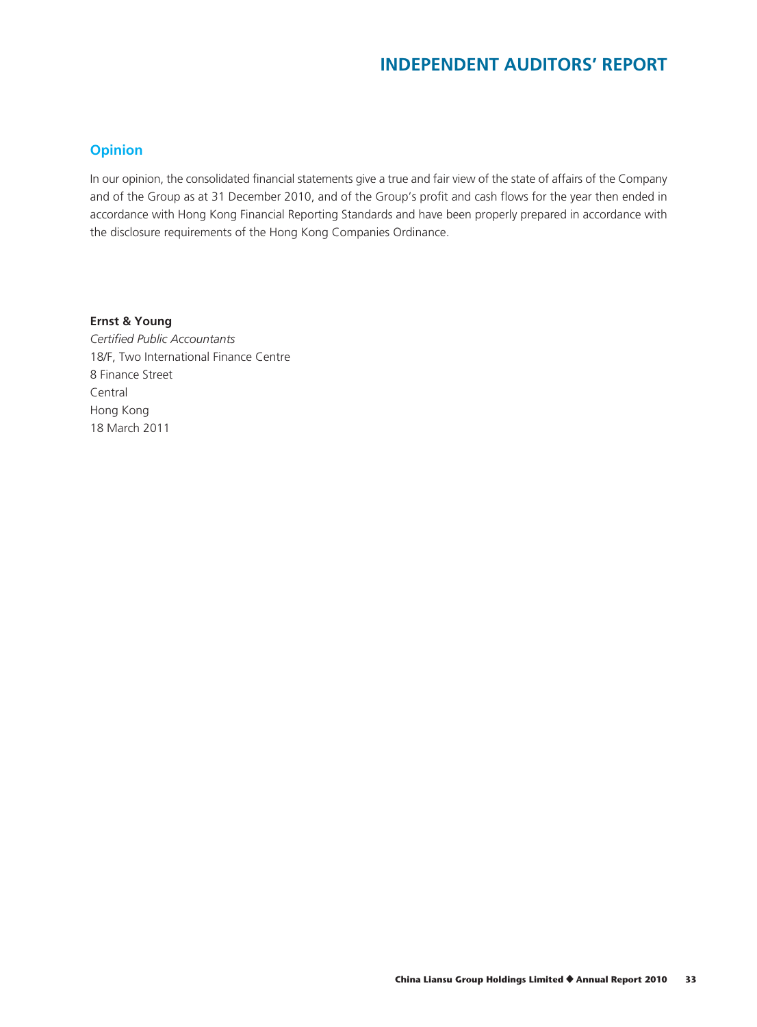# INDEPENDENT AUDITORS' REPORT

## Opinion

In our opinion, the consolidated financial statements give a true and fair view of the state of affairs of the Company and of the Group as at 31 December 2010, and of the Group's profit and cash flows for the year then ended in accordance with Hong Kong Financial Reporting Standards and have been properly prepared in accordance with the disclosure requirements of the Hong Kong Companies Ordinance.

**Ernst & Young**  
*Certified Public Accountants*  
18/F, Two International Finance Centre  
8 Finance Street  
Central  
Hong Kong  
18 March 2011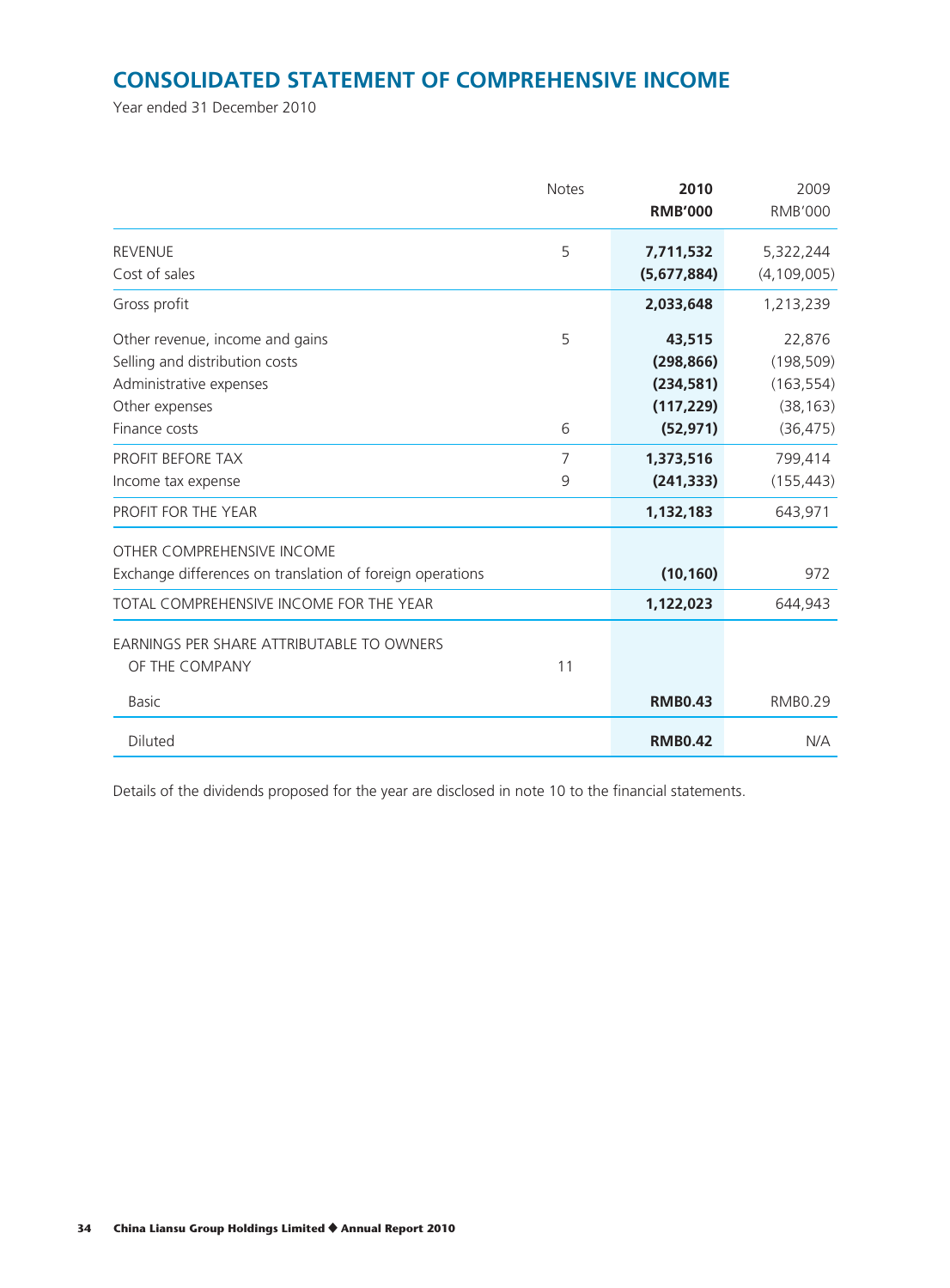# CONSOLIDATED STATEMENT OF COMPREHENSIVE INCOME

Year ended 31 December 2010

| | Notes | 2010<br>RMB'000 | 2009<br>RMB'000 |
|---|---|---|---|
| REVENUE | 5 | **7,711,532** | 5,322,244 |
| Cost of sales | | **(5,677,884)** | (4,109,005) |
| Gross profit | | **2,033,648** | 1,213,239 |
| Other revenue, income and gains | 5 | **43,515** | 22,876 |
| Selling and distribution costs | | **(298,866)** | (198,509) |
| Administrative expenses | | **(234,581)** | (163,554) |
| Other expenses | | **(117,229)** | (38,163) |
| Finance costs | 6 | **(52,971)** | (36,475) |
| PROFIT BEFORE TAX | 7 | **1,373,516** | 799,414 |
| Income tax expense | 9 | **(241,333)** | (155,443) |
| PROFIT FOR THE YEAR | | **1,132,183** | 643,971 |
| OTHER COMPREHENSIVE INCOME | | | |
| Exchange differences on translation of foreign operations | | **(10,160)** | 972 |
| TOTAL COMPREHENSIVE INCOME FOR THE YEAR | | **1,122,023** | 644,943 |
| EARNINGS PER SHARE ATTRIBUTABLE TO OWNERS OF THE COMPANY | 11 | | |
| Basic | | **RMB0.43** | RMB0.29 |
| Diluted | | **RMB0.42** | N/A |

Details of the dividends proposed for the year are disclosed in note 10 to the financial statements.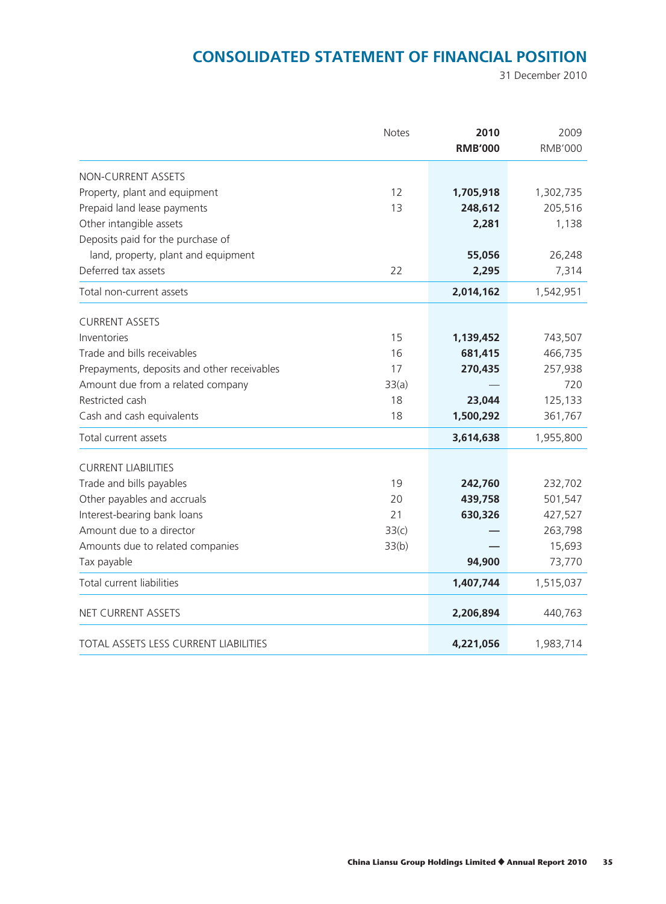# CONSOLIDATED STATEMENT OF FINANCIAL POSITION

31 December 2010

| | Notes | 2010 RMB'000 | 2009 RMB'000 |
|---|---|---|---|
| NON-CURRENT ASSETS | | | |
| Property, plant and equipment | 12 | **1,705,918** | 1,302,735 |
| Prepaid land lease payments | 13 | **248,612** | 205,516 |
| Other intangible assets | | **2,281** | 1,138 |
| Deposits paid for the purchase of land, property, plant and equipment | | **55,056** | 26,248 |
| Deferred tax assets | 22 | **2,295** | 7,314 |
| Total non-current assets | | **2,014,162** | 1,542,951 |
| CURRENT ASSETS | | | |
| Inventories | 15 | **1,139,452** | 743,507 |
| Trade and bills receivables | 16 | **681,415** | 466,735 |
| Prepayments, deposits and other receivables | 17 | **270,435** | 257,938 |
| Amount due from a related company | 33(a) | — | 720 |
| Restricted cash | 18 | **23,044** | 125,133 |
| Cash and cash equivalents | 18 | **1,500,292** | 361,767 |
| Total current assets | | **3,614,638** | 1,955,800 |
| CURRENT LIABILITIES | | | |
| Trade and bills payables | 19 | **242,760** | 232,702 |
| Other payables and accruals | 20 | **439,758** | 501,547 |
| Interest-bearing bank loans | 21 | **630,326** | 427,527 |
| Amount due to a director | 33(c) | **—** | 263,798 |
| Amounts due to related companies | 33(b) | **—** | 15,693 |
| Tax payable | | **94,900** | 73,770 |
| Total current liabilities | | **1,407,744** | 1,515,037 |
| NET CURRENT ASSETS | | **2,206,894** | 440,763 |
| TOTAL ASSETS LESS CURRENT LIABILITIES | | **4,221,056** | 1,983,714 |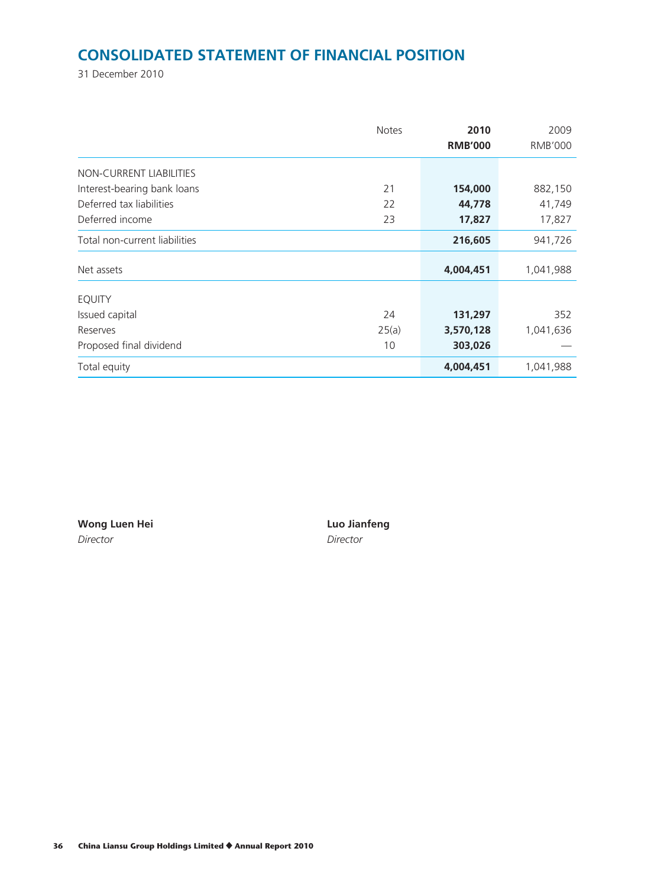# CONSOLIDATED STATEMENT OF FINANCIAL POSITION

31 December 2010

| | Notes | 2010 RMB'000 | 2009 RMB'000 |
|---|---|---|---|
| NON-CURRENT LIABILITIES | | | |
| Interest-bearing bank loans | 21 | **154,000** | 882,150 |
| Deferred tax liabilities | 22 | **44,778** | 41,749 |
| Deferred income | 23 | **17,827** | 17,827 |
| Total non-current liabilities | | **216,605** | 941,726 |
| Net assets | | **4,004,451** | 1,041,988 |
| EQUITY | | | |
| Issued capital | 24 | **131,297** | 352 |
| Reserves | 25(a) | **3,570,128** | 1,041,636 |
| Proposed final dividend | 10 | **303,026** | — |
| Total equity | | **4,004,451** | 1,041,988 |

**Wong Luen Hei**
*Director*

**Luo Jianfeng**
*Director*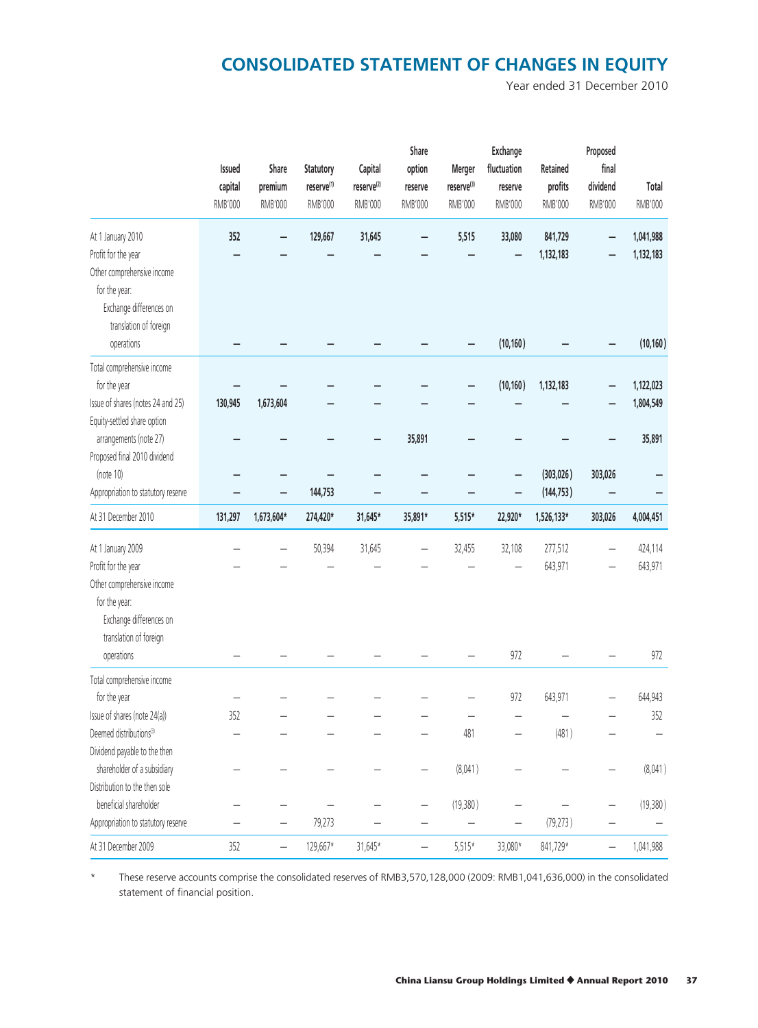# CONSOLIDATED STATEMENT OF CHANGES IN EQUITY

Year ended 31 December 2010

| | Issued capital RMB'000 | Share premium RMB'000 | Statutory reserve[1] RMB'000 | Capital reserve[2] RMB'000 | Share option reserve RMB'000 | Merger reserve[3] RMB'000 | Exchange fluctuation reserve RMB'000 | Retained profits RMB'000 | Proposed final dividend RMB'000 | Total RMB'000 |
|---|---|---|---|---|---|---|---|---|---|---|
| **At 1 January 2010** | **352** | **–** | **129,667** | **31,645** | **–** | **5,515** | **33,080** | **841,729** | **–** | **1,041,988** |
| Profit for the year | **–** | **–** | **–** | **–** | **–** | **–** | **–** | **1,132,183** | **–** | **1,132,183** |
| Other comprehensive income for the year: | | | | | | | | | | |
| Exchange differences on translation of foreign operations | **–** | **–** | **–** | **–** | **–** | **–** | **(10,160)** | **–** | **–** | **(10,160)** |
| Total comprehensive income for the year | **–** | **–** | **–** | **–** | **–** | **–** | **(10,160)** | **1,132,183** | **–** | **1,122,023** |
| Issue of shares (notes 24 and 25) | **130,945** | **1,673,604** | **–** | **–** | **–** | **–** | **–** | **–** | **–** | **1,804,549** |
| Equity-settled share option arrangements (note 27) | **–** | **–** | **–** | **–** | **35,891** | **–** | **–** | **–** | **–** | **35,891** |
| Proposed final 2010 dividend (note 10) | **–** | **–** | **–** | **–** | **–** | **–** | **–** | **(303,026)** | **303,026** | **–** |
| Appropriation to statutory reserve | **–** | **–** | **144,753** | **–** | **–** | **–** | **–** | **(144,753)** | **–** | **–** |
| **At 31 December 2010** | **131,297** | **1,673,604*** | **274,420*** | **31,645*** | **35,891*** | **5,515*** | **22,920*** | **1,526,133*** | **303,026** | **4,004,451** |
| At 1 January 2009 | – | – | 50,394 | 31,645 | – | 32,455 | 32,108 | 277,512 | – | 424,114 |
| Profit for the year | – | – | – | – | – | – | – | 643,971 | – | 643,971 |
| Other comprehensive income for the year: | | | | | | | | | | |
| Exchange differences on translation of foreign operations | – | – | – | – | – | – | 972 | – | – | 972 |
| Total comprehensive income for the year | – | – | – | – | – | – | 972 | 643,971 | – | 644,943 |
| Issue of shares (note 24(a)) | 352 | – | – | – | – | – | – | – | – | 352 |
| Deemed distributions[3] | – | – | – | – | – | 481 | – | (481) | – | – |
| Dividend payable to the then shareholder of a subsidiary | – | – | – | – | – | (8,041) | – | – | – | (8,041) |
| Distribution to the then sole beneficial shareholder | – | – | – | – | – | (19,380) | – | – | – | (19,380) |
| Appropriation to statutory reserve | – | – | 79,273 | – | – | – | – | (79,273) | – | – |
| At 31 December 2009 | 352 | – | 129,667* | 31,645* | – | 5,515* | 33,080* | 841,729* | – | 1,041,988 |

\* These reserve accounts comprise the consolidated reserves of RMB3,570,128,000 (2009: RMB1,041,636,000) in the consolidated statement of financial position.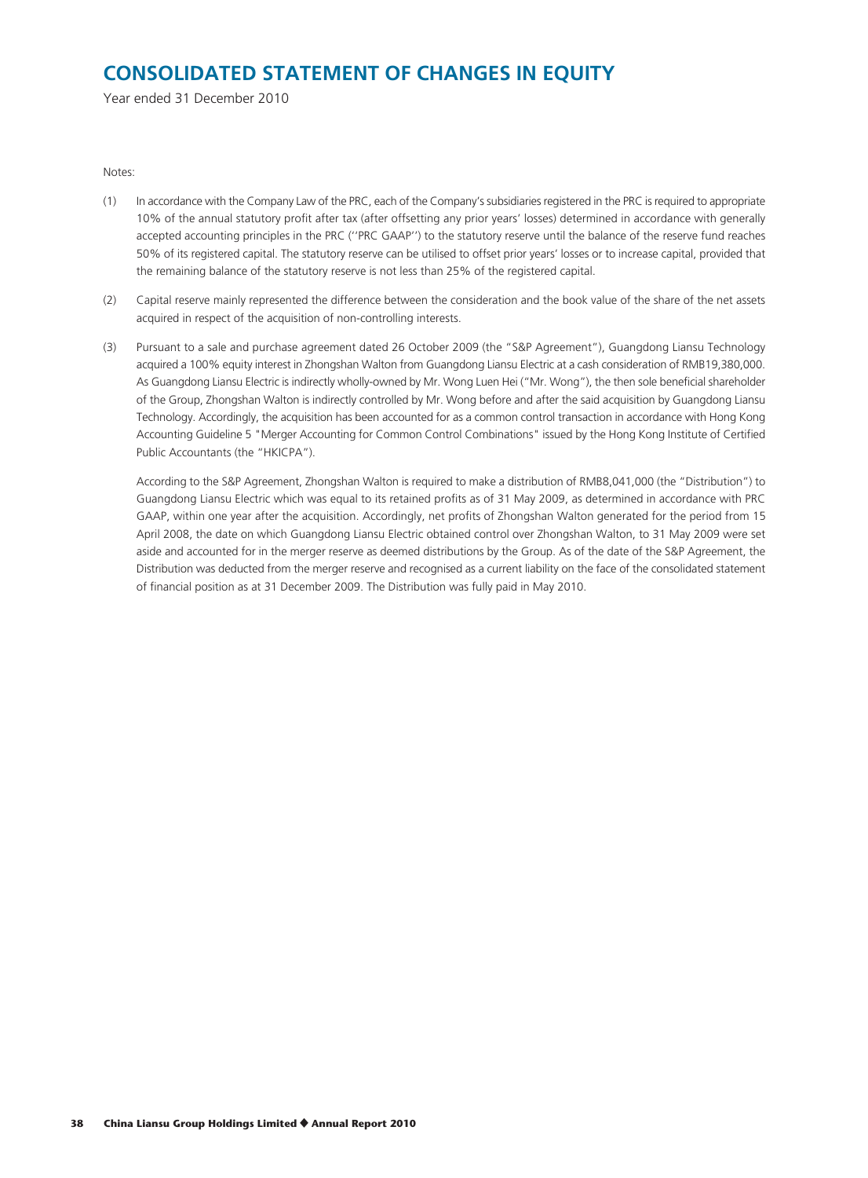# CONSOLIDATED STATEMENT OF CHANGES IN EQUITY

Year ended 31 December 2010

Notes:

(1) In accordance with the Company Law of the PRC, each of the Company's subsidiaries registered in the PRC is required to appropriate 10% of the annual statutory profit after tax (after offsetting any prior years' losses) determined in accordance with generally accepted accounting principles in the PRC (''PRC GAAP'') to the statutory reserve until the balance of the reserve fund reaches 50% of its registered capital. The statutory reserve can be utilised to offset prior years' losses or to increase capital, provided that the remaining balance of the statutory reserve is not less than 25% of the registered capital.

(2) Capital reserve mainly represented the difference between the consideration and the book value of the share of the net assets acquired in respect of the acquisition of non-controlling interests.

(3) Pursuant to a sale and purchase agreement dated 26 October 2009 (the "S&P Agreement"), Guangdong Liansu Technology acquired a 100% equity interest in Zhongshan Walton from Guangdong Liansu Electric at a cash consideration of RMB19,380,000. As Guangdong Liansu Electric is indirectly wholly-owned by Mr. Wong Luen Hei ("Mr. Wong"), the then sole beneficial shareholder of the Group, Zhongshan Walton is indirectly controlled by Mr. Wong before and after the said acquisition by Guangdong Liansu Technology. Accordingly, the acquisition has been accounted for as a common control transaction in accordance with Hong Kong Accounting Guideline 5 "Merger Accounting for Common Control Combinations" issued by the Hong Kong Institute of Certified Public Accountants (the "HKICPA").

    According to the S&P Agreement, Zhongshan Walton is required to make a distribution of RMB8,041,000 (the "Distribution") to Guangdong Liansu Electric which was equal to its retained profits as of 31 May 2009, as determined in accordance with PRC GAAP, within one year after the acquisition. Accordingly, net profits of Zhongshan Walton generated for the period from 15 April 2008, the date on which Guangdong Liansu Electric obtained control over Zhongshan Walton, to 31 May 2009 were set aside and accounted for in the merger reserve as deemed distributions by the Group. As of the date of the S&P Agreement, the Distribution was deducted from the merger reserve and recognised as a current liability on the face of the consolidated statement of financial position as at 31 December 2009. The Distribution was fully paid in May 2010.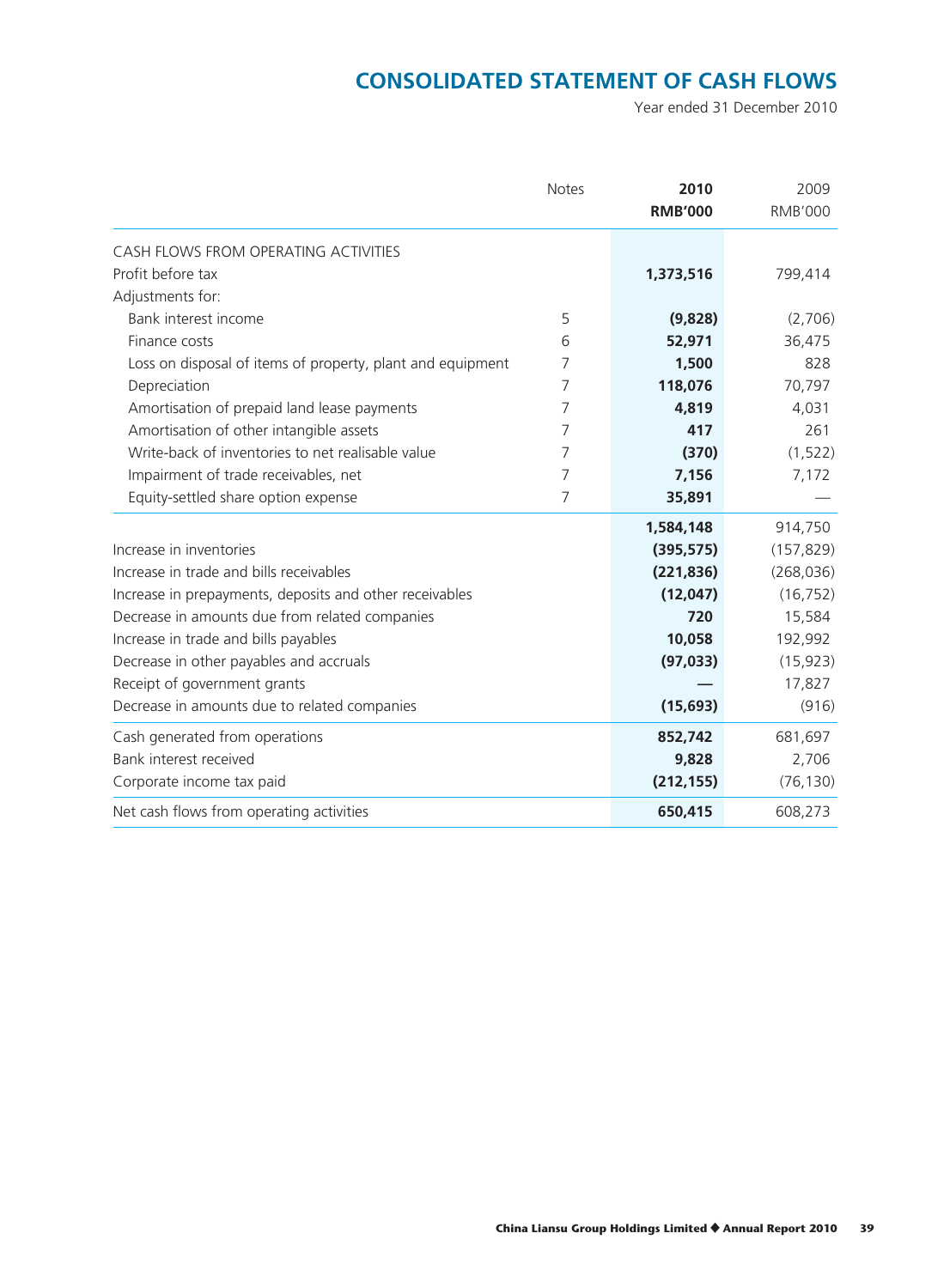# CONSOLIDATED STATEMENT OF CASH FLOWS

Year ended 31 December 2010

| | Notes | 2010 RMB'000 | 2009 RMB'000 |
|---|---|---|---|
| CASH FLOWS FROM OPERATING ACTIVITIES | | | |
| Profit before tax | | **1,373,516** | 799,414 |
| Adjustments for: | | | |
| Bank interest income | 5 | **(9,828)** | (2,706) |
| Finance costs | 6 | **52,971** | 36,475 |
| Loss on disposal of items of property, plant and equipment | 7 | **1,500** | 828 |
| Depreciation | 7 | **118,076** | 70,797 |
| Amortisation of prepaid land lease payments | 7 | **4,819** | 4,031 |
| Amortisation of other intangible assets | 7 | **417** | 261 |
| Write-back of inventories to net realisable value | 7 | **(370)** | (1,522) |
| Impairment of trade receivables, net | 7 | **7,156** | 7,172 |
| Equity-settled share option expense | 7 | **35,891** | — |
| | | **1,584,148** | 914,750 |
| Increase in inventories | | **(395,575)** | (157,829) |
| Increase in trade and bills receivables | | **(221,836)** | (268,036) |
| Increase in prepayments, deposits and other receivables | | **(12,047)** | (16,752) |
| Decrease in amounts due from related companies | | **720** | 15,584 |
| Increase in trade and bills payables | | **10,058** | 192,992 |
| Decrease in other payables and accruals | | **(97,033)** | (15,923) |
| Receipt of government grants | | **—** | 17,827 |
| Decrease in amounts due to related companies | | **(15,693)** | (916) |
| Cash generated from operations | | **852,742** | 681,697 |
| Bank interest received | | **9,828** | 2,706 |
| Corporate income tax paid | | **(212,155)** | (76,130) |
| Net cash flows from operating activities | | **650,415** | 608,273 |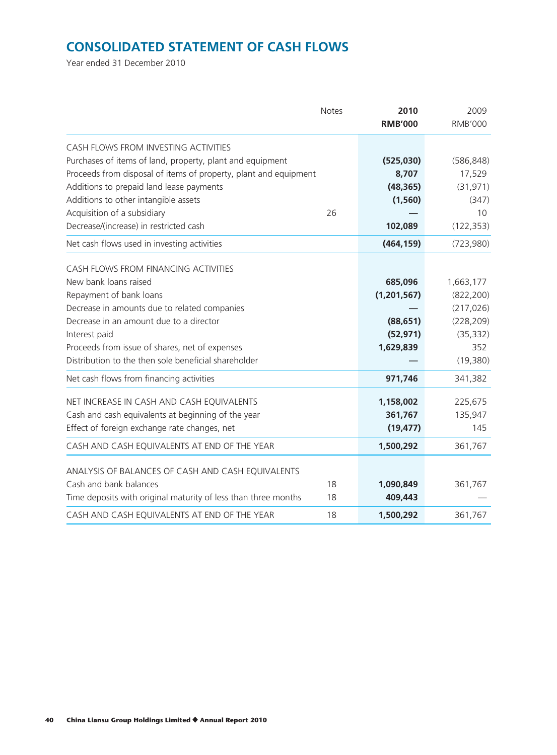# CONSOLIDATED STATEMENT OF CASH FLOWS

Year ended 31 December 2010

| | Notes | **2010** **RMB'000** | 2009 RMB'000 |
|---|---|---|---|
| CASH FLOWS FROM INVESTING ACTIVITIES | | | |
| Purchases of items of land, property, plant and equipment | | **(525,030)** | (586,848) |
| Proceeds from disposal of items of property, plant and equipment | | **8,707** | 17,529 |
| Additions to prepaid land lease payments | | **(48,365)** | (31,971) |
| Additions to other intangible assets | | **(1,560)** | (347) |
| Acquisition of a subsidiary | 26 | **—** | 10 |
| Decrease/(increase) in restricted cash | | **102,089** | (122,353) |
| Net cash flows used in investing activities | | **(464,159)** | (723,980) |
| CASH FLOWS FROM FINANCING ACTIVITIES | | | |
| New bank loans raised | | **685,096** | 1,663,177 |
| Repayment of bank loans | | **(1,201,567)** | (822,200) |
| Decrease in amounts due to related companies | | **—** | (217,026) |
| Decrease in an amount due to a director | | **(88,651)** | (228,209) |
| Interest paid | | **(52,971)** | (35,332) |
| Proceeds from issue of shares, net of expenses | | **1,629,839** | 352 |
| Distribution to the then sole beneficial shareholder | | **—** | (19,380) |
| Net cash flows from financing activities | | **971,746** | 341,382 |
| NET INCREASE IN CASH AND CASH EQUIVALENTS | | **1,158,002** | 225,675 |
| Cash and cash equivalents at beginning of the year | | **361,767** | 135,947 |
| Effect of foreign exchange rate changes, net | | **(19,477)** | 145 |
| CASH AND CASH EQUIVALENTS AT END OF THE YEAR | | **1,500,292** | 361,767 |
| ANALYSIS OF BALANCES OF CASH AND CASH EQUIVALENTS | | | |
| Cash and bank balances | 18 | **1,090,849** | 361,767 |
| Time deposits with original maturity of less than three months | 18 | **409,443** | — |
| CASH AND CASH EQUIVALENTS AT END OF THE YEAR | 18 | **1,500,292** | 361,767 |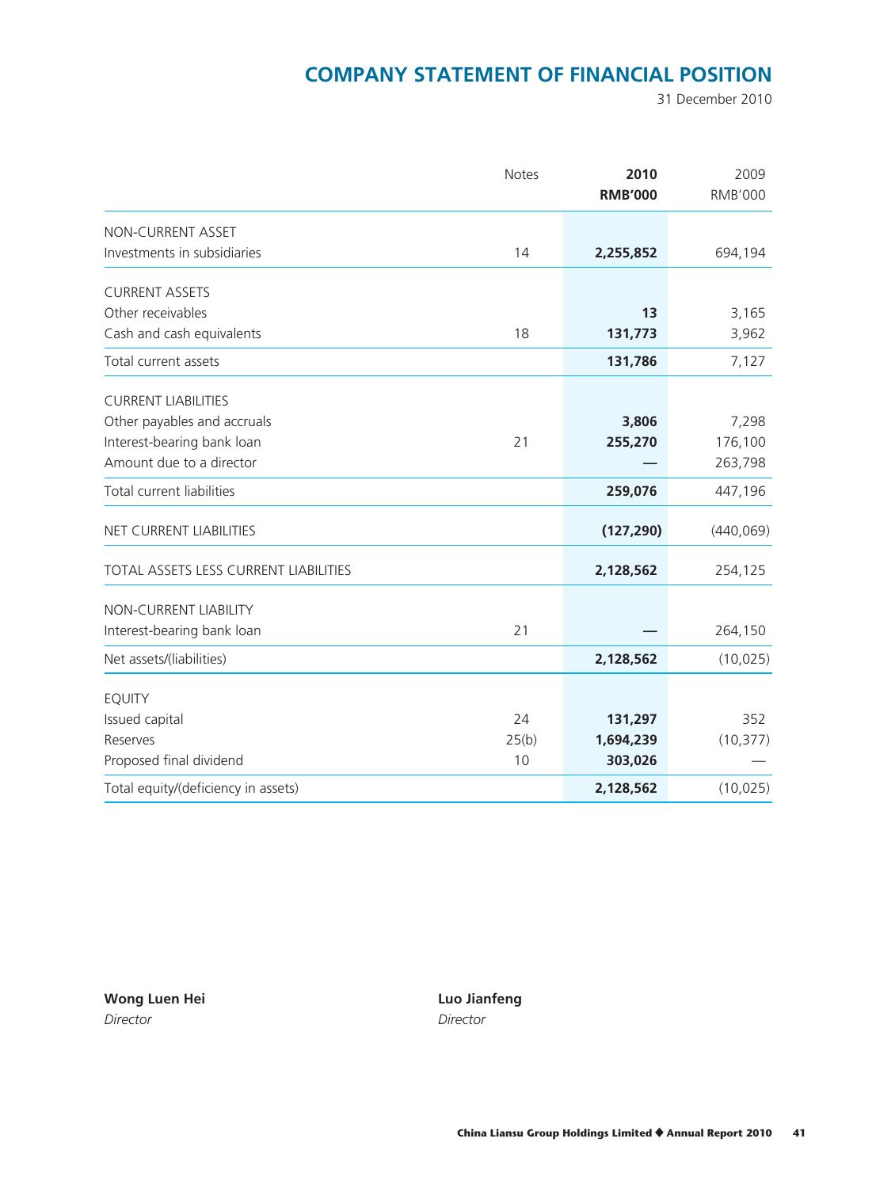# COMPANY STATEMENT OF FINANCIAL POSITION

31 December 2010

| | Notes | 2010 RMB'000 | 2009 RMB'000 |
|---|---|---|---|
| NON-CURRENT ASSET | | | |
| Investments in subsidiaries | 14 | **2,255,852** | 694,194 |
| CURRENT ASSETS | | | |
| Other receivables | | **13** | 3,165 |
| Cash and cash equivalents | 18 | **131,773** | 3,962 |
| Total current assets | | **131,786** | 7,127 |
| CURRENT LIABILITIES | | | |
| Other payables and accruals | | **3,806** | 7,298 |
| Interest-bearing bank loan | 21 | **255,270** | 176,100 |
| Amount due to a director | | **—** | 263,798 |
| Total current liabilities | | **259,076** | 447,196 |
| NET CURRENT LIABILITIES | | **(127,290)** | (440,069) |
| TOTAL ASSETS LESS CURRENT LIABILITIES | | **2,128,562** | 254,125 |
| NON-CURRENT LIABILITY | | | |
| Interest-bearing bank loan | 21 | **—** | 264,150 |
| Net assets/(liabilities) | | **2,128,562** | (10,025) |
| EQUITY | | | |
| Issued capital | 24 | **131,297** | 352 |
| Reserves | 25(b) | **1,694,239** | (10,377) |
| Proposed final dividend | 10 | **303,026** | — |
| Total equity/(deficiency in assets) | | **2,128,562** | (10,025) |

**Wong Luen Hei**
*Director*

**Luo Jianfeng**
*Director*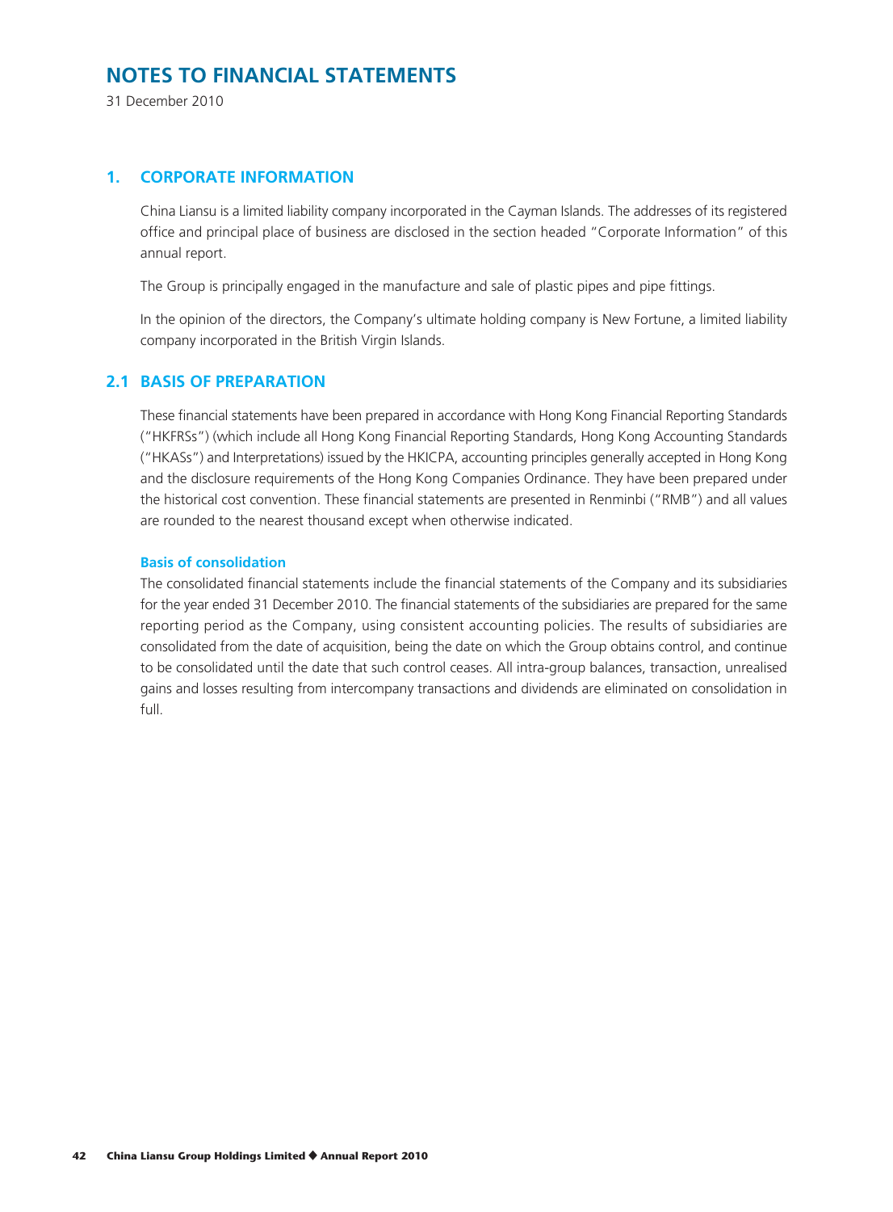# NOTES TO FINANCIAL STATEMENTS

31 December 2010

## 1. CORPORATE INFORMATION

China Liansu is a limited liability company incorporated in the Cayman Islands. The addresses of its registered office and principal place of business are disclosed in the section headed "Corporate Information" of this annual report.

The Group is principally engaged in the manufacture and sale of plastic pipes and pipe fittings.

In the opinion of the directors, the Company's ultimate holding company is New Fortune, a limited liability company incorporated in the British Virgin Islands.

## 2.1 BASIS OF PREPARATION

These financial statements have been prepared in accordance with Hong Kong Financial Reporting Standards ("HKFRSs") (which include all Hong Kong Financial Reporting Standards, Hong Kong Accounting Standards ("HKASs") and Interpretations) issued by the HKICPA, accounting principles generally accepted in Hong Kong and the disclosure requirements of the Hong Kong Companies Ordinance. They have been prepared under the historical cost convention. These financial statements are presented in Renminbi ("RMB") and all values are rounded to the nearest thousand except when otherwise indicated.

### Basis of consolidation

The consolidated financial statements include the financial statements of the Company and its subsidiaries for the year ended 31 December 2010. The financial statements of the subsidiaries are prepared for the same reporting period as the Company, using consistent accounting policies. The results of subsidiaries are consolidated from the date of acquisition, being the date on which the Group obtains control, and continue to be consolidated until the date that such control ceases. All intra-group balances, transaction, unrealised gains and losses resulting from intercompany transactions and dividends are eliminated on consolidation in full.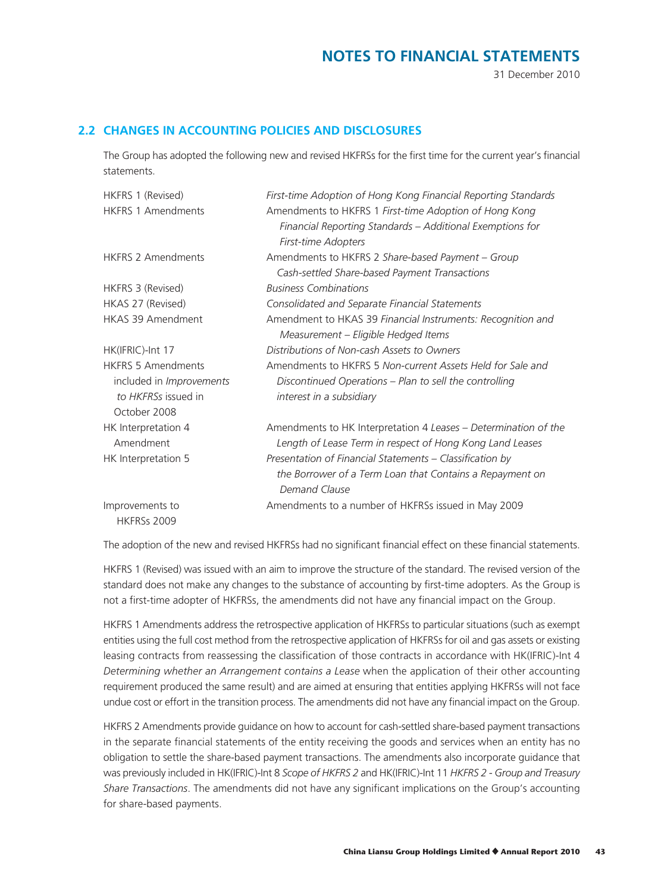## 2.2 CHANGES IN ACCOUNTING POLICIES AND DISCLOSURES

The Group has adopted the following new and revised HKFRSs for the first time for the current year's financial statements.

| | |
|---|---|
| HKFRS 1 (Revised) | *First-time Adoption of Hong Kong Financial Reporting Standards* |
| HKFRS 1 Amendments | Amendments to HKFRS 1 *First-time Adoption of Hong Kong Financial Reporting Standards – Additional Exemptions for First-time Adopters* |
| HKFRS 2 Amendments | Amendments to HKFRS 2 *Share-based Payment – Group Cash-settled Share-based Payment Transactions* |
| HKFRS 3 (Revised) | *Business Combinations* |
| HKAS 27 (Revised) | *Consolidated and Separate Financial Statements* |
| HKAS 39 Amendment | Amendment to HKAS 39 *Financial Instruments: Recognition and Measurement – Eligible Hedged Items* |
| HK(IFRIC)-Int 17 | *Distributions of Non-cash Assets to Owners* |
| HKFRS 5 Amendments included in *Improvements to HKFRSs* issued in October 2008 | Amendments to HKFRS 5 *Non-current Assets Held for Sale and Discontinued Operations – Plan to sell the controlling interest in a subsidiary* |
| HK Interpretation 4 Amendment | Amendments to HK Interpretation 4 *Leases – Determination of the Length of Lease Term in respect of Hong Kong Land Leases* |
| HK Interpretation 5 | *Presentation of Financial Statements – Classification by the Borrower of a Term Loan that Contains a Repayment on Demand Clause* |
| Improvements to HKFRSs 2009 | Amendments to a number of HKFRSs issued in May 2009 |

The adoption of the new and revised HKFRSs had no significant financial effect on these financial statements.

HKFRS 1 (Revised) was issued with an aim to improve the structure of the standard. The revised version of the standard does not make any changes to the substance of accounting by first-time adopters. As the Group is not a first-time adopter of HKFRSs, the amendments did not have any financial impact on the Group.

HKFRS 1 Amendments address the retrospective application of HKFRSs to particular situations (such as exempt entities using the full cost method from the retrospective application of HKFRSs for oil and gas assets or existing leasing contracts from reassessing the classification of those contracts in accordance with HK(IFRIC)-Int 4 *Determining whether an Arrangement contains a Lease* when the application of their other accounting requirement produced the same result) and are aimed at ensuring that entities applying HKFRSs will not face undue cost or effort in the transition process. The amendments did not have any financial impact on the Group.

HKFRS 2 Amendments provide guidance on how to account for cash-settled share-based payment transactions in the separate financial statements of the entity receiving the goods and services when an entity has no obligation to settle the share-based payment transactions. The amendments also incorporate guidance that was previously included in HK(IFRIC)-Int 8 *Scope of HKFRS 2* and HK(IFRIC)-Int 11 *HKFRS 2 - Group and Treasury Share Transactions*. The amendments did not have any significant implications on the Group's accounting for share-based payments.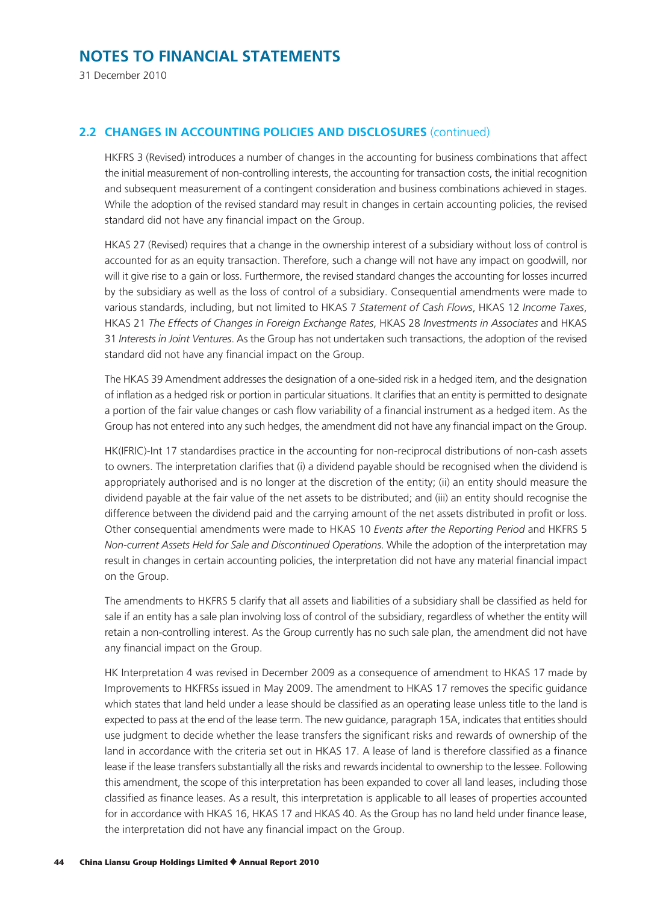## 2.2 CHANGES IN ACCOUNTING POLICIES AND DISCLOSURES (continued)

HKFRS 3 (Revised) introduces a number of changes in the accounting for business combinations that affect the initial measurement of non-controlling interests, the accounting for transaction costs, the initial recognition and subsequent measurement of a contingent consideration and business combinations achieved in stages. While the adoption of the revised standard may result in changes in certain accounting policies, the revised standard did not have any financial impact on the Group.

HKAS 27 (Revised) requires that a change in the ownership interest of a subsidiary without loss of control is accounted for as an equity transaction. Therefore, such a change will not have any impact on goodwill, nor will it give rise to a gain or loss. Furthermore, the revised standard changes the accounting for losses incurred by the subsidiary as well as the loss of control of a subsidiary. Consequential amendments were made to various standards, including, but not limited to HKAS 7 *Statement of Cash Flows*, HKAS 12 *Income Taxes*, HKAS 21 *The Effects of Changes in Foreign Exchange Rates*, HKAS 28 *Investments in Associates* and HKAS 31 *Interests in Joint Ventures*. As the Group has not undertaken such transactions, the adoption of the revised standard did not have any financial impact on the Group.

The HKAS 39 Amendment addresses the designation of a one-sided risk in a hedged item, and the designation of inflation as a hedged risk or portion in particular situations. It clarifies that an entity is permitted to designate a portion of the fair value changes or cash flow variability of a financial instrument as a hedged item. As the Group has not entered into any such hedges, the amendment did not have any financial impact on the Group.

HK(IFRIC)-Int 17 standardises practice in the accounting for non-reciprocal distributions of non-cash assets to owners. The interpretation clarifies that (i) a dividend payable should be recognised when the dividend is appropriately authorised and is no longer at the discretion of the entity; (ii) an entity should measure the dividend payable at the fair value of the net assets to be distributed; and (iii) an entity should recognise the difference between the dividend paid and the carrying amount of the net assets distributed in profit or loss. Other consequential amendments were made to HKAS 10 *Events after the Reporting Period* and HKFRS 5 *Non-current Assets Held for Sale and Discontinued Operations*. While the adoption of the interpretation may result in changes in certain accounting policies, the interpretation did not have any material financial impact on the Group.

The amendments to HKFRS 5 clarify that all assets and liabilities of a subsidiary shall be classified as held for sale if an entity has a sale plan involving loss of control of the subsidiary, regardless of whether the entity will retain a non-controlling interest. As the Group currently has no such sale plan, the amendment did not have any financial impact on the Group.

HK Interpretation 4 was revised in December 2009 as a consequence of amendment to HKAS 17 made by Improvements to HKFRSs issued in May 2009. The amendment to HKAS 17 removes the specific guidance which states that land held under a lease should be classified as an operating lease unless title to the land is expected to pass at the end of the lease term. The new guidance, paragraph 15A, indicates that entities should use judgment to decide whether the lease transfers the significant risks and rewards of ownership of the land in accordance with the criteria set out in HKAS 17. A lease of land is therefore classified as a finance lease if the lease transfers substantially all the risks and rewards incidental to ownership to the lessee. Following this amendment, the scope of this interpretation has been expanded to cover all land leases, including those classified as finance leases. As a result, this interpretation is applicable to all leases of properties accounted for in accordance with HKAS 16, HKAS 17 and HKAS 40. As the Group has no land held under finance lease, the interpretation did not have any financial impact on the Group.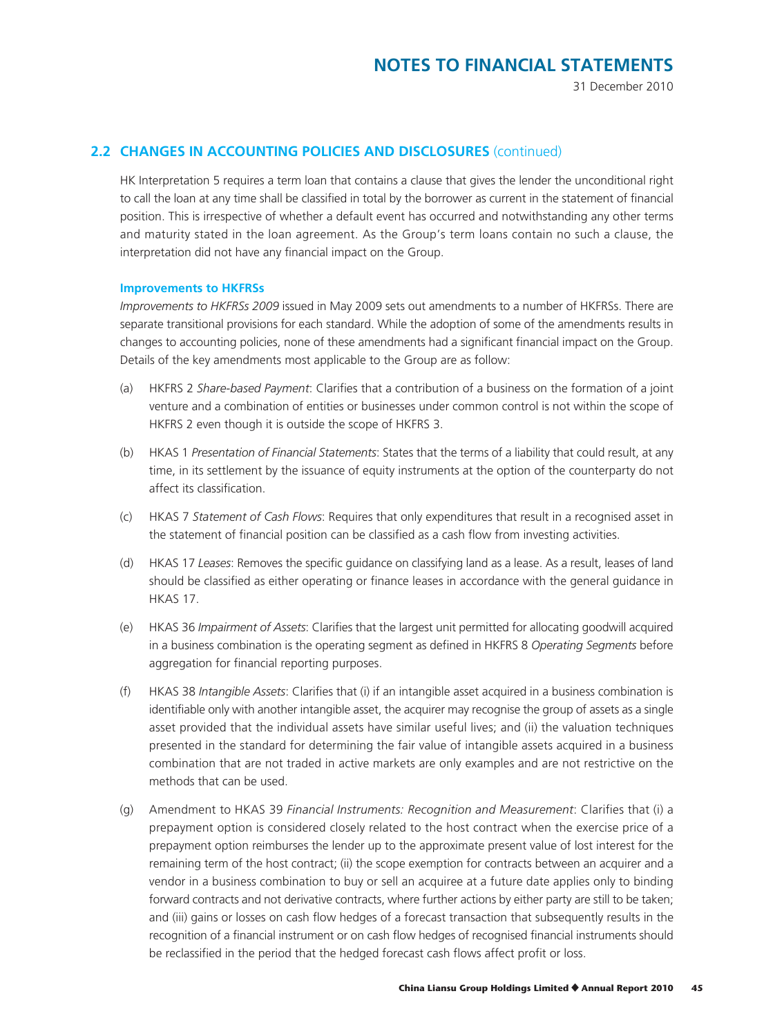## 2.2 CHANGES IN ACCOUNTING POLICIES AND DISCLOSURES (continued)

HK Interpretation 5 requires a term loan that contains a clause that gives the lender the unconditional right to call the loan at any time shall be classified in total by the borrower as current in the statement of financial position. This is irrespective of whether a default event has occurred and notwithstanding any other terms and maturity stated in the loan agreement. As the Group's term loans contain no such a clause, the interpretation did not have any financial impact on the Group.

### Improvements to HKFRSs

*Improvements to HKFRSs 2009* issued in May 2009 sets out amendments to a number of HKFRSs. There are separate transitional provisions for each standard. While the adoption of some of the amendments results in changes to accounting policies, none of these amendments had a significant financial impact on the Group. Details of the key amendments most applicable to the Group are as follow:

(a) HKFRS 2 *Share-based Payment*: Clarifies that a contribution of a business on the formation of a joint venture and a combination of entities or businesses under common control is not within the scope of HKFRS 2 even though it is outside the scope of HKFRS 3.

(b) HKAS 1 *Presentation of Financial Statements*: States that the terms of a liability that could result, at any time, in its settlement by the issuance of equity instruments at the option of the counterparty do not affect its classification.

(c) HKAS 7 *Statement of Cash Flows*: Requires that only expenditures that result in a recognised asset in the statement of financial position can be classified as a cash flow from investing activities.

(d) HKAS 17 *Leases*: Removes the specific guidance on classifying land as a lease. As a result, leases of land should be classified as either operating or finance leases in accordance with the general guidance in HKAS 17.

(e) HKAS 36 *Impairment of Assets*: Clarifies that the largest unit permitted for allocating goodwill acquired in a business combination is the operating segment as defined in HKFRS 8 *Operating Segments* before aggregation for financial reporting purposes.

(f) HKAS 38 *Intangible Assets*: Clarifies that (i) if an intangible asset acquired in a business combination is identifiable only with another intangible asset, the acquirer may recognise the group of assets as a single asset provided that the individual assets have similar useful lives; and (ii) the valuation techniques presented in the standard for determining the fair value of intangible assets acquired in a business combination that are not traded in active markets are only examples and are not restrictive on the methods that can be used.

(g) Amendment to HKAS 39 *Financial Instruments: Recognition and Measurement*: Clarifies that (i) a prepayment option is considered closely related to the host contract when the exercise price of a prepayment option reimburses the lender up to the approximate present value of lost interest for the remaining term of the host contract; (ii) the scope exemption for contracts between an acquirer and a vendor in a business combination to buy or sell an acquiree at a future date applies only to binding forward contracts and not derivative contracts, where further actions by either party are still to be taken; and (iii) gains or losses on cash flow hedges of a forecast transaction that subsequently results in the recognition of a financial instrument or on cash flow hedges of recognised financial instruments should be reclassified in the period that the hedged forecast cash flows affect profit or loss.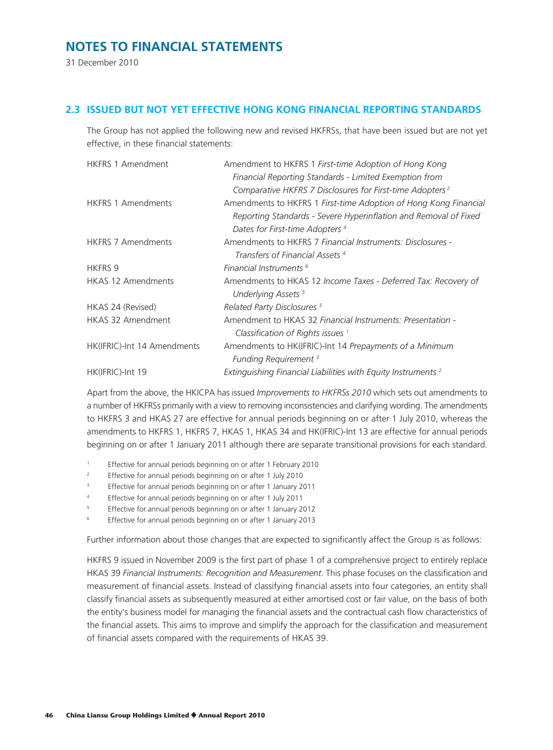# NOTES TO FINANCIAL STATEMENTS

31 December 2010

## 2.3 ISSUED BUT NOT YET EFFECTIVE HONG KONG FINANCIAL REPORTING STANDARDS

The Group has not applied the following new and revised HKFRSs, that have been issued but are not yet effective, in these financial statements:

| | |
|---|---|
| HKFRS 1 Amendment | Amendment to HKFRS 1 *First-time Adoption of Hong Kong Financial Reporting Standards - Limited Exemption from Comparative HKFRS 7 Disclosures for First-time Adopters* [2] |
| HKFRS 1 Amendments | Amendments to HKFRS 1 *First-time Adoption of Hong Kong Financial Reporting Standards - Severe Hyperinflation and Removal of Fixed Dates for First-time Adopters* [4] |
| HKFRS 7 Amendments | Amendments to HKFRS 7 *Financial Instruments: Disclosures - Transfers of Financial Assets* [4] |
| HKFRS 9 | *Financial Instruments* [6] |
| HKAS 12 Amendments | Amendments to HKAS 12 *Income Taxes - Deferred Tax: Recovery of Underlying Assets* [5] |
| HKAS 24 (Revised) | *Related Party Disclosures* [3] |
| HKAS 32 Amendment | Amendment to HKAS 32 *Financial Instruments: Presentation - Classification of Rights issues* [1] |
| HK(IFRIC)-Int 14 Amendments | Amendments to HK(IFRIC)-Int 14 *Prepayments of a Minimum Funding Requirement* [3] |
| HK(IFRIC)-Int 19 | *Extinguishing Financial Liabilities with Equity Instruments* [2] |

Apart from the above, the HKICPA has issued *Improvements to HKFRSs 2010* which sets out amendments to a number of HKFRSs primarily with a view to removing inconsistencies and clarifying wording. The amendments to HKFRS 3 and HKAS 27 are effective for annual periods beginning on or after 1 July 2010, whereas the amendments to HKFRS 1, HKFRS 7, HKAS 1, HKAS 34 and HK(IFRIC)-Int 13 are effective for annual periods beginning on or after 1 January 2011 although there are separate transitional provisions for each standard.

[1] Effective for annual periods beginning on or after 1 February 2010
[2] Effective for annual periods beginning on or after 1 July 2010
[3] Effective for annual periods beginning on or after 1 January 2011
[4] Effective for annual periods beginning on or after 1 July 2011
[5] Effective for annual periods beginning on or after 1 January 2012
[6] Effective for annual periods beginning on or after 1 January 2013

Further information about those changes that are expected to significantly affect the Group is as follows:

HKFRS 9 issued in November 2009 is the first part of phase 1 of a comprehensive project to entirely replace HKAS 39 *Financial Instruments: Recognition and Measurement*. This phase focuses on the classification and measurement of financial assets. Instead of classifying financial assets into four categories, an entity shall classify financial assets as subsequently measured at either amortised cost or fair value, on the basis of both the entity's business model for managing the financial assets and the contractual cash flow characteristics of the financial assets. This aims to improve and simplify the approach for the classification and measurement of financial assets compared with the requirements of HKAS 39.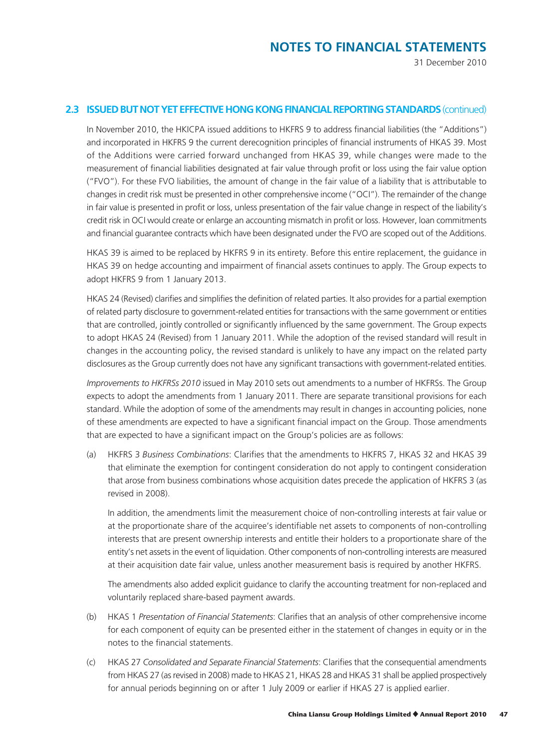## 2.3 ISSUED BUT NOT YET EFFECTIVE HONG KONG FINANCIAL REPORTING STANDARDS (continued)

In November 2010, the HKICPA issued additions to HKFRS 9 to address financial liabilities (the "Additions") and incorporated in HKFRS 9 the current derecognition principles of financial instruments of HKAS 39. Most of the Additions were carried forward unchanged from HKAS 39, while changes were made to the measurement of financial liabilities designated at fair value through profit or loss using the fair value option ("FVO"). For these FVO liabilities, the amount of change in the fair value of a liability that is attributable to changes in credit risk must be presented in other comprehensive income ("OCI"). The remainder of the change in fair value is presented in profit or loss, unless presentation of the fair value change in respect of the liability's credit risk in OCI would create or enlarge an accounting mismatch in profit or loss. However, loan commitments and financial guarantee contracts which have been designated under the FVO are scoped out of the Additions.

HKAS 39 is aimed to be replaced by HKFRS 9 in its entirety. Before this entire replacement, the guidance in HKAS 39 on hedge accounting and impairment of financial assets continues to apply. The Group expects to adopt HKFRS 9 from 1 January 2013.

HKAS 24 (Revised) clarifies and simplifies the definition of related parties. It also provides for a partial exemption of related party disclosure to government-related entities for transactions with the same government or entities that are controlled, jointly controlled or significantly influenced by the same government. The Group expects to adopt HKAS 24 (Revised) from 1 January 2011. While the adoption of the revised standard will result in changes in the accounting policy, the revised standard is unlikely to have any impact on the related party disclosures as the Group currently does not have any significant transactions with government-related entities.

*Improvements to HKFRSs 2010* issued in May 2010 sets out amendments to a number of HKFRSs. The Group expects to adopt the amendments from 1 January 2011. There are separate transitional provisions for each standard. While the adoption of some of the amendments may result in changes in accounting policies, none of these amendments are expected to have a significant financial impact on the Group. Those amendments that are expected to have a significant impact on the Group's policies are as follows:

(a) HKFRS 3 *Business Combinations*: Clarifies that the amendments to HKFRS 7, HKAS 32 and HKAS 39 that eliminate the exemption for contingent consideration do not apply to contingent consideration that arose from business combinations whose acquisition dates precede the application of HKFRS 3 (as revised in 2008).

    In addition, the amendments limit the measurement choice of non-controlling interests at fair value or at the proportionate share of the acquiree's identifiable net assets to components of non-controlling interests that are present ownership interests and entitle their holders to a proportionate share of the entity's net assets in the event of liquidation. Other components of non-controlling interests are measured at their acquisition date fair value, unless another measurement basis is required by another HKFRS.

    The amendments also added explicit guidance to clarify the accounting treatment for non-replaced and voluntarily replaced share-based payment awards.

(b) HKAS 1 *Presentation of Financial Statements*: Clarifies that an analysis of other comprehensive income for each component of equity can be presented either in the statement of changes in equity or in the notes to the financial statements.

(c) HKAS 27 *Consolidated and Separate Financial Statements*: Clarifies that the consequential amendments from HKAS 27 (as revised in 2008) made to HKAS 21, HKAS 28 and HKAS 31 shall be applied prospectively for annual periods beginning on or after 1 July 2009 or earlier if HKAS 27 is applied earlier.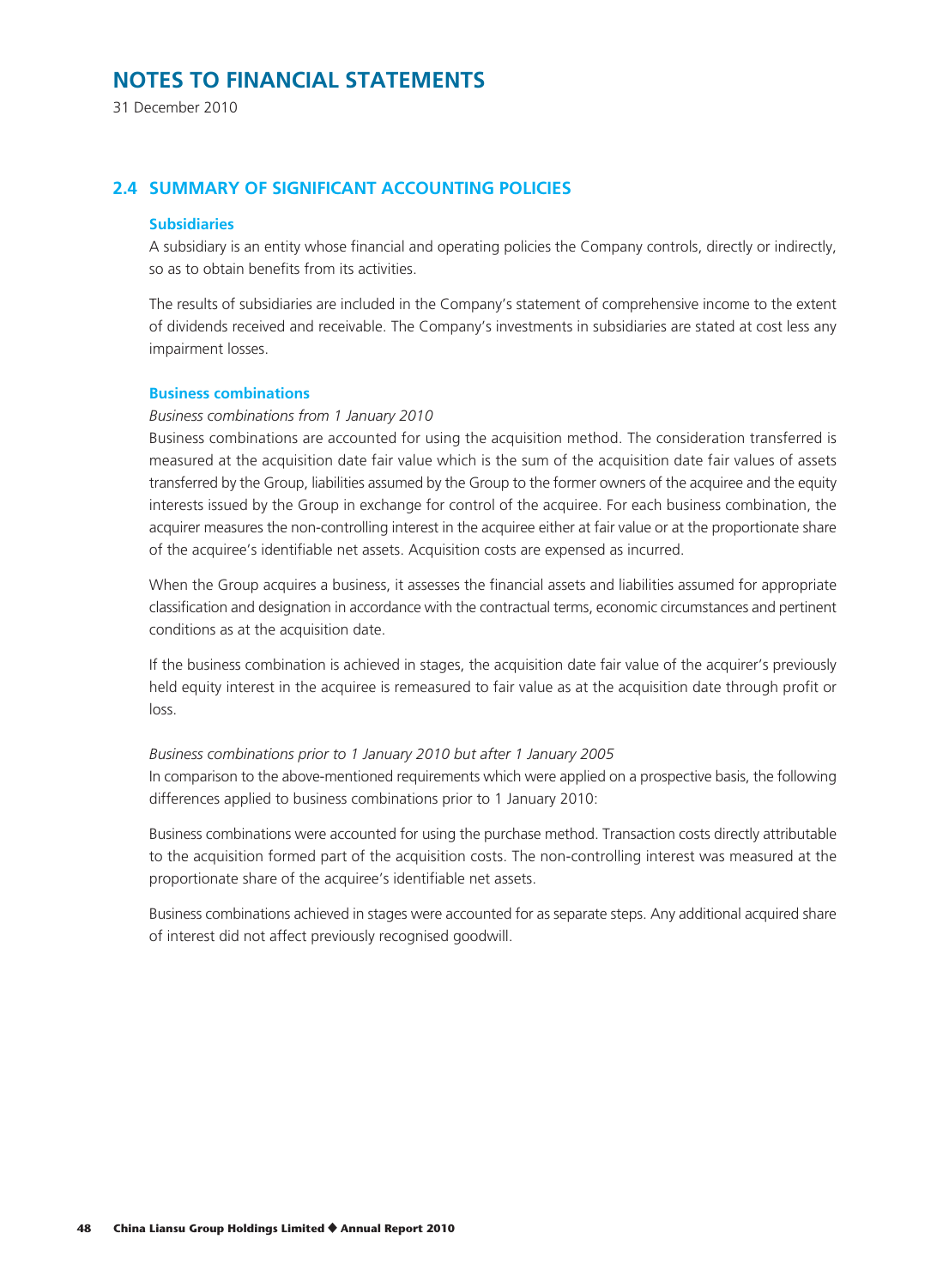# NOTES TO FINANCIAL STATEMENTS

31 December 2010

## 2.4 SUMMARY OF SIGNIFICANT ACCOUNTING POLICIES

### Subsidiaries

A subsidiary is an entity whose financial and operating policies the Company controls, directly or indirectly, so as to obtain benefits from its activities.

The results of subsidiaries are included in the Company's statement of comprehensive income to the extent of dividends received and receivable. The Company's investments in subsidiaries are stated at cost less any impairment losses.

### Business combinations

*Business combinations from 1 January 2010*

Business combinations are accounted for using the acquisition method. The consideration transferred is measured at the acquisition date fair value which is the sum of the acquisition date fair values of assets transferred by the Group, liabilities assumed by the Group to the former owners of the acquiree and the equity interests issued by the Group in exchange for control of the acquiree. For each business combination, the acquirer measures the non-controlling interest in the acquiree either at fair value or at the proportionate share of the acquiree's identifiable net assets. Acquisition costs are expensed as incurred.

When the Group acquires a business, it assesses the financial assets and liabilities assumed for appropriate classification and designation in accordance with the contractual terms, economic circumstances and pertinent conditions as at the acquisition date.

If the business combination is achieved in stages, the acquisition date fair value of the acquirer's previously held equity interest in the acquiree is remeasured to fair value as at the acquisition date through profit or loss.

*Business combinations prior to 1 January 2010 but after 1 January 2005*

In comparison to the above-mentioned requirements which were applied on a prospective basis, the following differences applied to business combinations prior to 1 January 2010:

Business combinations were accounted for using the purchase method. Transaction costs directly attributable to the acquisition formed part of the acquisition costs. The non-controlling interest was measured at the proportionate share of the acquiree's identifiable net assets.

Business combinations achieved in stages were accounted for as separate steps. Any additional acquired share of interest did not affect previously recognised goodwill.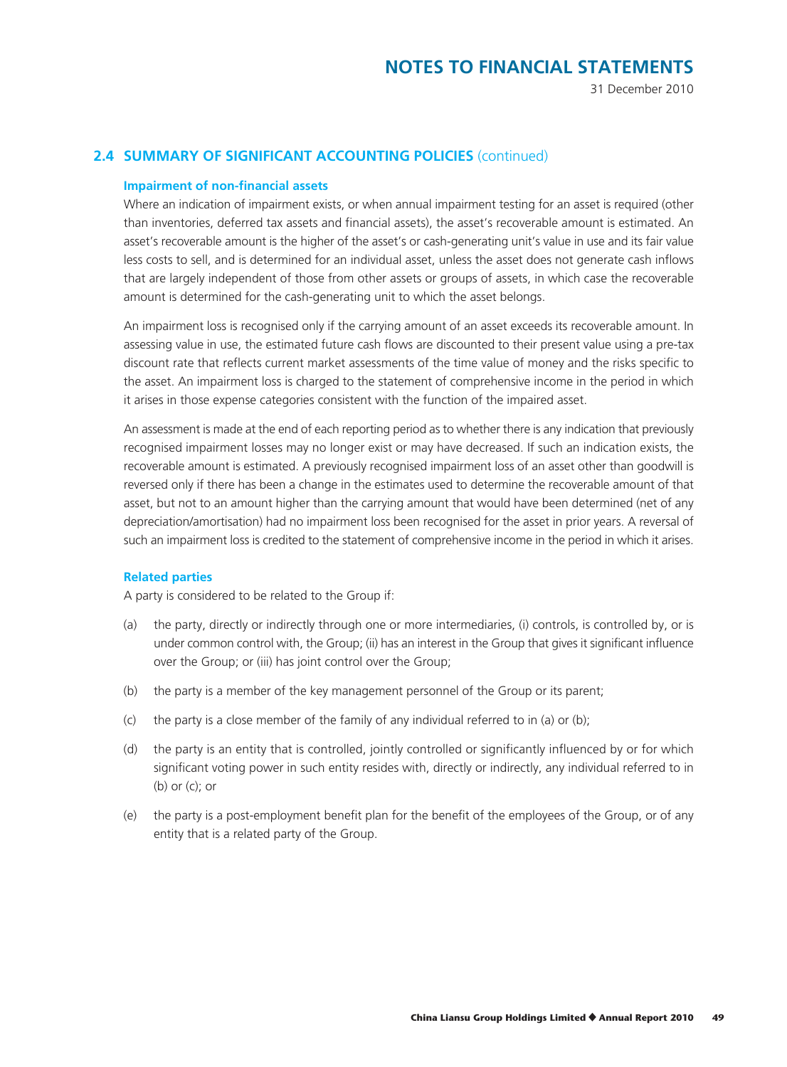## 2.4 SUMMARY OF SIGNIFICANT ACCOUNTING POLICIES (continued)

### Impairment of non-financial assets

Where an indication of impairment exists, or when annual impairment testing for an asset is required (other than inventories, deferred tax assets and financial assets), the asset's recoverable amount is estimated. An asset's recoverable amount is the higher of the asset's or cash-generating unit's value in use and its fair value less costs to sell, and is determined for an individual asset, unless the asset does not generate cash inflows that are largely independent of those from other assets or groups of assets, in which case the recoverable amount is determined for the cash-generating unit to which the asset belongs.

An impairment loss is recognised only if the carrying amount of an asset exceeds its recoverable amount. In assessing value in use, the estimated future cash flows are discounted to their present value using a pre-tax discount rate that reflects current market assessments of the time value of money and the risks specific to the asset. An impairment loss is charged to the statement of comprehensive income in the period in which it arises in those expense categories consistent with the function of the impaired asset.

An assessment is made at the end of each reporting period as to whether there is any indication that previously recognised impairment losses may no longer exist or may have decreased. If such an indication exists, the recoverable amount is estimated. A previously recognised impairment loss of an asset other than goodwill is reversed only if there has been a change in the estimates used to determine the recoverable amount of that asset, but not to an amount higher than the carrying amount that would have been determined (net of any depreciation/amortisation) had no impairment loss been recognised for the asset in prior years. A reversal of such an impairment loss is credited to the statement of comprehensive income in the period in which it arises.

### Related parties

A party is considered to be related to the Group if:

(a) the party, directly or indirectly through one or more intermediaries, (i) controls, is controlled by, or is under common control with, the Group; (ii) has an interest in the Group that gives it significant influence over the Group; or (iii) has joint control over the Group;

(b) the party is a member of the key management personnel of the Group or its parent;

(c) the party is a close member of the family of any individual referred to in (a) or (b);

(d) the party is an entity that is controlled, jointly controlled or significantly influenced by or for which significant voting power in such entity resides with, directly or indirectly, any individual referred to in (b) or (c); or

(e) the party is a post-employment benefit plan for the benefit of the employees of the Group, or of any entity that is a related party of the Group.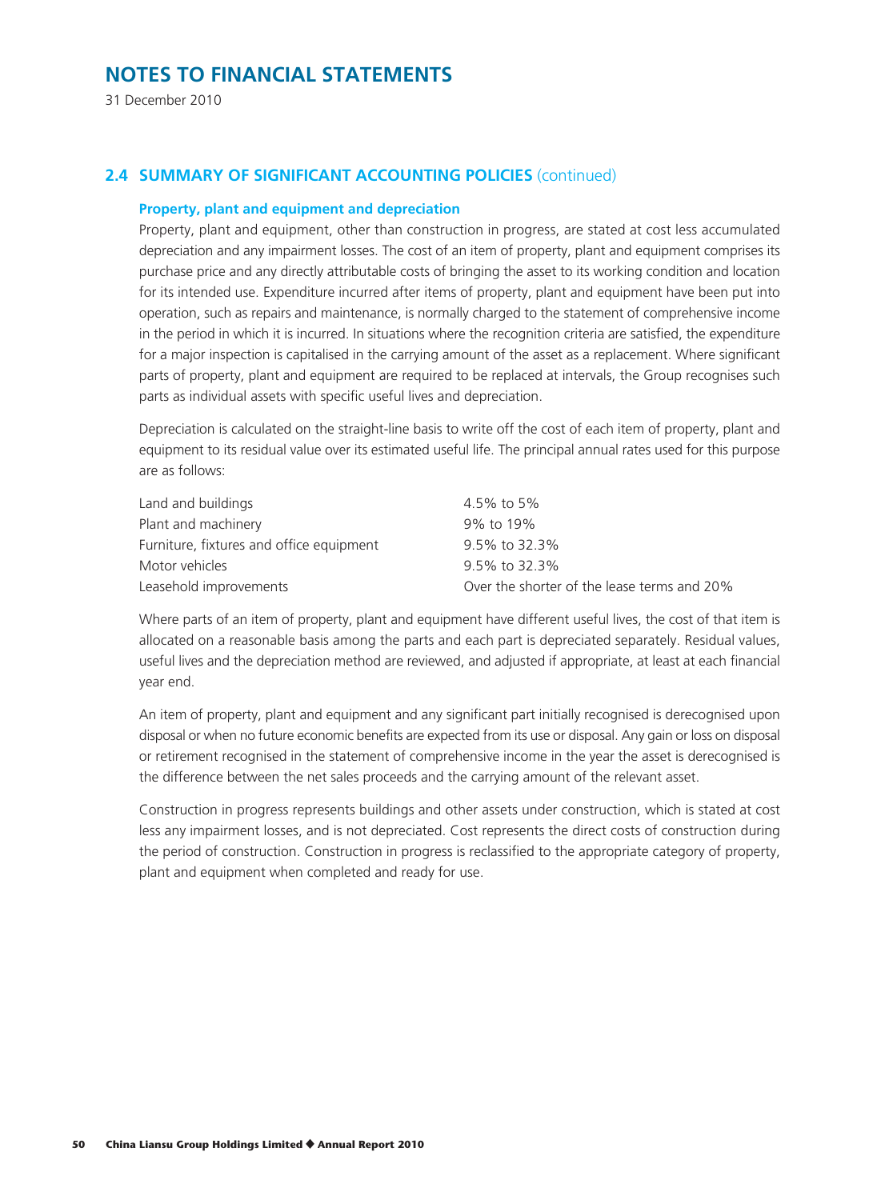# NOTES TO FINANCIAL STATEMENTS

31 December 2010

## 2.4 SUMMARY OF SIGNIFICANT ACCOUNTING POLICIES (continued)

### Property, plant and equipment and depreciation

Property, plant and equipment, other than construction in progress, are stated at cost less accumulated depreciation and any impairment losses. The cost of an item of property, plant and equipment comprises its purchase price and any directly attributable costs of bringing the asset to its working condition and location for its intended use. Expenditure incurred after items of property, plant and equipment have been put into operation, such as repairs and maintenance, is normally charged to the statement of comprehensive income in the period in which it is incurred. In situations where the recognition criteria are satisfied, the expenditure for a major inspection is capitalised in the carrying amount of the asset as a replacement. Where significant parts of property, plant and equipment are required to be replaced at intervals, the Group recognises such parts as individual assets with specific useful lives and depreciation.

Depreciation is calculated on the straight-line basis to write off the cost of each item of property, plant and equipment to its residual value over its estimated useful life. The principal annual rates used for this purpose are as follows:

| | |
|---|---|
| Land and buildings | 4.5% to 5% |
| Plant and machinery | 9% to 19% |
| Furniture, fixtures and office equipment | 9.5% to 32.3% |
| Motor vehicles | 9.5% to 32.3% |
| Leasehold improvements | Over the shorter of the lease terms and 20% |

Where parts of an item of property, plant and equipment have different useful lives, the cost of that item is allocated on a reasonable basis among the parts and each part is depreciated separately. Residual values, useful lives and the depreciation method are reviewed, and adjusted if appropriate, at least at each financial year end.

An item of property, plant and equipment and any significant part initially recognised is derecognised upon disposal or when no future economic benefits are expected from its use or disposal. Any gain or loss on disposal or retirement recognised in the statement of comprehensive income in the year the asset is derecognised is the difference between the net sales proceeds and the carrying amount of the relevant asset.

Construction in progress represents buildings and other assets under construction, which is stated at cost less any impairment losses, and is not depreciated. Cost represents the direct costs of construction during the period of construction. Construction in progress is reclassified to the appropriate category of property, plant and equipment when completed and ready for use.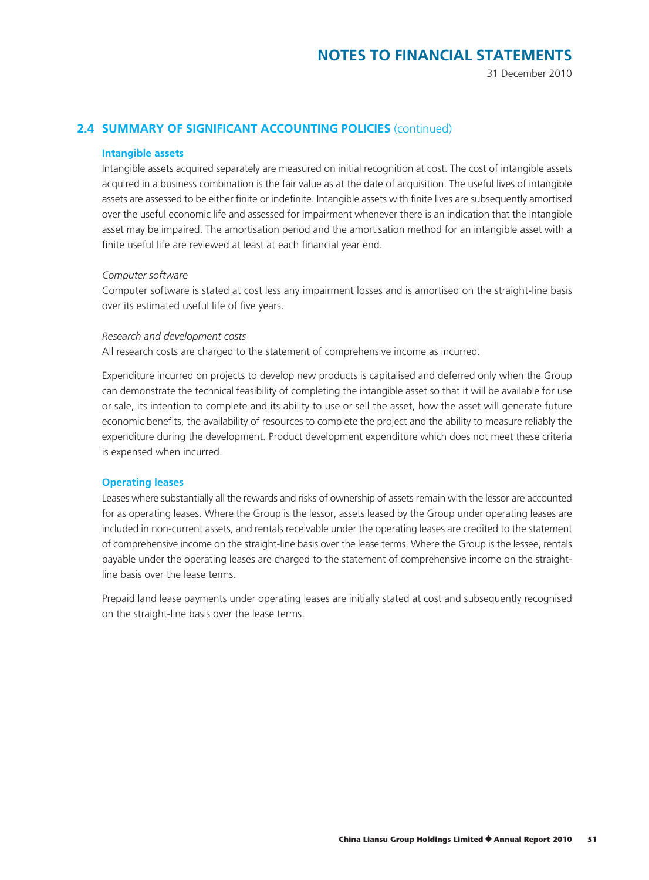## 2.4 SUMMARY OF SIGNIFICANT ACCOUNTING POLICIES (continued)

### Intangible assets

Intangible assets acquired separately are measured on initial recognition at cost. The cost of intangible assets acquired in a business combination is the fair value as at the date of acquisition. The useful lives of intangible assets are assessed to be either finite or indefinite. Intangible assets with finite lives are subsequently amortised over the useful economic life and assessed for impairment whenever there is an indication that the intangible asset may be impaired. The amortisation period and the amortisation method for an intangible asset with a finite useful life are reviewed at least at each financial year end.

*Computer software*

Computer software is stated at cost less any impairment losses and is amortised on the straight-line basis over its estimated useful life of five years.

*Research and development costs*

All research costs are charged to the statement of comprehensive income as incurred.

Expenditure incurred on projects to develop new products is capitalised and deferred only when the Group can demonstrate the technical feasibility of completing the intangible asset so that it will be available for use or sale, its intention to complete and its ability to use or sell the asset, how the asset will generate future economic benefits, the availability of resources to complete the project and the ability to measure reliably the expenditure during the development. Product development expenditure which does not meet these criteria is expensed when incurred.

### Operating leases

Leases where substantially all the rewards and risks of ownership of assets remain with the lessor are accounted for as operating leases. Where the Group is the lessor, assets leased by the Group under operating leases are included in non-current assets, and rentals receivable under the operating leases are credited to the statement of comprehensive income on the straight-line basis over the lease terms. Where the Group is the lessee, rentals payable under the operating leases are charged to the statement of comprehensive income on the straight-line basis over the lease terms.

Prepaid land lease payments under operating leases are initially stated at cost and subsequently recognised on the straight-line basis over the lease terms.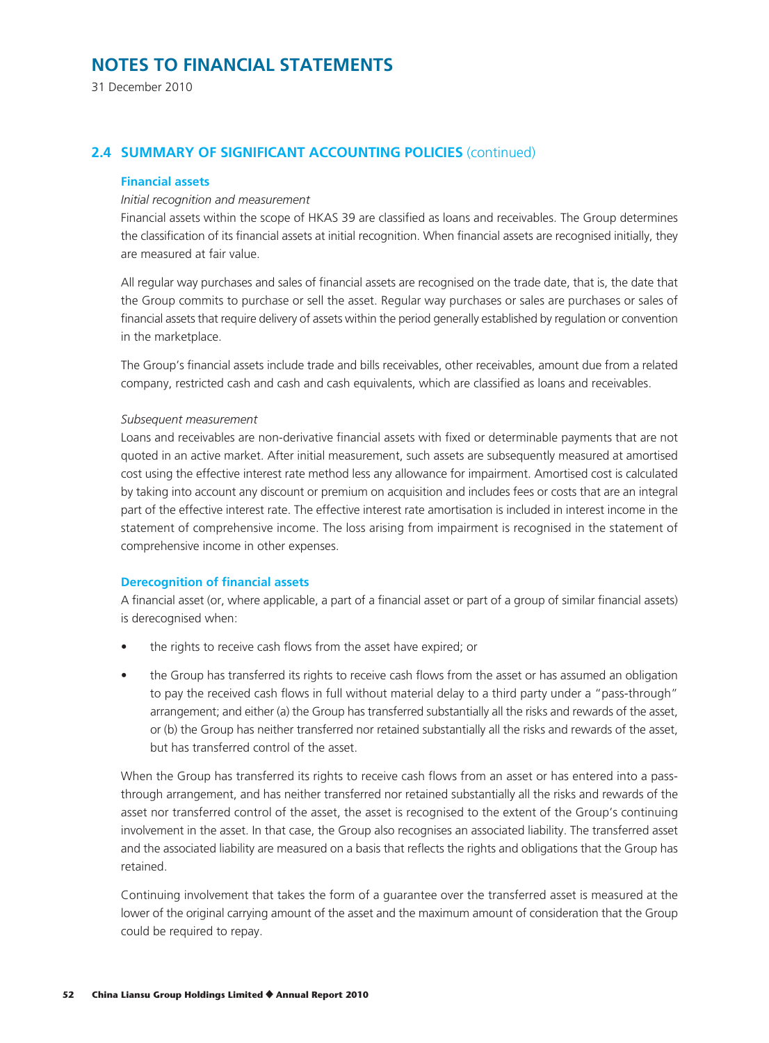# NOTES TO FINANCIAL STATEMENTS

31 December 2010

## 2.4 SUMMARY OF SIGNIFICANT ACCOUNTING POLICIES (continued)

### Financial assets

*Initial recognition and measurement*

Financial assets within the scope of HKAS 39 are classified as loans and receivables. The Group determines the classification of its financial assets at initial recognition. When financial assets are recognised initially, they are measured at fair value.

All regular way purchases and sales of financial assets are recognised on the trade date, that is, the date that the Group commits to purchase or sell the asset. Regular way purchases or sales are purchases or sales of financial assets that require delivery of assets within the period generally established by regulation or convention in the marketplace.

The Group's financial assets include trade and bills receivables, other receivables, amount due from a related company, restricted cash and cash and cash equivalents, which are classified as loans and receivables.

*Subsequent measurement*

Loans and receivables are non-derivative financial assets with fixed or determinable payments that are not quoted in an active market. After initial measurement, such assets are subsequently measured at amortised cost using the effective interest rate method less any allowance for impairment. Amortised cost is calculated by taking into account any discount or premium on acquisition and includes fees or costs that are an integral part of the effective interest rate. The effective interest rate amortisation is included in interest income in the statement of comprehensive income. The loss arising from impairment is recognised in the statement of comprehensive income in other expenses.

### Derecognition of financial assets

A financial asset (or, where applicable, a part of a financial asset or part of a group of similar financial assets) is derecognised when:

- the rights to receive cash flows from the asset have expired; or
- the Group has transferred its rights to receive cash flows from the asset or has assumed an obligation to pay the received cash flows in full without material delay to a third party under a "pass-through" arrangement; and either (a) the Group has transferred substantially all the risks and rewards of the asset, or (b) the Group has neither transferred nor retained substantially all the risks and rewards of the asset, but has transferred control of the asset.

When the Group has transferred its rights to receive cash flows from an asset or has entered into a pass-through arrangement, and has neither transferred nor retained substantially all the risks and rewards of the asset nor transferred control of the asset, the asset is recognised to the extent of the Group's continuing involvement in the asset. In that case, the Group also recognises an associated liability. The transferred asset and the associated liability are measured on a basis that reflects the rights and obligations that the Group has retained.

Continuing involvement that takes the form of a guarantee over the transferred asset is measured at the lower of the original carrying amount of the asset and the maximum amount of consideration that the Group could be required to repay.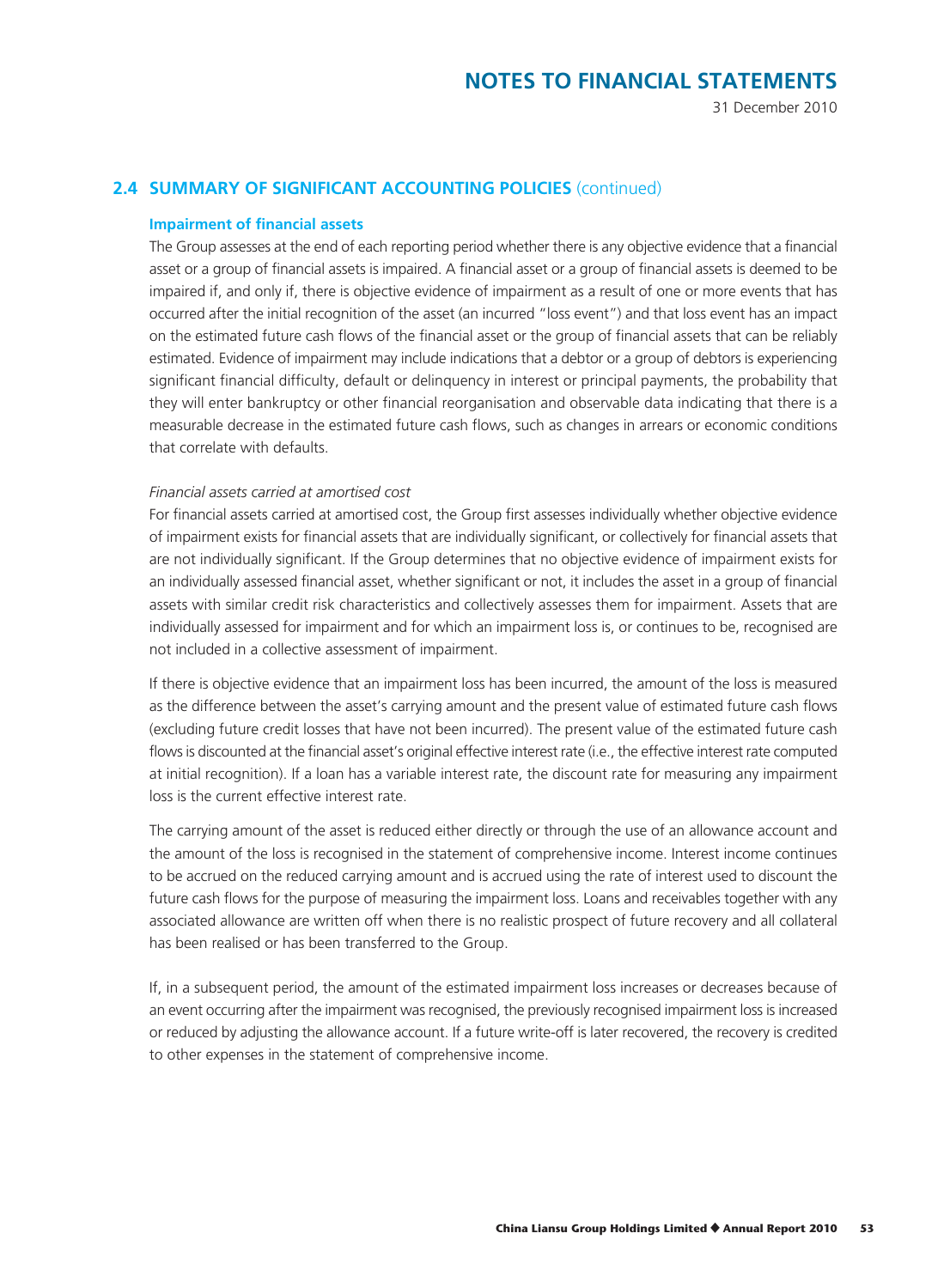## 2.4 SUMMARY OF SIGNIFICANT ACCOUNTING POLICIES (continued)

### Impairment of financial assets

The Group assesses at the end of each reporting period whether there is any objective evidence that a financial asset or a group of financial assets is impaired. A financial asset or a group of financial assets is deemed to be impaired if, and only if, there is objective evidence of impairment as a result of one or more events that has occurred after the initial recognition of the asset (an incurred "loss event") and that loss event has an impact on the estimated future cash flows of the financial asset or the group of financial assets that can be reliably estimated. Evidence of impairment may include indications that a debtor or a group of debtors is experiencing significant financial difficulty, default or delinquency in interest or principal payments, the probability that they will enter bankruptcy or other financial reorganisation and observable data indicating that there is a measurable decrease in the estimated future cash flows, such as changes in arrears or economic conditions that correlate with defaults.

*Financial assets carried at amortised cost*

For financial assets carried at amortised cost, the Group first assesses individually whether objective evidence of impairment exists for financial assets that are individually significant, or collectively for financial assets that are not individually significant. If the Group determines that no objective evidence of impairment exists for an individually assessed financial asset, whether significant or not, it includes the asset in a group of financial assets with similar credit risk characteristics and collectively assesses them for impairment. Assets that are individually assessed for impairment and for which an impairment loss is, or continues to be, recognised are not included in a collective assessment of impairment.

If there is objective evidence that an impairment loss has been incurred, the amount of the loss is measured as the difference between the asset's carrying amount and the present value of estimated future cash flows (excluding future credit losses that have not been incurred). The present value of the estimated future cash flows is discounted at the financial asset's original effective interest rate (i.e., the effective interest rate computed at initial recognition). If a loan has a variable interest rate, the discount rate for measuring any impairment loss is the current effective interest rate.

The carrying amount of the asset is reduced either directly or through the use of an allowance account and the amount of the loss is recognised in the statement of comprehensive income. Interest income continues to be accrued on the reduced carrying amount and is accrued using the rate of interest used to discount the future cash flows for the purpose of measuring the impairment loss. Loans and receivables together with any associated allowance are written off when there is no realistic prospect of future recovery and all collateral has been realised or has been transferred to the Group.

If, in a subsequent period, the amount of the estimated impairment loss increases or decreases because of an event occurring after the impairment was recognised, the previously recognised impairment loss is increased or reduced by adjusting the allowance account. If a future write-off is later recovered, the recovery is credited to other expenses in the statement of comprehensive income.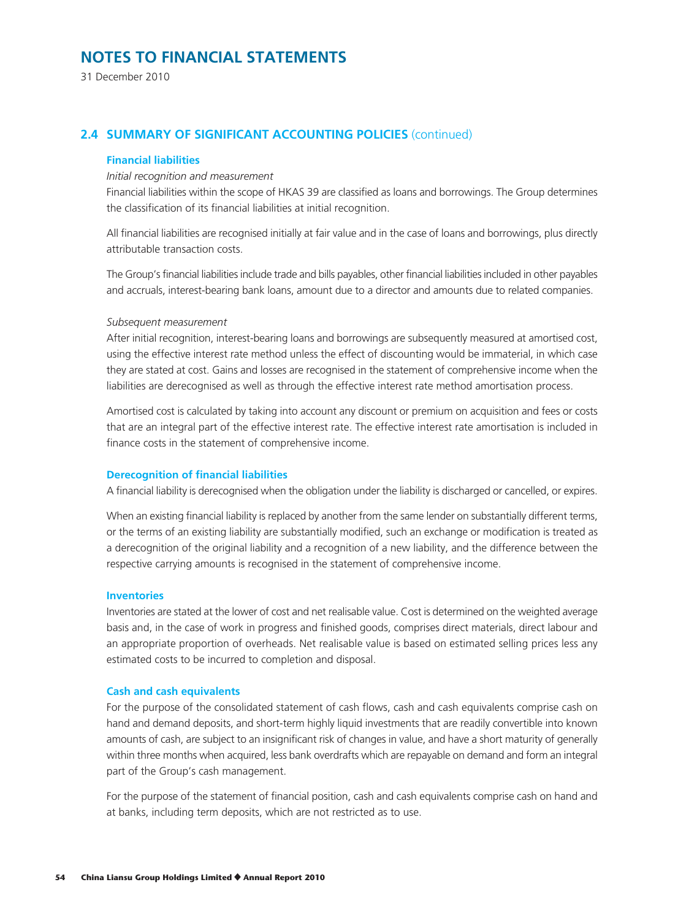## 2.4 SUMMARY OF SIGNIFICANT ACCOUNTING POLICIES (continued)

### Financial liabilities

*Initial recognition and measurement*

Financial liabilities within the scope of HKAS 39 are classified as loans and borrowings. The Group determines the classification of its financial liabilities at initial recognition.

All financial liabilities are recognised initially at fair value and in the case of loans and borrowings, plus directly attributable transaction costs.

The Group's financial liabilities include trade and bills payables, other financial liabilities included in other payables and accruals, interest-bearing bank loans, amount due to a director and amounts due to related companies.

*Subsequent measurement*

After initial recognition, interest-bearing loans and borrowings are subsequently measured at amortised cost, using the effective interest rate method unless the effect of discounting would be immaterial, in which case they are stated at cost. Gains and losses are recognised in the statement of comprehensive income when the liabilities are derecognised as well as through the effective interest rate method amortisation process.

Amortised cost is calculated by taking into account any discount or premium on acquisition and fees or costs that are an integral part of the effective interest rate. The effective interest rate amortisation is included in finance costs in the statement of comprehensive income.

### Derecognition of financial liabilities

A financial liability is derecognised when the obligation under the liability is discharged or cancelled, or expires.

When an existing financial liability is replaced by another from the same lender on substantially different terms, or the terms of an existing liability are substantially modified, such an exchange or modification is treated as a derecognition of the original liability and a recognition of a new liability, and the difference between the respective carrying amounts is recognised in the statement of comprehensive income.

### Inventories

Inventories are stated at the lower of cost and net realisable value. Cost is determined on the weighted average basis and, in the case of work in progress and finished goods, comprises direct materials, direct labour and an appropriate proportion of overheads. Net realisable value is based on estimated selling prices less any estimated costs to be incurred to completion and disposal.

### Cash and cash equivalents

For the purpose of the consolidated statement of cash flows, cash and cash equivalents comprise cash on hand and demand deposits, and short-term highly liquid investments that are readily convertible into known amounts of cash, are subject to an insignificant risk of changes in value, and have a short maturity of generally within three months when acquired, less bank overdrafts which are repayable on demand and form an integral part of the Group's cash management.

For the purpose of the statement of financial position, cash and cash equivalents comprise cash on hand and at banks, including term deposits, which are not restricted as to use.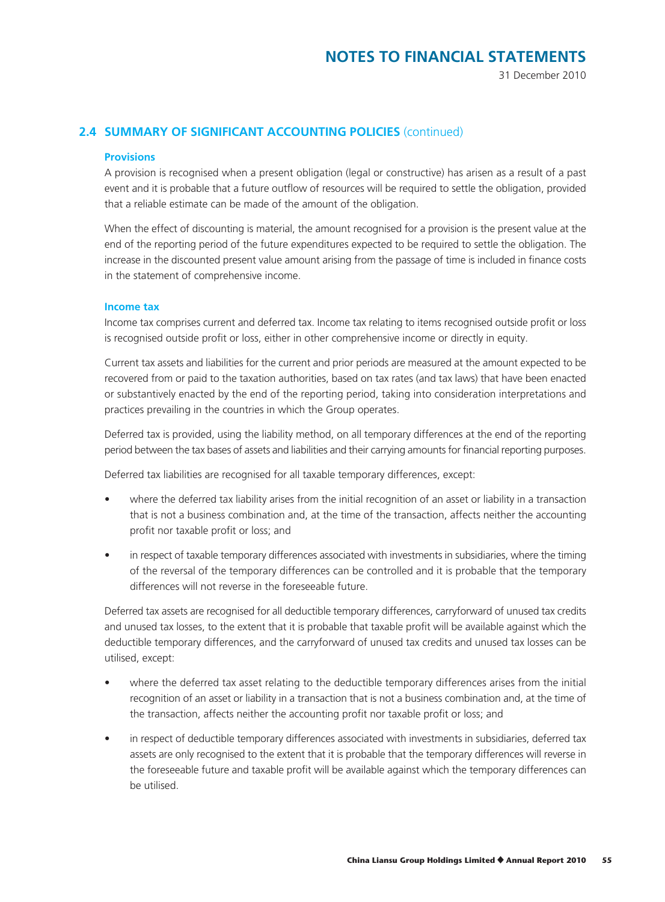## 2.4 SUMMARY OF SIGNIFICANT ACCOUNTING POLICIES (continued)

### Provisions

A provision is recognised when a present obligation (legal or constructive) has arisen as a result of a past event and it is probable that a future outflow of resources will be required to settle the obligation, provided that a reliable estimate can be made of the amount of the obligation.

When the effect of discounting is material, the amount recognised for a provision is the present value at the end of the reporting period of the future expenditures expected to be required to settle the obligation. The increase in the discounted present value amount arising from the passage of time is included in finance costs in the statement of comprehensive income.

### Income tax

Income tax comprises current and deferred tax. Income tax relating to items recognised outside profit or loss is recognised outside profit or loss, either in other comprehensive income or directly in equity.

Current tax assets and liabilities for the current and prior periods are measured at the amount expected to be recovered from or paid to the taxation authorities, based on tax rates (and tax laws) that have been enacted or substantively enacted by the end of the reporting period, taking into consideration interpretations and practices prevailing in the countries in which the Group operates.

Deferred tax is provided, using the liability method, on all temporary differences at the end of the reporting period between the tax bases of assets and liabilities and their carrying amounts for financial reporting purposes.

Deferred tax liabilities are recognised for all taxable temporary differences, except:

- where the deferred tax liability arises from the initial recognition of an asset or liability in a transaction that is not a business combination and, at the time of the transaction, affects neither the accounting profit nor taxable profit or loss; and
- in respect of taxable temporary differences associated with investments in subsidiaries, where the timing of the reversal of the temporary differences can be controlled and it is probable that the temporary differences will not reverse in the foreseeable future.

Deferred tax assets are recognised for all deductible temporary differences, carryforward of unused tax credits and unused tax losses, to the extent that it is probable that taxable profit will be available against which the deductible temporary differences, and the carryforward of unused tax credits and unused tax losses can be utilised, except:

- where the deferred tax asset relating to the deductible temporary differences arises from the initial recognition of an asset or liability in a transaction that is not a business combination and, at the time of the transaction, affects neither the accounting profit nor taxable profit or loss; and
- in respect of deductible temporary differences associated with investments in subsidiaries, deferred tax assets are only recognised to the extent that it is probable that the temporary differences will reverse in the foreseeable future and taxable profit will be available against which the temporary differences can be utilised.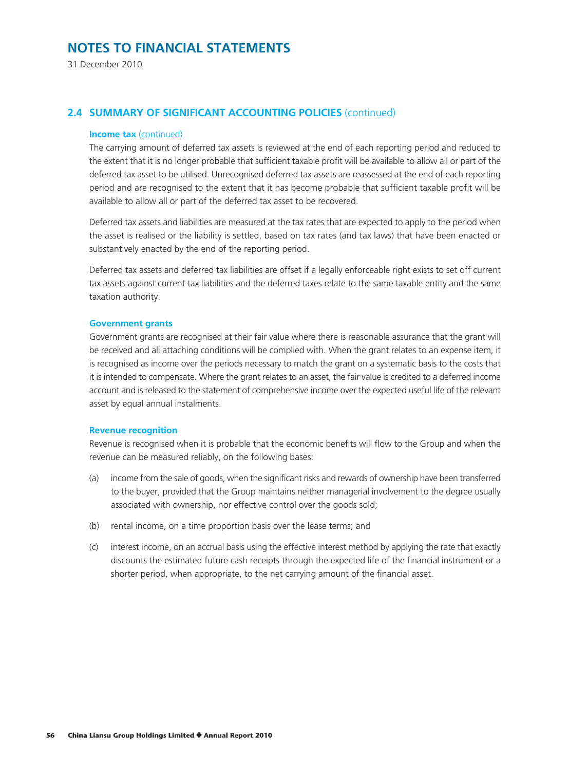# NOTES TO FINANCIAL STATEMENTS

31 December 2010

## 2.4 SUMMARY OF SIGNIFICANT ACCOUNTING POLICIES (continued)

### Income tax (continued)

The carrying amount of deferred tax assets is reviewed at the end of each reporting period and reduced to the extent that it is no longer probable that sufficient taxable profit will be available to allow all or part of the deferred tax asset to be utilised. Unrecognised deferred tax assets are reassessed at the end of each reporting period and are recognised to the extent that it has become probable that sufficient taxable profit will be available to allow all or part of the deferred tax asset to be recovered.

Deferred tax assets and liabilities are measured at the tax rates that are expected to apply to the period when the asset is realised or the liability is settled, based on tax rates (and tax laws) that have been enacted or substantively enacted by the end of the reporting period.

Deferred tax assets and deferred tax liabilities are offset if a legally enforceable right exists to set off current tax assets against current tax liabilities and the deferred taxes relate to the same taxable entity and the same taxation authority.

### Government grants

Government grants are recognised at their fair value where there is reasonable assurance that the grant will be received and all attaching conditions will be complied with. When the grant relates to an expense item, it is recognised as income over the periods necessary to match the grant on a systematic basis to the costs that it is intended to compensate. Where the grant relates to an asset, the fair value is credited to a deferred income account and is released to the statement of comprehensive income over the expected useful life of the relevant asset by equal annual instalments.

### Revenue recognition

Revenue is recognised when it is probable that the economic benefits will flow to the Group and when the revenue can be measured reliably, on the following bases:

(a) income from the sale of goods, when the significant risks and rewards of ownership have been transferred to the buyer, provided that the Group maintains neither managerial involvement to the degree usually associated with ownership, nor effective control over the goods sold;

(b) rental income, on a time proportion basis over the lease terms; and

(c) interest income, on an accrual basis using the effective interest method by applying the rate that exactly discounts the estimated future cash receipts through the expected life of the financial instrument or a shorter period, when appropriate, to the net carrying amount of the financial asset.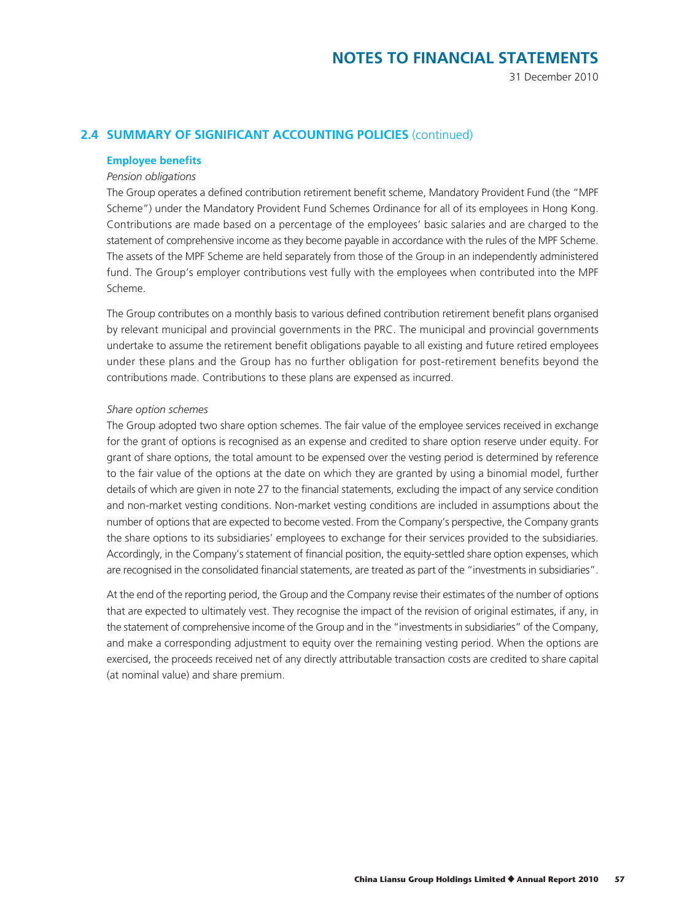## 2.4 SUMMARY OF SIGNIFICANT ACCOUNTING POLICIES (continued)

### Employee benefits

*Pension obligations*

The Group operates a defined contribution retirement benefit scheme, Mandatory Provident Fund (the "MPF Scheme") under the Mandatory Provident Fund Schemes Ordinance for all of its employees in Hong Kong. Contributions are made based on a percentage of the employees' basic salaries and are charged to the statement of comprehensive income as they become payable in accordance with the rules of the MPF Scheme. The assets of the MPF Scheme are held separately from those of the Group in an independently administered fund. The Group's employer contributions vest fully with the employees when contributed into the MPF Scheme.

The Group contributes on a monthly basis to various defined contribution retirement benefit plans organised by relevant municipal and provincial governments in the PRC. The municipal and provincial governments undertake to assume the retirement benefit obligations payable to all existing and future retired employees under these plans and the Group has no further obligation for post-retirement benefits beyond the contributions made. Contributions to these plans are expensed as incurred.

*Share option schemes*

The Group adopted two share option schemes. The fair value of the employee services received in exchange for the grant of options is recognised as an expense and credited to share option reserve under equity. For grant of share options, the total amount to be expensed over the vesting period is determined by reference to the fair value of the options at the date on which they are granted by using a binomial model, further details of which are given in note 27 to the financial statements, excluding the impact of any service condition and non-market vesting conditions. Non-market vesting conditions are included in assumptions about the number of options that are expected to become vested. From the Company's perspective, the Company grants the share options to its subsidiaries' employees to exchange for their services provided to the subsidiaries. Accordingly, in the Company's statement of financial position, the equity-settled share option expenses, which are recognised in the consolidated financial statements, are treated as part of the "investments in subsidiaries".

At the end of the reporting period, the Group and the Company revise their estimates of the number of options that are expected to ultimately vest. They recognise the impact of the revision of original estimates, if any, in the statement of comprehensive income of the Group and in the "investments in subsidiaries" of the Company, and make a corresponding adjustment to equity over the remaining vesting period. When the options are exercised, the proceeds received net of any directly attributable transaction costs are credited to share capital (at nominal value) and share premium.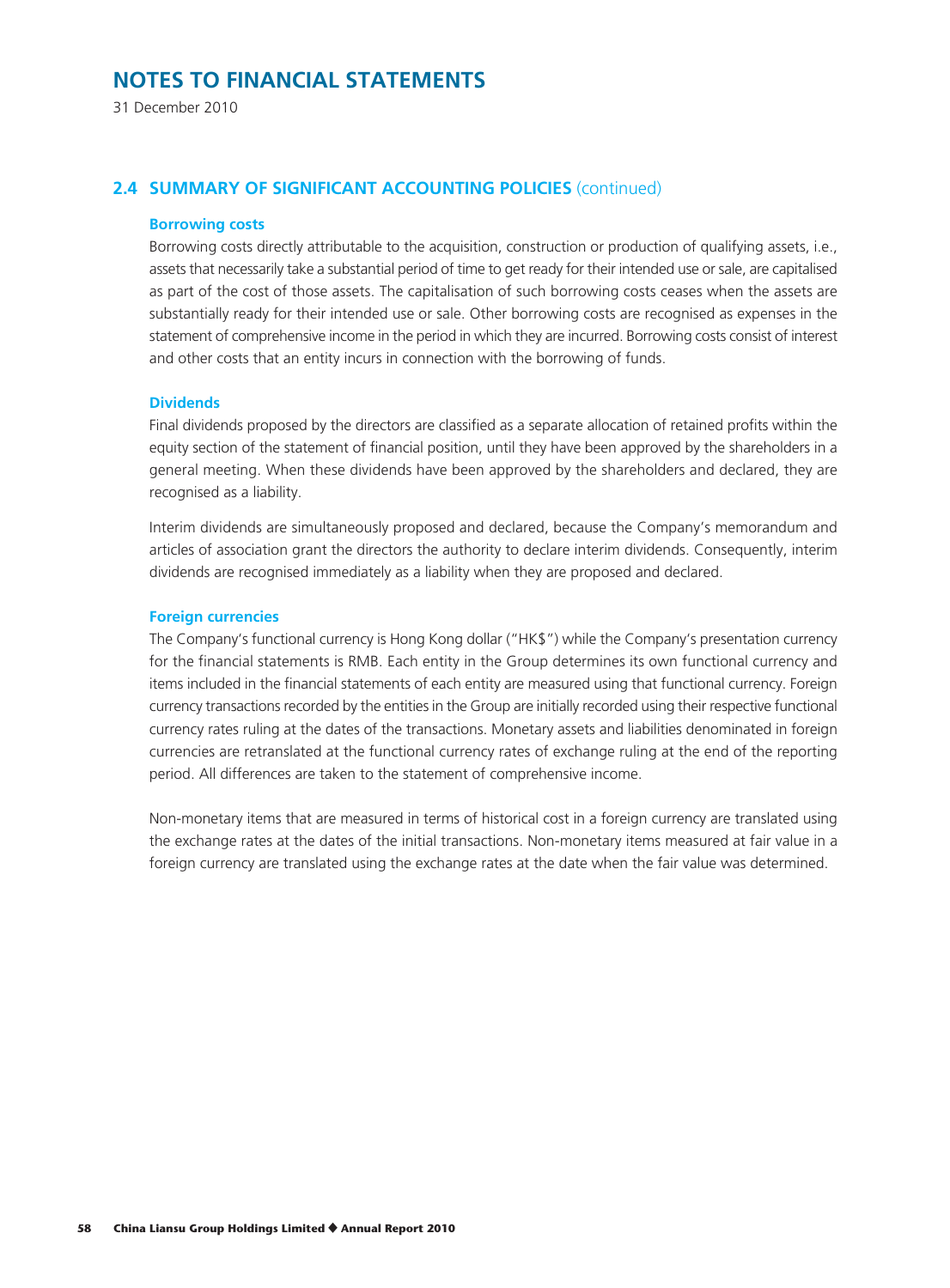# NOTES TO FINANCIAL STATEMENTS

31 December 2010

## 2.4 SUMMARY OF SIGNIFICANT ACCOUNTING POLICIES (continued)

### Borrowing costs

Borrowing costs directly attributable to the acquisition, construction or production of qualifying assets, i.e., assets that necessarily take a substantial period of time to get ready for their intended use or sale, are capitalised as part of the cost of those assets. The capitalisation of such borrowing costs ceases when the assets are substantially ready for their intended use or sale. Other borrowing costs are recognised as expenses in the statement of comprehensive income in the period in which they are incurred. Borrowing costs consist of interest and other costs that an entity incurs in connection with the borrowing of funds.

### Dividends

Final dividends proposed by the directors are classified as a separate allocation of retained profits within the equity section of the statement of financial position, until they have been approved by the shareholders in a general meeting. When these dividends have been approved by the shareholders and declared, they are recognised as a liability.

Interim dividends are simultaneously proposed and declared, because the Company's memorandum and articles of association grant the directors the authority to declare interim dividends. Consequently, interim dividends are recognised immediately as a liability when they are proposed and declared.

### Foreign currencies

The Company's functional currency is Hong Kong dollar ("HK$") while the Company's presentation currency for the financial statements is RMB. Each entity in the Group determines its own functional currency and items included in the financial statements of each entity are measured using that functional currency. Foreign currency transactions recorded by the entities in the Group are initially recorded using their respective functional currency rates ruling at the dates of the transactions. Monetary assets and liabilities denominated in foreign currencies are retranslated at the functional currency rates of exchange ruling at the end of the reporting period. All differences are taken to the statement of comprehensive income.

Non-monetary items that are measured in terms of historical cost in a foreign currency are translated using the exchange rates at the dates of the initial transactions. Non-monetary items measured at fair value in a foreign currency are translated using the exchange rates at the date when the fair value was determined.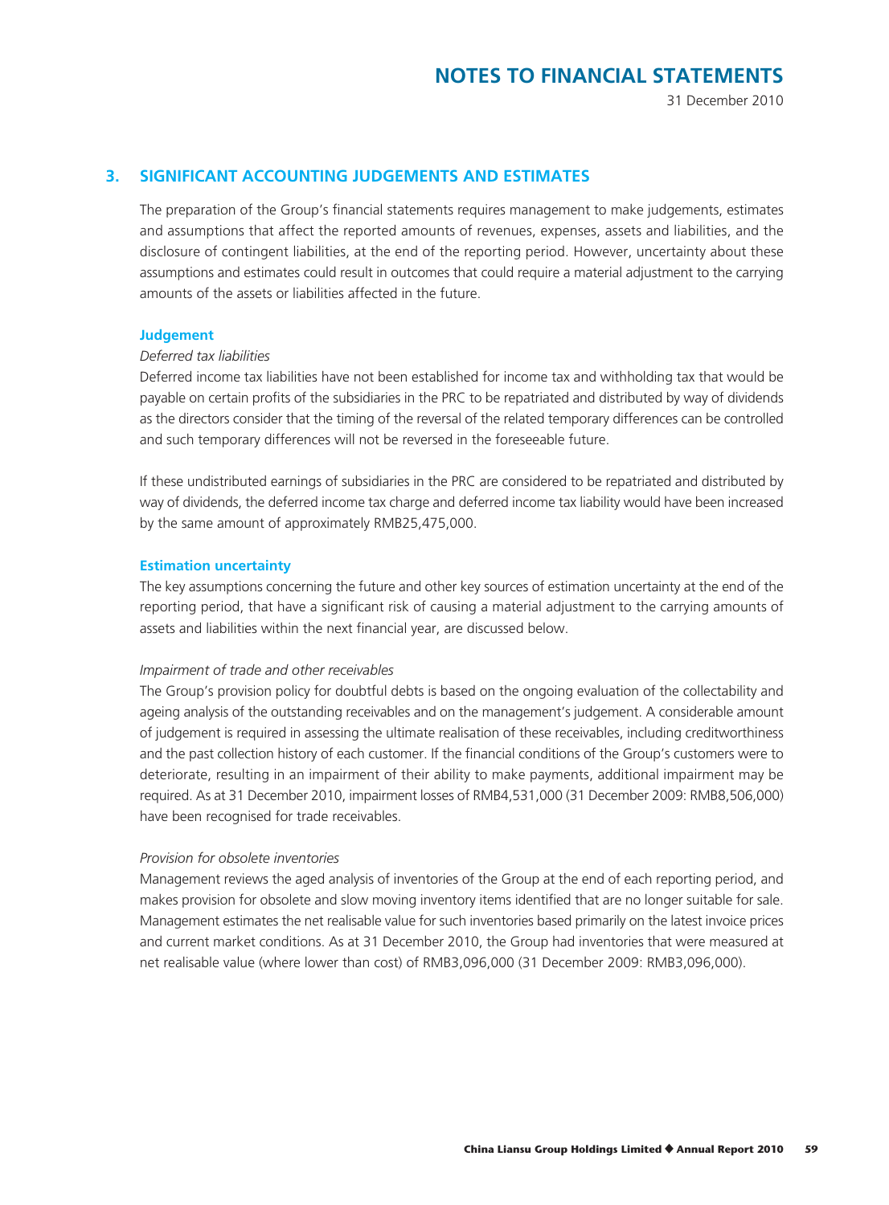## 3. SIGNIFICANT ACCOUNTING JUDGEMENTS AND ESTIMATES

The preparation of the Group's financial statements requires management to make judgements, estimates and assumptions that affect the reported amounts of revenues, expenses, assets and liabilities, and the disclosure of contingent liabilities, at the end of the reporting period. However, uncertainty about these assumptions and estimates could result in outcomes that could require a material adjustment to the carrying amounts of the assets or liabilities affected in the future.

### Judgement

*Deferred tax liabilities*

Deferred income tax liabilities have not been established for income tax and withholding tax that would be payable on certain profits of the subsidiaries in the PRC to be repatriated and distributed by way of dividends as the directors consider that the timing of the reversal of the related temporary differences can be controlled and such temporary differences will not be reversed in the foreseeable future.

If these undistributed earnings of subsidiaries in the PRC are considered to be repatriated and distributed by way of dividends, the deferred income tax charge and deferred income tax liability would have been increased by the same amount of approximately RMB25,475,000.

### Estimation uncertainty

The key assumptions concerning the future and other key sources of estimation uncertainty at the end of the reporting period, that have a significant risk of causing a material adjustment to the carrying amounts of assets and liabilities within the next financial year, are discussed below.

*Impairment of trade and other receivables*

The Group's provision policy for doubtful debts is based on the ongoing evaluation of the collectability and ageing analysis of the outstanding receivables and on the management's judgement. A considerable amount of judgement is required in assessing the ultimate realisation of these receivables, including creditworthiness and the past collection history of each customer. If the financial conditions of the Group's customers were to deteriorate, resulting in an impairment of their ability to make payments, additional impairment may be required. As at 31 December 2010, impairment losses of RMB4,531,000 (31 December 2009: RMB8,506,000) have been recognised for trade receivables.

*Provision for obsolete inventories*

Management reviews the aged analysis of inventories of the Group at the end of each reporting period, and makes provision for obsolete and slow moving inventory items identified that are no longer suitable for sale. Management estimates the net realisable value for such inventories based primarily on the latest invoice prices and current market conditions. As at 31 December 2010, the Group had inventories that were measured at net realisable value (where lower than cost) of RMB3,096,000 (31 December 2009: RMB3,096,000).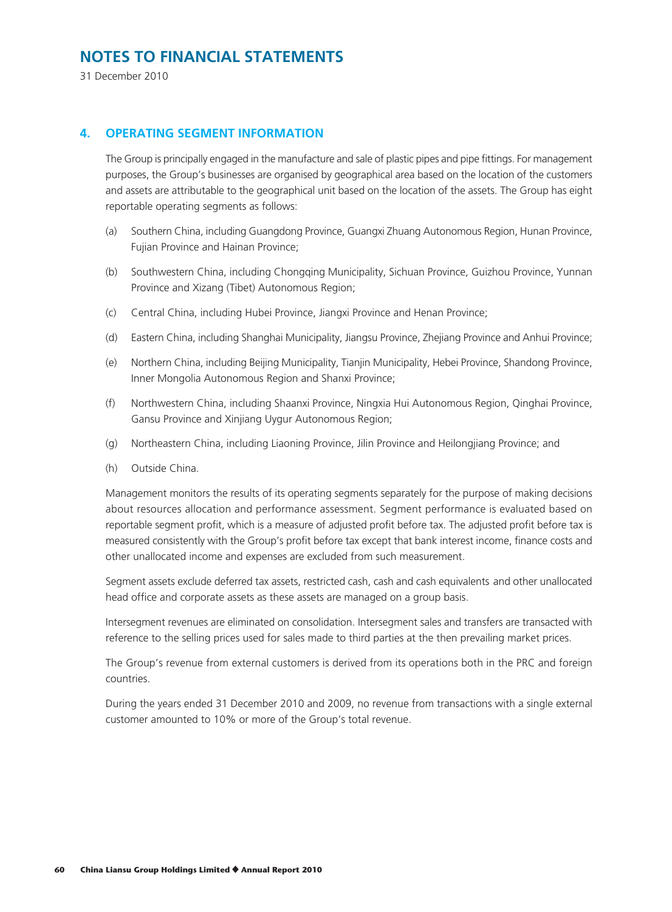# NOTES TO FINANCIAL STATEMENTS

31 December 2010

## 4. OPERATING SEGMENT INFORMATION

The Group is principally engaged in the manufacture and sale of plastic pipes and pipe fittings. For management purposes, the Group's businesses are organised by geographical area based on the location of the customers and assets are attributable to the geographical unit based on the location of the assets. The Group has eight reportable operating segments as follows:

(a) Southern China, including Guangdong Province, Guangxi Zhuang Autonomous Region, Hunan Province, Fujian Province and Hainan Province;

(b) Southwestern China, including Chongqing Municipality, Sichuan Province, Guizhou Province, Yunnan Province and Xizang (Tibet) Autonomous Region;

(c) Central China, including Hubei Province, Jiangxi Province and Henan Province;

(d) Eastern China, including Shanghai Municipality, Jiangsu Province, Zhejiang Province and Anhui Province;

(e) Northern China, including Beijing Municipality, Tianjin Municipality, Hebei Province, Shandong Province, Inner Mongolia Autonomous Region and Shanxi Province;

(f) Northwestern China, including Shaanxi Province, Ningxia Hui Autonomous Region, Qinghai Province, Gansu Province and Xinjiang Uygur Autonomous Region;

(g) Northeastern China, including Liaoning Province, Jilin Province and Heilongjiang Province; and

(h) Outside China.

Management monitors the results of its operating segments separately for the purpose of making decisions about resources allocation and performance assessment. Segment performance is evaluated based on reportable segment profit, which is a measure of adjusted profit before tax. The adjusted profit before tax is measured consistently with the Group's profit before tax except that bank interest income, finance costs and other unallocated income and expenses are excluded from such measurement.

Segment assets exclude deferred tax assets, restricted cash, cash and cash equivalents and other unallocated head office and corporate assets as these assets are managed on a group basis.

Intersegment revenues are eliminated on consolidation. Intersegment sales and transfers are transacted with reference to the selling prices used for sales made to third parties at the then prevailing market prices.

The Group's revenue from external customers is derived from its operations both in the PRC and foreign countries.

During the years ended 31 December 2010 and 2009, no revenue from transactions with a single external customer amounted to 10% or more of the Group's total revenue.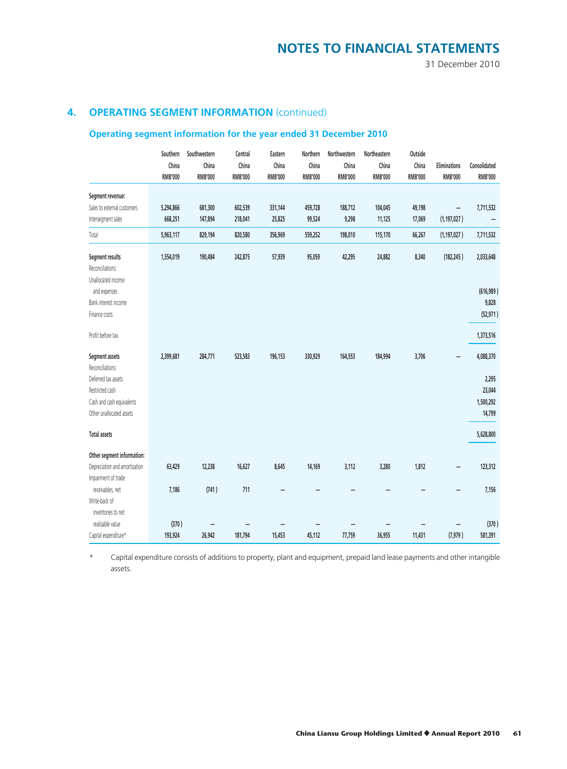# NOTES TO FINANCIAL STATEMENTS

31 December 2010

## 4. OPERATING SEGMENT INFORMATION (continued)

### Operating segment information for the year ended 31 December 2010

| | Southern China RMB'000 | Southwestern China RMB'000 | Central China RMB'000 | Eastern China RMB'000 | Northern China RMB'000 | Northwestern China RMB'000 | Northeastern China RMB'000 | Outside China RMB'000 | Eliminations RMB'000 | Consolidated RMB'000 |
|---|---|---|---|---|---|---|---|---|---|---|
| **Segment revenue:** | | | | | | | | | | |
| Sales to external customers | 5,294,866 | 681,300 | 602,539 | 331,144 | 459,728 | 188,712 | 104,045 | 49,198 | – | 7,711,532 |
| Intersegment sales | 668,251 | 147,894 | 218,041 | 25,825 | 99,524 | 9,298 | 11,125 | 17,069 | (1,197,027) | – |
| Total | 5,963,117 | 829,194 | 820,580 | 356,969 | 559,252 | 198,010 | 115,170 | 66,267 | (1,197,027) | 7,711,532 |
| **Segment results** | 1,554,019 | 190,484 | 242,875 | 57,939 | 95,059 | 42,295 | 24,882 | 8,340 | (182,245) | 2,033,648 |
| Reconciliations: | | | | | | | | | | |
| Unallocated income and expenses | | | | | | | | | | (616,989) |
| Bank interest income | | | | | | | | | | 9,828 |
| Finance costs | | | | | | | | | | (52,971) |
| Profit before tax | | | | | | | | | | 1,373,516 |
| **Segment assets** | 2,399,681 | 284,771 | 523,583 | 196,153 | 330,929 | 164,553 | 184,994 | 3,706 | – | 4,088,370 |
| Reconciliations: | | | | | | | | | | |
| Deferred tax assets | | | | | | | | | | 2,295 |
| Restricted cash | | | | | | | | | | 23,044 |
| Cash and cash equivalents | | | | | | | | | | 1,500,292 |
| Other unallocated assets | | | | | | | | | | 14,799 |
| **Total assets** | | | | | | | | | | 5,628,800 |
| **Other segment information:** | | | | | | | | | | |
| Depreciation and amortisation | 63,429 | 12,238 | 16,627 | 8,645 | 14,169 | 3,112 | 3,280 | 1,812 | – | 123,312 |
| Impairment of trade receivables, net | 7,186 | (741) | 711 | – | – | – | – | – | – | 7,156 |
| Write-back of inventories to net realisable value | (370) | – | – | – | – | – | – | – | – | (370) |
| Capital expenditure* | 193,924 | 26,942 | 181,794 | 15,453 | 45,112 | 77,759 | 36,955 | 11,431 | (7,979) | 581,391 |

\* Capital expenditure consists of additions to property, plant and equipment, prepaid land lease payments and other intangible assets.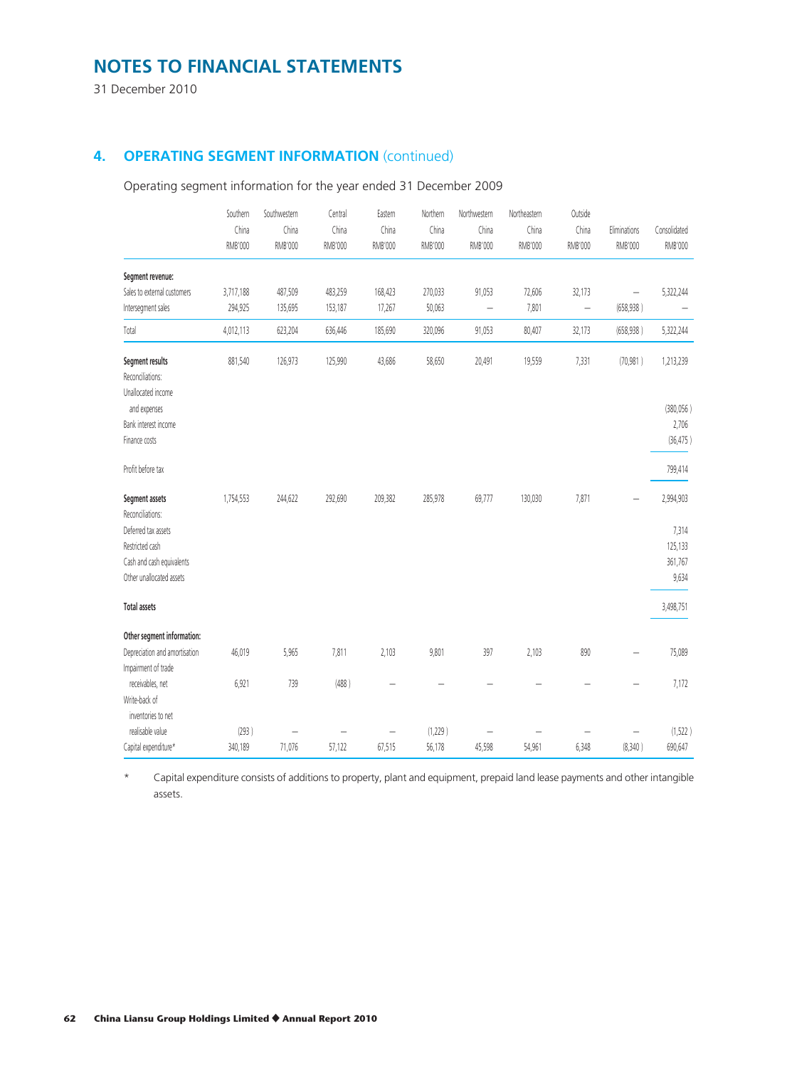# NOTES TO FINANCIAL STATEMENTS

31 December 2010

## 4. OPERATING SEGMENT INFORMATION (continued)

Operating segment information for the year ended 31 December 2009

| | Southern China RMB'000 | Southwestern China RMB'000 | Central China RMB'000 | Eastern China RMB'000 | Northern China RMB'000 | Northwestern China RMB'000 | Northeastern China RMB'000 | Outside China RMB'000 | Eliminations RMB'000 | Consolidated RMB'000 |
|---|---|---|---|---|---|---|---|---|---|---|
| **Segment revenue:** | | | | | | | | | | |
| Sales to external customers | 3,717,188 | 487,509 | 483,259 | 168,423 | 270,033 | 91,053 | 72,606 | 32,173 | – | 5,322,244 |
| Intersegment sales | 294,925 | 135,695 | 153,187 | 17,267 | 50,063 | – | 7,801 | – | (658,938) | – |
| Total | 4,012,113 | 623,204 | 636,446 | 185,690 | 320,096 | 91,053 | 80,407 | 32,173 | (658,938) | 5,322,244 |
| **Segment results** | 881,540 | 126,973 | 125,990 | 43,686 | 58,650 | 20,491 | 19,559 | 7,331 | (70,981) | 1,213,239 |
| Reconciliations: | | | | | | | | | | |
| Unallocated income and expenses | | | | | | | | | | (380,056) |
| Bank interest income | | | | | | | | | | 2,706 |
| Finance costs | | | | | | | | | | (36,475) |
| Profit before tax | | | | | | | | | | 799,414 |
| **Segment assets** | 1,754,553 | 244,622 | 292,690 | 209,382 | 285,978 | 69,777 | 130,030 | 7,871 | – | 2,994,903 |
| Reconciliations: | | | | | | | | | | |
| Deferred tax assets | | | | | | | | | | 7,314 |
| Restricted cash | | | | | | | | | | 125,133 |
| Cash and cash equivalents | | | | | | | | | | 361,767 |
| Other unallocated assets | | | | | | | | | | 9,634 |
| **Total assets** | | | | | | | | | | 3,498,751 |
| **Other segment information:** | | | | | | | | | | |
| Depreciation and amortisation | 46,019 | 5,965 | 7,811 | 2,103 | 9,801 | 397 | 2,103 | 890 | – | 75,089 |
| Impairment of trade receivables, net | 6,921 | 739 | (488) | – | – | – | – | – | – | 7,172 |
| Write-back of inventories to net realisable value | (293) | – | – | – | (1,229) | – | – | – | – | (1,522) |
| Capital expenditure* | 340,189 | 71,076 | 57,122 | 67,515 | 56,178 | 45,598 | 54,961 | 6,348 | (8,340) | 690,647 |

\* Capital expenditure consists of additions to property, plant and equipment, prepaid land lease payments and other intangible assets.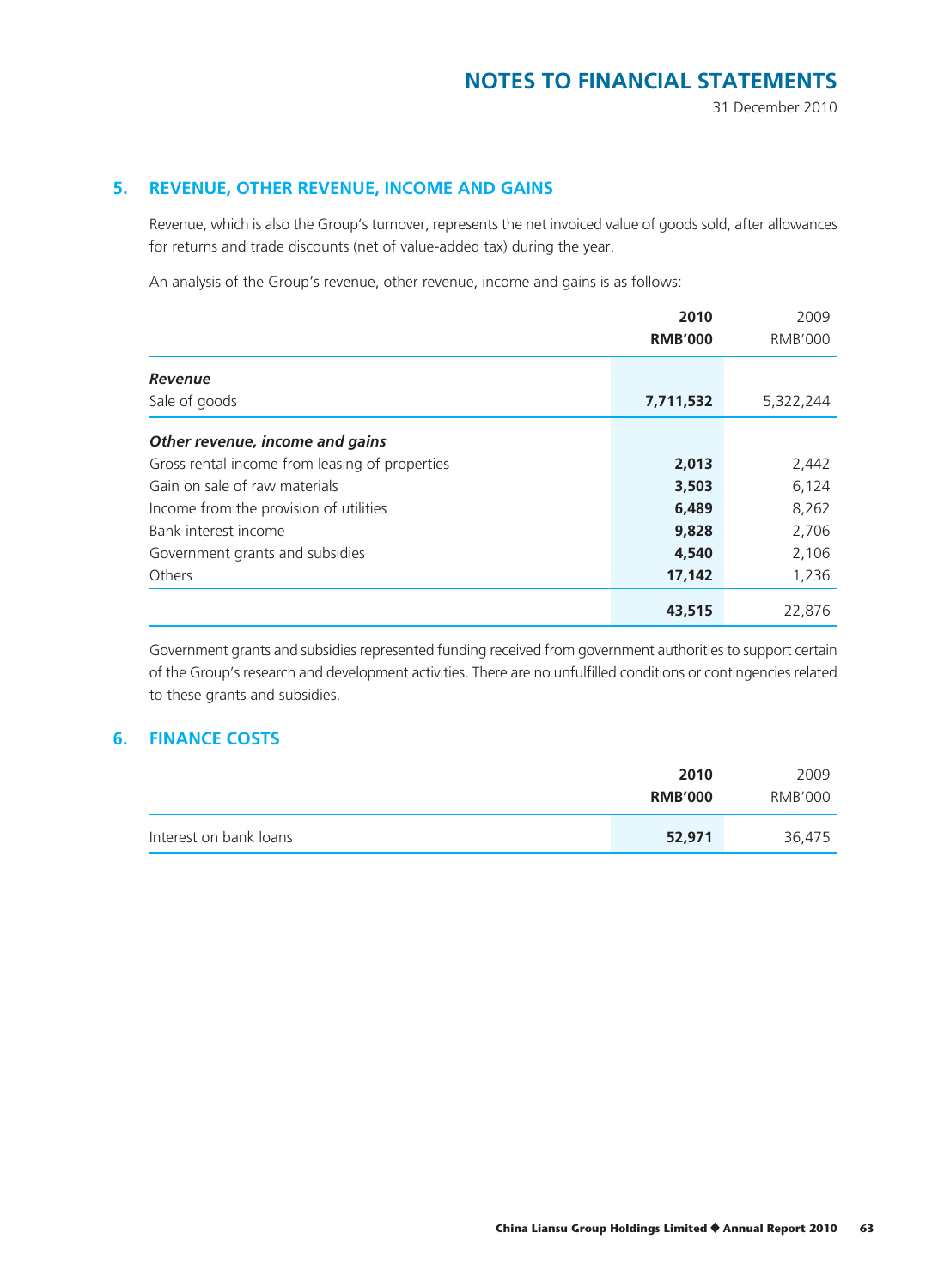## 5. REVENUE, OTHER REVENUE, INCOME AND GAINS

Revenue, which is also the Group's turnover, represents the net invoiced value of goods sold, after allowances for returns and trade discounts (net of value-added tax) during the year.

An analysis of the Group's revenue, other revenue, income and gains is as follows:

| | **2010** | 2009 |
|---|---|---|
| | **RMB'000** | RMB'000 |
| ***Revenue*** | | |
| Sale of goods | **7,711,532** | 5,322,244 |
| ***Other revenue, income and gains*** | | |
| Gross rental income from leasing of properties | **2,013** | 2,442 |
| Gain on sale of raw materials | **3,503** | 6,124 |
| Income from the provision of utilities | **6,489** | 8,262 |
| Bank interest income | **9,828** | 2,706 |
| Government grants and subsidies | **4,540** | 2,106 |
| Others | **17,142** | 1,236 |
| | **43,515** | 22,876 |

Government grants and subsidies represented funding received from government authorities to support certain of the Group's research and development activities. There are no unfulfilled conditions or contingencies related to these grants and subsidies.

## 6. FINANCE COSTS

| | **2010** | 2009 |
|---|---|---|
| | **RMB'000** | RMB'000 |
| Interest on bank loans | **52,971** | 36,475 |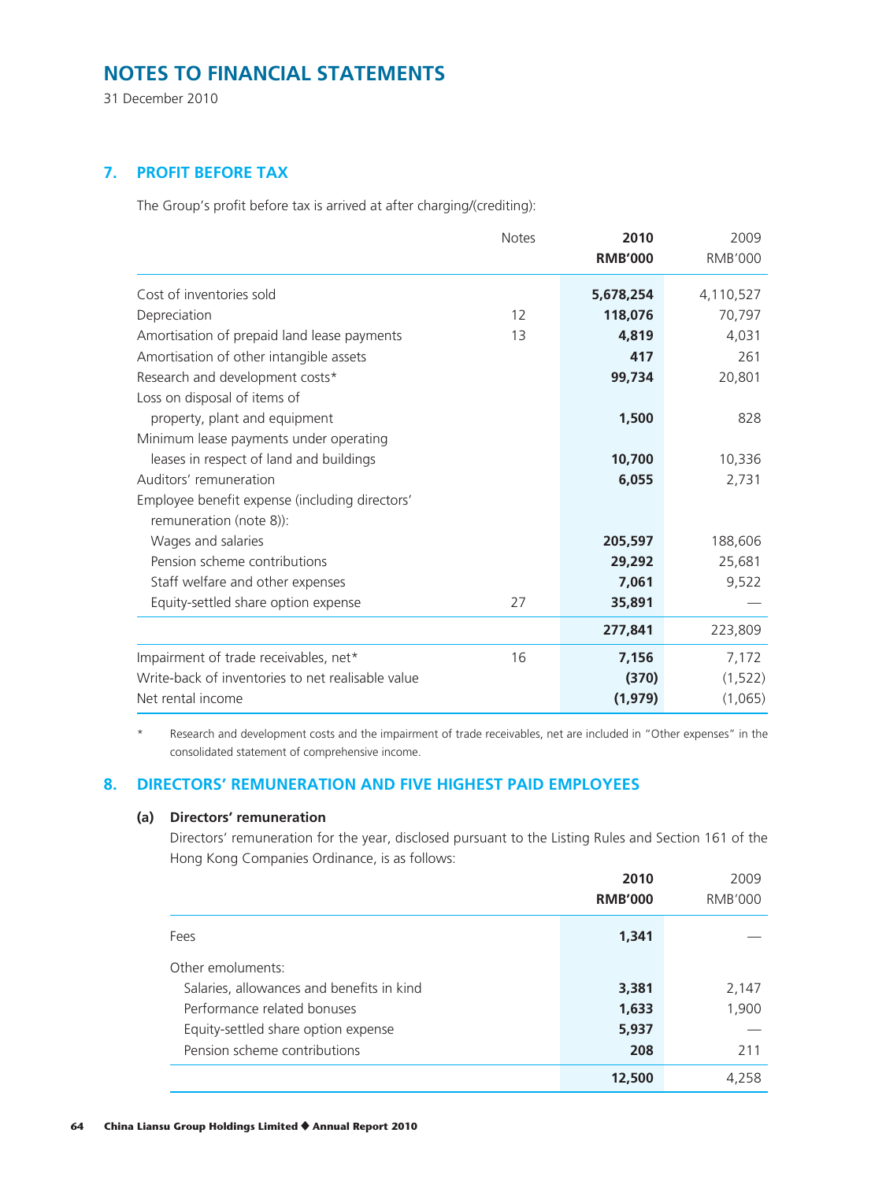# NOTES TO FINANCIAL STATEMENTS

31 December 2010

## 7. PROFIT BEFORE TAX

The Group's profit before tax is arrived at after charging/(crediting):

| | Notes | 2010 RMB'000 | 2009 RMB'000 |
|---|---|---|---|
| Cost of inventories sold | | **5,678,254** | 4,110,527 |
| Depreciation | 12 | **118,076** | 70,797 |
| Amortisation of prepaid land lease payments | 13 | **4,819** | 4,031 |
| Amortisation of other intangible assets | | **417** | 261 |
| Research and development costs* | | **99,734** | 20,801 |
| Loss on disposal of items of property, plant and equipment | | **1,500** | 828 |
| Minimum lease payments under operating leases in respect of land and buildings | | **10,700** | 10,336 |
| Auditors' remuneration | | **6,055** | 2,731 |
| Employee benefit expense (including directors' remuneration (note 8)): | | | |
| Wages and salaries | | **205,597** | 188,606 |
| Pension scheme contributions | | **29,292** | 25,681 |
| Staff welfare and other expenses | | **7,061** | 9,522 |
| Equity-settled share option expense | 27 | **35,891** | — |
| | | **277,841** | 223,809 |
| Impairment of trade receivables, net* | 16 | **7,156** | 7,172 |
| Write-back of inventories to net realisable value | | **(370)** | (1,522) |
| Net rental income | | **(1,979)** | (1,065) |

\* Research and development costs and the impairment of trade receivables, net are included in "Other expenses" in the consolidated statement of comprehensive income.

## 8. DIRECTORS' REMUNERATION AND FIVE HIGHEST PAID EMPLOYEES

### (a) Directors' remuneration

Directors' remuneration for the year, disclosed pursuant to the Listing Rules and Section 161 of the Hong Kong Companies Ordinance, is as follows:

| | 2010 RMB'000 | 2009 RMB'000 |
|---|---|---|
| Fees | **1,341** | — |
| Other emoluments: | | |
| Salaries, allowances and benefits in kind | **3,381** | 2,147 |
| Performance related bonuses | **1,633** | 1,900 |
| Equity-settled share option expense | **5,937** | — |
| Pension scheme contributions | **208** | 211 |
| | **12,500** | 4,258 |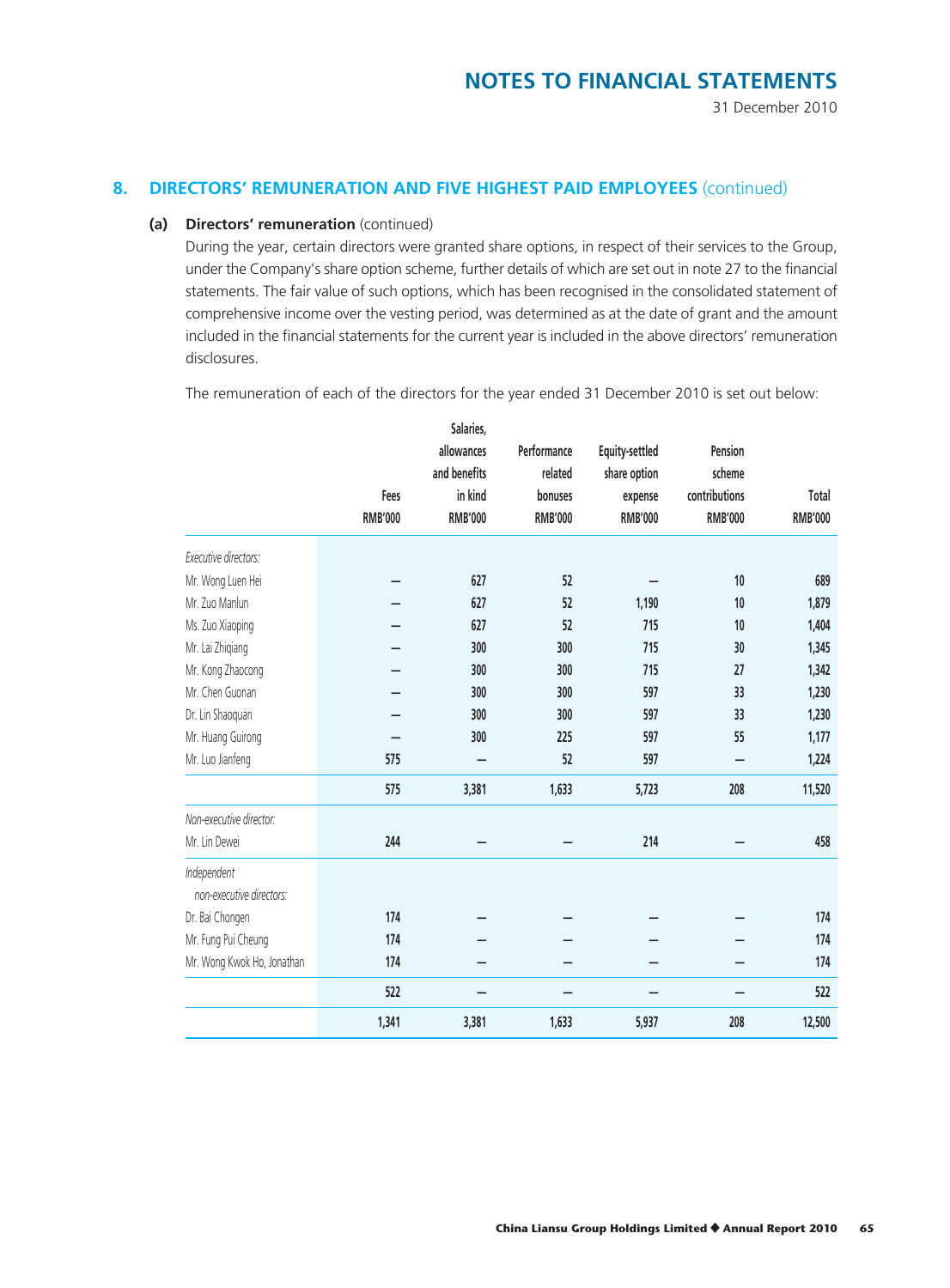## 8. DIRECTORS' REMUNERATION AND FIVE HIGHEST PAID EMPLOYEES (continued)

### (a) Directors' remuneration (continued)

During the year, certain directors were granted share options, in respect of their services to the Group, under the Company's share option scheme, further details of which are set out in note 27 to the financial statements. The fair value of such options, which has been recognised in the consolidated statement of comprehensive income over the vesting period, was determined as at the date of grant and the amount included in the financial statements for the current year is included in the above directors' remuneration disclosures.

The remuneration of each of the directors for the year ended 31 December 2010 is set out below:

| | Fees RMB'000 | Salaries, allowances and benefits in kind RMB'000 | Performance related bonuses RMB'000 | Equity-settled share option expense RMB'000 | Pension scheme contributions RMB'000 | Total RMB'000 |
|---|---|---|---|---|---|---|
| *Executive directors:* | | | | | | |
| Mr. Wong Luen Hei | — | 627 | 52 | — | 10 | 689 |
| Mr. Zuo Manlun | — | 627 | 52 | 1,190 | 10 | 1,879 |
| Ms. Zuo Xiaoping | — | 627 | 52 | 715 | 10 | 1,404 |
| Mr. Lai Zhiqiang | — | 300 | 300 | 715 | 30 | 1,345 |
| Mr. Kong Zhaocong | — | 300 | 300 | 715 | 27 | 1,342 |
| Mr. Chen Guonan | — | 300 | 300 | 597 | 33 | 1,230 |
| Dr. Lin Shaoquan | — | 300 | 300 | 597 | 33 | 1,230 |
| Mr. Huang Guirong | — | 300 | 225 | 597 | 55 | 1,177 |
| Mr. Luo Jianfeng | 575 | — | 52 | 597 | — | 1,224 |
| | 575 | 3,381 | 1,633 | 5,723 | 208 | 11,520 |
| *Non-executive director:* | | | | | | |
| Mr. Lin Dewei | 244 | — | — | 214 | — | 458 |
| *Independent non-executive directors:* | | | | | | |
| Dr. Bai Chongen | 174 | — | — | — | — | 174 |
| Mr. Fung Pui Cheung | 174 | — | — | — | — | 174 |
| Mr. Wong Kwok Ho, Jonathan | 174 | — | — | — | — | 174 |
| | 522 | — | — | — | — | 522 |
| | 1,341 | 3,381 | 1,633 | 5,937 | 208 | 12,500 |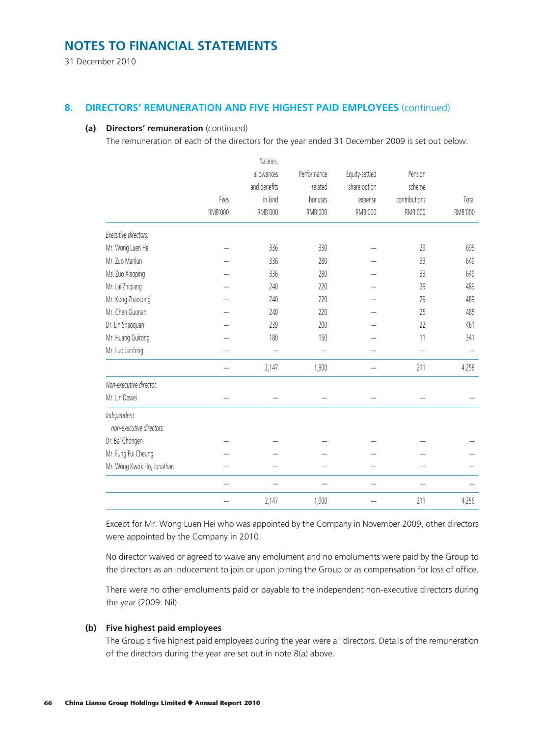# NOTES TO FINANCIAL STATEMENTS

31 December 2010

## 8. DIRECTORS' REMUNERATION AND FIVE HIGHEST PAID EMPLOYEES (continued)

### (a) Directors' remuneration (continued)

The remuneration of each of the directors for the year ended 31 December 2009 is set out below:

| | Fees RMB'000 | Salaries, allowances and benefits in kind RMB'000 | Performance related bonuses RMB'000 | Equity-settled share option expense RMB'000 | Pension scheme contributions RMB'000 | Total RMB'000 |
|---|---|---|---|---|---|---|
| *Executive directors:* | | | | | | |
| Mr. Wong Luen Hei | — | 336 | 330 | — | 29 | 695 |
| Mr. Zuo Manlun | — | 336 | 280 | — | 33 | 649 |
| Ms. Zuo Xiaoping | — | 336 | 280 | — | 33 | 649 |
| Mr. Lai Zhiqiang | — | 240 | 220 | — | 29 | 489 |
| Mr. Kong Zhaocong | — | 240 | 220 | — | 29 | 489 |
| Mr. Chen Guonan | — | 240 | 220 | — | 25 | 485 |
| Dr. Lin Shaoquan | — | 239 | 200 | — | 22 | 461 |
| Mr. Huang Guirong | — | 180 | 150 | — | 11 | 341 |
| Mr. Luo Jianfeng | — | — | — | — | — | — |
| | — | 2,147 | 1,900 | — | 211 | 4,258 |
| *Non-executive director:* | | | | | | |
| Mr. Lin Dewei | — | — | — | — | — | — |
| *Independent non-executive directors:* | | | | | | |
| Dr. Bai Chongen | — | — | — | — | — | — |
| Mr. Fung Pui Cheung | — | — | — | — | — | — |
| Mr. Wong Kwok Ho, Jonathan | — | — | — | — | — | — |
| | — | — | — | — | — | — |
| | — | 2,147 | 1,900 | — | 211 | 4,258 |

Except for Mr. Wong Luen Hei who was appointed by the Company in November 2009, other directors were appointed by the Company in 2010.

No director waived or agreed to waive any emolument and no emoluments were paid by the Group to the directors as an inducement to join or upon joining the Group or as compensation for loss of office.

There were no other emoluments paid or payable to the independent non-executive directors during the year (2009: Nil).

### (b) Five highest paid employees

The Group's five highest paid employees during the year were all directors. Details of the remuneration of the directors during the year are set out in note 8(a) above.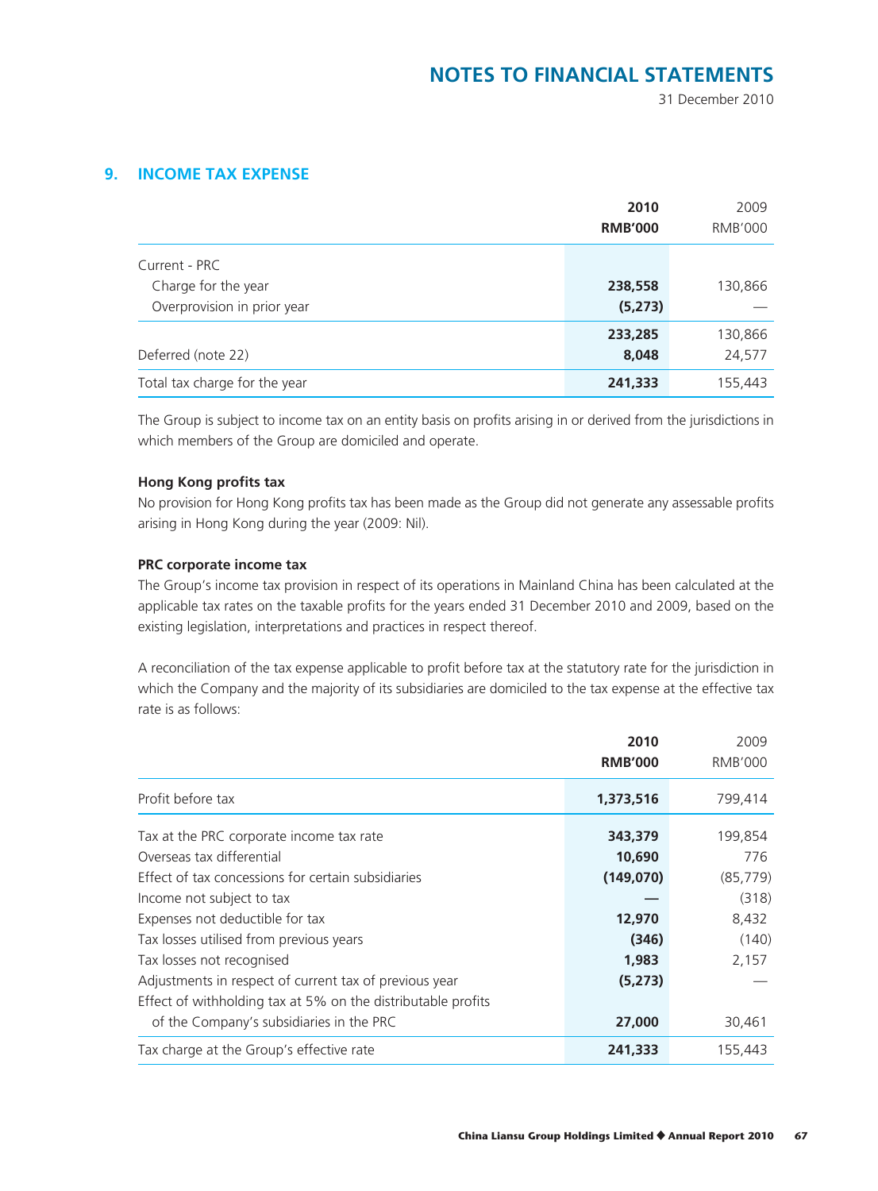## 9. INCOME TAX EXPENSE

| | **2010** **RMB'000** | 2009 RMB'000 |
|---|---|---|
| Current - PRC | | |
| Charge for the year | **238,558** | 130,866 |
| Overprovision in prior year | **(5,273)** | — |
| | **233,285** | 130,866 |
| Deferred (note 22) | **8,048** | 24,577 |
| Total tax charge for the year | **241,333** | 155,443 |

The Group is subject to income tax on an entity basis on profits arising in or derived from the jurisdictions in which members of the Group are domiciled and operate.

**Hong Kong profits tax**

No provision for Hong Kong profits tax has been made as the Group did not generate any assessable profits arising in Hong Kong during the year (2009: Nil).

**PRC corporate income tax**

The Group's income tax provision in respect of its operations in Mainland China has been calculated at the applicable tax rates on the taxable profits for the years ended 31 December 2010 and 2009, based on the existing legislation, interpretations and practices in respect thereof.

A reconciliation of the tax expense applicable to profit before tax at the statutory rate for the jurisdiction in which the Company and the majority of its subsidiaries are domiciled to the tax expense at the effective tax rate is as follows:

| | **2010** **RMB'000** | 2009 RMB'000 |
|---|---|---|
| Profit before tax | **1,373,516** | 799,414 |
| Tax at the PRC corporate income tax rate | **343,379** | 199,854 |
| Overseas tax differential | **10,690** | 776 |
| Effect of tax concessions for certain subsidiaries | **(149,070)** | (85,779) |
| Income not subject to tax | **—** | (318) |
| Expenses not deductible for tax | **12,970** | 8,432 |
| Tax losses utilised from previous years | **(346)** | (140) |
| Tax losses not recognised | **1,983** | 2,157 |
| Adjustments in respect of current tax of previous year | **(5,273)** | — |
| Effect of withholding tax at 5% on the distributable profits of the Company's subsidiaries in the PRC | **27,000** | 30,461 |
| Tax charge at the Group's effective rate | **241,333** | 155,443 |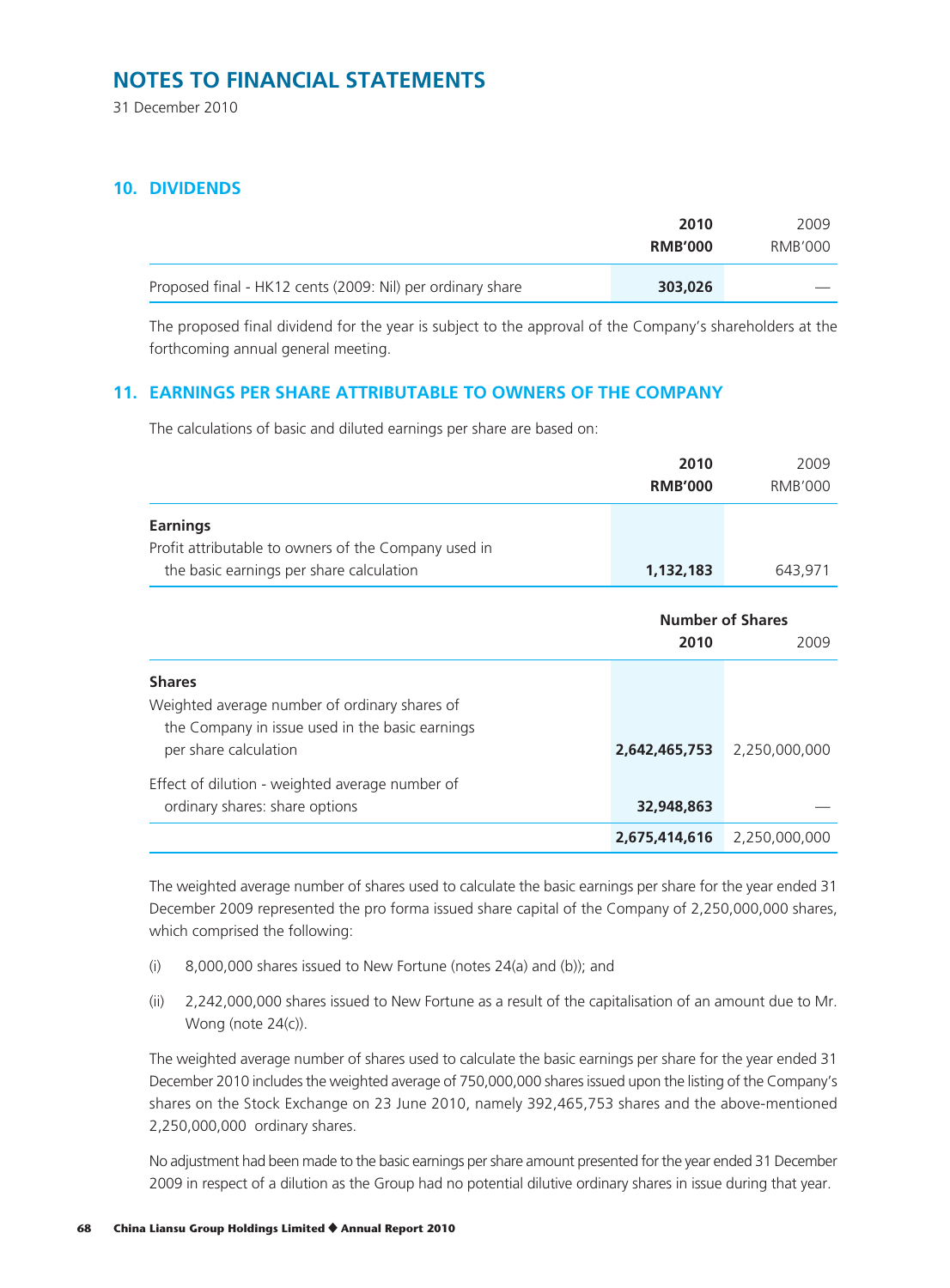# NOTES TO FINANCIAL STATEMENTS

31 December 2010

## 10. DIVIDENDS

| | 2010<br>RMB'000 | 2009<br>RMB'000 |
|---|---|---|
| Proposed final - HK12 cents (2009: Nil) per ordinary share | **303,026** | — |

The proposed final dividend for the year is subject to the approval of the Company's shareholders at the forthcoming annual general meeting.

## 11. EARNINGS PER SHARE ATTRIBUTABLE TO OWNERS OF THE COMPANY

The calculations of basic and diluted earnings per share are based on:

| | 2010<br>RMB'000 | 2009<br>RMB'000 |
|---|---|---|
| **Earnings** | | |
| Profit attributable to owners of the Company used in the basic earnings per share calculation | **1,132,183** | 643,971 |

| | Number of Shares | |
|---|---|---|
| | **2010** | 2009 |
| **Shares** | | |
| Weighted average number of ordinary shares of the Company in issue used in the basic earnings per share calculation | **2,642,465,753** | 2,250,000,000 |
| Effect of dilution - weighted average number of ordinary shares: share options | **32,948,863** | — |
| | **2,675,414,616** | 2,250,000,000 |

The weighted average number of shares used to calculate the basic earnings per share for the year ended 31 December 2009 represented the pro forma issued share capital of the Company of 2,250,000,000 shares, which comprised the following:

(i) 8,000,000 shares issued to New Fortune (notes 24(a) and (b)); and

(ii) 2,242,000,000 shares issued to New Fortune as a result of the capitalisation of an amount due to Mr. Wong (note 24(c)).

The weighted average number of shares used to calculate the basic earnings per share for the year ended 31 December 2010 includes the weighted average of 750,000,000 shares issued upon the listing of the Company's shares on the Stock Exchange on 23 June 2010, namely 392,465,753 shares and the above-mentioned 2,250,000,000 ordinary shares.

No adjustment had been made to the basic earnings per share amount presented for the year ended 31 December 2009 in respect of a dilution as the Group had no potential dilutive ordinary shares in issue during that year.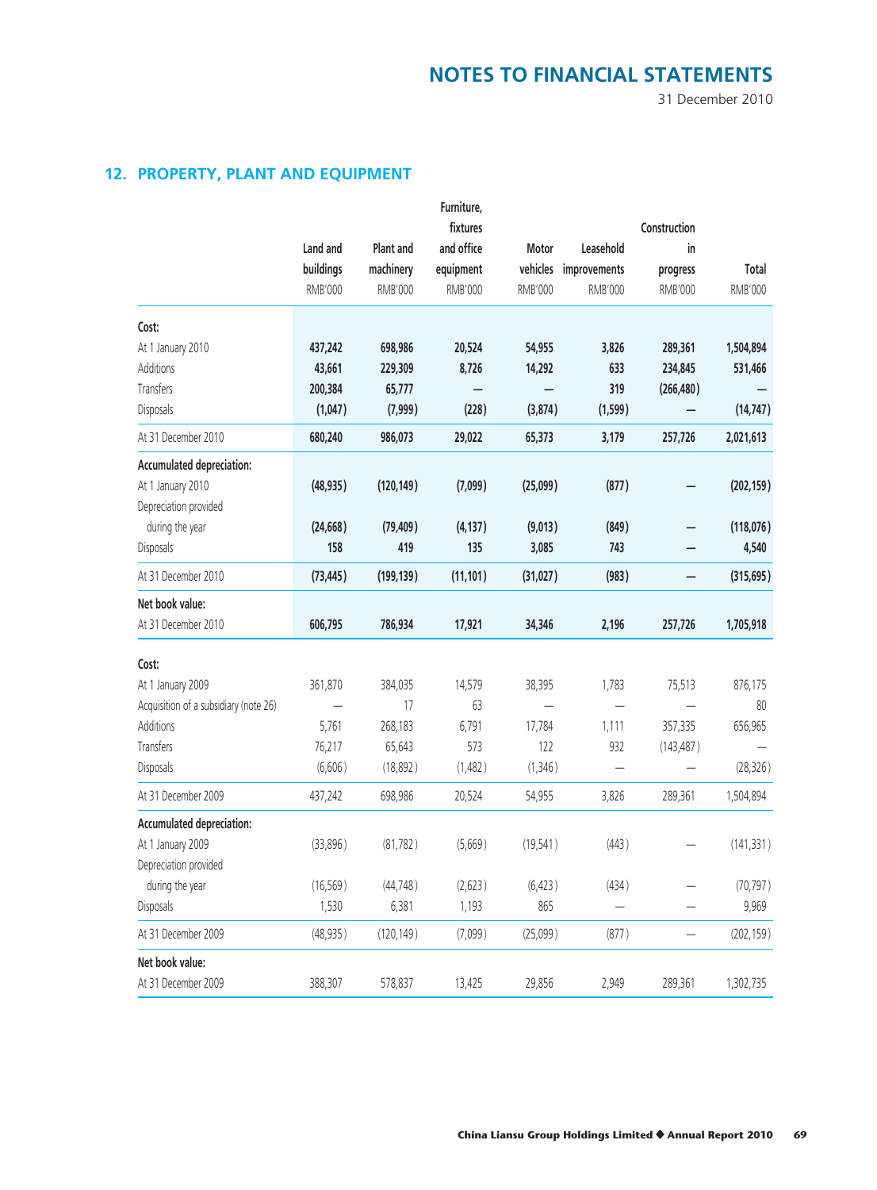## 12. PROPERTY, PLANT AND EQUIPMENT

| | Land and buildings RMB'000 | Plant and machinery RMB'000 | Furniture, fixtures and office equipment RMB'000 | Motor vehicles RMB'000 | Leasehold improvements RMB'000 | Construction in progress RMB'000 | Total RMB'000 |
|---|---|---|---|---|---|---|---|
| **Cost:** | | | | | | | |
| At 1 January 2010 | **437,242** | **698,986** | **20,524** | **54,955** | **3,826** | **289,361** | **1,504,894** |
| Additions | **43,661** | **229,309** | **8,726** | **14,292** | **633** | **234,845** | **531,466** |
| Transfers | **200,384** | **65,777** | **—** | **—** | **319** | **(266,480)** | **—** |
| Disposals | **(1,047)** | **(7,999)** | **(228)** | **(3,874)** | **(1,599)** | **—** | **(14,747)** |
| At 31 December 2010 | **680,240** | **986,073** | **29,022** | **65,373** | **3,179** | **257,726** | **2,021,613** |
| **Accumulated depreciation:** | | | | | | | |
| At 1 January 2010 | **(48,935)** | **(120,149)** | **(7,099)** | **(25,099)** | **(877)** | **—** | **(202,159)** |
| Depreciation provided during the year | **(24,668)** | **(79,409)** | **(4,137)** | **(9,013)** | **(849)** | **—** | **(118,076)** |
| Disposals | **158** | **419** | **135** | **3,085** | **743** | **—** | **4,540** |
| At 31 December 2010 | **(73,445)** | **(199,139)** | **(11,101)** | **(31,027)** | **(983)** | **—** | **(315,695)** |
| **Net book value:** | | | | | | | |
| At 31 December 2010 | **606,795** | **786,934** | **17,921** | **34,346** | **2,196** | **257,726** | **1,705,918** |
| **Cost:** | | | | | | | |
| At 1 January 2009 | 361,870 | 384,035 | 14,579 | 38,395 | 1,783 | 75,513 | 876,175 |
| Acquisition of a subsidiary (note 26) | — | 17 | 63 | — | — | — | 80 |
| Additions | 5,761 | 268,183 | 6,791 | 17,784 | 1,111 | 357,335 | 656,965 |
| Transfers | 76,217 | 65,643 | 573 | 122 | 932 | (143,487) | — |
| Disposals | (6,606) | (18,892) | (1,482) | (1,346) | — | — | (28,326) |
| At 31 December 2009 | 437,242 | 698,986 | 20,524 | 54,955 | 3,826 | 289,361 | 1,504,894 |
| **Accumulated depreciation:** | | | | | | | |
| At 1 January 2009 | (33,896) | (81,782) | (5,669) | (19,541) | (443) | — | (141,331) |
| Depreciation provided during the year | (16,569) | (44,748) | (2,623) | (6,423) | (434) | — | (70,797) |
| Disposals | 1,530 | 6,381 | 1,193 | 865 | — | — | 9,969 |
| At 31 December 2009 | (48,935) | (120,149) | (7,099) | (25,099) | (877) | — | (202,159) |
| **Net book value:** | | | | | | | |
| At 31 December 2009 | 388,307 | 578,837 | 13,425 | 29,856 | 2,949 | 289,361 | 1,302,735 |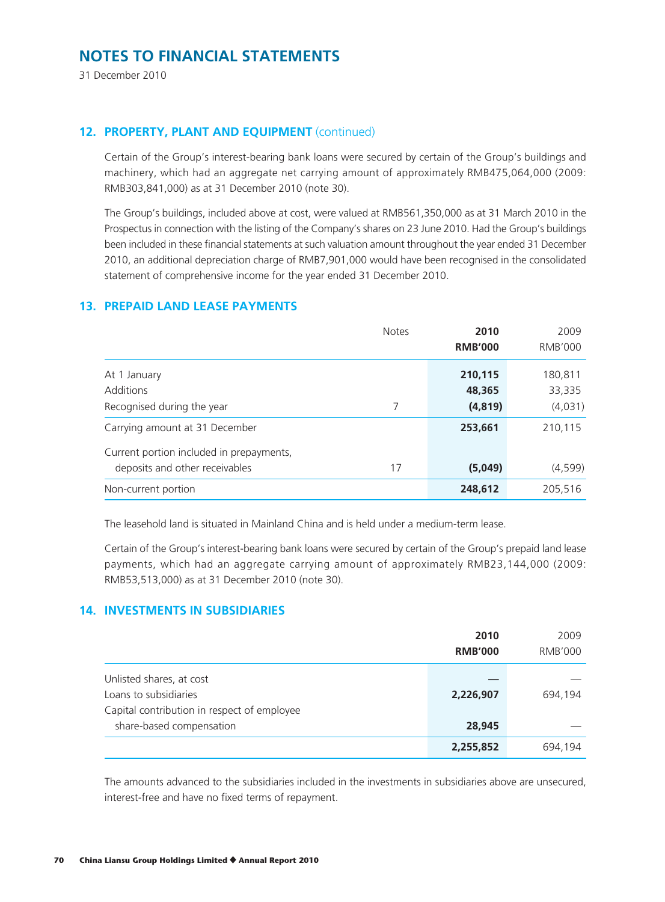# NOTES TO FINANCIAL STATEMENTS

31 December 2010

## 12. PROPERTY, PLANT AND EQUIPMENT (continued)

Certain of the Group's interest-bearing bank loans were secured by certain of the Group's buildings and machinery, which had an aggregate net carrying amount of approximately RMB475,064,000 (2009: RMB303,841,000) as at 31 December 2010 (note 30).

The Group's buildings, included above at cost, were valued at RMB561,350,000 as at 31 March 2010 in the Prospectus in connection with the listing of the Company's shares on 23 June 2010. Had the Group's buildings been included in these financial statements at such valuation amount throughout the year ended 31 December 2010, an additional depreciation charge of RMB7,901,000 would have been recognised in the consolidated statement of comprehensive income for the year ended 31 December 2010.

## 13. PREPAID LAND LEASE PAYMENTS

| | Notes | **2010**<br>**RMB'000** | 2009<br>RMB'000 |
|---|---|---|---|
| At 1 January | | **210,115** | 180,811 |
| Additions | | **48,365** | 33,335 |
| Recognised during the year | 7 | **(4,819)** | (4,031) |
| Carrying amount at 31 December | | **253,661** | 210,115 |
| Current portion included in prepayments, deposits and other receivables | 17 | **(5,049)** | (4,599) |
| Non-current portion | | **248,612** | 205,516 |

The leasehold land is situated in Mainland China and is held under a medium-term lease.

Certain of the Group's interest-bearing bank loans were secured by certain of the Group's prepaid land lease payments, which had an aggregate carrying amount of approximately RMB23,144,000 (2009: RMB53,513,000) as at 31 December 2010 (note 30).

## 14. INVESTMENTS IN SUBSIDIARIES

| | **2010**<br>**RMB'000** | 2009<br>RMB'000 |
|---|---|---|
| Unlisted shares, at cost | **—** | — |
| Loans to subsidiaries | **2,226,907** | 694,194 |
| Capital contribution in respect of employee share-based compensation | **28,945** | — |
| | **2,255,852** | 694,194 |

The amounts advanced to the subsidiaries included in the investments in subsidiaries above are unsecured, interest-free and have no fixed terms of repayment.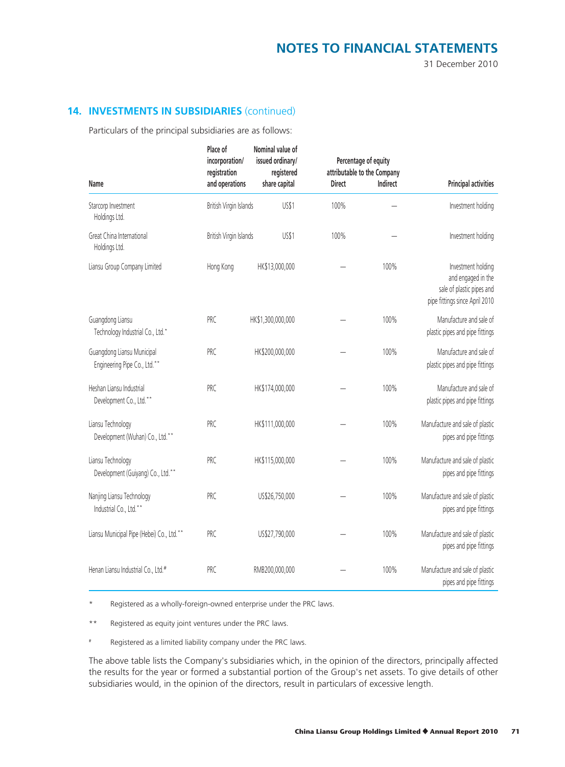## 14. INVESTMENTS IN SUBSIDIARIES (continued)

Particulars of the principal subsidiaries are as follows:

| Name | Place of incorporation/ registration and operations | Nominal value of issued ordinary/ registered share capital | Percentage of equity attributable to the Company | | Principal activities |
|---|---|---|---|---|---|
| | | | Direct | Indirect | |
| Starcorp Investment Holdings Ltd. | British Virgin Islands | US$1 | 100% | — | Investment holding |
| Great China International Holdings Ltd. | British Virgin Islands | US$1 | 100% | — | Investment holding |
| Liansu Group Company Limited | Hong Kong | HK$13,000,000 | — | 100% | Investment holding and engaged in the sale of plastic pipes and pipe fittings since April 2010 |
| Guangdong Liansu Technology Industrial Co., Ltd.* | PRC | HK$1,300,000,000 | — | 100% | Manufacture and sale of plastic pipes and pipe fittings |
| Guangdong Liansu Municipal Engineering Pipe Co., Ltd.** | PRC | HK$200,000,000 | — | 100% | Manufacture and sale of plastic pipes and pipe fittings |
| Heshan Liansu Industrial Development Co., Ltd.** | PRC | HK$174,000,000 | — | 100% | Manufacture and sale of plastic pipes and pipe fittings |
| Liansu Technology Development (Wuhan) Co., Ltd.** | PRC | HK$111,000,000 | — | 100% | Manufacture and sale of plastic pipes and pipe fittings |
| Liansu Technology Development (Guiyang) Co., Ltd.** | PRC | HK$115,000,000 | — | 100% | Manufacture and sale of plastic pipes and pipe fittings |
| Nanjing Liansu Technology Industrial Co., Ltd.** | PRC | US$26,750,000 | — | 100% | Manufacture and sale of plastic pipes and pipe fittings |
| Liansu Municipal Pipe (Hebei) Co., Ltd.** | PRC | US$27,790,000 | — | 100% | Manufacture and sale of plastic pipes and pipe fittings |
| Henan Liansu Industrial Co., Ltd.# | PRC | RMB200,000,000 | — | 100% | Manufacture and sale of plastic pipes and pipe fittings |

\* Registered as a wholly-foreign-owned enterprise under the PRC laws.

\*\* Registered as equity joint ventures under the PRC laws.

\# Registered as a limited liability company under the PRC laws.

The above table lists the Company's subsidiaries which, in the opinion of the directors, principally affected the results for the year or formed a substantial portion of the Group's net assets. To give details of other subsidiaries would, in the opinion of the directors, result in particulars of excessive length.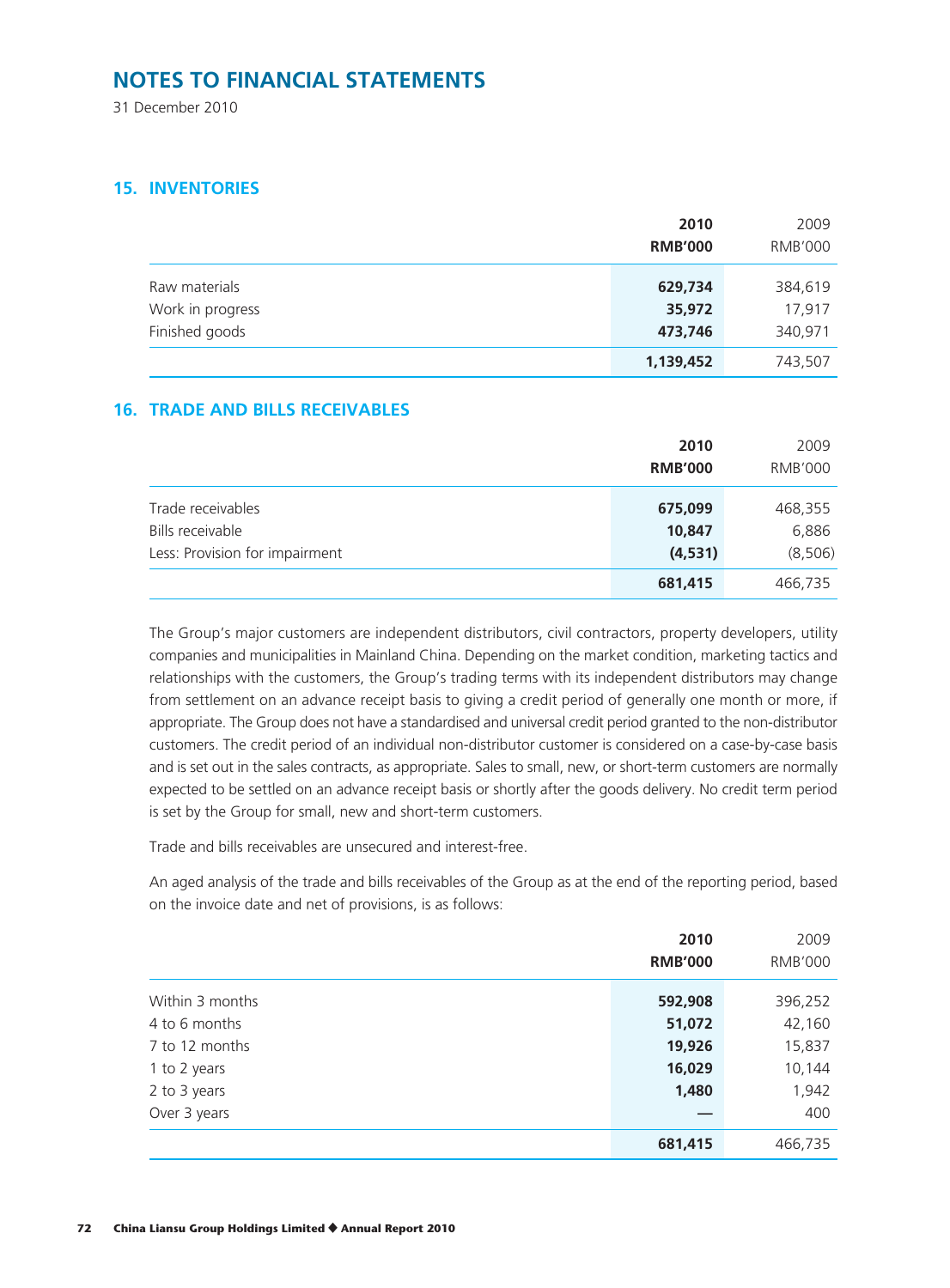# NOTES TO FINANCIAL STATEMENTS

31 December 2010

## 15. INVENTORIES

| | 2010 RMB'000 | 2009 RMB'000 |
|---|---|---|
| Raw materials | **629,734** | 384,619 |
| Work in progress | **35,972** | 17,917 |
| Finished goods | **473,746** | 340,971 |
| | **1,139,452** | 743,507 |

## 16. TRADE AND BILLS RECEIVABLES

| | 2010 RMB'000 | 2009 RMB'000 |
|---|---|---|
| Trade receivables | **675,099** | 468,355 |
| Bills receivable | **10,847** | 6,886 |
| Less: Provision for impairment | **(4,531)** | (8,506) |
| | **681,415** | 466,735 |

The Group's major customers are independent distributors, civil contractors, property developers, utility companies and municipalities in Mainland China. Depending on the market condition, marketing tactics and relationships with the customers, the Group's trading terms with its independent distributors may change from settlement on an advance receipt basis to giving a credit period of generally one month or more, if appropriate. The Group does not have a standardised and universal credit period granted to the non-distributor customers. The credit period of an individual non-distributor customer is considered on a case-by-case basis and is set out in the sales contracts, as appropriate. Sales to small, new, or short-term customers are normally expected to be settled on an advance receipt basis or shortly after the goods delivery. No credit term period is set by the Group for small, new and short-term customers.

Trade and bills receivables are unsecured and interest-free.

An aged analysis of the trade and bills receivables of the Group as at the end of the reporting period, based on the invoice date and net of provisions, is as follows:

| | 2010 RMB'000 | 2009 RMB'000 |
|---|---|---|
| Within 3 months | **592,908** | 396,252 |
| 4 to 6 months | **51,072** | 42,160 |
| 7 to 12 months | **19,926** | 15,837 |
| 1 to 2 years | **16,029** | 10,144 |
| 2 to 3 years | **1,480** | 1,942 |
| Over 3 years | **—** | 400 |
| | **681,415** | 466,735 |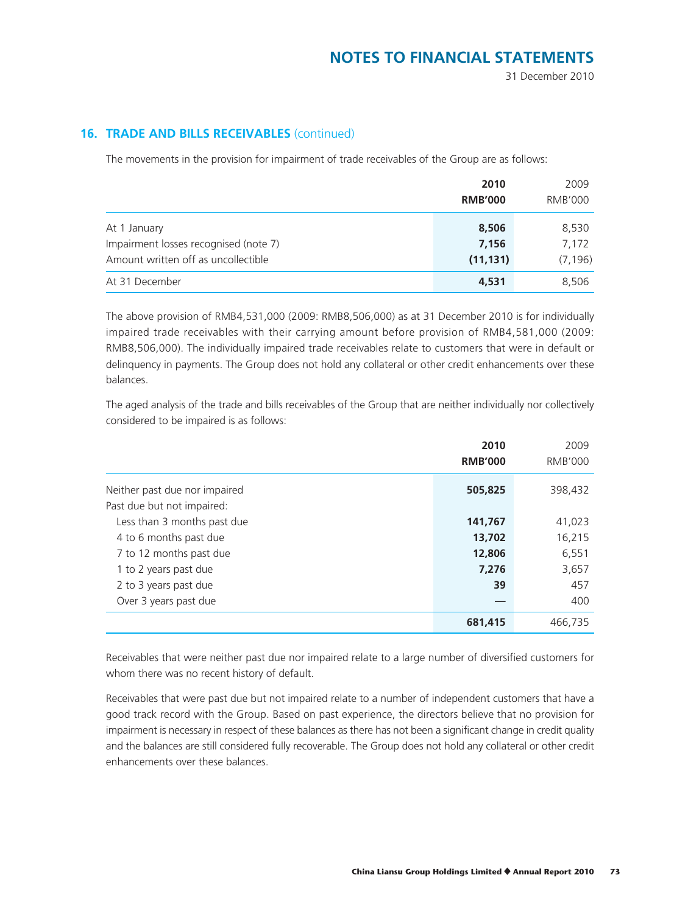## 16. TRADE AND BILLS RECEIVABLES (continued)

The movements in the provision for impairment of trade receivables of the Group are as follows:

| | 2010<br>RMB'000 | 2009<br>RMB'000 |
|---|---|---|
| At 1 January | 8,506 | 8,530 |
| Impairment losses recognised (note 7) | 7,156 | 7,172 |
| Amount written off as uncollectible | (11,131) | (7,196) |
| At 31 December | 4,531 | 8,506 |

The above provision of RMB4,531,000 (2009: RMB8,506,000) as at 31 December 2010 is for individually impaired trade receivables with their carrying amount before provision of RMB4,581,000 (2009: RMB8,506,000). The individually impaired trade receivables relate to customers that were in default or delinquency in payments. The Group does not hold any collateral or other credit enhancements over these balances.

The aged analysis of the trade and bills receivables of the Group that are neither individually nor collectively considered to be impaired is as follows:

| | 2010<br>RMB'000 | 2009<br>RMB'000 |
|---|---|---|
| Neither past due nor impaired | 505,825 | 398,432 |
| Past due but not impaired: | | |
| Less than 3 months past due | 141,767 | 41,023 |
| 4 to 6 months past due | 13,702 | 16,215 |
| 7 to 12 months past due | 12,806 | 6,551 |
| 1 to 2 years past due | 7,276 | 3,657 |
| 2 to 3 years past due | 39 | 457 |
| Over 3 years past due | — | 400 |
| | 681,415 | 466,735 |

Receivables that were neither past due nor impaired relate to a large number of diversified customers for whom there was no recent history of default.

Receivables that were past due but not impaired relate to a number of independent customers that have a good track record with the Group. Based on past experience, the directors believe that no provision for impairment is necessary in respect of these balances as there has not been a significant change in credit quality and the balances are still considered fully recoverable. The Group does not hold any collateral or other credit enhancements over these balances.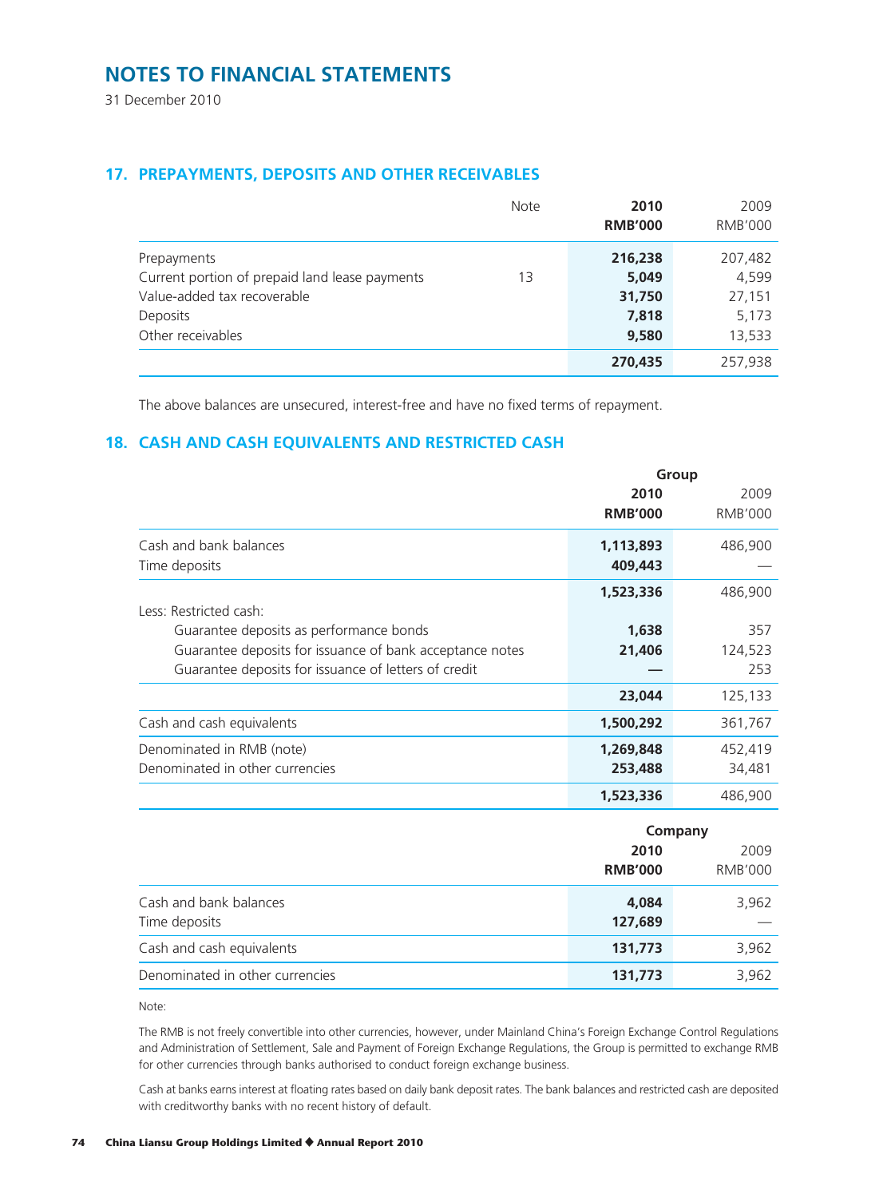# NOTES TO FINANCIAL STATEMENTS

31 December 2010

## 17. PREPAYMENTS, DEPOSITS AND OTHER RECEIVABLES

| | Note | **2010 RMB'000** | 2009 RMB'000 |
|---|---|---|---|
| Prepayments | | **216,238** | 207,482 |
| Current portion of prepaid land lease payments | 13 | **5,049** | 4,599 |
| Value-added tax recoverable | | **31,750** | 27,151 |
| Deposits | | **7,818** | 5,173 |
| Other receivables | | **9,580** | 13,533 |
| | | **270,435** | 257,938 |

The above balances are unsecured, interest-free and have no fixed terms of repayment.

## 18. CASH AND CASH EQUIVALENTS AND RESTRICTED CASH

| | **Group** | |
|---|---|---|
| | **2010 RMB'000** | 2009 RMB'000 |
| Cash and bank balances | **1,113,893** | 486,900 |
| Time deposits | **409,443** | — |
| | **1,523,336** | 486,900 |
| Less: Restricted cash: | | |
| Guarantee deposits as performance bonds | **1,638** | 357 |
| Guarantee deposits for issuance of bank acceptance notes | **21,406** | 124,523 |
| Guarantee deposits for issuance of letters of credit | **—** | 253 |
| | **23,044** | 125,133 |
| Cash and cash equivalents | **1,500,292** | 361,767 |
| Denominated in RMB (note) | **1,269,848** | 452,419 |
| Denominated in other currencies | **253,488** | 34,481 |
| | **1,523,336** | 486,900 |

| | **Company** | |
|---|---|---|
| | **2010 RMB'000** | 2009 RMB'000 |
| Cash and bank balances | **4,084** | 3,962 |
| Time deposits | **127,689** | — |
| Cash and cash equivalents | **131,773** | 3,962 |
| Denominated in other currencies | **131,773** | 3,962 |

Note:

The RMB is not freely convertible into other currencies, however, under Mainland China's Foreign Exchange Control Regulations and Administration of Settlement, Sale and Payment of Foreign Exchange Regulations, the Group is permitted to exchange RMB for other currencies through banks authorised to conduct foreign exchange business.

Cash at banks earns interest at floating rates based on daily bank deposit rates. The bank balances and restricted cash are deposited with creditworthy banks with no recent history of default.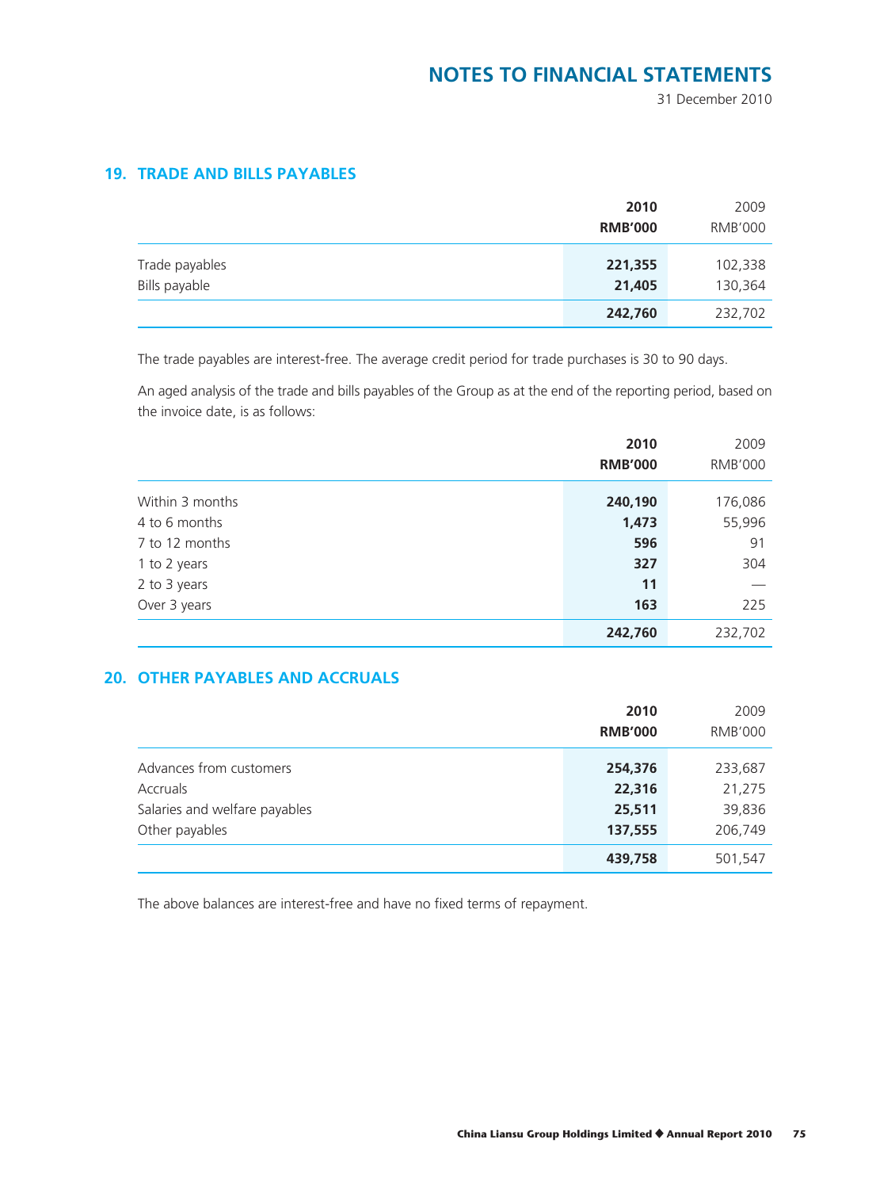## 19. TRADE AND BILLS PAYABLES

| | 2010 RMB'000 | 2009 RMB'000 |
|---|---|---|
| Trade payables | 221,355 | 102,338 |
| Bills payable | 21,405 | 130,364 |
| | 242,760 | 232,702 |

The trade payables are interest-free. The average credit period for trade purchases is 30 to 90 days.

An aged analysis of the trade and bills payables of the Group as at the end of the reporting period, based on the invoice date, is as follows:

| | 2010 RMB'000 | 2009 RMB'000 |
|---|---|---|
| Within 3 months | 240,190 | 176,086 |
| 4 to 6 months | 1,473 | 55,996 |
| 7 to 12 months | 596 | 91 |
| 1 to 2 years | 327 | 304 |
| 2 to 3 years | 11 | — |
| Over 3 years | 163 | 225 |
| | 242,760 | 232,702 |

## 20. OTHER PAYABLES AND ACCRUALS

| | 2010 RMB'000 | 2009 RMB'000 |
|---|---|---|
| Advances from customers | 254,376 | 233,687 |
| Accruals | 22,316 | 21,275 |
| Salaries and welfare payables | 25,511 | 39,836 |
| Other payables | 137,555 | 206,749 |
| | 439,758 | 501,547 |

The above balances are interest-free and have no fixed terms of repayment.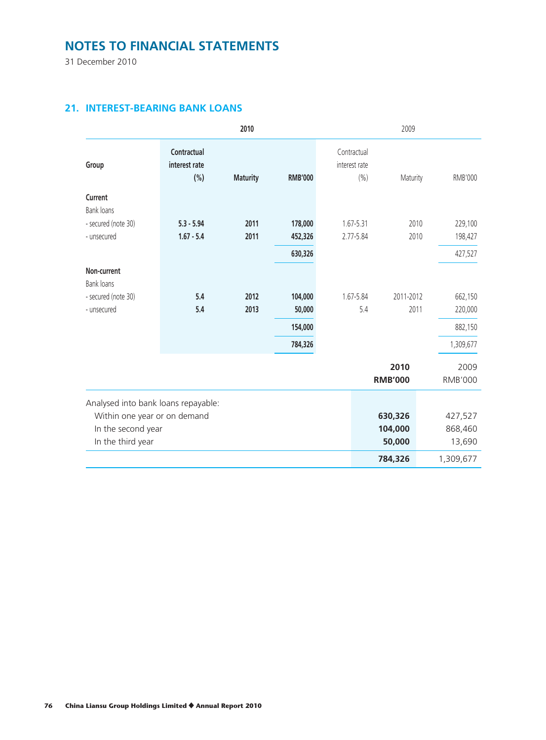# NOTES TO FINANCIAL STATEMENTS

31 December 2010

## 21. INTEREST-BEARING BANK LOANS

| Group | 2010 | | | 2009 | | |
|---|---|---|---|---|---|---|
| | **Contractual interest rate (%)** | **Maturity** | **RMB'000** | Contractual interest rate (%) | Maturity | RMB'000 |
| **Current** | | | | | | |
| Bank loans | | | | | | |
| - secured (note 30) | **5.3 - 5.94** | **2011** | **178,000** | 1.67-5.31 | 2010 | 229,100 |
| - unsecured | **1.67 - 5.4** | **2011** | **452,326** | 2.77-5.84 | 2010 | 198,427 |
| | | | **630,326** | | | 427,527 |
| **Non-current** | | | | | | |
| Bank loans | | | | | | |
| - secured (note 30) | **5.4** | **2012** | **104,000** | 1.67-5.84 | 2011-2012 | 662,150 |
| - unsecured | **5.4** | **2013** | **50,000** | 5.4 | 2011 | 220,000 |
| | | | **154,000** | | | 882,150 |
| | | | **784,326** | | | 1,309,677 |

| | **2010 RMB'000** | 2009 RMB'000 |
|---|---|---|
| Analysed into bank loans repayable: | | |
| Within one year or on demand | **630,326** | 427,527 |
| In the second year | **104,000** | 868,460 |
| In the third year | **50,000** | 13,690 |
| | **784,326** | 1,309,677 |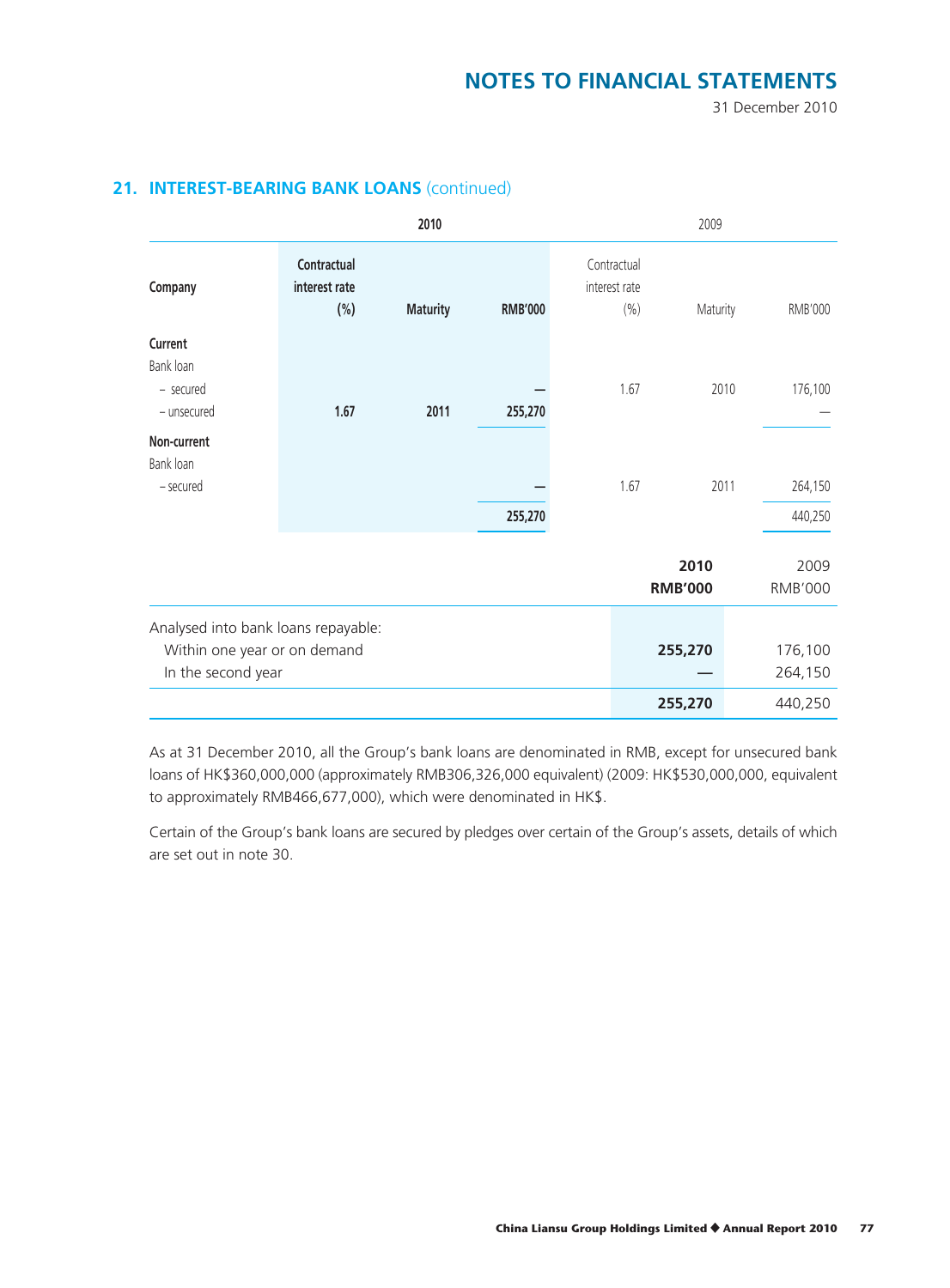## 21. INTEREST-BEARING BANK LOANS (continued)

| Company | 2010 Contractual interest rate (%) | 2010 Maturity | 2010 RMB'000 | 2009 Contractual interest rate (%) | 2009 Maturity | 2009 RMB'000 |
|---|---|---|---|---|---|---|
| **Current** | | | | | | |
| Bank loan | | | | | | |
| – secured | | | — | 1.67 | 2010 | 176,100 |
| – unsecured | **1.67** | **2011** | **255,270** | | | — |
| **Non-current** | | | | | | |
| Bank loan | | | | | | |
| – secured | | | — | 1.67 | 2011 | 264,150 |
| | | | **255,270** | | | 440,250 |

| | 2010 RMB'000 | 2009 RMB'000 |
|---|---|---|
| Analysed into bank loans repayable: | | |
| Within one year or on demand | **255,270** | 176,100 |
| In the second year | — | 264,150 |
| | **255,270** | 440,250 |

As at 31 December 2010, all the Group's bank loans are denominated in RMB, except for unsecured bank loans of HK$360,000,000 (approximately RMB306,326,000 equivalent) (2009: HK$530,000,000, equivalent to approximately RMB466,677,000), which were denominated in HK$.

Certain of the Group's bank loans are secured by pledges over certain of the Group's assets, details of which are set out in note 30.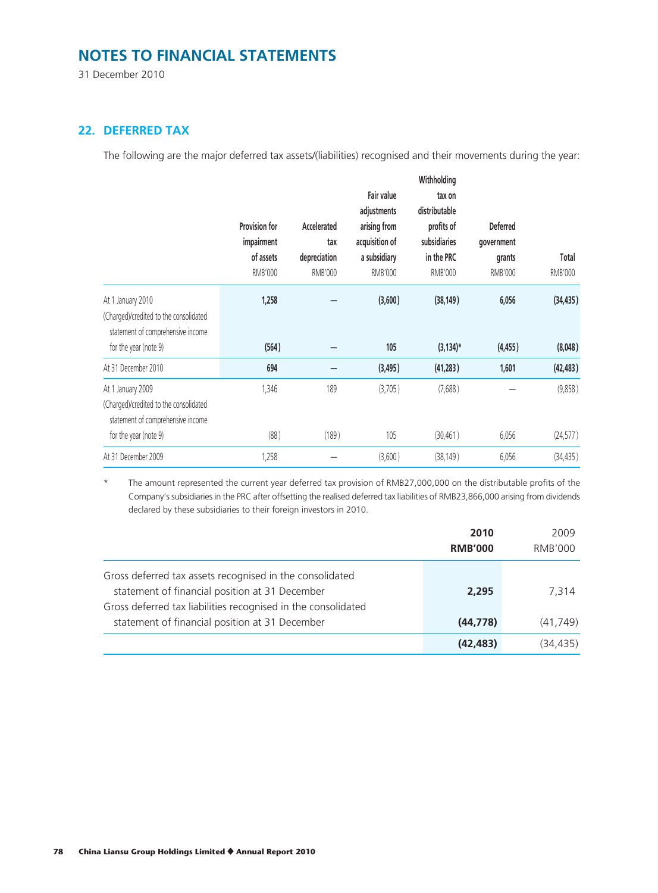# NOTES TO FINANCIAL STATEMENTS

31 December 2010

## 22. DEFERRED TAX

The following are the major deferred tax assets/(liabilities) recognised and their movements during the year:

| | Provision for impairment of assets RMB'000 | Accelerated tax depreciation RMB'000 | Fair value adjustments arising from acquisition of a subsidiary RMB'000 | Withholding tax on distributable profits of subsidiaries in the PRC RMB'000 | Deferred government grants RMB'000 | Total RMB'000 |
|---|---|---|---|---|---|---|
| At 1 January 2010 | **1,258** | **—** | **(3,600)** | **(38,149)** | **6,056** | **(34,435)** |
| (Charged)/credited to the consolidated statement of comprehensive income for the year (note 9) | **(564)** | **—** | **105** | **(3,134)*** | **(4,455)** | **(8,048)** |
| At 31 December 2010 | **694** | **—** | **(3,495)** | **(41,283)** | **1,601** | **(42,483)** |
| At 1 January 2009 | 1,346 | 189 | (3,705) | (7,688) | — | (9,858) |
| (Charged)/credited to the consolidated statement of comprehensive income for the year (note 9) | (88) | (189) | 105 | (30,461) | 6,056 | (24,577) |
| At 31 December 2009 | 1,258 | — | (3,600) | (38,149) | 6,056 | (34,435) |

\* The amount represented the current year deferred tax provision of RMB27,000,000 on the distributable profits of the Company's subsidiaries in the PRC after offsetting the realised deferred tax liabilities of RMB23,866,000 arising from dividends declared by these subsidiaries to their foreign investors in 2010.

| | 2010 RMB'000 | 2009 RMB'000 |
|---|---|---|
| Gross deferred tax assets recognised in the consolidated statement of financial position at 31 December | **2,295** | 7,314 |
| Gross deferred tax liabilities recognised in the consolidated statement of financial position at 31 December | **(44,778)** | (41,749) |
| | **(42,483)** | (34,435) |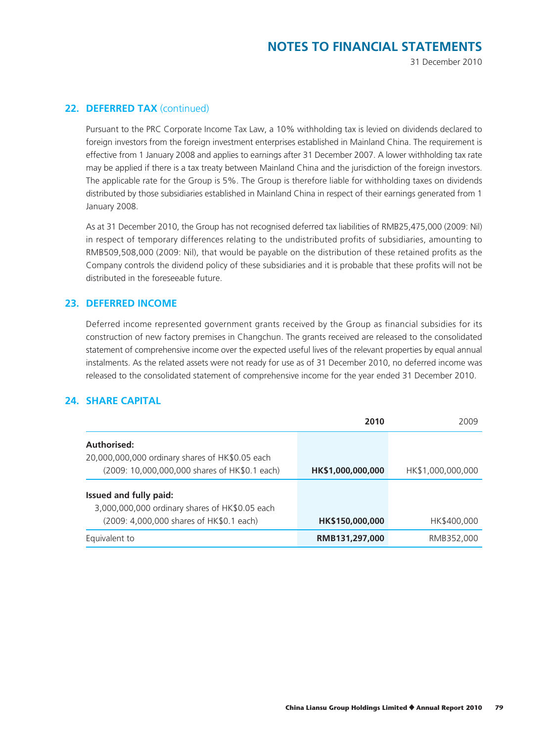## 22. DEFERRED TAX (continued)

Pursuant to the PRC Corporate Income Tax Law, a 10% withholding tax is levied on dividends declared to foreign investors from the foreign investment enterprises established in Mainland China. The requirement is effective from 1 January 2008 and applies to earnings after 31 December 2007. A lower withholding tax rate may be applied if there is a tax treaty between Mainland China and the jurisdiction of the foreign investors. The applicable rate for the Group is 5%. The Group is therefore liable for withholding taxes on dividends distributed by those subsidiaries established in Mainland China in respect of their earnings generated from 1 January 2008.

As at 31 December 2010, the Group has not recognised deferred tax liabilities of RMB25,475,000 (2009: Nil) in respect of temporary differences relating to the undistributed profits of subsidiaries, amounting to RMB509,508,000 (2009: Nil), that would be payable on the distribution of these retained profits as the Company controls the dividend policy of these subsidiaries and it is probable that these profits will not be distributed in the foreseeable future.

## 23. DEFERRED INCOME

Deferred income represented government grants received by the Group as financial subsidies for its construction of new factory premises in Changchun. The grants received are released to the consolidated statement of comprehensive income over the expected useful lives of the relevant properties by equal annual instalments. As the related assets were not ready for use as of 31 December 2010, no deferred income was released to the consolidated statement of comprehensive income for the year ended 31 December 2010.

## 24. SHARE CAPITAL

| | **2010** | 2009 |
|---|---|---|
| **Authorised:** | | |
| 20,000,000,000 ordinary shares of HK$0.05 each (2009: 10,000,000,000 shares of HK$0.1 each) | **HK$1,000,000,000** | HK$1,000,000,000 |
| **Issued and fully paid:** | | |
| 3,000,000,000 ordinary shares of HK$0.05 each (2009: 4,000,000 shares of HK$0.1 each) | **HK$150,000,000** | HK$400,000 |
| Equivalent to | **RMB131,297,000** | RMB352,000 |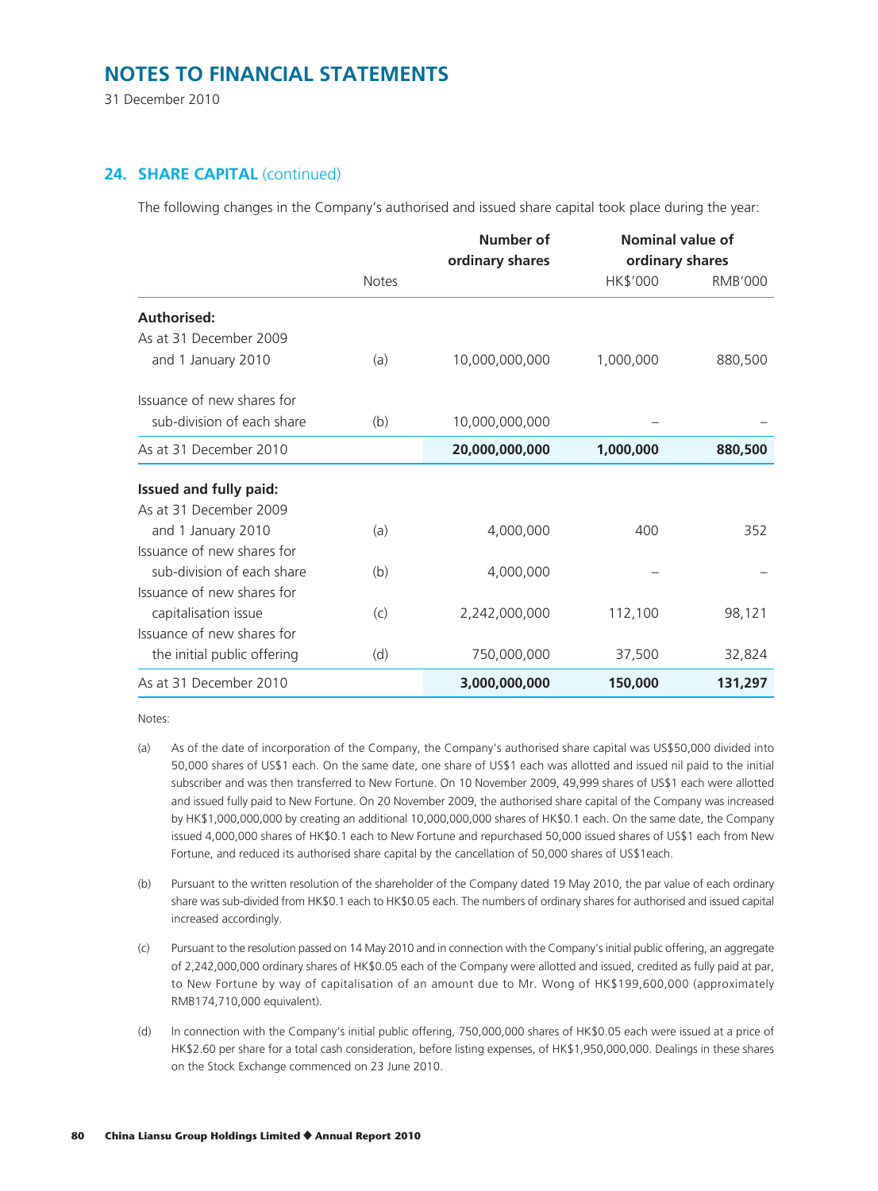# NOTES TO FINANCIAL STATEMENTS

31 December 2010

## 24. SHARE CAPITAL (continued)

The following changes in the Company's authorised and issued share capital took place during the year:

| | Notes | Number of ordinary shares | Nominal value of ordinary shares | |
|---|---|---|---|---|
| | | | HK$'000 | RMB'000 |
| **Authorised:** | | | | |
| As at 31 December 2009 and 1 January 2010 | (a) | 10,000,000,000 | 1,000,000 | 880,500 |
| Issuance of new shares for sub-division of each share | (b) | 10,000,000,000 | – | – |
| As at 31 December 2010 | | **20,000,000,000** | **1,000,000** | **880,500** |
| **Issued and fully paid:** | | | | |
| As at 31 December 2009 and 1 January 2010 | (a) | 4,000,000 | 400 | 352 |
| Issuance of new shares for sub-division of each share | (b) | 4,000,000 | – | – |
| Issuance of new shares for capitalisation issue | (c) | 2,242,000,000 | 112,100 | 98,121 |
| Issuance of new shares for the initial public offering | (d) | 750,000,000 | 37,500 | 32,824 |
| As at 31 December 2010 | | **3,000,000,000** | **150,000** | **131,297** |

Notes:

(a) As of the date of incorporation of the Company, the Company's authorised share capital was US$50,000 divided into 50,000 shares of US$1 each. On the same date, one share of US$1 each was allotted and issued nil paid to the initial subscriber and was then transferred to New Fortune. On 10 November 2009, 49,999 shares of US$1 each were allotted and issued fully paid to New Fortune. On 20 November 2009, the authorised share capital of the Company was increased by HK$1,000,000,000 by creating an additional 10,000,000,000 shares of HK$0.1 each. On the same date, the Company issued 4,000,000 shares of HK$0.1 each to New Fortune and repurchased 50,000 issued shares of US$1 each from New Fortune, and reduced its authorised share capital by the cancellation of 50,000 shares of US$1each.

(b) Pursuant to the written resolution of the shareholder of the Company dated 19 May 2010, the par value of each ordinary share was sub-divided from HK$0.1 each to HK$0.05 each. The numbers of ordinary shares for authorised and issued capital increased accordingly.

(c) Pursuant to the resolution passed on 14 May 2010 and in connection with the Company's initial public offering, an aggregate of 2,242,000,000 ordinary shares of HK$0.05 each of the Company were allotted and issued, credited as fully paid at par, to New Fortune by way of capitalisation of an amount due to Mr. Wong of HK$199,600,000 (approximately RMB174,710,000 equivalent).

(d) In connection with the Company's initial public offering, 750,000,000 shares of HK$0.05 each were issued at a price of HK$2.60 per share for a total cash consideration, before listing expenses, of HK$1,950,000,000. Dealings in these shares on the Stock Exchange commenced on 23 June 2010.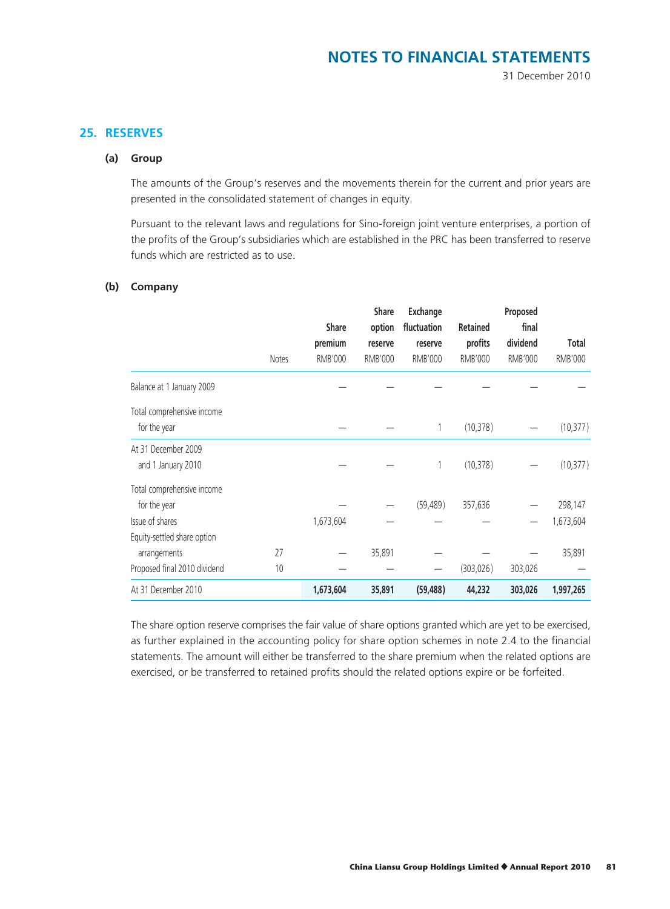## 25. RESERVES

### (a) Group

The amounts of the Group's reserves and the movements therein for the current and prior years are presented in the consolidated statement of changes in equity.

Pursuant to the relevant laws and regulations for Sino-foreign joint venture enterprises, a portion of the profits of the Group's subsidiaries which are established in the PRC has been transferred to reserve funds which are restricted as to use.

### (b) Company

| | Notes | Share premium RMB'000 | Share option reserve RMB'000 | Exchange fluctuation reserve RMB'000 | Retained profits RMB'000 | Proposed final dividend RMB'000 | Total RMB'000 |
|---|---|---|---|---|---|---|---|
| Balance at 1 January 2009 | | — | — | — | — | — | — |
| Total comprehensive income for the year | | — | — | 1 | (10,378) | — | (10,377) |
| At 31 December 2009 and 1 January 2010 | | — | — | 1 | (10,378) | — | (10,377) |
| Total comprehensive income for the year | | — | — | (59,489) | 357,636 | — | 298,147 |
| Issue of shares | | 1,673,604 | — | — | — | — | 1,673,604 |
| Equity-settled share option arrangements | 27 | — | 35,891 | — | — | — | 35,891 |
| Proposed final 2010 dividend | 10 | — | — | — | (303,026) | 303,026 | — |
| At 31 December 2010 | | **1,673,604** | **35,891** | **(59,488)** | **44,232** | **303,026** | **1,997,265** |

The share option reserve comprises the fair value of share options granted which are yet to be exercised, as further explained in the accounting policy for share option schemes in note 2.4 to the financial statements. The amount will either be transferred to the share premium when the related options are exercised, or be transferred to retained profits should the related options expire or be forfeited.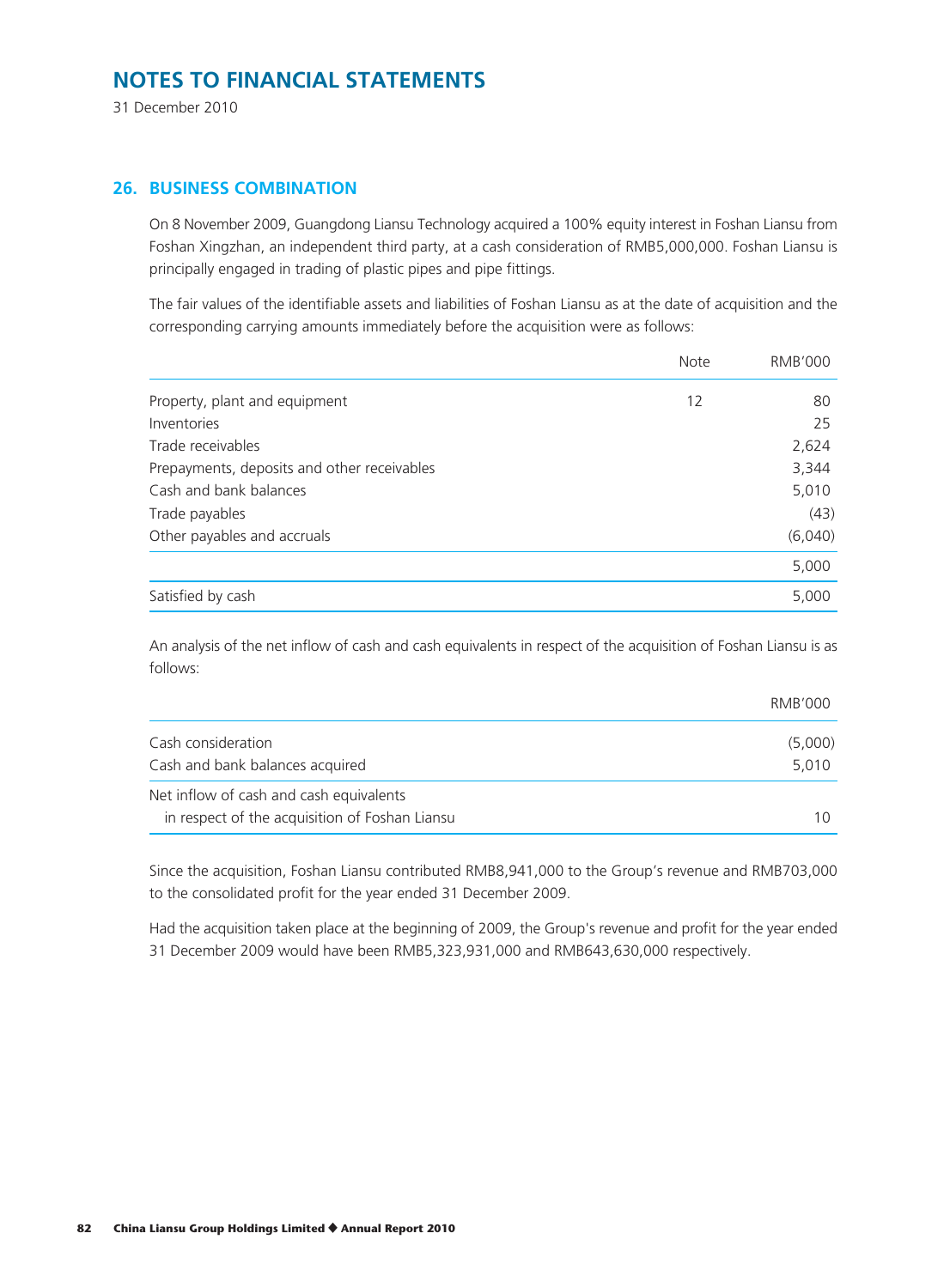# NOTES TO FINANCIAL STATEMENTS

31 December 2010

## 26. BUSINESS COMBINATION

On 8 November 2009, Guangdong Liansu Technology acquired a 100% equity interest in Foshan Liansu from Foshan Xingzhan, an independent third party, at a cash consideration of RMB5,000,000. Foshan Liansu is principally engaged in trading of plastic pipes and pipe fittings.

The fair values of the identifiable assets and liabilities of Foshan Liansu as at the date of acquisition and the corresponding carrying amounts immediately before the acquisition were as follows:

| | Note | RMB'000 |
|---|---|---|
| Property, plant and equipment | 12 | 80 |
| Inventories | | 25 |
| Trade receivables | | 2,624 |
| Prepayments, deposits and other receivables | | 3,344 |
| Cash and bank balances | | 5,010 |
| Trade payables | | (43) |
| Other payables and accruals | | (6,040) |
| | | 5,000 |
| Satisfied by cash | | 5,000 |

An analysis of the net inflow of cash and cash equivalents in respect of the acquisition of Foshan Liansu is as follows:

| | RMB'000 |
|---|---|
| Cash consideration | (5,000) |
| Cash and bank balances acquired | 5,010 |
| Net inflow of cash and cash equivalents in respect of the acquisition of Foshan Liansu | 10 |

Since the acquisition, Foshan Liansu contributed RMB8,941,000 to the Group's revenue and RMB703,000 to the consolidated profit for the year ended 31 December 2009.

Had the acquisition taken place at the beginning of 2009, the Group's revenue and profit for the year ended 31 December 2009 would have been RMB5,323,931,000 and RMB643,630,000 respectively.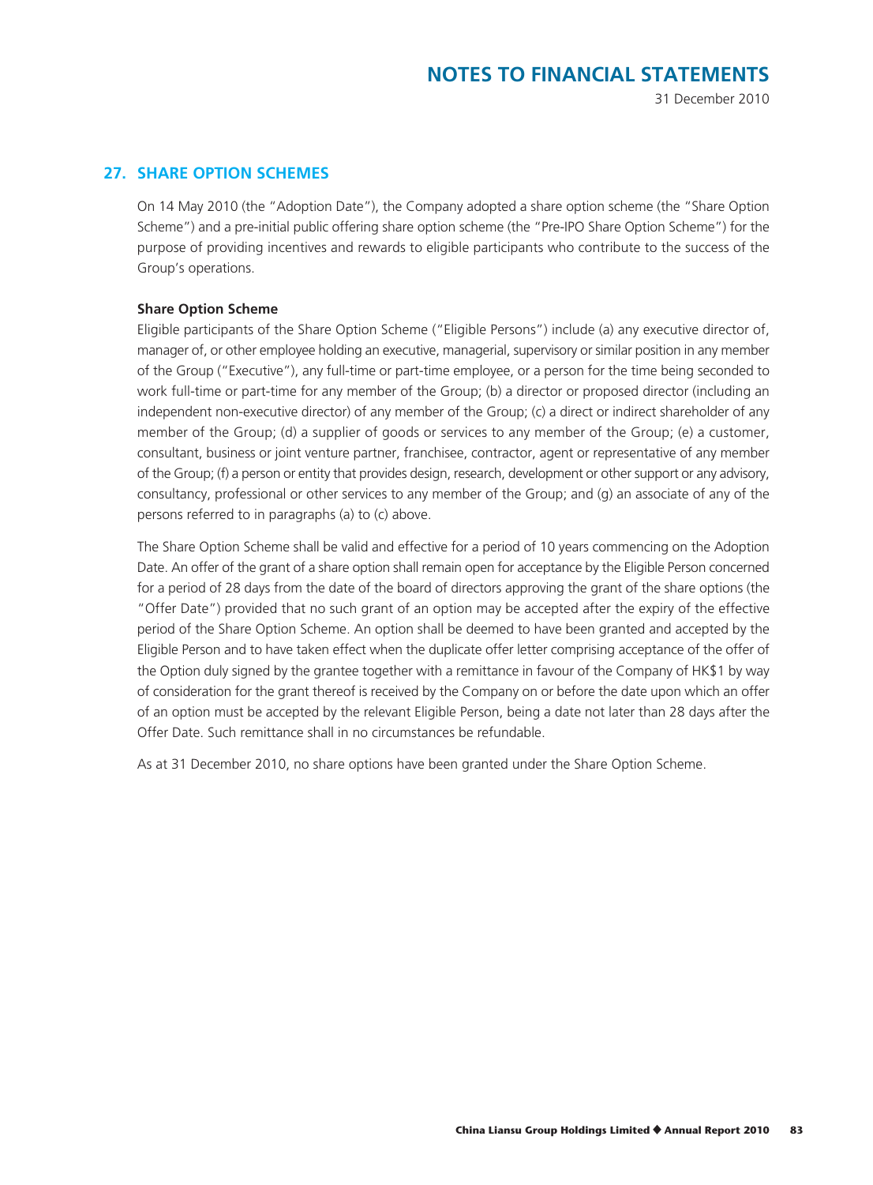## 27. SHARE OPTION SCHEMES

On 14 May 2010 (the "Adoption Date"), the Company adopted a share option scheme (the "Share Option Scheme") and a pre-initial public offering share option scheme (the "Pre-IPO Share Option Scheme") for the purpose of providing incentives and rewards to eligible participants who contribute to the success of the Group's operations.

### Share Option Scheme

Eligible participants of the Share Option Scheme ("Eligible Persons") include (a) any executive director of, manager of, or other employee holding an executive, managerial, supervisory or similar position in any member of the Group ("Executive"), any full-time or part-time employee, or a person for the time being seconded to work full-time or part-time for any member of the Group; (b) a director or proposed director (including an independent non-executive director) of any member of the Group; (c) a direct or indirect shareholder of any member of the Group; (d) a supplier of goods or services to any member of the Group; (e) a customer, consultant, business or joint venture partner, franchisee, contractor, agent or representative of any member of the Group; (f) a person or entity that provides design, research, development or other support or any advisory, consultancy, professional or other services to any member of the Group; and (g) an associate of any of the persons referred to in paragraphs (a) to (c) above.

The Share Option Scheme shall be valid and effective for a period of 10 years commencing on the Adoption Date. An offer of the grant of a share option shall remain open for acceptance by the Eligible Person concerned for a period of 28 days from the date of the board of directors approving the grant of the share options (the "Offer Date") provided that no such grant of an option may be accepted after the expiry of the effective period of the Share Option Scheme. An option shall be deemed to have been granted and accepted by the Eligible Person and to have taken effect when the duplicate offer letter comprising acceptance of the offer of the Option duly signed by the grantee together with a remittance in favour of the Company of HK$1 by way of consideration for the grant thereof is received by the Company on or before the date upon which an offer of an option must be accepted by the relevant Eligible Person, being a date not later than 28 days after the Offer Date. Such remittance shall in no circumstances be refundable.

As at 31 December 2010, no share options have been granted under the Share Option Scheme.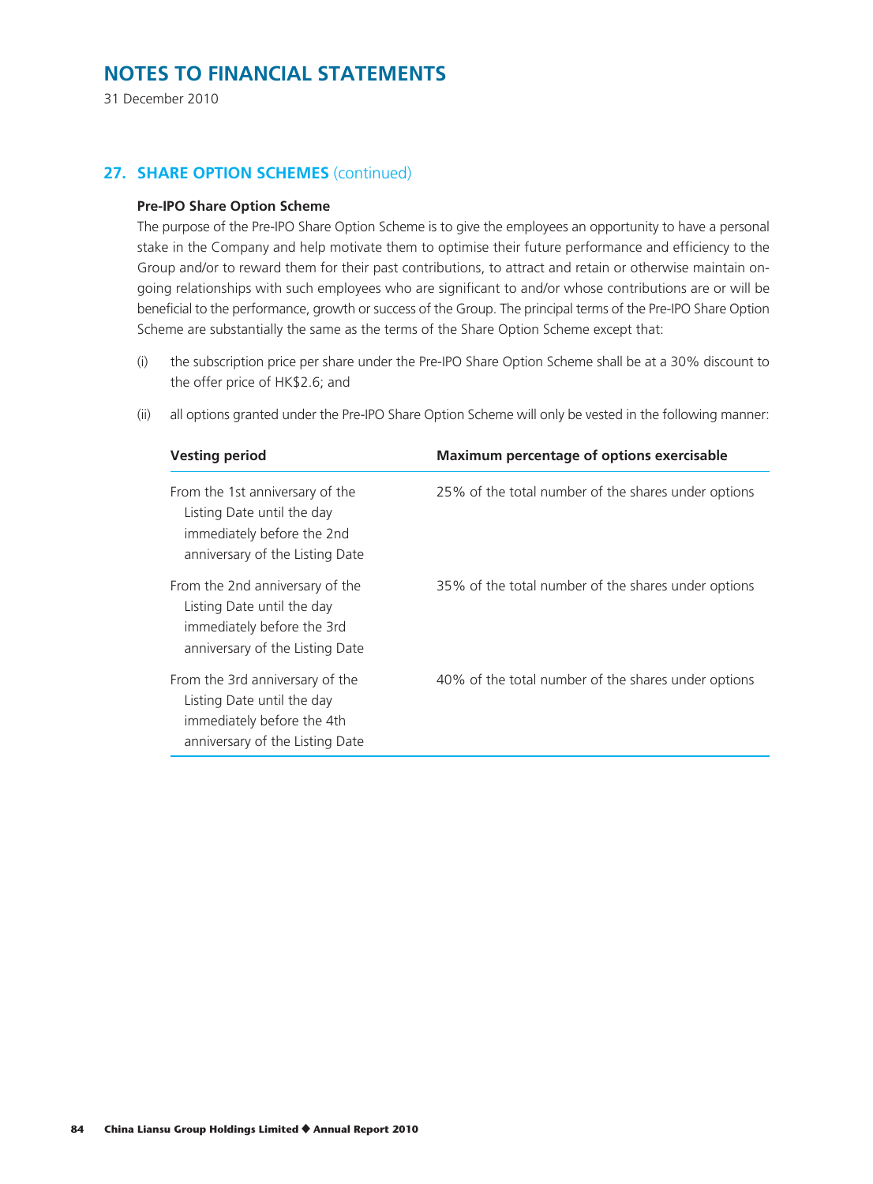# NOTES TO FINANCIAL STATEMENTS

31 December 2010

## 27. SHARE OPTION SCHEMES (continued)

### Pre-IPO Share Option Scheme

The purpose of the Pre-IPO Share Option Scheme is to give the employees an opportunity to have a personal stake in the Company and help motivate them to optimise their future performance and efficiency to the Group and/or to reward them for their past contributions, to attract and retain or otherwise maintain on-going relationships with such employees who are significant to and/or whose contributions are or will be beneficial to the performance, growth or success of the Group. The principal terms of the Pre-IPO Share Option Scheme are substantially the same as the terms of the Share Option Scheme except that:

(i) the subscription price per share under the Pre-IPO Share Option Scheme shall be at a 30% discount to the offer price of HK$2.6; and

(ii) all options granted under the Pre-IPO Share Option Scheme will only be vested in the following manner:

| Vesting period | Maximum percentage of options exercisable |
|---|---|
| From the 1st anniversary of the Listing Date until the day immediately before the 2nd anniversary of the Listing Date | 25% of the total number of the shares under options |
| From the 2nd anniversary of the Listing Date until the day immediately before the 3rd anniversary of the Listing Date | 35% of the total number of the shares under options |
| From the 3rd anniversary of the Listing Date until the day immediately before the 4th anniversary of the Listing Date | 40% of the total number of the shares under options |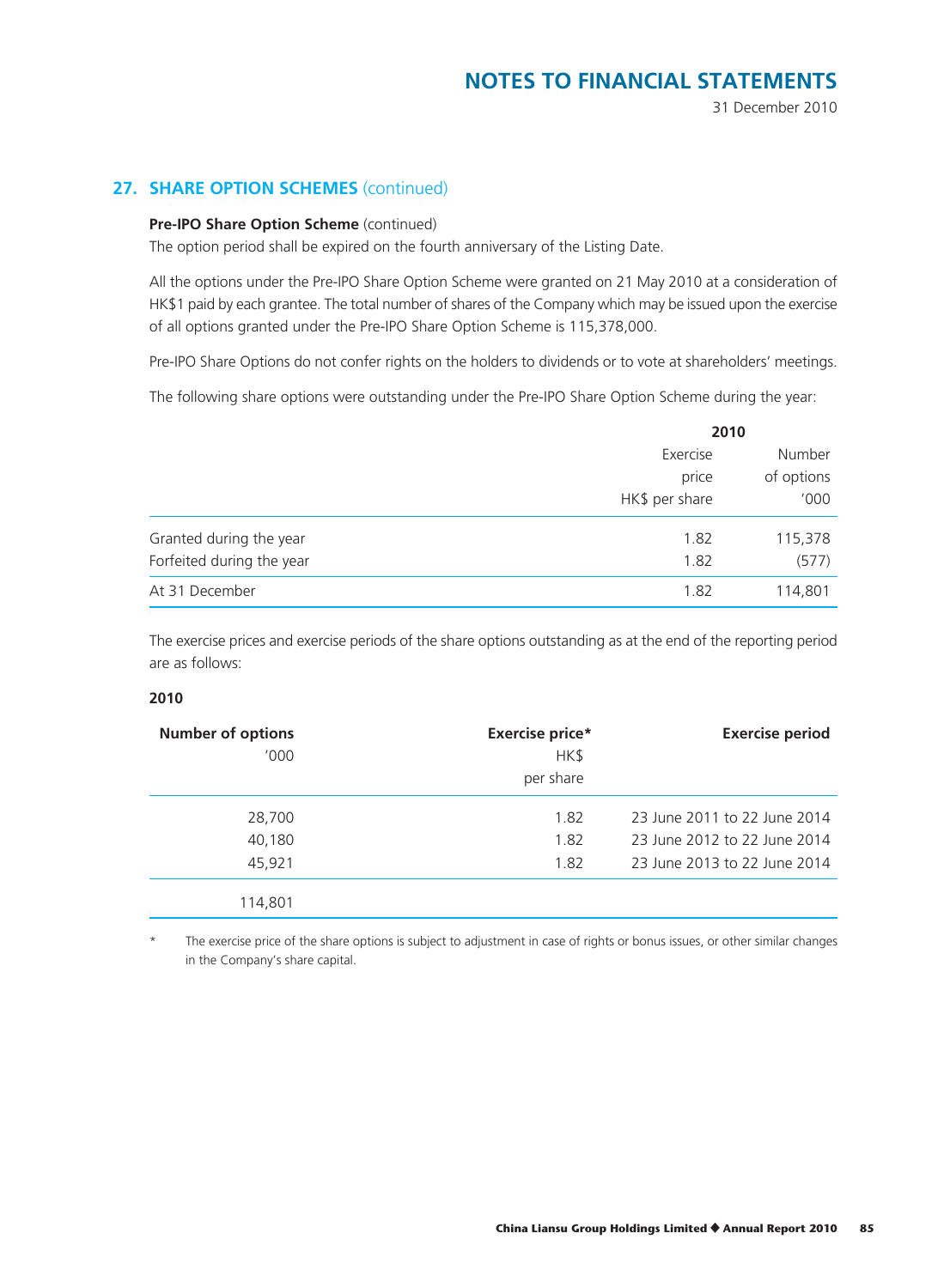## 27. SHARE OPTION SCHEMES (continued)

**Pre-IPO Share Option Scheme** (continued)

The option period shall be expired on the fourth anniversary of the Listing Date.

All the options under the Pre-IPO Share Option Scheme were granted on 21 May 2010 at a consideration of HK$1 paid by each grantee. The total number of shares of the Company which may be issued upon the exercise of all options granted under the Pre-IPO Share Option Scheme is 115,378,000.

Pre-IPO Share Options do not confer rights on the holders to dividends or to vote at shareholders' meetings.

The following share options were outstanding under the Pre-IPO Share Option Scheme during the year:

| | 2010 | |
|---|---|---|
| | Exercise price HK$ per share | Number of options '000 |
| Granted during the year | 1.82 | 115,378 |
| Forfeited during the year | 1.82 | (577) |
| At 31 December | 1.82 | 114,801 |

The exercise prices and exercise periods of the share options outstanding as at the end of the reporting period are as follows:

**2010**

| Number of options '000 | Exercise price* HK$ per share | Exercise period |
|---|---|---|
| 28,700 | 1.82 | 23 June 2011 to 22 June 2014 |
| 40,180 | 1.82 | 23 June 2012 to 22 June 2014 |
| 45,921 | 1.82 | 23 June 2013 to 22 June 2014 |
| 114,801 | | |

\* The exercise price of the share options is subject to adjustment in case of rights or bonus issues, or other similar changes in the Company's share capital.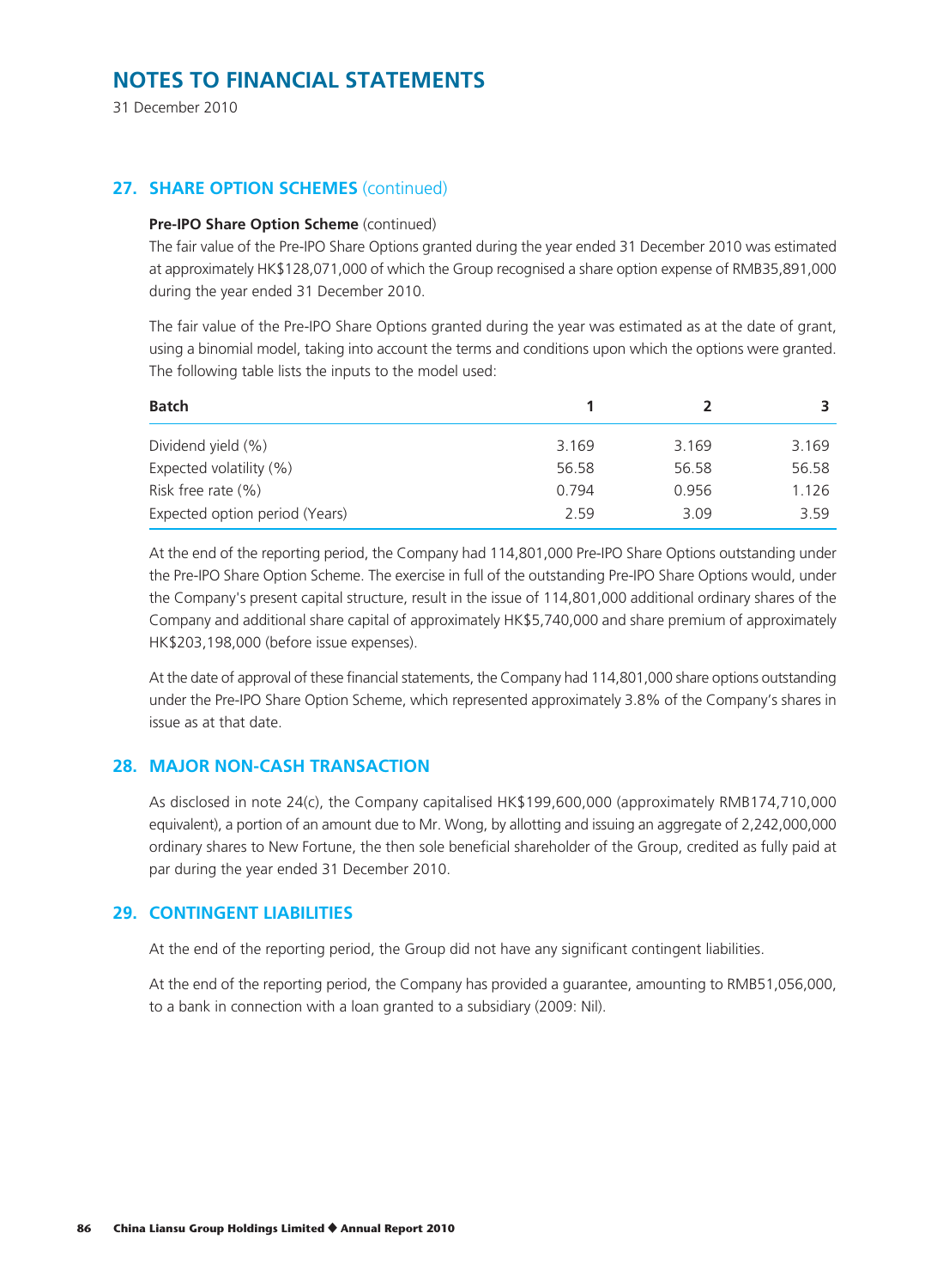# NOTES TO FINANCIAL STATEMENTS

31 December 2010

## 27. SHARE OPTION SCHEMES (continued)

**Pre-IPO Share Option Scheme** (continued)

The fair value of the Pre-IPO Share Options granted during the year ended 31 December 2010 was estimated at approximately HK$128,071,000 of which the Group recognised a share option expense of RMB35,891,000 during the year ended 31 December 2010.

The fair value of the Pre-IPO Share Options granted during the year was estimated as at the date of grant, using a binomial model, taking into account the terms and conditions upon which the options were granted. The following table lists the inputs to the model used:

| Batch | 1 | 2 | 3 |
|---|---|---|---|
| Dividend yield (%) | 3.169 | 3.169 | 3.169 |
| Expected volatility (%) | 56.58 | 56.58 | 56.58 |
| Risk free rate (%) | 0.794 | 0.956 | 1.126 |
| Expected option period (Years) | 2.59 | 3.09 | 3.59 |

At the end of the reporting period, the Company had 114,801,000 Pre-IPO Share Options outstanding under the Pre-IPO Share Option Scheme. The exercise in full of the outstanding Pre-IPO Share Options would, under the Company's present capital structure, result in the issue of 114,801,000 additional ordinary shares of the Company and additional share capital of approximately HK$5,740,000 and share premium of approximately HK$203,198,000 (before issue expenses).

At the date of approval of these financial statements, the Company had 114,801,000 share options outstanding under the Pre-IPO Share Option Scheme, which represented approximately 3.8% of the Company's shares in issue as at that date.

## 28. MAJOR NON-CASH TRANSACTION

As disclosed in note 24(c), the Company capitalised HK$199,600,000 (approximately RMB174,710,000 equivalent), a portion of an amount due to Mr. Wong, by allotting and issuing an aggregate of 2,242,000,000 ordinary shares to New Fortune, the then sole beneficial shareholder of the Group, credited as fully paid at par during the year ended 31 December 2010.

## 29. CONTINGENT LIABILITIES

At the end of the reporting period, the Group did not have any significant contingent liabilities.

At the end of the reporting period, the Company has provided a guarantee, amounting to RMB51,056,000, to a bank in connection with a loan granted to a subsidiary (2009: Nil).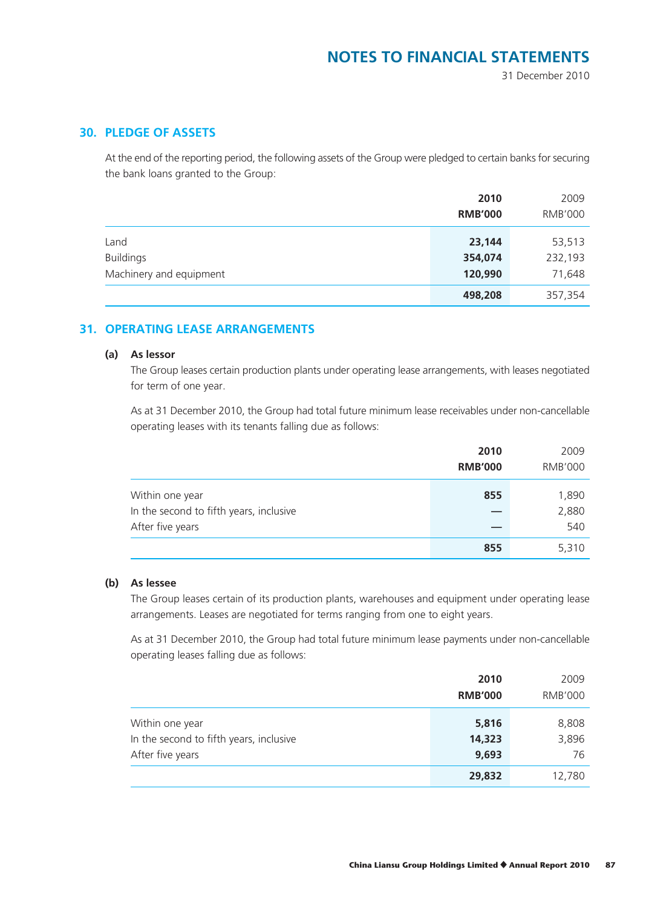## 30. PLEDGE OF ASSETS

At the end of the reporting period, the following assets of the Group were pledged to certain banks for securing the bank loans granted to the Group:

| | 2010 | 2009 |
|---|---|---|
| | RMB'000 | RMB'000 |
| Land | **23,144** | 53,513 |
| Buildings | **354,074** | 232,193 |
| Machinery and equipment | **120,990** | 71,648 |
| | **498,208** | 357,354 |

## 31. OPERATING LEASE ARRANGEMENTS

### (a) As lessor

The Group leases certain production plants under operating lease arrangements, with leases negotiated for term of one year.

As at 31 December 2010, the Group had total future minimum lease receivables under non-cancellable operating leases with its tenants falling due as follows:

| | 2010 | 2009 |
|---|---|---|
| | RMB'000 | RMB'000 |
| Within one year | **855** | 1,890 |
| In the second to fifth years, inclusive | **—** | 2,880 |
| After five years | **—** | 540 |
| | **855** | 5,310 |

### (b) As lessee

The Group leases certain of its production plants, warehouses and equipment under operating lease arrangements. Leases are negotiated for terms ranging from one to eight years.

As at 31 December 2010, the Group had total future minimum lease payments under non-cancellable operating leases falling due as follows:

| | 2010 | 2009 |
|---|---|---|
| | RMB'000 | RMB'000 |
| Within one year | **5,816** | 8,808 |
| In the second to fifth years, inclusive | **14,323** | 3,896 |
| After five years | **9,693** | 76 |
| | **29,832** | 12,780 |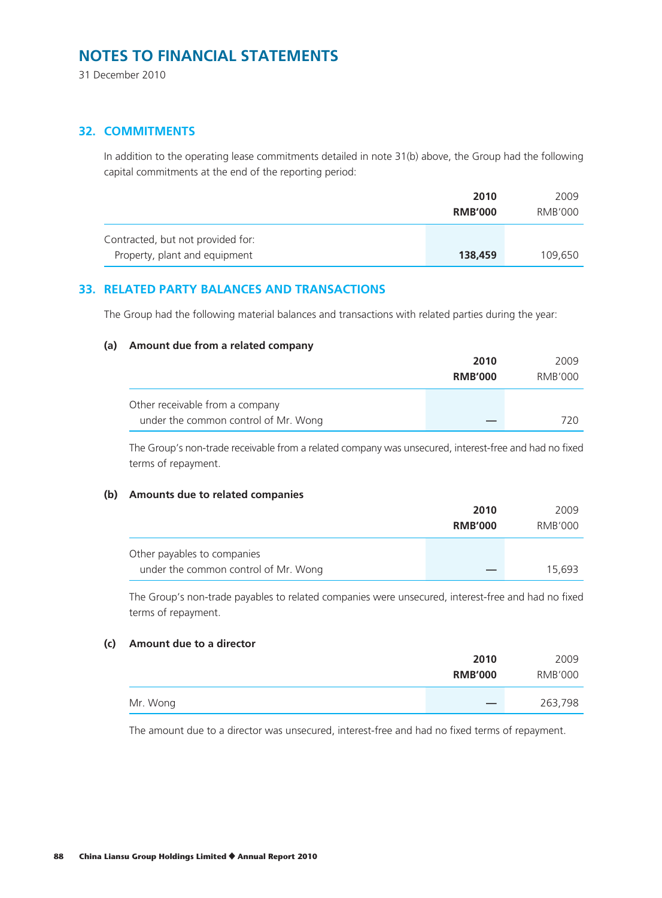# NOTES TO FINANCIAL STATEMENTS

31 December 2010

## 32. COMMITMENTS

In addition to the operating lease commitments detailed in note 31(b) above, the Group had the following capital commitments at the end of the reporting period:

| | 2010 RMB'000 | 2009 RMB'000 |
|---|---|---|
| Contracted, but not provided for: | | |
| Property, plant and equipment | **138,459** | 109,650 |

## 33. RELATED PARTY BALANCES AND TRANSACTIONS

The Group had the following material balances and transactions with related parties during the year:

### (a) Amount due from a related company

| | 2010 RMB'000 | 2009 RMB'000 |
|---|---|---|
| Other receivable from a company under the common control of Mr. Wong | — | 720 |

The Group's non-trade receivable from a related company was unsecured, interest-free and had no fixed terms of repayment.

### (b) Amounts due to related companies

| | 2010 RMB'000 | 2009 RMB'000 |
|---|---|---|
| Other payables to companies under the common control of Mr. Wong | — | 15,693 |

The Group's non-trade payables to related companies were unsecured, interest-free and had no fixed terms of repayment.

### (c) Amount due to a director

| | 2010 RMB'000 | 2009 RMB'000 |
|---|---|---|
| Mr. Wong | — | 263,798 |

The amount due to a director was unsecured, interest-free and had no fixed terms of repayment.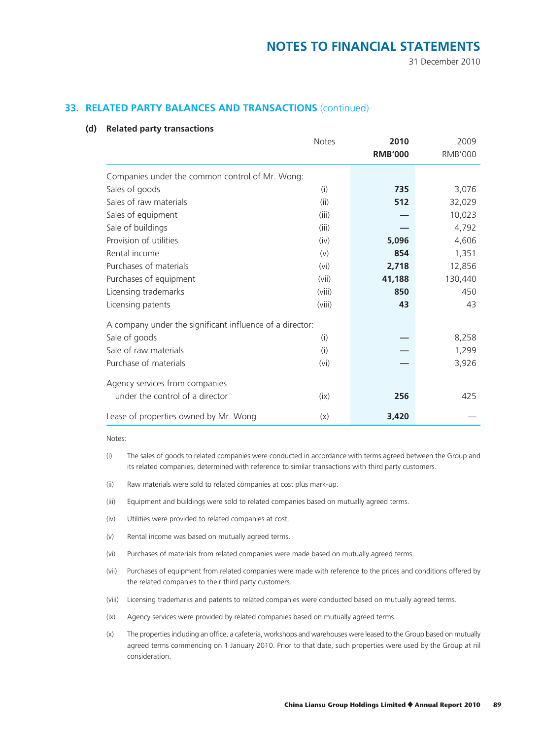## 33. RELATED PARTY BALANCES AND TRANSACTIONS (continued)

### (d) Related party transactions

| | Notes | 2010 RMB'000 | 2009 RMB'000 |
|---|---|---|---|
| Companies under the common control of Mr. Wong: | | | |
| Sales of goods | (i) | **735** | 3,076 |
| Sales of raw materials | (ii) | **512** | 32,029 |
| Sales of equipment | (iii) | **—** | 10,023 |
| Sale of buildings | (iii) | **—** | 4,792 |
| Provision of utilities | (iv) | **5,096** | 4,606 |
| Rental income | (v) | **854** | 1,351 |
| Purchases of materials | (vi) | **2,718** | 12,856 |
| Purchases of equipment | (vii) | **41,188** | 130,440 |
| Licensing trademarks | (viii) | **850** | 450 |
| Licensing patents | (viii) | **43** | 43 |
| A company under the significant influence of a director: | | | |
| Sale of goods | (i) | **—** | 8,258 |
| Sale of raw materials | (i) | **—** | 1,299 |
| Purchase of materials | (vi) | **—** | 3,926 |
| Agency services from companies under the control of a director | (ix) | **256** | 425 |
| Lease of properties owned by Mr. Wong | (x) | **3,420** | — |

Notes:

(i) The sales of goods to related companies were conducted in accordance with terms agreed between the Group and its related companies, determined with reference to similar transactions with third party customers.

(ii) Raw materials were sold to related companies at cost plus mark-up.

(iii) Equipment and buildings were sold to related companies based on mutually agreed terms.

(iv) Utilities were provided to related companies at cost.

(v) Rental income was based on mutually agreed terms.

(vi) Purchases of materials from related companies were made based on mutually agreed terms.

(vii) Purchases of equipment from related companies were made with reference to the prices and conditions offered by the related companies to their third party customers.

(viii) Licensing trademarks and patents to related companies were conducted based on mutually agreed terms.

(ix) Agency services were provided by related companies based on mutually agreed terms.

(x) The properties including an office, a cafeteria, workshops and warehouses were leased to the Group based on mutually agreed terms commencing on 1 January 2010. Prior to that date, such properties were used by the Group at nil consideration.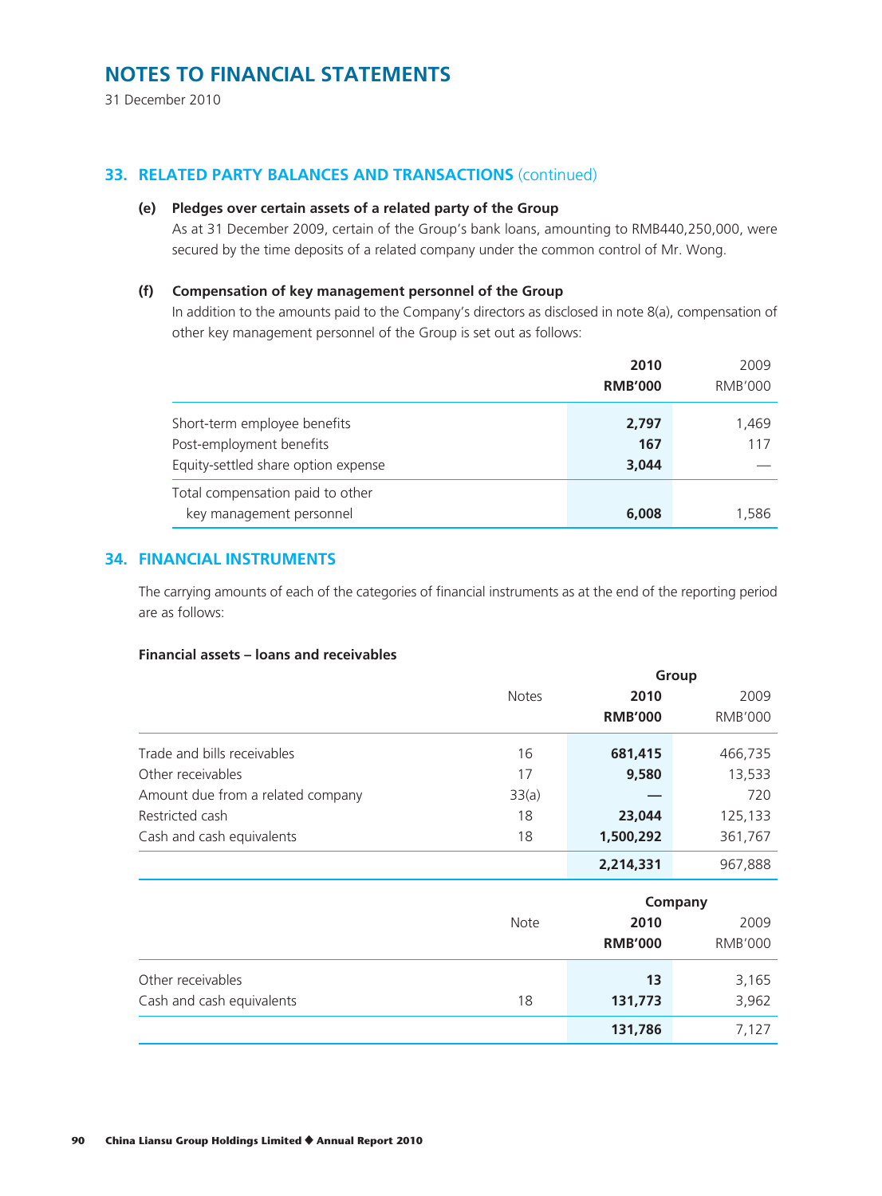# NOTES TO FINANCIAL STATEMENTS

31 December 2010

## 33. RELATED PARTY BALANCES AND TRANSACTIONS (continued)

### (e) Pledges over certain assets of a related party of the Group

As at 31 December 2009, certain of the Group's bank loans, amounting to RMB440,250,000, were secured by the time deposits of a related company under the common control of Mr. Wong.

### (f) Compensation of key management personnel of the Group

In addition to the amounts paid to the Company's directors as disclosed in note 8(a), compensation of other key management personnel of the Group is set out as follows:

| | **2010** | 2009 |
|---|---|---|
| | **RMB'000** | RMB'000 |
| Short-term employee benefits | **2,797** | 1,469 |
| Post-employment benefits | **167** | 117 |
| Equity-settled share option expense | **3,044** | — |
| Total compensation paid to other key management personnel | **6,008** | 1,586 |

## 34. FINANCIAL INSTRUMENTS

The carrying amounts of each of the categories of financial instruments as at the end of the reporting period are as follows:

**Financial assets – loans and receivables**

| | | **Group** | |
|---|---|---|---|
| | Notes | **2010** | 2009 |
| | | **RMB'000** | RMB'000 |
| Trade and bills receivables | 16 | **681,415** | 466,735 |
| Other receivables | 17 | **9,580** | 13,533 |
| Amount due from a related company | 33(a) | **—** | 720 |
| Restricted cash | 18 | **23,044** | 125,133 |
| Cash and cash equivalents | 18 | **1,500,292** | 361,767 |
| | | **2,214,331** | 967,888 |

| | | **Company** | |
|---|---|---|---|
| | Note | **2010** | 2009 |
| | | **RMB'000** | RMB'000 |
| Other receivables | | **13** | 3,165 |
| Cash and cash equivalents | 18 | **131,773** | 3,962 |
| | | **131,786** | 7,127 |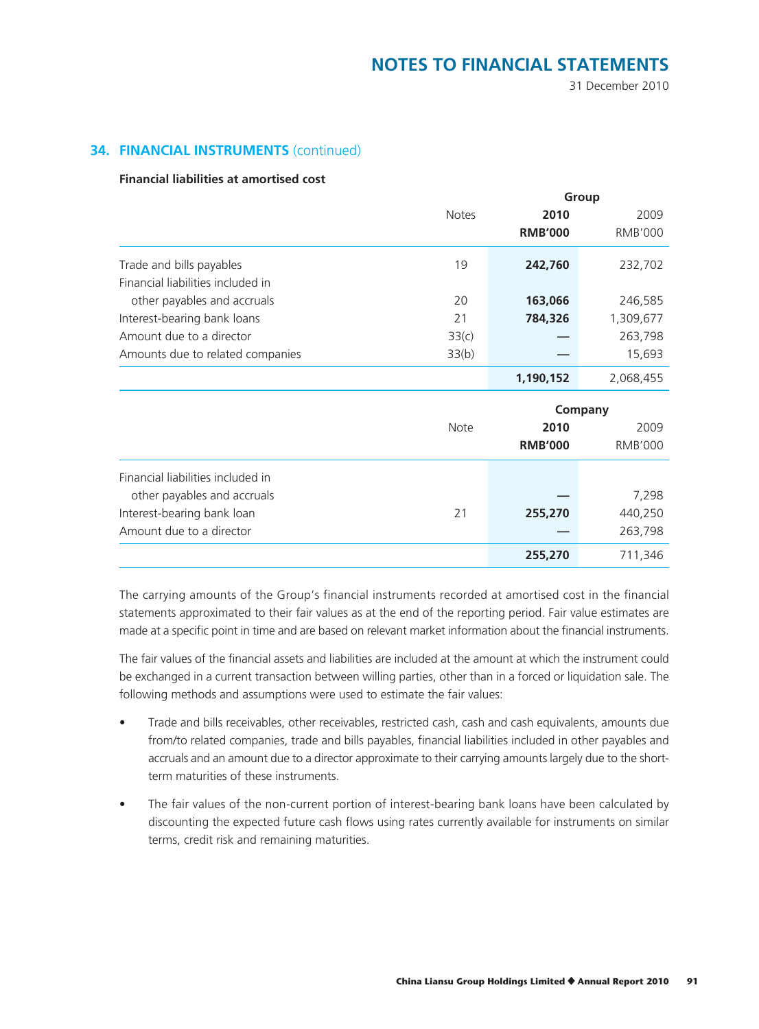## 34. FINANCIAL INSTRUMENTS (continued)

**Financial liabilities at amortised cost**

| | Notes | Group | |
|---|---|---|---|
| | | **2010** | 2009 |
| | | **RMB'000** | RMB'000 |
| Trade and bills payables | 19 | **242,760** | 232,702 |
| Financial liabilities included in other payables and accruals | 20 | **163,066** | 246,585 |
| Interest-bearing bank loans | 21 | **784,326** | 1,309,677 |
| Amount due to a director | 33(c) | **—** | 263,798 |
| Amounts due to related companies | 33(b) | **—** | 15,693 |
| | | **1,190,152** | 2,068,455 |

| | Note | Company | |
|---|---|---|---|
| | | **2010** | 2009 |
| | | **RMB'000** | RMB'000 |
| Financial liabilities included in other payables and accruals | | **—** | 7,298 |
| Interest-bearing bank loan | 21 | **255,270** | 440,250 |
| Amount due to a director | | **—** | 263,798 |
| | | **255,270** | 711,346 |

The carrying amounts of the Group's financial instruments recorded at amortised cost in the financial statements approximated to their fair values as at the end of the reporting period. Fair value estimates are made at a specific point in time and are based on relevant market information about the financial instruments.

The fair values of the financial assets and liabilities are included at the amount at which the instrument could be exchanged in a current transaction between willing parties, other than in a forced or liquidation sale. The following methods and assumptions were used to estimate the fair values:

- Trade and bills receivables, other receivables, restricted cash, cash and cash equivalents, amounts due from/to related companies, trade and bills payables, financial liabilities included in other payables and accruals and an amount due to a director approximate to their carrying amounts largely due to the short-term maturities of these instruments.
- The fair values of the non-current portion of interest-bearing bank loans have been calculated by discounting the expected future cash flows using rates currently available for instruments on similar terms, credit risk and remaining maturities.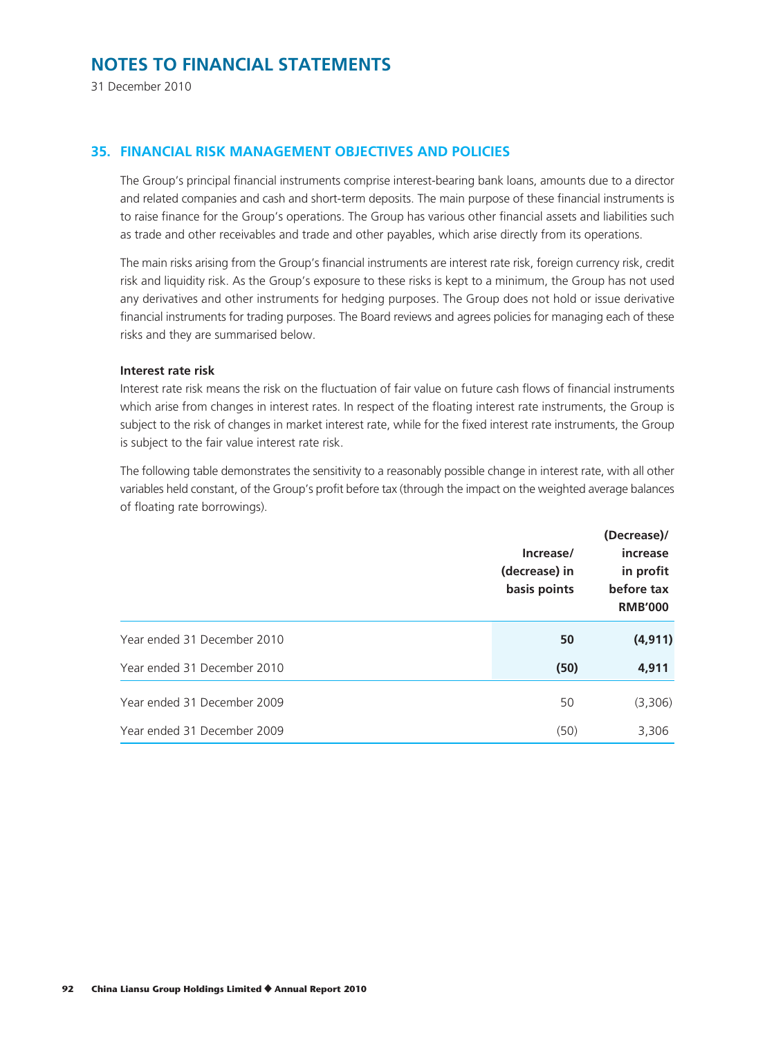# NOTES TO FINANCIAL STATEMENTS

31 December 2010

## 35. FINANCIAL RISK MANAGEMENT OBJECTIVES AND POLICIES

The Group's principal financial instruments comprise interest-bearing bank loans, amounts due to a director and related companies and cash and short-term deposits. The main purpose of these financial instruments is to raise finance for the Group's operations. The Group has various other financial assets and liabilities such as trade and other receivables and trade and other payables, which arise directly from its operations.

The main risks arising from the Group's financial instruments are interest rate risk, foreign currency risk, credit risk and liquidity risk. As the Group's exposure to these risks is kept to a minimum, the Group has not used any derivatives and other instruments for hedging purposes. The Group does not hold or issue derivative financial instruments for trading purposes. The Board reviews and agrees policies for managing each of these risks and they are summarised below.

### Interest rate risk

Interest rate risk means the risk on the fluctuation of fair value on future cash flows of financial instruments which arise from changes in interest rates. In respect of the floating interest rate instruments, the Group is subject to the risk of changes in market interest rate, while for the fixed interest rate instruments, the Group is subject to the fair value interest rate risk.

The following table demonstrates the sensitivity to a reasonably possible change in interest rate, with all other variables held constant, of the Group's profit before tax (through the impact on the weighted average balances of floating rate borrowings).

| | Increase/ (decrease) in basis points | (Decrease)/ increase in profit before tax RMB'000 |
|---|---|---|
| Year ended 31 December 2010 | **50** | **(4,911)** |
| Year ended 31 December 2010 | **(50)** | **4,911** |
| Year ended 31 December 2009 | 50 | (3,306) |
| Year ended 31 December 2009 | (50) | 3,306 |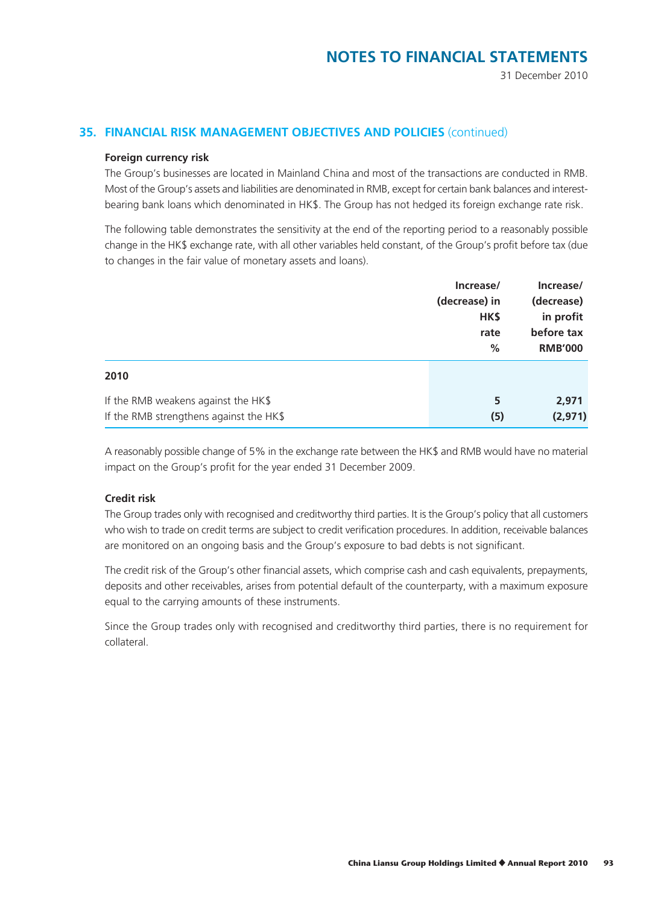## 35. FINANCIAL RISK MANAGEMENT OBJECTIVES AND POLICIES (continued)

### Foreign currency risk

The Group's businesses are located in Mainland China and most of the transactions are conducted in RMB. Most of the Group's assets and liabilities are denominated in RMB, except for certain bank balances and interest-bearing bank loans which denominated in HK$. The Group has not hedged its foreign exchange rate risk.

The following table demonstrates the sensitivity at the end of the reporting period to a reasonably possible change in the HK$ exchange rate, with all other variables held constant, of the Group's profit before tax (due to changes in the fair value of monetary assets and loans).

| | Increase/ (decrease) in HK$ rate % | Increase/ (decrease) in profit before tax RMB'000 |
|---|---|---|
| **2010** | | |
| If the RMB weakens against the HK$ | **5** | **2,971** |
| If the RMB strengthens against the HK$ | **(5)** | **(2,971)** |

A reasonably possible change of 5% in the exchange rate between the HK$ and RMB would have no material impact on the Group's profit for the year ended 31 December 2009.

### Credit risk

The Group trades only with recognised and creditworthy third parties. It is the Group's policy that all customers who wish to trade on credit terms are subject to credit verification procedures. In addition, receivable balances are monitored on an ongoing basis and the Group's exposure to bad debts is not significant.

The credit risk of the Group's other financial assets, which comprise cash and cash equivalents, prepayments, deposits and other receivables, arises from potential default of the counterparty, with a maximum exposure equal to the carrying amounts of these instruments.

Since the Group trades only with recognised and creditworthy third parties, there is no requirement for collateral.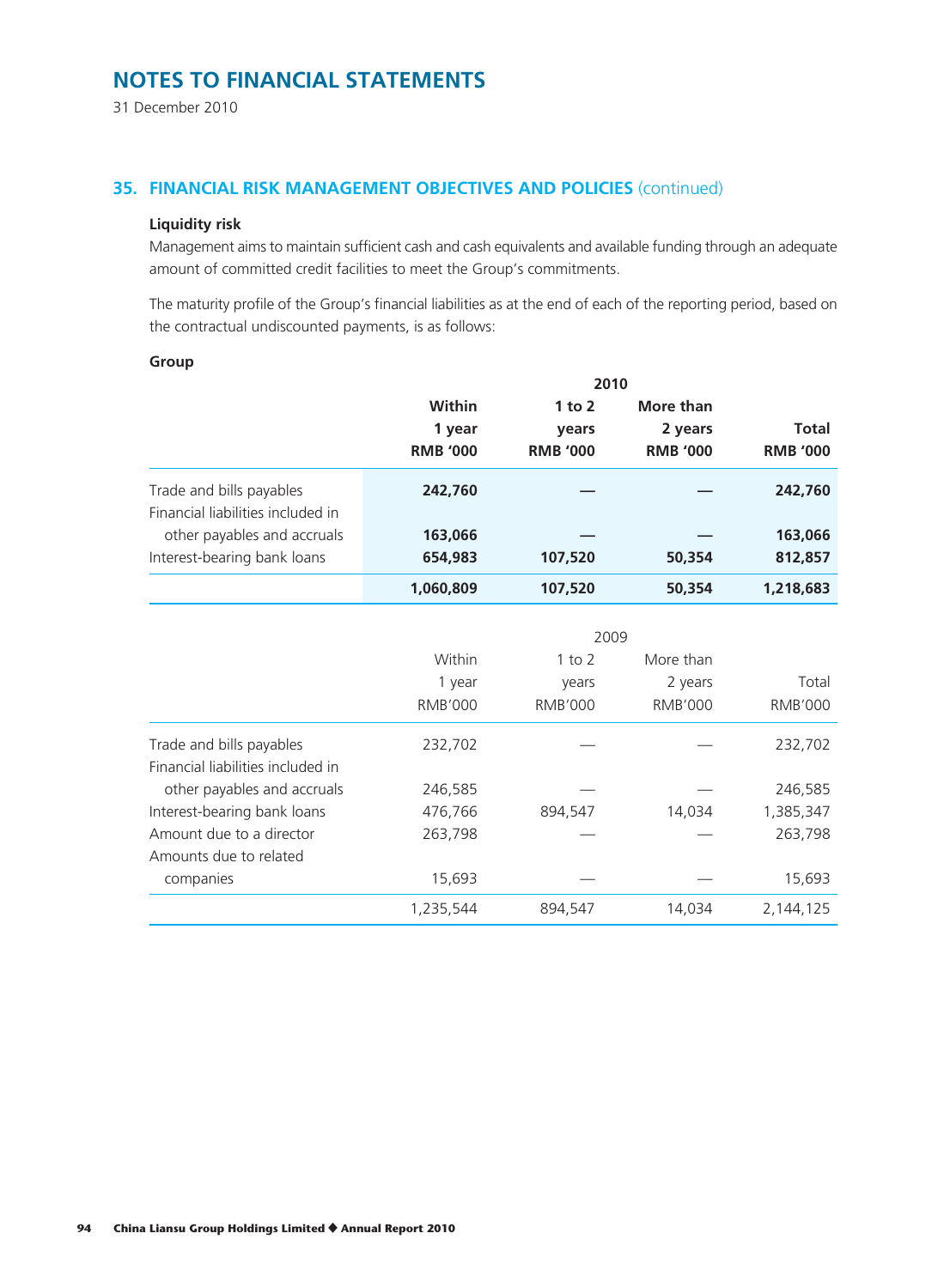# NOTES TO FINANCIAL STATEMENTS

31 December 2010

## 35. FINANCIAL RISK MANAGEMENT OBJECTIVES AND POLICIES (continued)

### Liquidity risk

Management aims to maintain sufficient cash and cash equivalents and available funding through an adequate amount of committed credit facilities to meet the Group's commitments.

The maturity profile of the Group's financial liabilities as at the end of each of the reporting period, based on the contractual undiscounted payments, is as follows:

**Group**

| | 2010 | | | |
|---|---|---|---|---|
| | **Within 1 year RMB '000** | **1 to 2 years RMB '000** | **More than 2 years RMB '000** | **Total RMB '000** |
| Trade and bills payables | **242,760** | **—** | **—** | **242,760** |
| Financial liabilities included in other payables and accruals | **163,066** | **—** | **—** | **163,066** |
| Interest-bearing bank loans | **654,983** | **107,520** | **50,354** | **812,857** |
| | **1,060,809** | **107,520** | **50,354** | **1,218,683** |

| | 2009 | | | |
|---|---|---|---|---|
| | Within 1 year RMB'000 | 1 to 2 years RMB'000 | More than 2 years RMB'000 | Total RMB'000 |
| Trade and bills payables | 232,702 | — | — | 232,702 |
| Financial liabilities included in other payables and accruals | 246,585 | — | — | 246,585 |
| Interest-bearing bank loans | 476,766 | 894,547 | 14,034 | 1,385,347 |
| Amount due to a director | 263,798 | — | — | 263,798 |
| Amounts due to related companies | 15,693 | — | — | 15,693 |
| | 1,235,544 | 894,547 | 14,034 | 2,144,125 |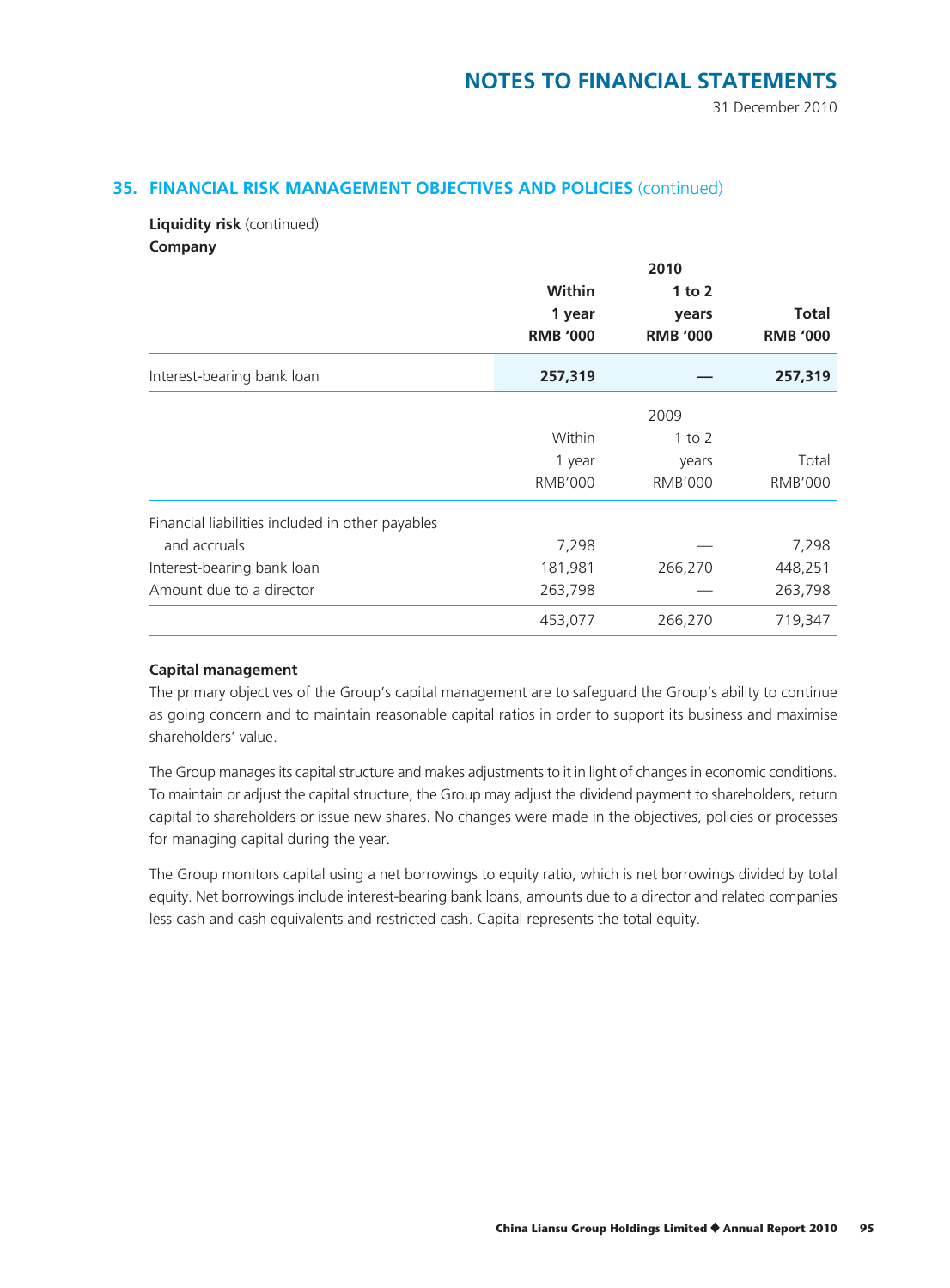## 35. FINANCIAL RISK MANAGEMENT OBJECTIVES AND POLICIES (continued)

**Liquidity risk** (continued)

**Company**

| | **2010** | | |
|---|---|---|---|
| | **Within 1 year RMB '000** | **1 to 2 years RMB '000** | **Total RMB '000** |
| Interest-bearing bank loan | **257,319** | **—** | **257,319** |

| | 2009 | | |
|---|---|---|---|
| | Within 1 year RMB'000 | 1 to 2 years RMB'000 | Total RMB'000 |
| Financial liabilities included in other payables and accruals | 7,298 | — | 7,298 |
| Interest-bearing bank loan | 181,981 | 266,270 | 448,251 |
| Amount due to a director | 263,798 | — | 263,798 |
| | 453,077 | 266,270 | 719,347 |

**Capital management**

The primary objectives of the Group's capital management are to safeguard the Group's ability to continue as going concern and to maintain reasonable capital ratios in order to support its business and maximise shareholders' value.

The Group manages its capital structure and makes adjustments to it in light of changes in economic conditions. To maintain or adjust the capital structure, the Group may adjust the dividend payment to shareholders, return capital to shareholders or issue new shares. No changes were made in the objectives, policies or processes for managing capital during the year.

The Group monitors capital using a net borrowings to equity ratio, which is net borrowings divided by total equity. Net borrowings include interest-bearing bank loans, amounts due to a director and related companies less cash and cash equivalents and restricted cash. Capital represents the total equity.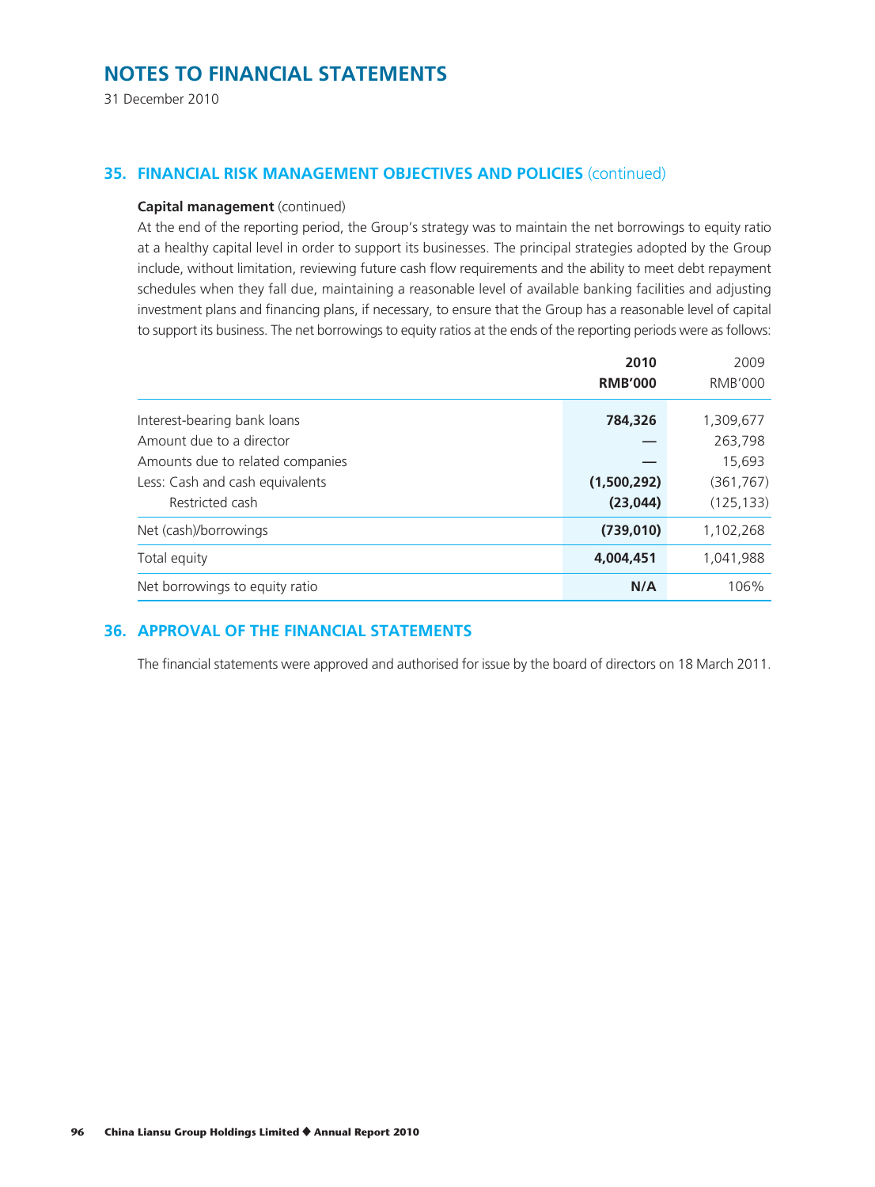# NOTES TO FINANCIAL STATEMENTS

31 December 2010

## 35. FINANCIAL RISK MANAGEMENT OBJECTIVES AND POLICIES (continued)

**Capital management** (continued)

At the end of the reporting period, the Group's strategy was to maintain the net borrowings to equity ratio at a healthy capital level in order to support its businesses. The principal strategies adopted by the Group include, without limitation, reviewing future cash flow requirements and the ability to meet debt repayment schedules when they fall due, maintaining a reasonable level of available banking facilities and adjusting investment plans and financing plans, if necessary, to ensure that the Group has a reasonable level of capital to support its business. The net borrowings to equity ratios at the ends of the reporting periods were as follows:

| | **2010** | 2009 |
|---|---|---|
| | **RMB'000** | RMB'000 |
| Interest-bearing bank loans | **784,326** | 1,309,677 |
| Amount due to a director | **—** | 263,798 |
| Amounts due to related companies | **—** | 15,693 |
| Less: Cash and cash equivalents | **(1,500,292)** | (361,767) |
| Restricted cash | **(23,044)** | (125,133) |
| Net (cash)/borrowings | **(739,010)** | 1,102,268 |
| Total equity | **4,004,451** | 1,041,988 |
| Net borrowings to equity ratio | **N/A** | 106% |

## 36. APPROVAL OF THE FINANCIAL STATEMENTS

The financial statements were approved and authorised for issue by the board of directors on 18 March 2011.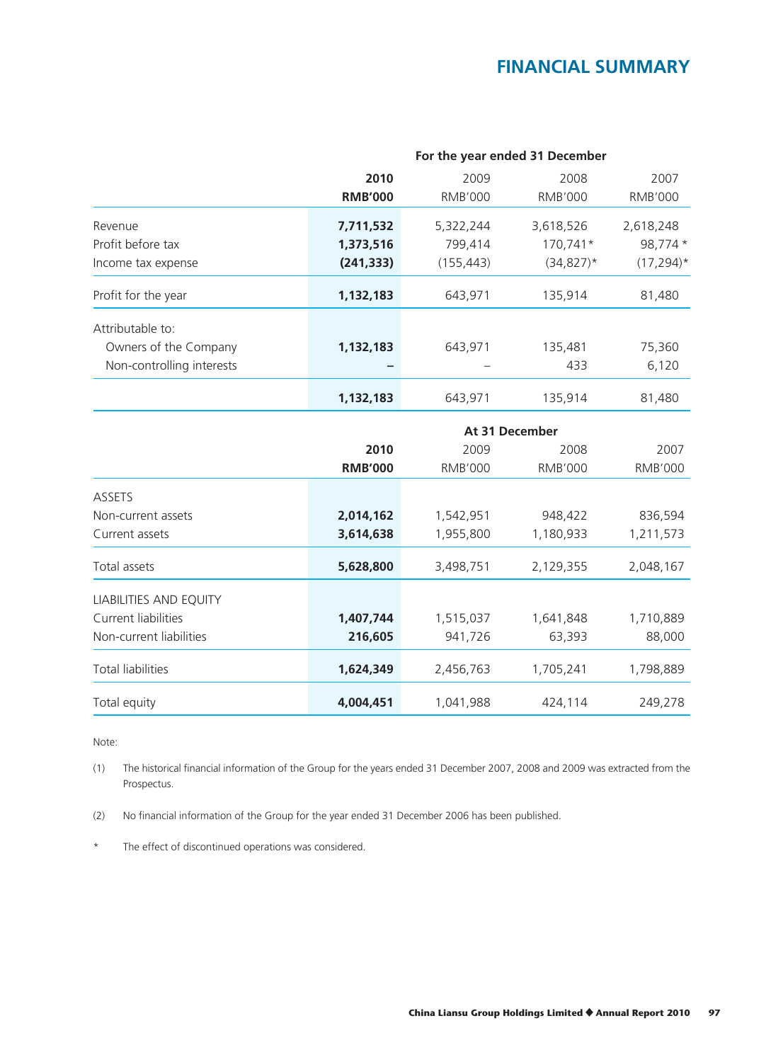# FINANCIAL SUMMARY

| | For the year ended 31 December | | | |
|---|---|---|---|---|
| | **2010** | 2009 | 2008 | 2007 |
| | **RMB'000** | RMB'000 | RMB'000 | RMB'000 |
| Revenue | **7,711,532** | 5,322,244 | 3,618,526 | 2,618,248 |
| Profit before tax | **1,373,516** | 799,414 | 170,741* | 98,774 * |
| Income tax expense | **(241,333)** | (155,443) | (34,827)* | (17,294)* |
| Profit for the year | **1,132,183** | 643,971 | 135,914 | 81,480 |
| Attributable to: | | | | |
| Owners of the Company | **1,132,183** | 643,971 | 135,481 | 75,360 |
| Non-controlling interests | **–** | – | 433 | 6,120 |
| | **1,132,183** | 643,971 | 135,914 | 81,480 |

| | At 31 December | | | |
|---|---|---|---|---|
| | **2010** | 2009 | 2008 | 2007 |
| | **RMB'000** | RMB'000 | RMB'000 | RMB'000 |
| ASSETS | | | | |
| Non-current assets | **2,014,162** | 1,542,951 | 948,422 | 836,594 |
| Current assets | **3,614,638** | 1,955,800 | 1,180,933 | 1,211,573 |
| Total assets | **5,628,800** | 3,498,751 | 2,129,355 | 2,048,167 |
| LIABILITIES AND EQUITY | | | | |
| Current liabilities | **1,407,744** | 1,515,037 | 1,641,848 | 1,710,889 |
| Non-current liabilities | **216,605** | 941,726 | 63,393 | 88,000 |
| Total liabilities | **1,624,349** | 2,456,763 | 1,705,241 | 1,798,889 |
| Total equity | **4,004,451** | 1,041,988 | 424,114 | 249,278 |

Note:

(1) The historical financial information of the Group for the years ended 31 December 2007, 2008 and 2009 was extracted from the Prospectus.

(2) No financial information of the Group for the year ended 31 December 2006 has been published.

\* The effect of discontinued operations was considered.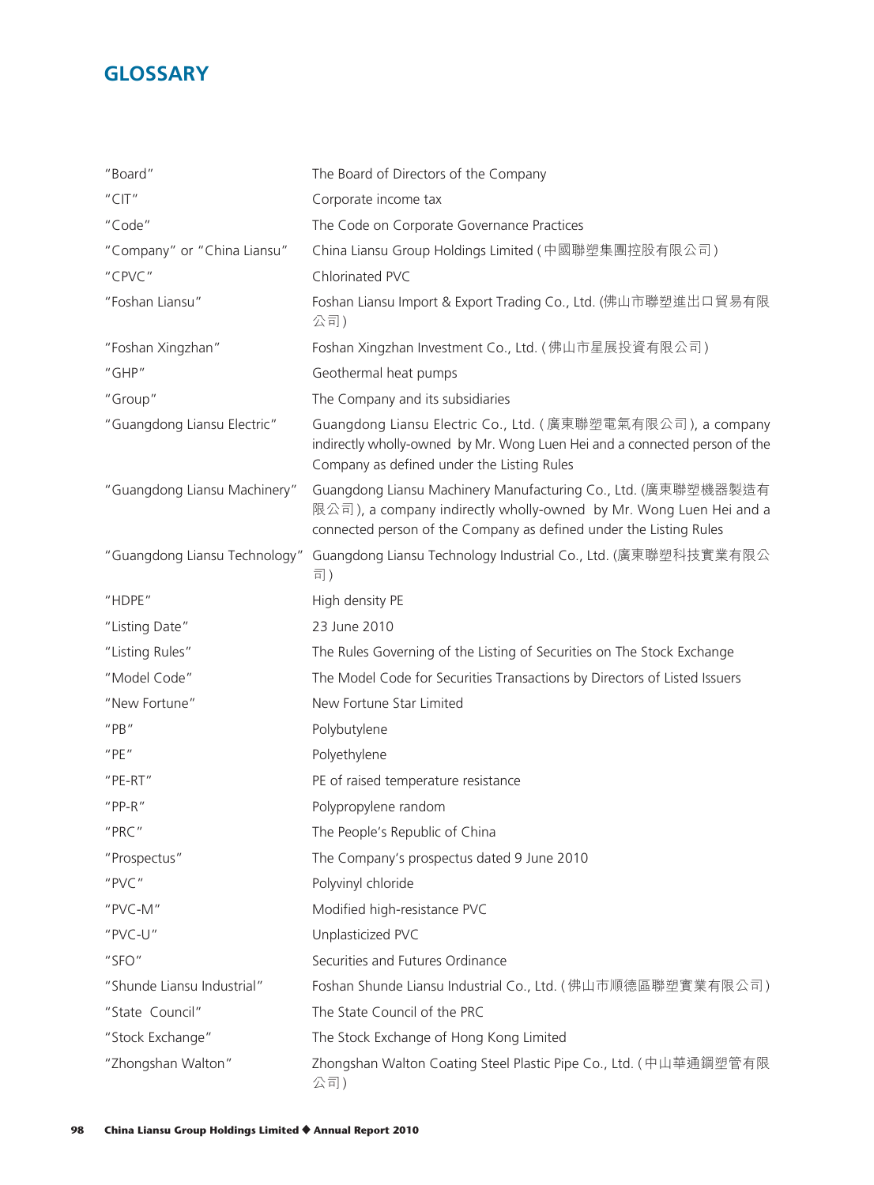# GLOSSARY

| | |
|---|---|
| "Board" | The Board of Directors of the Company |
| "CIT" | Corporate income tax |
| "Code" | The Code on Corporate Governance Practices |
| "Company" or "China Liansu" | China Liansu Group Holdings Limited (中國聯塑集團控股有限公司) |
| "CPVC" | Chlorinated PVC |
| "Foshan Liansu" | Foshan Liansu Import & Export Trading Co., Ltd. (佛山市聯塑進出口貿易有限公司) |
| "Foshan Xingzhan" | Foshan Xingzhan Investment Co., Ltd. (佛山市星展投資有限公司) |
| "GHP" | Geothermal heat pumps |
| "Group" | The Company and its subsidiaries |
| "Guangdong Liansu Electric" | Guangdong Liansu Electric Co., Ltd. (廣東聯塑電氣有限公司), a company indirectly wholly-owned by Mr. Wong Luen Hei and a connected person of the Company as defined under the Listing Rules |
| "Guangdong Liansu Machinery" | Guangdong Liansu Machinery Manufacturing Co., Ltd. (廣東聯塑機器製造有限公司), a company indirectly wholly-owned by Mr. Wong Luen Hei and a connected person of the Company as defined under the Listing Rules |
| "Guangdong Liansu Technology" | Guangdong Liansu Technology Industrial Co., Ltd. (廣東聯塑科技實業有限公司) |
| "HDPE" | High density PE |
| "Listing Date" | 23 June 2010 |
| "Listing Rules" | The Rules Governing of the Listing of Securities on The Stock Exchange |
| "Model Code" | The Model Code for Securities Transactions by Directors of Listed Issuers |
| "New Fortune" | New Fortune Star Limited |
| "PB" | Polybutylene |
| "PE" | Polyethylene |
| "PE-RT" | PE of raised temperature resistance |
| "PP-R" | Polypropylene random |
| "PRC" | The People's Republic of China |
| "Prospectus" | The Company's prospectus dated 9 June 2010 |
| "PVC" | Polyvinyl chloride |
| "PVC-M" | Modified high-resistance PVC |
| "PVC-U" | Unplasticized PVC |
| "SFO" | Securities and Futures Ordinance |
| "Shunde Liansu Industrial" | Foshan Shunde Liansu Industrial Co., Ltd. (佛山市順德區聯塑實業有限公司) |
| "State Council" | The State Council of the PRC |
| "Stock Exchange" | The Stock Exchange of Hong Kong Limited |
| "Zhongshan Walton" | Zhongshan Walton Coating Steel Plastic Pipe Co., Ltd. (中山華通鋼塑管有限公司) |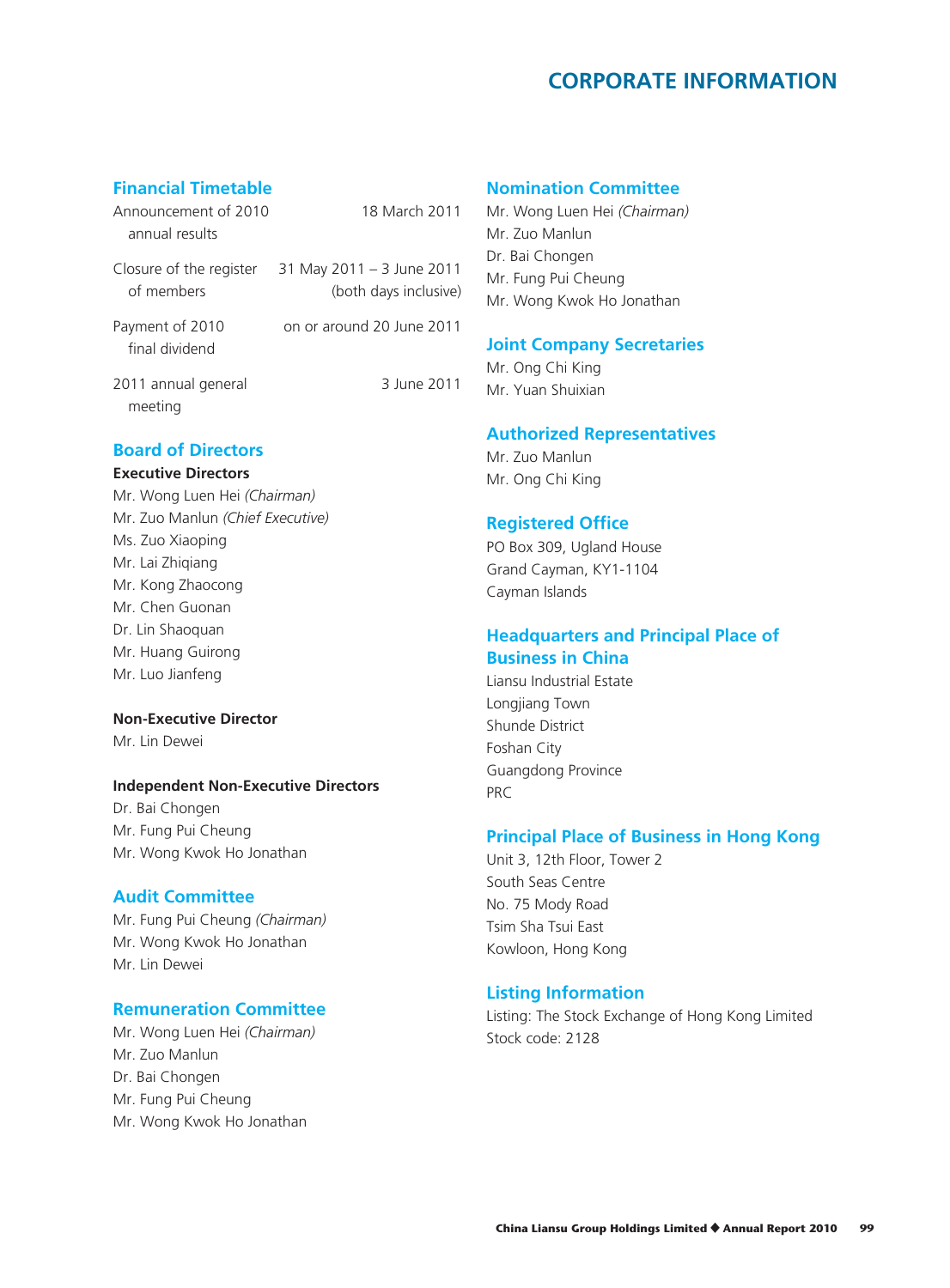# CORPORATE INFORMATION

## Financial Timetable

| | |
|---|---|
| Announcement of 2010 annual results | 18 March 2011 |
| Closure of the register of members | 31 May 2011 – 3 June 2011 (both days inclusive) |
| Payment of 2010 final dividend | on or around 20 June 2011 |
| 2011 annual general meeting | 3 June 2011 |

## Board of Directors

**Executive Directors**

Mr. Wong Luen Hei *(Chairman)*
Mr. Zuo Manlun *(Chief Executive)*
Ms. Zuo Xiaoping
Mr. Lai Zhiqiang
Mr. Kong Zhaocong
Mr. Chen Guonan
Dr. Lin Shaoquan
Mr. Huang Guirong
Mr. Luo Jianfeng

**Non-Executive Director**

Mr. Lin Dewei

**Independent Non-Executive Directors**

Dr. Bai Chongen
Mr. Fung Pui Cheung
Mr. Wong Kwok Ho Jonathan

## Audit Committee

Mr. Fung Pui Cheung *(Chairman)*
Mr. Wong Kwok Ho Jonathan
Mr. Lin Dewei

## Remuneration Committee

Mr. Wong Luen Hei *(Chairman)*
Mr. Zuo Manlun
Dr. Bai Chongen
Mr. Fung Pui Cheung
Mr. Wong Kwok Ho Jonathan

## Nomination Committee

Mr. Wong Luen Hei *(Chairman)*
Mr. Zuo Manlun
Dr. Bai Chongen
Mr. Fung Pui Cheung
Mr. Wong Kwok Ho Jonathan

## Joint Company Secretaries

Mr. Ong Chi King
Mr. Yuan Shuixian

## Authorized Representatives

Mr. Zuo Manlun
Mr. Ong Chi King

## Registered Office

PO Box 309, Ugland House
Grand Cayman, KY1-1104
Cayman Islands

## Headquarters and Principal Place of Business in China

Liansu Industrial Estate
Longjiang Town
Shunde District
Foshan City
Guangdong Province
PRC

## Principal Place of Business in Hong Kong

Unit 3, 12th Floor, Tower 2
South Seas Centre
No. 75 Mody Road
Tsim Sha Tsui East
Kowloon, Hong Kong

## Listing Information

Listing: The Stock Exchange of Hong Kong Limited
Stock code: 2128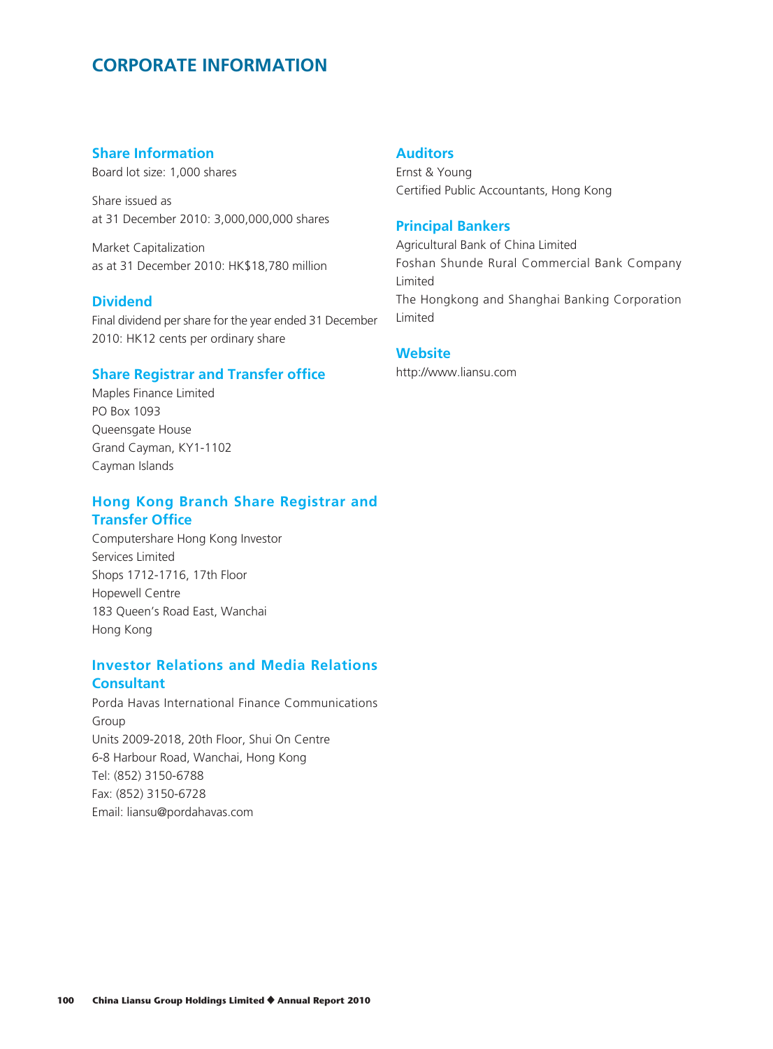# CORPORATE INFORMATION

## Share Information

Board lot size: 1,000 shares

Share issued as
at 31 December 2010: 3,000,000,000 shares

Market Capitalization
as at 31 December 2010: HK$18,780 million

## Dividend

Final dividend per share for the year ended 31 December 2010: HK12 cents per ordinary share

## Share Registrar and Transfer office

Maples Finance Limited
PO Box 1093
Queensgate House
Grand Cayman, KY1-1102
Cayman Islands

## Hong Kong Branch Share Registrar and Transfer Office

Computershare Hong Kong Investor Services Limited
Shops 1712-1716, 17th Floor
Hopewell Centre
183 Queen's Road East, Wanchai
Hong Kong

## Investor Relations and Media Relations Consultant

Porda Havas International Finance Communications Group
Units 2009-2018, 20th Floor, Shui On Centre
6-8 Harbour Road, Wanchai, Hong Kong
Tel: (852) 3150-6788
Fax: (852) 3150-6728
Email: liansu@pordahavas.com

## Auditors

Ernst & Young
Certified Public Accountants, Hong Kong

## Principal Bankers

Agricultural Bank of China Limited
Foshan Shunde Rural Commercial Bank Company Limited
The Hongkong and Shanghai Banking Corporation Limited

## Website

http://www.liansu.com